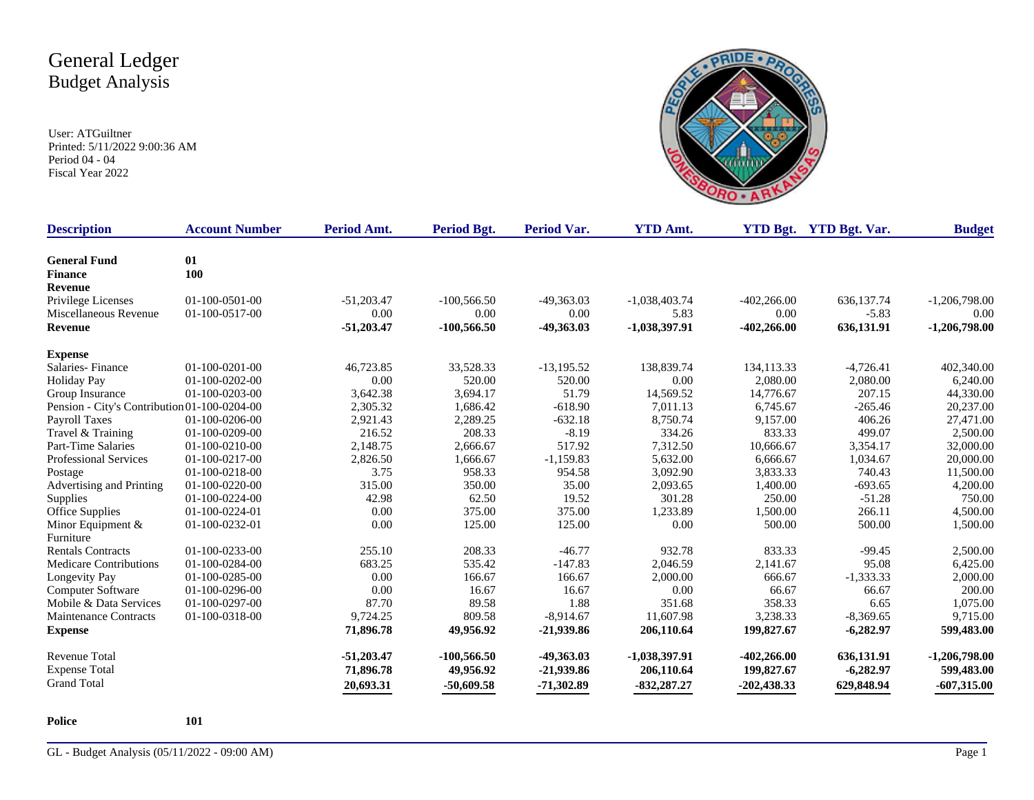# General Ledger
## Budget Analysis

User: ATGuiltner
Printed: 5/11/2022 9:00:36 AM
Period 04 - 04
Fiscal Year 2022

| Description | Account Number | Period Amt. | Period Bgt. | Period Var. | YTD Amt. | YTD Bgt. | YTD Bgt. Var. | Budget |
|---|---|---|---|---|---|---|---|---|
| **General Fund** | **01** | | | | | | | |
| **Finance** | **100** | | | | | | | |
| **Revenue** | | | | | | | | |
| Privilege Licenses | 01-100-0501-00 | -51,203.47 | -100,566.50 | -49,363.03 | -1,038,403.74 | -402,266.00 | 636,137.74 | -1,206,798.00 |
| Miscellaneous Revenue | 01-100-0517-00 | 0.00 | 0.00 | 0.00 | 5.83 | 0.00 | -5.83 | 0.00 |
| **Revenue** | | **-51,203.47** | **-100,566.50** | **-49,363.03** | **-1,038,397.91** | **-402,266.00** | **636,131.91** | **-1,206,798.00** |
| **Expense** | | | | | | | | |
| Salaries- Finance | 01-100-0201-00 | 46,723.85 | 33,528.33 | -13,195.52 | 138,839.74 | 134,113.33 | -4,726.41 | 402,340.00 |
| Holiday Pay | 01-100-0202-00 | 0.00 | 520.00 | 520.00 | 0.00 | 2,080.00 | 2,080.00 | 6,240.00 |
| Group Insurance | 01-100-0203-00 | 3,642.38 | 3,694.17 | 51.79 | 14,569.52 | 14,776.67 | 207.15 | 44,330.00 |
| Pension - City's Contribution | 01-100-0204-00 | 2,305.32 | 1,686.42 | -618.90 | 7,011.13 | 6,745.67 | -265.46 | 20,237.00 |
| Payroll Taxes | 01-100-0206-00 | 2,921.43 | 2,289.25 | -632.18 | 8,750.74 | 9,157.00 | 406.26 | 27,471.00 |
| Travel & Training | 01-100-0209-00 | 216.52 | 208.33 | -8.19 | 334.26 | 833.33 | 499.07 | 2,500.00 |
| Part-Time Salaries | 01-100-0210-00 | 2,148.75 | 2,666.67 | 517.92 | 7,312.50 | 10,666.67 | 3,354.17 | 32,000.00 |
| Professional Services | 01-100-0217-00 | 2,826.50 | 1,666.67 | -1,159.83 | 5,632.00 | 6,666.67 | 1,034.67 | 20,000.00 |
| Postage | 01-100-0218-00 | 3.75 | 958.33 | 954.58 | 3,092.90 | 3,833.33 | 740.43 | 11,500.00 |
| Advertising and Printing | 01-100-0220-00 | 315.00 | 350.00 | 35.00 | 2,093.65 | 1,400.00 | -693.65 | 4,200.00 |
| Supplies | 01-100-0224-00 | 42.98 | 62.50 | 19.52 | 301.28 | 250.00 | -51.28 | 750.00 |
| Office Supplies | 01-100-0224-01 | 0.00 | 375.00 | 375.00 | 1,233.89 | 1,500.00 | 266.11 | 4,500.00 |
| Minor Equipment & Furniture | 01-100-0232-01 | 0.00 | 125.00 | 125.00 | 0.00 | 500.00 | 500.00 | 1,500.00 |
| Rentals Contracts | 01-100-0233-00 | 255.10 | 208.33 | -46.77 | 932.78 | 833.33 | -99.45 | 2,500.00 |
| Medicare Contributions | 01-100-0284-00 | 683.25 | 535.42 | -147.83 | 2,046.59 | 2,141.67 | 95.08 | 6,425.00 |
| Longevity Pay | 01-100-0285-00 | 0.00 | 166.67 | 166.67 | 2,000.00 | 666.67 | -1,333.33 | 2,000.00 |
| Computer Software | 01-100-0296-00 | 0.00 | 16.67 | 16.67 | 0.00 | 66.67 | 66.67 | 200.00 |
| Mobile & Data Services | 01-100-0297-00 | 87.70 | 89.58 | 1.88 | 351.68 | 358.33 | 6.65 | 1,075.00 |
| Maintenance Contracts | 01-100-0318-00 | 9,724.25 | 809.58 | -8,914.67 | 11,607.98 | 3,238.33 | -8,369.65 | 9,715.00 |
| **Expense** | | **71,896.78** | **49,956.92** | **-21,939.86** | **206,110.64** | **199,827.67** | **-6,282.97** | **599,483.00** |
| Revenue Total | | **-51,203.47** | **-100,566.50** | **-49,363.03** | **-1,038,397.91** | **-402,266.00** | **636,131.91** | **-1,206,798.00** |
| Expense Total | | **71,896.78** | **49,956.92** | **-21,939.86** | **206,110.64** | **199,827.67** | **-6,282.97** | **599,483.00** |
| Grand Total | | **20,693.31** | **-50,609.58** | **-71,302.89** | **-832,287.27** | **-202,438.33** | **629,848.94** | **-607,315.00** |

**Police** **101**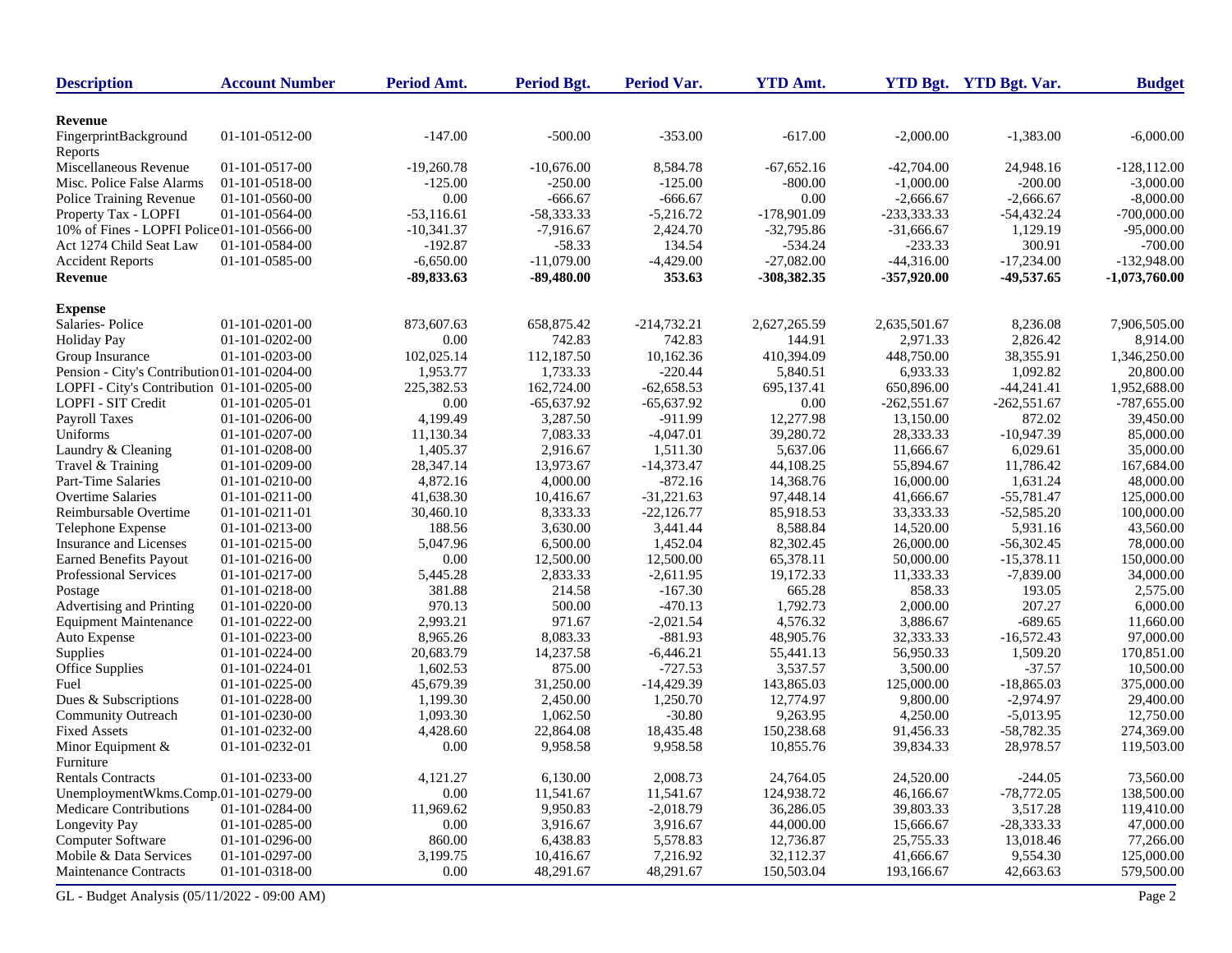| Description | Account Number | Period Amt. | Period Bgt. | Period Var. | YTD Amt. | YTD Bgt. | YTD Bgt. Var. | Budget |
|---|---|---|---|---|---|---|---|---|
| **Revenue** | | | | | | | | |
| FingerprintBackground Reports | 01-101-0512-00 | -147.00 | -500.00 | -353.00 | -617.00 | -2,000.00 | -1,383.00 | -6,000.00 |
| Miscellaneous Revenue | 01-101-0517-00 | -19,260.78 | -10,676.00 | 8,584.78 | -67,652.16 | -42,704.00 | 24,948.16 | -128,112.00 |
| Misc. Police False Alarms | 01-101-0518-00 | -125.00 | -250.00 | -125.00 | -800.00 | -1,000.00 | -200.00 | -3,000.00 |
| Police Training Revenue | 01-101-0560-00 | 0.00 | -666.67 | -666.67 | 0.00 | -2,666.67 | -2,666.67 | -8,000.00 |
| Property Tax - LOPFI | 01-101-0564-00 | -53,116.61 | -58,333.33 | -5,216.72 | -178,901.09 | -233,333.33 | -54,432.24 | -700,000.00 |
| 10% of Fines - LOPFI Police | 01-101-0566-00 | -10,341.37 | -7,916.67 | 2,424.70 | -32,795.86 | -31,666.67 | 1,129.19 | -95,000.00 |
| Act 1274 Child Seat Law | 01-101-0584-00 | -192.87 | -58.33 | 134.54 | -534.24 | -233.33 | 300.91 | -700.00 |
| Accident Reports | 01-101-0585-00 | -6,650.00 | -11,079.00 | -4,429.00 | -27,082.00 | -44,316.00 | -17,234.00 | -132,948.00 |
| **Revenue** | | **-89,833.63** | **-89,480.00** | **353.63** | **-308,382.35** | **-357,920.00** | **-49,537.65** | **-1,073,760.00** |
| **Expense** | | | | | | | | |
| Salaries- Police | 01-101-0201-00 | 873,607.63 | 658,875.42 | -214,732.21 | 2,627,265.59 | 2,635,501.67 | 8,236.08 | 7,906,505.00 |
| Holiday Pay | 01-101-0202-00 | 0.00 | 742.83 | 742.83 | 144.91 | 2,971.33 | 2,826.42 | 8,914.00 |
| Group Insurance | 01-101-0203-00 | 102,025.14 | 112,187.50 | 10,162.36 | 410,394.09 | 448,750.00 | 38,355.91 | 1,346,250.00 |
| Pension - City's Contribution | 01-101-0204-00 | 1,953.77 | 1,733.33 | -220.44 | 5,840.51 | 6,933.33 | 1,092.82 | 20,800.00 |
| LOPFI - City's Contribution | 01-101-0205-00 | 225,382.53 | 162,724.00 | -62,658.53 | 695,137.41 | 650,896.00 | -44,241.41 | 1,952,688.00 |
| LOPFI - SIT Credit | 01-101-0205-01 | 0.00 | -65,637.92 | -65,637.92 | 0.00 | -262,551.67 | -262,551.67 | -787,655.00 |
| Payroll Taxes | 01-101-0206-00 | 4,199.49 | 3,287.50 | -911.99 | 12,277.98 | 13,150.00 | 872.02 | 39,450.00 |
| Uniforms | 01-101-0207-00 | 11,130.34 | 7,083.33 | -4,047.01 | 39,280.72 | 28,333.33 | -10,947.39 | 85,000.00 |
| Laundry & Cleaning | 01-101-0208-00 | 1,405.37 | 2,916.67 | 1,511.30 | 5,637.06 | 11,666.67 | 6,029.61 | 35,000.00 |
| Travel & Training | 01-101-0209-00 | 28,347.14 | 13,973.67 | -14,373.47 | 44,108.25 | 55,894.67 | 11,786.42 | 167,684.00 |
| Part-Time Salaries | 01-101-0210-00 | 4,872.16 | 4,000.00 | -872.16 | 14,368.76 | 16,000.00 | 1,631.24 | 48,000.00 |
| Overtime Salaries | 01-101-0211-00 | 41,638.30 | 10,416.67 | -31,221.63 | 97,448.14 | 41,666.67 | -55,781.47 | 125,000.00 |
| Reimbursable Overtime | 01-101-0211-01 | 30,460.10 | 8,333.33 | -22,126.77 | 85,918.53 | 33,333.33 | -52,585.20 | 100,000.00 |
| Telephone Expense | 01-101-0213-00 | 188.56 | 3,630.00 | 3,441.44 | 8,588.84 | 14,520.00 | 5,931.16 | 43,560.00 |
| Insurance and Licenses | 01-101-0215-00 | 5,047.96 | 6,500.00 | 1,452.04 | 82,302.45 | 26,000.00 | -56,302.45 | 78,000.00 |
| Earned Benefits Payout | 01-101-0216-00 | 0.00 | 12,500.00 | 12,500.00 | 65,378.11 | 50,000.00 | -15,378.11 | 150,000.00 |
| Professional Services | 01-101-0217-00 | 5,445.28 | 2,833.33 | -2,611.95 | 19,172.33 | 11,333.33 | -7,839.00 | 34,000.00 |
| Postage | 01-101-0218-00 | 381.88 | 214.58 | -167.30 | 665.28 | 858.33 | 193.05 | 2,575.00 |
| Advertising and Printing | 01-101-0220-00 | 970.13 | 500.00 | -470.13 | 1,792.73 | 2,000.00 | 207.27 | 6,000.00 |
| Equipment Maintenance | 01-101-0222-00 | 2,993.21 | 971.67 | -2,021.54 | 4,576.32 | 3,886.67 | -689.65 | 11,660.00 |
| Auto Expense | 01-101-0223-00 | 8,965.26 | 8,083.33 | -881.93 | 48,905.76 | 32,333.33 | -16,572.43 | 97,000.00 |
| Supplies | 01-101-0224-00 | 20,683.79 | 14,237.58 | -6,446.21 | 55,441.13 | 56,950.33 | 1,509.20 | 170,851.00 |
| Office Supplies | 01-101-0224-01 | 1,602.53 | 875.00 | -727.53 | 3,537.57 | 3,500.00 | -37.57 | 10,500.00 |
| Fuel | 01-101-0225-00 | 45,679.39 | 31,250.00 | -14,429.39 | 143,865.03 | 125,000.00 | -18,865.03 | 375,000.00 |
| Dues & Subscriptions | 01-101-0228-00 | 1,199.30 | 2,450.00 | 1,250.70 | 12,774.97 | 9,800.00 | -2,974.97 | 29,400.00 |
| Community Outreach | 01-101-0230-00 | 1,093.30 | 1,062.50 | -30.80 | 9,263.95 | 4,250.00 | -5,013.95 | 12,750.00 |
| Fixed Assets | 01-101-0232-00 | 4,428.60 | 22,864.08 | 18,435.48 | 150,238.68 | 91,456.33 | -58,782.35 | 274,369.00 |
| Minor Equipment & Furniture | 01-101-0232-01 | 0.00 | 9,958.58 | 9,958.58 | 10,855.76 | 39,834.33 | 28,978.57 | 119,503.00 |
| Rentals Contracts | 01-101-0233-00 | 4,121.27 | 6,130.00 | 2,008.73 | 24,764.05 | 24,520.00 | -244.05 | 73,560.00 |
| UnemploymentWkms.Comp. | 01-101-0279-00 | 0.00 | 11,541.67 | 11,541.67 | 124,938.72 | 46,166.67 | -78,772.05 | 138,500.00 |
| Medicare Contributions | 01-101-0284-00 | 11,969.62 | 9,950.83 | -2,018.79 | 36,286.05 | 39,803.33 | 3,517.28 | 119,410.00 |
| Longevity Pay | 01-101-0285-00 | 0.00 | 3,916.67 | 3,916.67 | 44,000.00 | 15,666.67 | -28,333.33 | 47,000.00 |
| Computer Software | 01-101-0296-00 | 860.00 | 6,438.83 | 5,578.83 | 12,736.87 | 25,755.33 | 13,018.46 | 77,266.00 |
| Mobile & Data Services | 01-101-0297-00 | 3,199.75 | 10,416.67 | 7,216.92 | 32,112.37 | 41,666.67 | 9,554.30 | 125,000.00 |
| Maintenance Contracts | 01-101-0318-00 | 0.00 | 48,291.67 | 48,291.67 | 150,503.04 | 193,166.67 | 42,663.63 | 579,500.00 |

GL - Budget Analysis (05/11/2022 - 09:00 AM)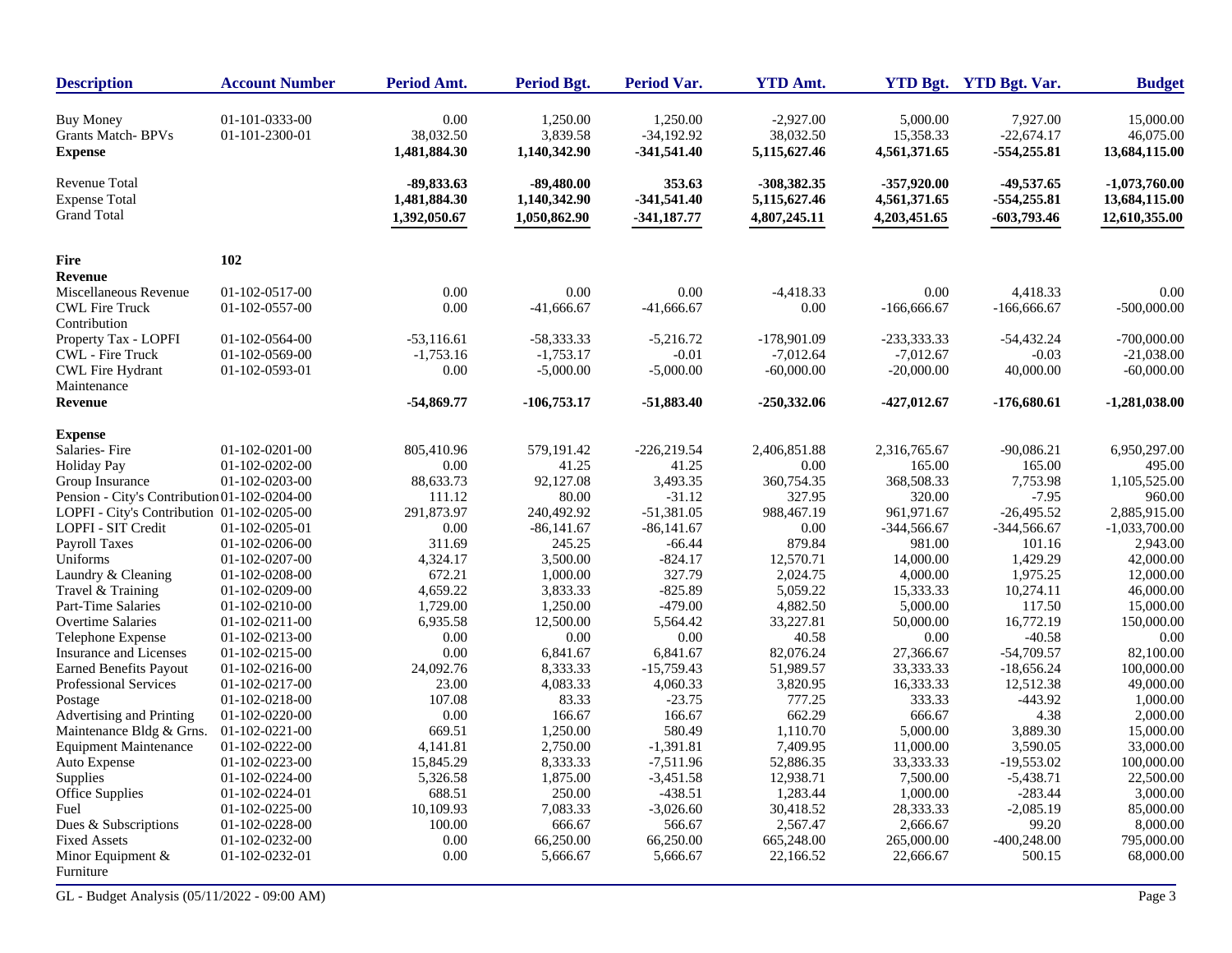| Description | Account Number | Period Amt. | Period Bgt. | Period Var. | YTD Amt. | YTD Bgt. | YTD Bgt. Var. | Budget |
|---|---|---|---|---|---|---|---|---|
| Buy Money | 01-101-0333-00 | 0.00 | 1,250.00 | 1,250.00 | -2,927.00 | 5,000.00 | 7,927.00 | 15,000.00 |
| Grants Match- BPVs | 01-101-2300-01 | 38,032.50 | 3,839.58 | -34,192.92 | 38,032.50 | 15,358.33 | -22,674.17 | 46,075.00 |
| **Expense** | | **1,481,884.30** | **1,140,342.90** | **-341,541.40** | **5,115,627.46** | **4,561,371.65** | **-554,255.81** | **13,684,115.00** |
| Revenue Total | | **-89,833.63** | **-89,480.00** | **353.63** | **-308,382.35** | **-357,920.00** | **-49,537.65** | **-1,073,760.00** |
| Expense Total | | **1,481,884.30** | **1,140,342.90** | **-341,541.40** | **5,115,627.46** | **4,561,371.65** | **-554,255.81** | **13,684,115.00** |
| Grand Total | | **1,392,050.67** | **1,050,862.90** | **-341,187.77** | **4,807,245.11** | **4,203,451.65** | **-603,793.46** | **12,610,355.00** |
| **Fire** | **102** | | | | | | | |
| **Revenue** | | | | | | | | |
| Miscellaneous Revenue | 01-102-0517-00 | 0.00 | 0.00 | 0.00 | -4,418.33 | 0.00 | 4,418.33 | 0.00 |
| CWL Fire Truck Contribution | 01-102-0557-00 | 0.00 | -41,666.67 | -41,666.67 | 0.00 | -166,666.67 | -166,666.67 | -500,000.00 |
| Property Tax - LOPFI | 01-102-0564-00 | -53,116.61 | -58,333.33 | -5,216.72 | -178,901.09 | -233,333.33 | -54,432.24 | -700,000.00 |
| CWL - Fire Truck | 01-102-0569-00 | -1,753.16 | -1,753.17 | -0.01 | -7,012.64 | -7,012.67 | -0.03 | -21,038.00 |
| CWL Fire Hydrant Maintenance | 01-102-0593-01 | 0.00 | -5,000.00 | -5,000.00 | -60,000.00 | -20,000.00 | 40,000.00 | -60,000.00 |
| **Revenue** | | **-54,869.77** | **-106,753.17** | **-51,883.40** | **-250,332.06** | **-427,012.67** | **-176,680.61** | **-1,281,038.00** |
| **Expense** | | | | | | | | |
| Salaries- Fire | 01-102-0201-00 | 805,410.96 | 579,191.42 | -226,219.54 | 2,406,851.88 | 2,316,765.67 | -90,086.21 | 6,950,297.00 |
| Holiday Pay | 01-102-0202-00 | 0.00 | 41.25 | 41.25 | 0.00 | 165.00 | 165.00 | 495.00 |
| Group Insurance | 01-102-0203-00 | 88,633.73 | 92,127.08 | 3,493.35 | 360,754.35 | 368,508.33 | 7,753.98 | 1,105,525.00 |
| Pension - City's Contribution | 01-102-0204-00 | 111.12 | 80.00 | -31.12 | 327.95 | 320.00 | -7.95 | 960.00 |
| LOPFI - City's Contribution | 01-102-0205-00 | 291,873.97 | 240,492.92 | -51,381.05 | 988,467.19 | 961,971.67 | -26,495.52 | 2,885,915.00 |
| LOPFI - SIT Credit | 01-102-0205-01 | 0.00 | -86,141.67 | -86,141.67 | 0.00 | -344,566.67 | -344,566.67 | -1,033,700.00 |
| Payroll Taxes | 01-102-0206-00 | 311.69 | 245.25 | -66.44 | 879.84 | 981.00 | 101.16 | 2,943.00 |
| Uniforms | 01-102-0207-00 | 4,324.17 | 3,500.00 | -824.17 | 12,570.71 | 14,000.00 | 1,429.29 | 42,000.00 |
| Laundry & Cleaning | 01-102-0208-00 | 672.21 | 1,000.00 | 327.79 | 2,024.75 | 4,000.00 | 1,975.25 | 12,000.00 |
| Travel & Training | 01-102-0209-00 | 4,659.22 | 3,833.33 | -825.89 | 5,059.22 | 15,333.33 | 10,274.11 | 46,000.00 |
| Part-Time Salaries | 01-102-0210-00 | 1,729.00 | 1,250.00 | -479.00 | 4,882.50 | 5,000.00 | 117.50 | 15,000.00 |
| Overtime Salaries | 01-102-0211-00 | 6,935.58 | 12,500.00 | 5,564.42 | 33,227.81 | 50,000.00 | 16,772.19 | 150,000.00 |
| Telephone Expense | 01-102-0213-00 | 0.00 | 0.00 | 0.00 | 40.58 | 0.00 | -40.58 | 0.00 |
| Insurance and Licenses | 01-102-0215-00 | 0.00 | 6,841.67 | 6,841.67 | 82,076.24 | 27,366.67 | -54,709.57 | 82,100.00 |
| Earned Benefits Payout | 01-102-0216-00 | 24,092.76 | 8,333.33 | -15,759.43 | 51,989.57 | 33,333.33 | -18,656.24 | 100,000.00 |
| Professional Services | 01-102-0217-00 | 23.00 | 4,083.33 | 4,060.33 | 3,820.95 | 16,333.33 | 12,512.38 | 49,000.00 |
| Postage | 01-102-0218-00 | 107.08 | 83.33 | -23.75 | 777.25 | 333.33 | -443.92 | 1,000.00 |
| Advertising and Printing | 01-102-0220-00 | 0.00 | 166.67 | 166.67 | 662.29 | 666.67 | 4.38 | 2,000.00 |
| Maintenance Bldg & Grns. | 01-102-0221-00 | 669.51 | 1,250.00 | 580.49 | 1,110.70 | 5,000.00 | 3,889.30 | 15,000.00 |
| Equipment Maintenance | 01-102-0222-00 | 4,141.81 | 2,750.00 | -1,391.81 | 7,409.95 | 11,000.00 | 3,590.05 | 33,000.00 |
| Auto Expense | 01-102-0223-00 | 15,845.29 | 8,333.33 | -7,511.96 | 52,886.35 | 33,333.33 | -19,553.02 | 100,000.00 |
| Supplies | 01-102-0224-00 | 5,326.58 | 1,875.00 | -3,451.58 | 12,938.71 | 7,500.00 | -5,438.71 | 22,500.00 |
| Office Supplies | 01-102-0224-01 | 688.51 | 250.00 | -438.51 | 1,283.44 | 1,000.00 | -283.44 | 3,000.00 |
| Fuel | 01-102-0225-00 | 10,109.93 | 7,083.33 | -3,026.60 | 30,418.52 | 28,333.33 | -2,085.19 | 85,000.00 |
| Dues & Subscriptions | 01-102-0228-00 | 100.00 | 666.67 | 566.67 | 2,567.47 | 2,666.67 | 99.20 | 8,000.00 |
| Fixed Assets | 01-102-0232-00 | 0.00 | 66,250.00 | 66,250.00 | 665,248.00 | 265,000.00 | -400,248.00 | 795,000.00 |
| Minor Equipment & Furniture | 01-102-0232-01 | 0.00 | 5,666.67 | 5,666.67 | 22,166.52 | 22,666.67 | 500.15 | 68,000.00 |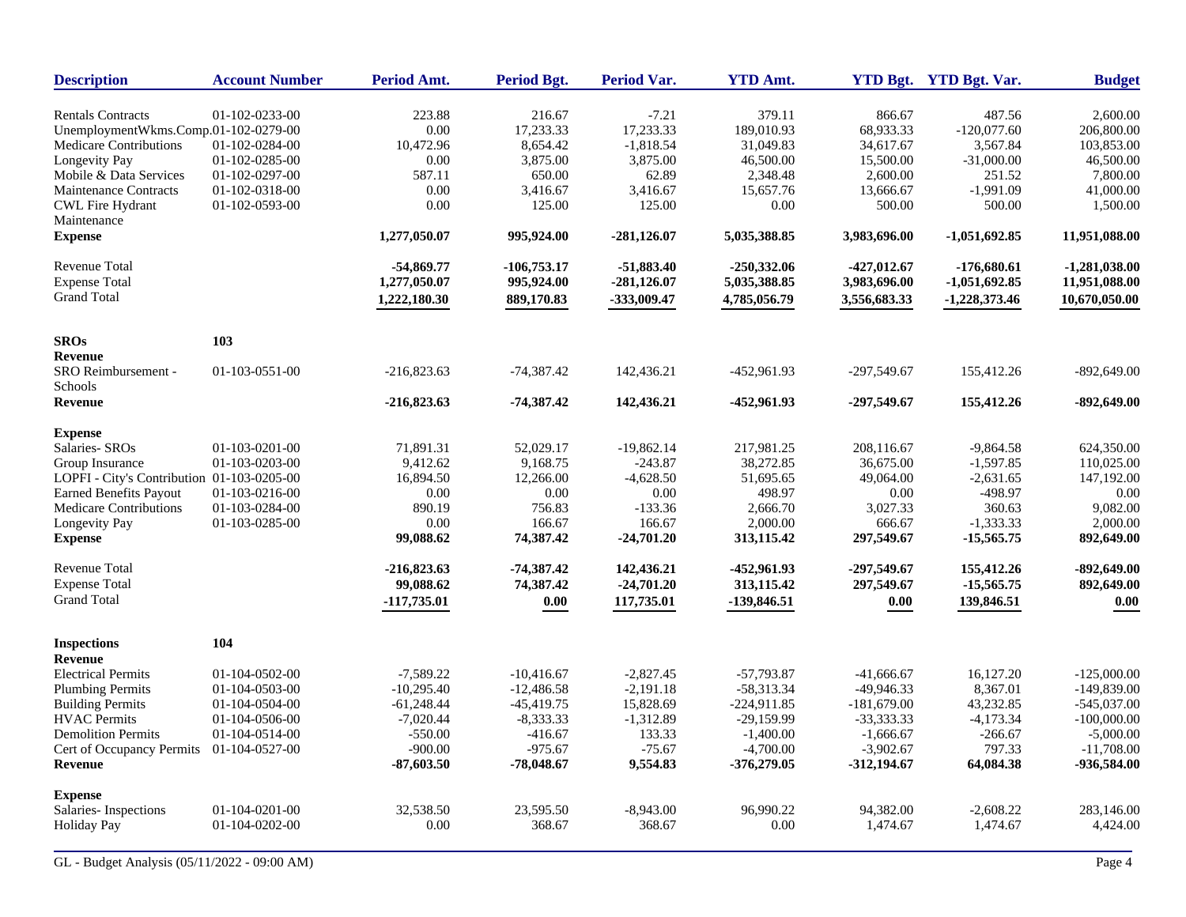| Description | Account Number | Period Amt. | Period Bgt. | Period Var. | YTD Amt. | YTD Bgt. | YTD Bgt. Var. | Budget |
|---|---|---|---|---|---|---|---|---|
| Rentals Contracts | 01-102-0233-00 | 223.88 | 216.67 | -7.21 | 379.11 | 866.67 | 487.56 | 2,600.00 |
| UnemploymentWkms.Comp. | 01-102-0279-00 | 0.00 | 17,233.33 | 17,233.33 | 189,010.93 | 68,933.33 | -120,077.60 | 206,800.00 |
| Medicare Contributions | 01-102-0284-00 | 10,472.96 | 8,654.42 | -1,818.54 | 31,049.83 | 34,617.67 | 3,567.84 | 103,853.00 |
| Longevity Pay | 01-102-0285-00 | 0.00 | 3,875.00 | 3,875.00 | 46,500.00 | 15,500.00 | -31,000.00 | 46,500.00 |
| Mobile & Data Services | 01-102-0297-00 | 587.11 | 650.00 | 62.89 | 2,348.48 | 2,600.00 | 251.52 | 7,800.00 |
| Maintenance Contracts | 01-102-0318-00 | 0.00 | 3,416.67 | 3,416.67 | 15,657.76 | 13,666.67 | -1,991.09 | 41,000.00 |
| CWL Fire Hydrant Maintenance | 01-102-0593-00 | 0.00 | 125.00 | 125.00 | 0.00 | 500.00 | 500.00 | 1,500.00 |
| **Expense** | | **1,277,050.07** | **995,924.00** | **-281,126.07** | **5,035,388.85** | **3,983,696.00** | **-1,051,692.85** | **11,951,088.00** |
| Revenue Total | | **-54,869.77** | **-106,753.17** | **-51,883.40** | **-250,332.06** | **-427,012.67** | **-176,680.61** | **-1,281,038.00** |
| Expense Total | | **1,277,050.07** | **995,924.00** | **-281,126.07** | **5,035,388.85** | **3,983,696.00** | **-1,051,692.85** | **11,951,088.00** |
| Grand Total | | **1,222,180.30** | **889,170.83** | **-333,009.47** | **4,785,056.79** | **3,556,683.33** | **-1,228,373.46** | **10,670,050.00** |
| **SROs** | **103** | | | | | | | |
| **Revenue** | | | | | | | | |
| SRO Reimbursement - Schools | 01-103-0551-00 | -216,823.63 | -74,387.42 | 142,436.21 | -452,961.93 | -297,549.67 | 155,412.26 | -892,649.00 |
| **Revenue** | | **-216,823.63** | **-74,387.42** | **142,436.21** | **-452,961.93** | **-297,549.67** | **155,412.26** | **-892,649.00** |
| **Expense** | | | | | | | | |
| Salaries- SROs | 01-103-0201-00 | 71,891.31 | 52,029.17 | -19,862.14 | 217,981.25 | 208,116.67 | -9,864.58 | 624,350.00 |
| Group Insurance | 01-103-0203-00 | 9,412.62 | 9,168.75 | -243.87 | 38,272.85 | 36,675.00 | -1,597.85 | 110,025.00 |
| LOPFI - City's Contribution | 01-103-0205-00 | 16,894.50 | 12,266.00 | -4,628.50 | 51,695.65 | 49,064.00 | -2,631.65 | 147,192.00 |
| Earned Benefits Payout | 01-103-0216-00 | 0.00 | 0.00 | 0.00 | 498.97 | 0.00 | -498.97 | 0.00 |
| Medicare Contributions | 01-103-0284-00 | 890.19 | 756.83 | -133.36 | 2,666.70 | 3,027.33 | 360.63 | 9,082.00 |
| Longevity Pay | 01-103-0285-00 | 0.00 | 166.67 | 166.67 | 2,000.00 | 666.67 | -1,333.33 | 2,000.00 |
| **Expense** | | **99,088.62** | **74,387.42** | **-24,701.20** | **313,115.42** | **297,549.67** | **-15,565.75** | **892,649.00** |
| Revenue Total | | **-216,823.63** | **-74,387.42** | **142,436.21** | **-452,961.93** | **-297,549.67** | **155,412.26** | **-892,649.00** |
| Expense Total | | **99,088.62** | **74,387.42** | **-24,701.20** | **313,115.42** | **297,549.67** | **-15,565.75** | **892,649.00** |
| Grand Total | | **-117,735.01** | **0.00** | **117,735.01** | **-139,846.51** | **0.00** | **139,846.51** | **0.00** |
| **Inspections** | **104** | | | | | | | |
| **Revenue** | | | | | | | | |
| Electrical Permits | 01-104-0502-00 | -7,589.22 | -10,416.67 | -2,827.45 | -57,793.87 | -41,666.67 | 16,127.20 | -125,000.00 |
| Plumbing Permits | 01-104-0503-00 | -10,295.40 | -12,486.58 | -2,191.18 | -58,313.34 | -49,946.33 | 8,367.01 | -149,839.00 |
| Building Permits | 01-104-0504-00 | -61,248.44 | -45,419.75 | 15,828.69 | -224,911.85 | -181,679.00 | 43,232.85 | -545,037.00 |
| HVAC Permits | 01-104-0506-00 | -7,020.44 | -8,333.33 | -1,312.89 | -29,159.99 | -33,333.33 | -4,173.34 | -100,000.00 |
| Demolition Permits | 01-104-0514-00 | -550.00 | -416.67 | 133.33 | -1,400.00 | -1,666.67 | -266.67 | -5,000.00 |
| Cert of Occupancy Permits | 01-104-0527-00 | -900.00 | -975.67 | -75.67 | -4,700.00 | -3,902.67 | 797.33 | -11,708.00 |
| **Revenue** | | **-87,603.50** | **-78,048.67** | **9,554.83** | **-376,279.05** | **-312,194.67** | **64,084.38** | **-936,584.00** |
| **Expense** | | | | | | | | |
| Salaries- Inspections | 01-104-0201-00 | 32,538.50 | 23,595.50 | -8,943.00 | 96,990.22 | 94,382.00 | -2,608.22 | 283,146.00 |
| Holiday Pay | 01-104-0202-00 | 0.00 | 368.67 | 368.67 | 0.00 | 1,474.67 | 1,474.67 | 4,424.00 |

GL - Budget Analysis (05/11/2022 - 09:00 AM)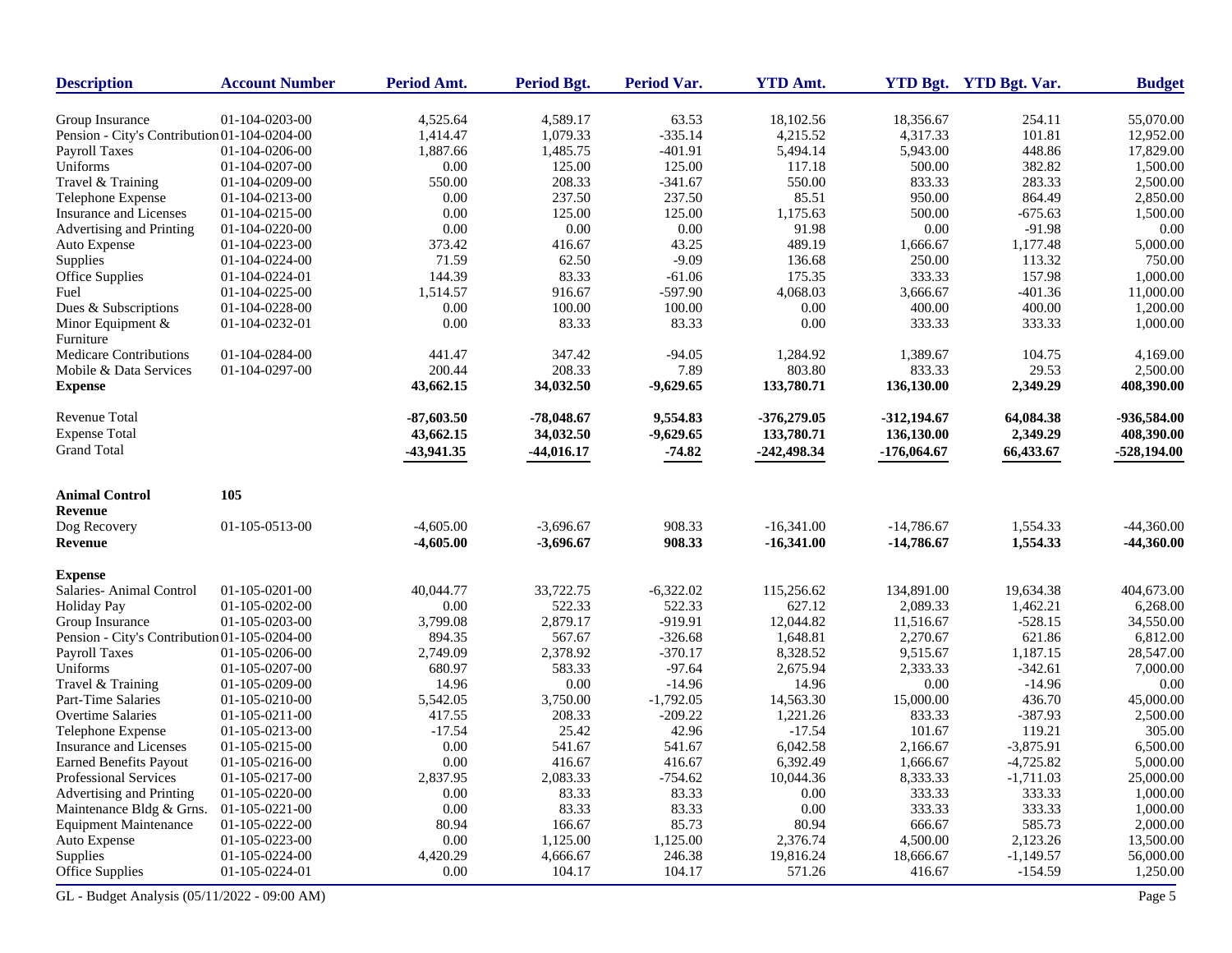| Description | Account Number | Period Amt. | Period Bgt. | Period Var. | YTD Amt. | YTD Bgt. | YTD Bgt. Var. | Budget |
|---|---|---|---|---|---|---|---|---|
| Group Insurance | 01-104-0203-00 | 4,525.64 | 4,589.17 | 63.53 | 18,102.56 | 18,356.67 | 254.11 | 55,070.00 |
| Pension - City's Contribution | 01-104-0204-00 | 1,414.47 | 1,079.33 | -335.14 | 4,215.52 | 4,317.33 | 101.81 | 12,952.00 |
| Payroll Taxes | 01-104-0206-00 | 1,887.66 | 1,485.75 | -401.91 | 5,494.14 | 5,943.00 | 448.86 | 17,829.00 |
| Uniforms | 01-104-0207-00 | 0.00 | 125.00 | 125.00 | 117.18 | 500.00 | 382.82 | 1,500.00 |
| Travel & Training | 01-104-0209-00 | 550.00 | 208.33 | -341.67 | 550.00 | 833.33 | 283.33 | 2,500.00 |
| Telephone Expense | 01-104-0213-00 | 0.00 | 237.50 | 237.50 | 85.51 | 950.00 | 864.49 | 2,850.00 |
| Insurance and Licenses | 01-104-0215-00 | 0.00 | 125.00 | 125.00 | 1,175.63 | 500.00 | -675.63 | 1,500.00 |
| Advertising and Printing | 01-104-0220-00 | 0.00 | 0.00 | 0.00 | 91.98 | 0.00 | -91.98 | 0.00 |
| Auto Expense | 01-104-0223-00 | 373.42 | 416.67 | 43.25 | 489.19 | 1,666.67 | 1,177.48 | 5,000.00 |
| Supplies | 01-104-0224-00 | 71.59 | 62.50 | -9.09 | 136.68 | 250.00 | 113.32 | 750.00 |
| Office Supplies | 01-104-0224-01 | 144.39 | 83.33 | -61.06 | 175.35 | 333.33 | 157.98 | 1,000.00 |
| Fuel | 01-104-0225-00 | 1,514.57 | 916.67 | -597.90 | 4,068.03 | 3,666.67 | -401.36 | 11,000.00 |
| Dues & Subscriptions | 01-104-0228-00 | 0.00 | 100.00 | 100.00 | 0.00 | 400.00 | 400.00 | 1,200.00 |
| Minor Equipment & Furniture | 01-104-0232-01 | 0.00 | 83.33 | 83.33 | 0.00 | 333.33 | 333.33 | 1,000.00 |
| Medicare Contributions | 01-104-0284-00 | 441.47 | 347.42 | -94.05 | 1,284.92 | 1,389.67 | 104.75 | 4,169.00 |
| Mobile & Data Services | 01-104-0297-00 | 200.44 | 208.33 | 7.89 | 803.80 | 833.33 | 29.53 | 2,500.00 |
| **Expense** | | **43,662.15** | **34,032.50** | **-9,629.65** | **133,780.71** | **136,130.00** | **2,349.29** | **408,390.00** |
| Revenue Total | | **-87,603.50** | **-78,048.67** | **9,554.83** | **-376,279.05** | **-312,194.67** | **64,084.38** | **-936,584.00** |
| Expense Total | | **43,662.15** | **34,032.50** | **-9,629.65** | **133,780.71** | **136,130.00** | **2,349.29** | **408,390.00** |
| Grand Total | | **-43,941.35** | **-44,016.17** | **-74.82** | **-242,498.34** | **-176,064.67** | **66,433.67** | **-528,194.00** |
| **Animal Control** | **105** | | | | | | | |
| **Revenue** | | | | | | | | |
| Dog Recovery | 01-105-0513-00 | -4,605.00 | -3,696.67 | 908.33 | -16,341.00 | -14,786.67 | 1,554.33 | -44,360.00 |
| **Revenue** | | **-4,605.00** | **-3,696.67** | **908.33** | **-16,341.00** | **-14,786.67** | **1,554.33** | **-44,360.00** |
| **Expense** | | | | | | | | |
| Salaries- Animal Control | 01-105-0201-00 | 40,044.77 | 33,722.75 | -6,322.02 | 115,256.62 | 134,891.00 | 19,634.38 | 404,673.00 |
| Holiday Pay | 01-105-0202-00 | 0.00 | 522.33 | 522.33 | 627.12 | 2,089.33 | 1,462.21 | 6,268.00 |
| Group Insurance | 01-105-0203-00 | 3,799.08 | 2,879.17 | -919.91 | 12,044.82 | 11,516.67 | -528.15 | 34,550.00 |
| Pension - City's Contribution | 01-105-0204-00 | 894.35 | 567.67 | -326.68 | 1,648.81 | 2,270.67 | 621.86 | 6,812.00 |
| Payroll Taxes | 01-105-0206-00 | 2,749.09 | 2,378.92 | -370.17 | 8,328.52 | 9,515.67 | 1,187.15 | 28,547.00 |
| Uniforms | 01-105-0207-00 | 680.97 | 583.33 | -97.64 | 2,675.94 | 2,333.33 | -342.61 | 7,000.00 |
| Travel & Training | 01-105-0209-00 | 14.96 | 0.00 | -14.96 | 14.96 | 0.00 | -14.96 | 0.00 |
| Part-Time Salaries | 01-105-0210-00 | 5,542.05 | 3,750.00 | -1,792.05 | 14,563.30 | 15,000.00 | 436.70 | 45,000.00 |
| Overtime Salaries | 01-105-0211-00 | 417.55 | 208.33 | -209.22 | 1,221.26 | 833.33 | -387.93 | 2,500.00 |
| Telephone Expense | 01-105-0213-00 | -17.54 | 25.42 | 42.96 | -17.54 | 101.67 | 119.21 | 305.00 |
| Insurance and Licenses | 01-105-0215-00 | 0.00 | 541.67 | 541.67 | 6,042.58 | 2,166.67 | -3,875.91 | 6,500.00 |
| Earned Benefits Payout | 01-105-0216-00 | 0.00 | 416.67 | 416.67 | 6,392.49 | 1,666.67 | -4,725.82 | 5,000.00 |
| Professional Services | 01-105-0217-00 | 2,837.95 | 2,083.33 | -754.62 | 10,044.36 | 8,333.33 | -1,711.03 | 25,000.00 |
| Advertising and Printing | 01-105-0220-00 | 0.00 | 83.33 | 83.33 | 0.00 | 333.33 | 333.33 | 1,000.00 |
| Maintenance Bldg & Grns. | 01-105-0221-00 | 0.00 | 83.33 | 83.33 | 0.00 | 333.33 | 333.33 | 1,000.00 |
| Equipment Maintenance | 01-105-0222-00 | 80.94 | 166.67 | 85.73 | 80.94 | 666.67 | 585.73 | 2,000.00 |
| Auto Expense | 01-105-0223-00 | 0.00 | 1,125.00 | 1,125.00 | 2,376.74 | 4,500.00 | 2,123.26 | 13,500.00 |
| Supplies | 01-105-0224-00 | 4,420.29 | 4,666.67 | 246.38 | 19,816.24 | 18,666.67 | -1,149.57 | 56,000.00 |
| Office Supplies | 01-105-0224-01 | 0.00 | 104.17 | 104.17 | 571.26 | 416.67 | -154.59 | 1,250.00 |

GL - Budget Analysis (05/11/2022 - 09:00 AM)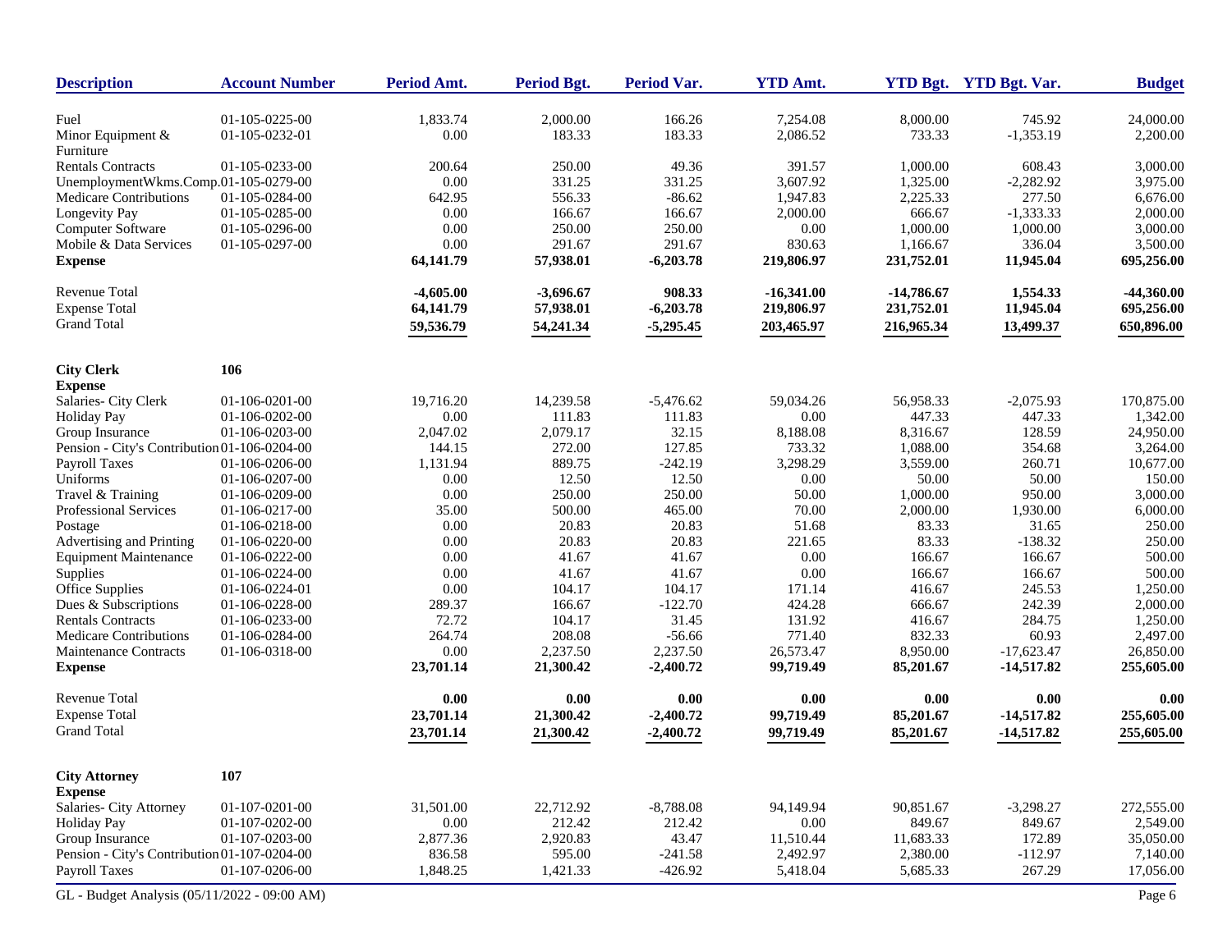| Description | Account Number | Period Amt. | Period Bgt. | Period Var. | YTD Amt. | YTD Bgt. | YTD Bgt. Var. | Budget |
|---|---|---|---|---|---|---|---|---|
| Fuel | 01-105-0225-00 | 1,833.74 | 2,000.00 | 166.26 | 7,254.08 | 8,000.00 | 745.92 | 24,000.00 |
| Minor Equipment & Furniture | 01-105-0232-01 | 0.00 | 183.33 | 183.33 | 2,086.52 | 733.33 | -1,353.19 | 2,200.00 |
| Rentals Contracts | 01-105-0233-00 | 200.64 | 250.00 | 49.36 | 391.57 | 1,000.00 | 608.43 | 3,000.00 |
| UnemploymentWkms.Comp. | 01-105-0279-00 | 0.00 | 331.25 | 331.25 | 3,607.92 | 1,325.00 | -2,282.92 | 3,975.00 |
| Medicare Contributions | 01-105-0284-00 | 642.95 | 556.33 | -86.62 | 1,947.83 | 2,225.33 | 277.50 | 6,676.00 |
| Longevity Pay | 01-105-0285-00 | 0.00 | 166.67 | 166.67 | 2,000.00 | 666.67 | -1,333.33 | 2,000.00 |
| Computer Software | 01-105-0296-00 | 0.00 | 250.00 | 250.00 | 0.00 | 1,000.00 | 1,000.00 | 3,000.00 |
| Mobile & Data Services | 01-105-0297-00 | 0.00 | 291.67 | 291.67 | 830.63 | 1,166.67 | 336.04 | 3,500.00 |
| **Expense** | | **64,141.79** | **57,938.01** | **-6,203.78** | **219,806.97** | **231,752.01** | **11,945.04** | **695,256.00** |
| Revenue Total | | **-4,605.00** | **-3,696.67** | **908.33** | **-16,341.00** | **-14,786.67** | **1,554.33** | **-44,360.00** |
| Expense Total | | **64,141.79** | **57,938.01** | **-6,203.78** | **219,806.97** | **231,752.01** | **11,945.04** | **695,256.00** |
| Grand Total | | **59,536.79** | **54,241.34** | **-5,295.45** | **203,465.97** | **216,965.34** | **13,499.37** | **650,896.00** |
| **City Clerk** | **106** | | | | | | | |
| **Expense** | | | | | | | | |
| Salaries- City Clerk | 01-106-0201-00 | 19,716.20 | 14,239.58 | -5,476.62 | 59,034.26 | 56,958.33 | -2,075.93 | 170,875.00 |
| Holiday Pay | 01-106-0202-00 | 0.00 | 111.83 | 111.83 | 0.00 | 447.33 | 447.33 | 1,342.00 |
| Group Insurance | 01-106-0203-00 | 2,047.02 | 2,079.17 | 32.15 | 8,188.08 | 8,316.67 | 128.59 | 24,950.00 |
| Pension - City's Contribution | 01-106-0204-00 | 144.15 | 272.00 | 127.85 | 733.32 | 1,088.00 | 354.68 | 3,264.00 |
| Payroll Taxes | 01-106-0206-00 | 1,131.94 | 889.75 | -242.19 | 3,298.29 | 3,559.00 | 260.71 | 10,677.00 |
| Uniforms | 01-106-0207-00 | 0.00 | 12.50 | 12.50 | 0.00 | 50.00 | 50.00 | 150.00 |
| Travel & Training | 01-106-0209-00 | 0.00 | 250.00 | 250.00 | 50.00 | 1,000.00 | 950.00 | 3,000.00 |
| Professional Services | 01-106-0217-00 | 35.00 | 500.00 | 465.00 | 70.00 | 2,000.00 | 1,930.00 | 6,000.00 |
| Postage | 01-106-0218-00 | 0.00 | 20.83 | 20.83 | 51.68 | 83.33 | 31.65 | 250.00 |
| Advertising and Printing | 01-106-0220-00 | 0.00 | 20.83 | 20.83 | 221.65 | 83.33 | -138.32 | 250.00 |
| Equipment Maintenance | 01-106-0222-00 | 0.00 | 41.67 | 41.67 | 0.00 | 166.67 | 166.67 | 500.00 |
| Supplies | 01-106-0224-00 | 0.00 | 41.67 | 41.67 | 0.00 | 166.67 | 166.67 | 500.00 |
| Office Supplies | 01-106-0224-01 | 0.00 | 104.17 | 104.17 | 171.14 | 416.67 | 245.53 | 1,250.00 |
| Dues & Subscriptions | 01-106-0228-00 | 289.37 | 166.67 | -122.70 | 424.28 | 666.67 | 242.39 | 2,000.00 |
| Rentals Contracts | 01-106-0233-00 | 72.72 | 104.17 | 31.45 | 131.92 | 416.67 | 284.75 | 1,250.00 |
| Medicare Contributions | 01-106-0284-00 | 264.74 | 208.08 | -56.66 | 771.40 | 832.33 | 60.93 | 2,497.00 |
| Maintenance Contracts | 01-106-0318-00 | 0.00 | 2,237.50 | 2,237.50 | 26,573.47 | 8,950.00 | -17,623.47 | 26,850.00 |
| **Expense** | | **23,701.14** | **21,300.42** | **-2,400.72** | **99,719.49** | **85,201.67** | **-14,517.82** | **255,605.00** |
| Revenue Total | | **0.00** | **0.00** | **0.00** | **0.00** | **0.00** | **0.00** | **0.00** |
| Expense Total | | **23,701.14** | **21,300.42** | **-2,400.72** | **99,719.49** | **85,201.67** | **-14,517.82** | **255,605.00** |
| Grand Total | | **23,701.14** | **21,300.42** | **-2,400.72** | **99,719.49** | **85,201.67** | **-14,517.82** | **255,605.00** |
| **City Attorney** | **107** | | | | | | | |
| **Expense** | | | | | | | | |
| Salaries- City Attorney | 01-107-0201-00 | 31,501.00 | 22,712.92 | -8,788.08 | 94,149.94 | 90,851.67 | -3,298.27 | 272,555.00 |
| Holiday Pay | 01-107-0202-00 | 0.00 | 212.42 | 212.42 | 0.00 | 849.67 | 849.67 | 2,549.00 |
| Group Insurance | 01-107-0203-00 | 2,877.36 | 2,920.83 | 43.47 | 11,510.44 | 11,683.33 | 172.89 | 35,050.00 |
| Pension - City's Contribution | 01-107-0204-00 | 836.58 | 595.00 | -241.58 | 2,492.97 | 2,380.00 | -112.97 | 7,140.00 |
| Payroll Taxes | 01-107-0206-00 | 1,848.25 | 1,421.33 | -426.92 | 5,418.04 | 5,685.33 | 267.29 | 17,056.00 |

GL - Budget Analysis (05/11/2022 - 09:00 AM)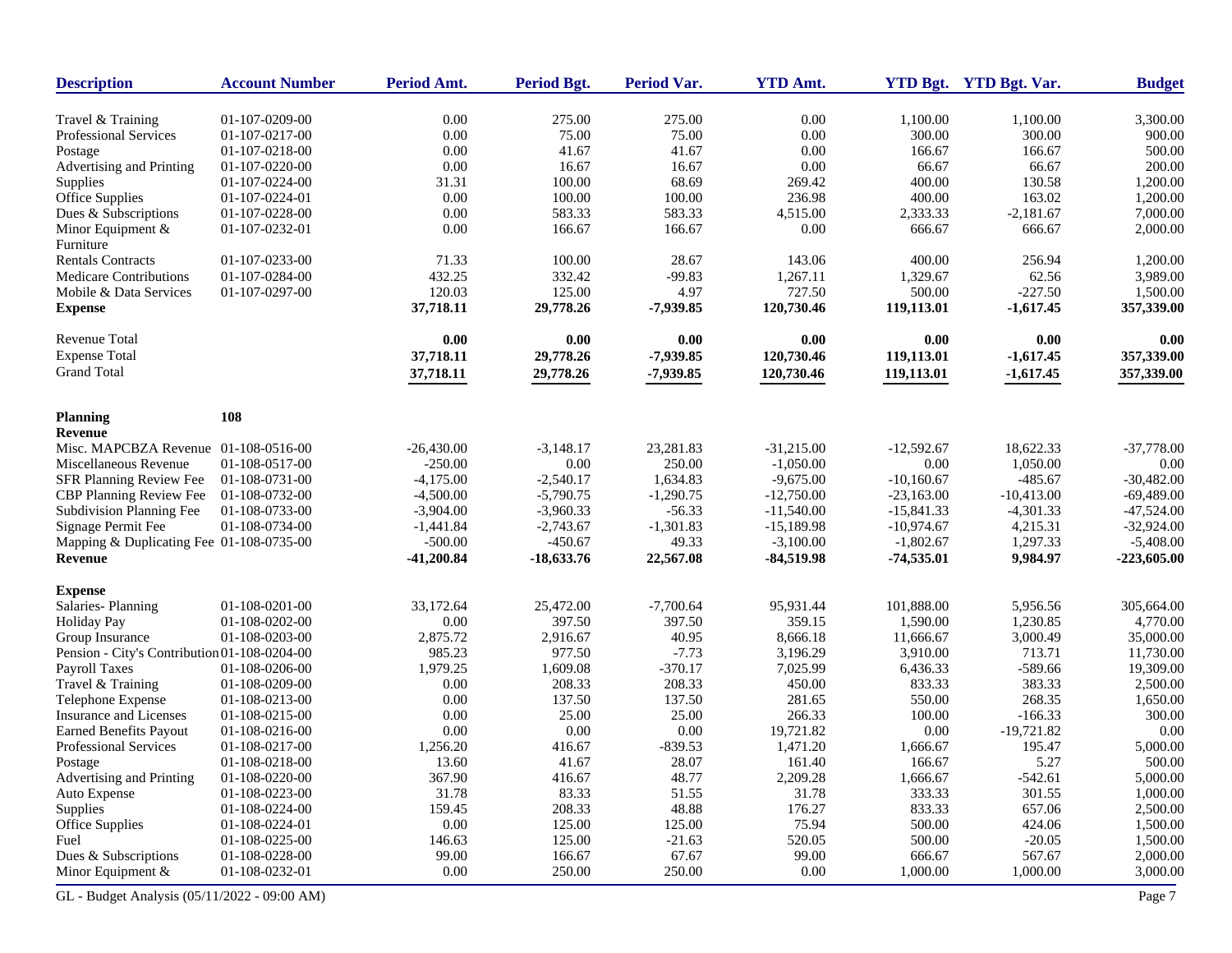| Description | Account Number | Period Amt. | Period Bgt. | Period Var. | YTD Amt. | YTD Bgt. | YTD Bgt. Var. | Budget |
|---|---|---|---|---|---|---|---|---|
| Travel & Training | 01-107-0209-00 | 0.00 | 275.00 | 275.00 | 0.00 | 1,100.00 | 1,100.00 | 3,300.00 |
| Professional Services | 01-107-0217-00 | 0.00 | 75.00 | 75.00 | 0.00 | 300.00 | 300.00 | 900.00 |
| Postage | 01-107-0218-00 | 0.00 | 41.67 | 41.67 | 0.00 | 166.67 | 166.67 | 500.00 |
| Advertising and Printing | 01-107-0220-00 | 0.00 | 16.67 | 16.67 | 0.00 | 66.67 | 66.67 | 200.00 |
| Supplies | 01-107-0224-00 | 31.31 | 100.00 | 68.69 | 269.42 | 400.00 | 130.58 | 1,200.00 |
| Office Supplies | 01-107-0224-01 | 0.00 | 100.00 | 100.00 | 236.98 | 400.00 | 163.02 | 1,200.00 |
| Dues & Subscriptions | 01-107-0228-00 | 0.00 | 583.33 | 583.33 | 4,515.00 | 2,333.33 | -2,181.67 | 7,000.00 |
| Minor Equipment & Furniture | 01-107-0232-01 | 0.00 | 166.67 | 166.67 | 0.00 | 666.67 | 666.67 | 2,000.00 |
| Rentals Contracts | 01-107-0233-00 | 71.33 | 100.00 | 28.67 | 143.06 | 400.00 | 256.94 | 1,200.00 |
| Medicare Contributions | 01-107-0284-00 | 432.25 | 332.42 | -99.83 | 1,267.11 | 1,329.67 | 62.56 | 3,989.00 |
| Mobile & Data Services | 01-107-0297-00 | 120.03 | 125.00 | 4.97 | 727.50 | 500.00 | -227.50 | 1,500.00 |
| **Expense** | | **37,718.11** | **29,778.26** | **-7,939.85** | **120,730.46** | **119,113.01** | **-1,617.45** | **357,339.00** |
| Revenue Total | | **0.00** | **0.00** | **0.00** | **0.00** | **0.00** | **0.00** | **0.00** |
| Expense Total | | **37,718.11** | **29,778.26** | **-7,939.85** | **120,730.46** | **119,113.01** | **-1,617.45** | **357,339.00** |
| Grand Total | | **37,718.11** | **29,778.26** | **-7,939.85** | **120,730.46** | **119,113.01** | **-1,617.45** | **357,339.00** |
| **Planning** | **108** | | | | | | | |
| **Revenue** | | | | | | | | |
| Misc. MAPCBZA Revenue | 01-108-0516-00 | -26,430.00 | -3,148.17 | 23,281.83 | -31,215.00 | -12,592.67 | 18,622.33 | -37,778.00 |
| Miscellaneous Revenue | 01-108-0517-00 | -250.00 | 0.00 | 250.00 | -1,050.00 | 0.00 | 1,050.00 | 0.00 |
| SFR Planning Review Fee | 01-108-0731-00 | -4,175.00 | -2,540.17 | 1,634.83 | -9,675.00 | -10,160.67 | -485.67 | -30,482.00 |
| CBP Planning Review Fee | 01-108-0732-00 | -4,500.00 | -5,790.75 | -1,290.75 | -12,750.00 | -23,163.00 | -10,413.00 | -69,489.00 |
| Subdivision Planning Fee | 01-108-0733-00 | -3,904.00 | -3,960.33 | -56.33 | -11,540.00 | -15,841.33 | -4,301.33 | -47,524.00 |
| Signage Permit Fee | 01-108-0734-00 | -1,441.84 | -2,743.67 | -1,301.83 | -15,189.98 | -10,974.67 | 4,215.31 | -32,924.00 |
| Mapping & Duplicating Fee | 01-108-0735-00 | -500.00 | -450.67 | 49.33 | -3,100.00 | -1,802.67 | 1,297.33 | -5,408.00 |
| **Revenue** | | **-41,200.84** | **-18,633.76** | **22,567.08** | **-84,519.98** | **-74,535.01** | **9,984.97** | **-223,605.00** |
| **Expense** | | | | | | | | |
| Salaries- Planning | 01-108-0201-00 | 33,172.64 | 25,472.00 | -7,700.64 | 95,931.44 | 101,888.00 | 5,956.56 | 305,664.00 |
| Holiday Pay | 01-108-0202-00 | 0.00 | 397.50 | 397.50 | 359.15 | 1,590.00 | 1,230.85 | 4,770.00 |
| Group Insurance | 01-108-0203-00 | 2,875.72 | 2,916.67 | 40.95 | 8,666.18 | 11,666.67 | 3,000.49 | 35,000.00 |
| Pension - City's Contribution | 01-108-0204-00 | 985.23 | 977.50 | -7.73 | 3,196.29 | 3,910.00 | 713.71 | 11,730.00 |
| Payroll Taxes | 01-108-0206-00 | 1,979.25 | 1,609.08 | -370.17 | 7,025.99 | 6,436.33 | -589.66 | 19,309.00 |
| Travel & Training | 01-108-0209-00 | 0.00 | 208.33 | 208.33 | 450.00 | 833.33 | 383.33 | 2,500.00 |
| Telephone Expense | 01-108-0213-00 | 0.00 | 137.50 | 137.50 | 281.65 | 550.00 | 268.35 | 1,650.00 |
| Insurance and Licenses | 01-108-0215-00 | 0.00 | 25.00 | 25.00 | 266.33 | 100.00 | -166.33 | 300.00 |
| Earned Benefits Payout | 01-108-0216-00 | 0.00 | 0.00 | 0.00 | 19,721.82 | 0.00 | -19,721.82 | 0.00 |
| Professional Services | 01-108-0217-00 | 1,256.20 | 416.67 | -839.53 | 1,471.20 | 1,666.67 | 195.47 | 5,000.00 |
| Postage | 01-108-0218-00 | 13.60 | 41.67 | 28.07 | 161.40 | 166.67 | 5.27 | 500.00 |
| Advertising and Printing | 01-108-0220-00 | 367.90 | 416.67 | 48.77 | 2,209.28 | 1,666.67 | -542.61 | 5,000.00 |
| Auto Expense | 01-108-0223-00 | 31.78 | 83.33 | 51.55 | 31.78 | 333.33 | 301.55 | 1,000.00 |
| Supplies | 01-108-0224-00 | 159.45 | 208.33 | 48.88 | 176.27 | 833.33 | 657.06 | 2,500.00 |
| Office Supplies | 01-108-0224-01 | 0.00 | 125.00 | 125.00 | 75.94 | 500.00 | 424.06 | 1,500.00 |
| Fuel | 01-108-0225-00 | 146.63 | 125.00 | -21.63 | 520.05 | 500.00 | -20.05 | 1,500.00 |
| Dues & Subscriptions | 01-108-0228-00 | 99.00 | 166.67 | 67.67 | 99.00 | 666.67 | 567.67 | 2,000.00 |
| Minor Equipment & | 01-108-0232-01 | 0.00 | 250.00 | 250.00 | 0.00 | 1,000.00 | 1,000.00 | 3,000.00 |

GL - Budget Analysis (05/11/2022 - 09:00 AM)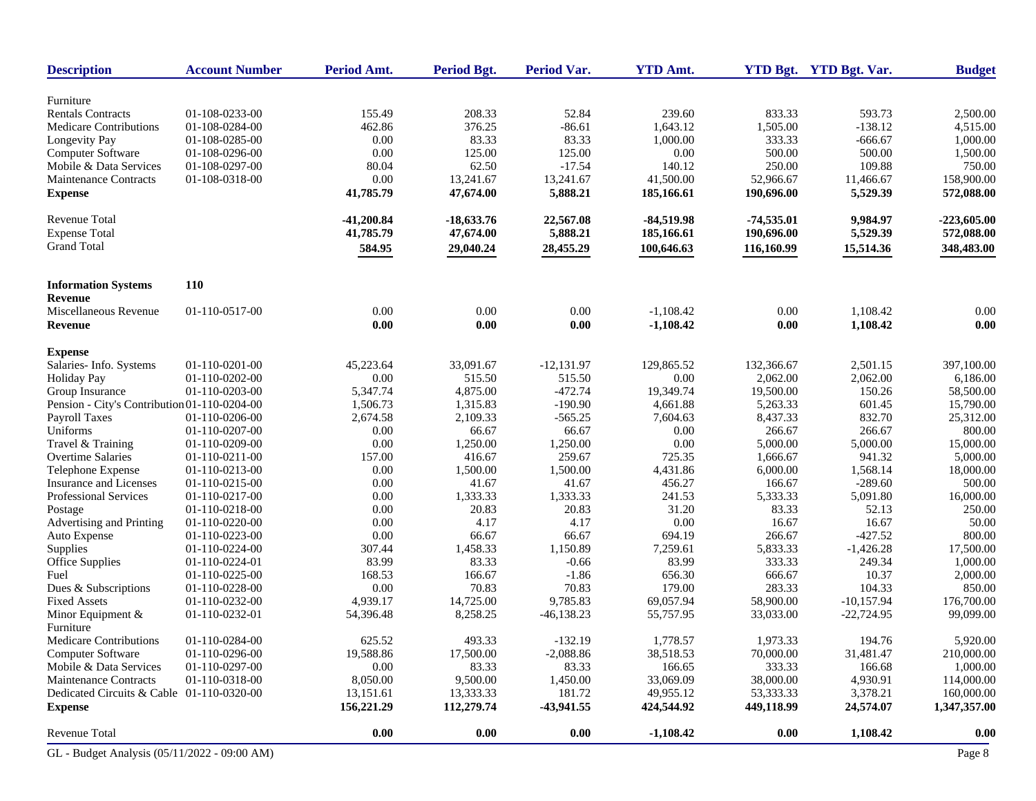| Description | Account Number | Period Amt. | Period Bgt. | Period Var. | YTD Amt. | YTD Bgt. | YTD Bgt. Var. | Budget |
|---|---|---|---|---|---|---|---|---|
| Furniture | | | | | | | | |
| Rentals Contracts | 01-108-0233-00 | 155.49 | 208.33 | 52.84 | 239.60 | 833.33 | 593.73 | 2,500.00 |
| Medicare Contributions | 01-108-0284-00 | 462.86 | 376.25 | -86.61 | 1,643.12 | 1,505.00 | -138.12 | 4,515.00 |
| Longevity Pay | 01-108-0285-00 | 0.00 | 83.33 | 83.33 | 1,000.00 | 333.33 | -666.67 | 1,000.00 |
| Computer Software | 01-108-0296-00 | 0.00 | 125.00 | 125.00 | 0.00 | 500.00 | 500.00 | 1,500.00 |
| Mobile & Data Services | 01-108-0297-00 | 80.04 | 62.50 | -17.54 | 140.12 | 250.00 | 109.88 | 750.00 |
| Maintenance Contracts | 01-108-0318-00 | 0.00 | 13,241.67 | 13,241.67 | 41,500.00 | 52,966.67 | 11,466.67 | 158,900.00 |
| **Expense** | | **41,785.79** | **47,674.00** | **5,888.21** | **185,166.61** | **190,696.00** | **5,529.39** | **572,088.00** |
| Revenue Total | | **-41,200.84** | **-18,633.76** | **22,567.08** | **-84,519.98** | **-74,535.01** | **9,984.97** | **-223,605.00** |
| Expense Total | | **41,785.79** | **47,674.00** | **5,888.21** | **185,166.61** | **190,696.00** | **5,529.39** | **572,088.00** |
| Grand Total | | **584.95** | **29,040.24** | **28,455.29** | **100,646.63** | **116,160.99** | **15,514.36** | **348,483.00** |
| **Information Systems** | **110** | | | | | | | |
| **Revenue** | | | | | | | | |
| Miscellaneous Revenue | 01-110-0517-00 | 0.00 | 0.00 | 0.00 | -1,108.42 | 0.00 | 1,108.42 | 0.00 |
| **Revenue** | | **0.00** | **0.00** | **0.00** | **-1,108.42** | **0.00** | **1,108.42** | **0.00** |
| **Expense** | | | | | | | | |
| Salaries- Info. Systems | 01-110-0201-00 | 45,223.64 | 33,091.67 | -12,131.97 | 129,865.52 | 132,366.67 | 2,501.15 | 397,100.00 |
| Holiday Pay | 01-110-0202-00 | 0.00 | 515.50 | 515.50 | 0.00 | 2,062.00 | 2,062.00 | 6,186.00 |
| Group Insurance | 01-110-0203-00 | 5,347.74 | 4,875.00 | -472.74 | 19,349.74 | 19,500.00 | 150.26 | 58,500.00 |
| Pension - City's Contribution | 01-110-0204-00 | 1,506.73 | 1,315.83 | -190.90 | 4,661.88 | 5,263.33 | 601.45 | 15,790.00 |
| Payroll Taxes | 01-110-0206-00 | 2,674.58 | 2,109.33 | -565.25 | 7,604.63 | 8,437.33 | 832.70 | 25,312.00 |
| Uniforms | 01-110-0207-00 | 0.00 | 66.67 | 66.67 | 0.00 | 266.67 | 266.67 | 800.00 |
| Travel & Training | 01-110-0209-00 | 0.00 | 1,250.00 | 1,250.00 | 0.00 | 5,000.00 | 5,000.00 | 15,000.00 |
| Overtime Salaries | 01-110-0211-00 | 157.00 | 416.67 | 259.67 | 725.35 | 1,666.67 | 941.32 | 5,000.00 |
| Telephone Expense | 01-110-0213-00 | 0.00 | 1,500.00 | 1,500.00 | 4,431.86 | 6,000.00 | 1,568.14 | 18,000.00 |
| Insurance and Licenses | 01-110-0215-00 | 0.00 | 41.67 | 41.67 | 456.27 | 166.67 | -289.60 | 500.00 |
| Professional Services | 01-110-0217-00 | 0.00 | 1,333.33 | 1,333.33 | 241.53 | 5,333.33 | 5,091.80 | 16,000.00 |
| Postage | 01-110-0218-00 | 0.00 | 20.83 | 20.83 | 31.20 | 83.33 | 52.13 | 250.00 |
| Advertising and Printing | 01-110-0220-00 | 0.00 | 4.17 | 4.17 | 0.00 | 16.67 | 16.67 | 50.00 |
| Auto Expense | 01-110-0223-00 | 0.00 | 66.67 | 66.67 | 694.19 | 266.67 | -427.52 | 800.00 |
| Supplies | 01-110-0224-00 | 307.44 | 1,458.33 | 1,150.89 | 7,259.61 | 5,833.33 | -1,426.28 | 17,500.00 |
| Office Supplies | 01-110-0224-01 | 83.99 | 83.33 | -0.66 | 83.99 | 333.33 | 249.34 | 1,000.00 |
| Fuel | 01-110-0225-00 | 168.53 | 166.67 | -1.86 | 656.30 | 666.67 | 10.37 | 2,000.00 |
| Dues & Subscriptions | 01-110-0228-00 | 0.00 | 70.83 | 70.83 | 179.00 | 283.33 | 104.33 | 850.00 |
| Fixed Assets | 01-110-0232-00 | 4,939.17 | 14,725.00 | 9,785.83 | 69,057.94 | 58,900.00 | -10,157.94 | 176,700.00 |
| Minor Equipment & Furniture | 01-110-0232-01 | 54,396.48 | 8,258.25 | -46,138.23 | 55,757.95 | 33,033.00 | -22,724.95 | 99,099.00 |
| Medicare Contributions | 01-110-0284-00 | 625.52 | 493.33 | -132.19 | 1,778.57 | 1,973.33 | 194.76 | 5,920.00 |
| Computer Software | 01-110-0296-00 | 19,588.86 | 17,500.00 | -2,088.86 | 38,518.53 | 70,000.00 | 31,481.47 | 210,000.00 |
| Mobile & Data Services | 01-110-0297-00 | 0.00 | 83.33 | 83.33 | 166.65 | 333.33 | 166.68 | 1,000.00 |
| Maintenance Contracts | 01-110-0318-00 | 8,050.00 | 9,500.00 | 1,450.00 | 33,069.09 | 38,000.00 | 4,930.91 | 114,000.00 |
| Dedicated Circuits & Cable | 01-110-0320-00 | 13,151.61 | 13,333.33 | 181.72 | 49,955.12 | 53,333.33 | 3,378.21 | 160,000.00 |
| **Expense** | | **156,221.29** | **112,279.74** | **-43,941.55** | **424,544.92** | **449,118.99** | **24,574.07** | **1,347,357.00** |
| Revenue Total | | **0.00** | **0.00** | **0.00** | **-1,108.42** | **0.00** | **1,108.42** | **0.00** |

GL - Budget Analysis (05/11/2022 - 09:00 AM)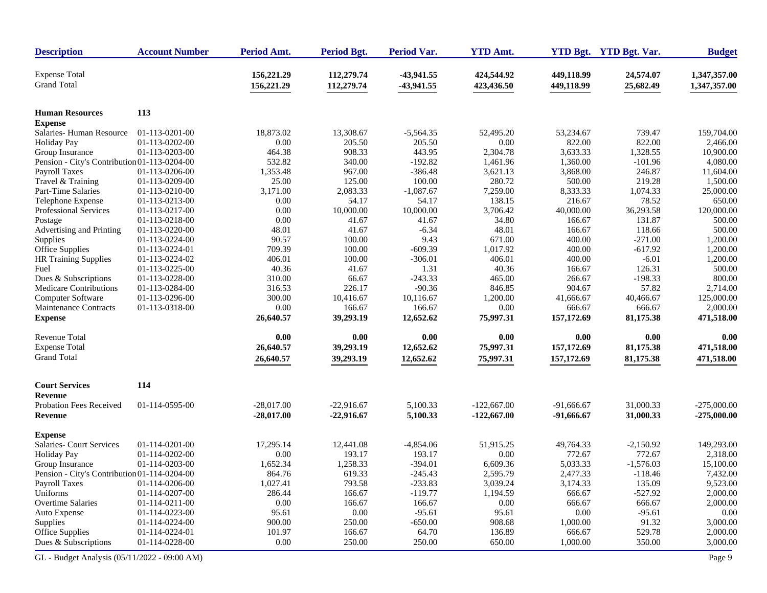| Description | Account Number | Period Amt. | Period Bgt. | Period Var. | YTD Amt. | YTD Bgt. | YTD Bgt. Var. | Budget |
|---|---|---|---|---|---|---|---|---|
| Expense Total | | **156,221.29** | **112,279.74** | **-43,941.55** | **424,544.92** | **449,118.99** | **24,574.07** | **1,347,357.00** |
| Grand Total | | **156,221.29** | **112,279.74** | **-43,941.55** | **423,436.50** | **449,118.99** | **25,682.49** | **1,347,357.00** |
| | | | | | | | | |
| **Human Resources** | **113** | | | | | | | |
| **Expense** | | | | | | | | |
| Salaries- Human Resource | 01-113-0201-00 | 18,873.02 | 13,308.67 | -5,564.35 | 52,495.20 | 53,234.67 | 739.47 | 159,704.00 |
| Holiday Pay | 01-113-0202-00 | 0.00 | 205.50 | 205.50 | 0.00 | 822.00 | 822.00 | 2,466.00 |
| Group Insurance | 01-113-0203-00 | 464.38 | 908.33 | 443.95 | 2,304.78 | 3,633.33 | 1,328.55 | 10,900.00 |
| Pension - City's Contribution | 01-113-0204-00 | 532.82 | 340.00 | -192.82 | 1,461.96 | 1,360.00 | -101.96 | 4,080.00 |
| Payroll Taxes | 01-113-0206-00 | 1,353.48 | 967.00 | -386.48 | 3,621.13 | 3,868.00 | 246.87 | 11,604.00 |
| Travel & Training | 01-113-0209-00 | 25.00 | 125.00 | 100.00 | 280.72 | 500.00 | 219.28 | 1,500.00 |
| Part-Time Salaries | 01-113-0210-00 | 3,171.00 | 2,083.33 | -1,087.67 | 7,259.00 | 8,333.33 | 1,074.33 | 25,000.00 |
| Telephone Expense | 01-113-0213-00 | 0.00 | 54.17 | 54.17 | 138.15 | 216.67 | 78.52 | 650.00 |
| Professional Services | 01-113-0217-00 | 0.00 | 10,000.00 | 10,000.00 | 3,706.42 | 40,000.00 | 36,293.58 | 120,000.00 |
| Postage | 01-113-0218-00 | 0.00 | 41.67 | 41.67 | 34.80 | 166.67 | 131.87 | 500.00 |
| Advertising and Printing | 01-113-0220-00 | 48.01 | 41.67 | -6.34 | 48.01 | 166.67 | 118.66 | 500.00 |
| Supplies | 01-113-0224-00 | 90.57 | 100.00 | 9.43 | 671.00 | 400.00 | -271.00 | 1,200.00 |
| Office Supplies | 01-113-0224-01 | 709.39 | 100.00 | -609.39 | 1,017.92 | 400.00 | -617.92 | 1,200.00 |
| HR Training Supplies | 01-113-0224-02 | 406.01 | 100.00 | -306.01 | 406.01 | 400.00 | -6.01 | 1,200.00 |
| Fuel | 01-113-0225-00 | 40.36 | 41.67 | 1.31 | 40.36 | 166.67 | 126.31 | 500.00 |
| Dues & Subscriptions | 01-113-0228-00 | 310.00 | 66.67 | -243.33 | 465.00 | 266.67 | -198.33 | 800.00 |
| Medicare Contributions | 01-113-0284-00 | 316.53 | 226.17 | -90.36 | 846.85 | 904.67 | 57.82 | 2,714.00 |
| Computer Software | 01-113-0296-00 | 300.00 | 10,416.67 | 10,116.67 | 1,200.00 | 41,666.67 | 40,466.67 | 125,000.00 |
| Maintenance Contracts | 01-113-0318-00 | 0.00 | 166.67 | 166.67 | 0.00 | 666.67 | 666.67 | 2,000.00 |
| **Expense** | | **26,640.57** | **39,293.19** | **12,652.62** | **75,997.31** | **157,172.69** | **81,175.38** | **471,518.00** |
| | | | | | | | | |
| Revenue Total | | **0.00** | **0.00** | **0.00** | **0.00** | **0.00** | **0.00** | **0.00** |
| Expense Total | | **26,640.57** | **39,293.19** | **12,652.62** | **75,997.31** | **157,172.69** | **81,175.38** | **471,518.00** |
| Grand Total | | **26,640.57** | **39,293.19** | **12,652.62** | **75,997.31** | **157,172.69** | **81,175.38** | **471,518.00** |
| | | | | | | | | |
| **Court Services** | **114** | | | | | | | |
| **Revenue** | | | | | | | | |
| Probation Fees Received | 01-114-0595-00 | -28,017.00 | -22,916.67 | 5,100.33 | -122,667.00 | -91,666.67 | 31,000.33 | -275,000.00 |
| **Revenue** | | **-28,017.00** | **-22,916.67** | **5,100.33** | **-122,667.00** | **-91,666.67** | **31,000.33** | **-275,000.00** |
| | | | | | | | | |
| **Expense** | | | | | | | | |
| Salaries- Court Services | 01-114-0201-00 | 17,295.14 | 12,441.08 | -4,854.06 | 51,915.25 | 49,764.33 | -2,150.92 | 149,293.00 |
| Holiday Pay | 01-114-0202-00 | 0.00 | 193.17 | 193.17 | 0.00 | 772.67 | 772.67 | 2,318.00 |
| Group Insurance | 01-114-0203-00 | 1,652.34 | 1,258.33 | -394.01 | 6,609.36 | 5,033.33 | -1,576.03 | 15,100.00 |
| Pension - City's Contribution | 01-114-0204-00 | 864.76 | 619.33 | -245.43 | 2,595.79 | 2,477.33 | -118.46 | 7,432.00 |
| Payroll Taxes | 01-114-0206-00 | 1,027.41 | 793.58 | -233.83 | 3,039.24 | 3,174.33 | 135.09 | 9,523.00 |
| Uniforms | 01-114-0207-00 | 286.44 | 166.67 | -119.77 | 1,194.59 | 666.67 | -527.92 | 2,000.00 |
| Overtime Salaries | 01-114-0211-00 | 0.00 | 166.67 | 166.67 | 0.00 | 666.67 | 666.67 | 2,000.00 |
| Auto Expense | 01-114-0223-00 | 95.61 | 0.00 | -95.61 | 95.61 | 0.00 | -95.61 | 0.00 |
| Supplies | 01-114-0224-00 | 900.00 | 250.00 | -650.00 | 908.68 | 1,000.00 | 91.32 | 3,000.00 |
| Office Supplies | 01-114-0224-01 | 101.97 | 166.67 | 64.70 | 136.89 | 666.67 | 529.78 | 2,000.00 |
| Dues & Subscriptions | 01-114-0228-00 | 0.00 | 250.00 | 250.00 | 650.00 | 1,000.00 | 350.00 | 3,000.00 |

GL - Budget Analysis (05/11/2022 - 09:00 AM)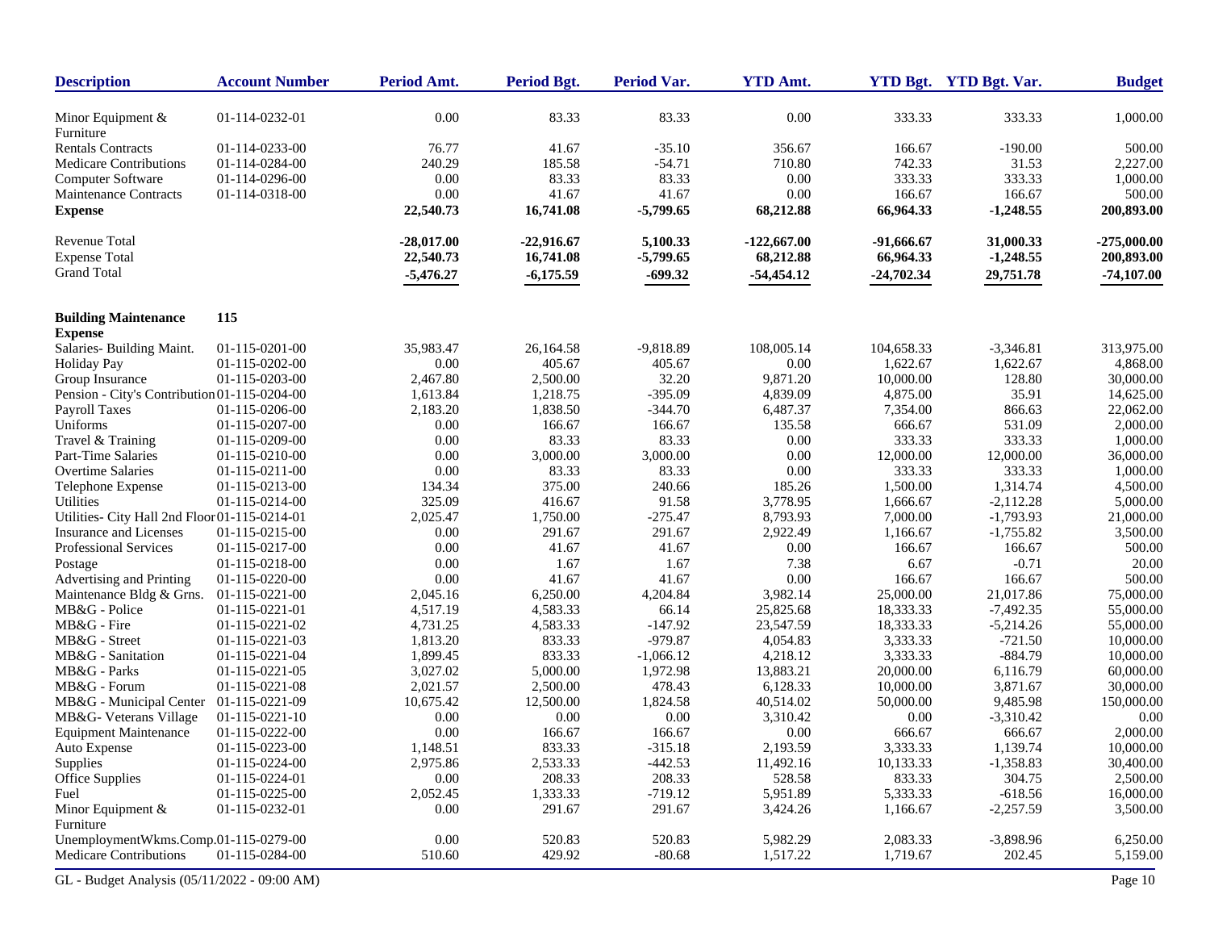| Description | Account Number | Period Amt. | Period Bgt. | Period Var. | YTD Amt. | YTD Bgt. | YTD Bgt. Var. | Budget |
|---|---|---|---|---|---|---|---|---|
| Minor Equipment & Furniture | 01-114-0232-01 | 0.00 | 83.33 | 83.33 | 0.00 | 333.33 | 333.33 | 1,000.00 |
| Rentals Contracts | 01-114-0233-00 | 76.77 | 41.67 | -35.10 | 356.67 | 166.67 | -190.00 | 500.00 |
| Medicare Contributions | 01-114-0284-00 | 240.29 | 185.58 | -54.71 | 710.80 | 742.33 | 31.53 | 2,227.00 |
| Computer Software | 01-114-0296-00 | 0.00 | 83.33 | 83.33 | 0.00 | 333.33 | 333.33 | 1,000.00 |
| Maintenance Contracts | 01-114-0318-00 | 0.00 | 41.67 | 41.67 | 0.00 | 166.67 | 166.67 | 500.00 |
| **Expense** | | **22,540.73** | **16,741.08** | **-5,799.65** | **68,212.88** | **66,964.33** | **-1,248.55** | **200,893.00** |
| Revenue Total | | **-28,017.00** | **-22,916.67** | **5,100.33** | **-122,667.00** | **-91,666.67** | **31,000.33** | **-275,000.00** |
| Expense Total | | **22,540.73** | **16,741.08** | **-5,799.65** | **68,212.88** | **66,964.33** | **-1,248.55** | **200,893.00** |
| Grand Total | | **-5,476.27** | **-6,175.59** | **-699.32** | **-54,454.12** | **-24,702.34** | **29,751.78** | **-74,107.00** |
| **Building Maintenance** | **115** | | | | | | | |
| **Expense** | | | | | | | | |
| Salaries- Building Maint. | 01-115-0201-00 | 35,983.47 | 26,164.58 | -9,818.89 | 108,005.14 | 104,658.33 | -3,346.81 | 313,975.00 |
| Holiday Pay | 01-115-0202-00 | 0.00 | 405.67 | 405.67 | 0.00 | 1,622.67 | 1,622.67 | 4,868.00 |
| Group Insurance | 01-115-0203-00 | 2,467.80 | 2,500.00 | 32.20 | 9,871.20 | 10,000.00 | 128.80 | 30,000.00 |
| Pension - City's Contribution | 01-115-0204-00 | 1,613.84 | 1,218.75 | -395.09 | 4,839.09 | 4,875.00 | 35.91 | 14,625.00 |
| Payroll Taxes | 01-115-0206-00 | 2,183.20 | 1,838.50 | -344.70 | 6,487.37 | 7,354.00 | 866.63 | 22,062.00 |
| Uniforms | 01-115-0207-00 | 0.00 | 166.67 | 166.67 | 135.58 | 666.67 | 531.09 | 2,000.00 |
| Travel & Training | 01-115-0209-00 | 0.00 | 83.33 | 83.33 | 0.00 | 333.33 | 333.33 | 1,000.00 |
| Part-Time Salaries | 01-115-0210-00 | 0.00 | 3,000.00 | 3,000.00 | 0.00 | 12,000.00 | 12,000.00 | 36,000.00 |
| Overtime Salaries | 01-115-0211-00 | 0.00 | 83.33 | 83.33 | 0.00 | 333.33 | 333.33 | 1,000.00 |
| Telephone Expense | 01-115-0213-00 | 134.34 | 375.00 | 240.66 | 185.26 | 1,500.00 | 1,314.74 | 4,500.00 |
| Utilities | 01-115-0214-00 | 325.09 | 416.67 | 91.58 | 3,778.95 | 1,666.67 | -2,112.28 | 5,000.00 |
| Utilities- City Hall 2nd Floor | 01-115-0214-01 | 2,025.47 | 1,750.00 | -275.47 | 8,793.93 | 7,000.00 | -1,793.93 | 21,000.00 |
| Insurance and Licenses | 01-115-0215-00 | 0.00 | 291.67 | 291.67 | 2,922.49 | 1,166.67 | -1,755.82 | 3,500.00 |
| Professional Services | 01-115-0217-00 | 0.00 | 41.67 | 41.67 | 0.00 | 166.67 | 166.67 | 500.00 |
| Postage | 01-115-0218-00 | 0.00 | 1.67 | 1.67 | 7.38 | 6.67 | -0.71 | 20.00 |
| Advertising and Printing | 01-115-0220-00 | 0.00 | 41.67 | 41.67 | 0.00 | 166.67 | 166.67 | 500.00 |
| Maintenance Bldg & Grns. | 01-115-0221-00 | 2,045.16 | 6,250.00 | 4,204.84 | 3,982.14 | 25,000.00 | 21,017.86 | 75,000.00 |
| MB&G - Police | 01-115-0221-01 | 4,517.19 | 4,583.33 | 66.14 | 25,825.68 | 18,333.33 | -7,492.35 | 55,000.00 |
| MB&G - Fire | 01-115-0221-02 | 4,731.25 | 4,583.33 | -147.92 | 23,547.59 | 18,333.33 | -5,214.26 | 55,000.00 |
| MB&G - Street | 01-115-0221-03 | 1,813.20 | 833.33 | -979.87 | 4,054.83 | 3,333.33 | -721.50 | 10,000.00 |
| MB&G - Sanitation | 01-115-0221-04 | 1,899.45 | 833.33 | -1,066.12 | 4,218.12 | 3,333.33 | -884.79 | 10,000.00 |
| MB&G - Parks | 01-115-0221-05 | 3,027.02 | 5,000.00 | 1,972.98 | 13,883.21 | 20,000.00 | 6,116.79 | 60,000.00 |
| MB&G - Forum | 01-115-0221-08 | 2,021.57 | 2,500.00 | 478.43 | 6,128.33 | 10,000.00 | 3,871.67 | 30,000.00 |
| MB&G - Municipal Center | 01-115-0221-09 | 10,675.42 | 12,500.00 | 1,824.58 | 40,514.02 | 50,000.00 | 9,485.98 | 150,000.00 |
| MB&G- Veterans Village | 01-115-0221-10 | 0.00 | 0.00 | 0.00 | 3,310.42 | 0.00 | -3,310.42 | 0.00 |
| Equipment Maintenance | 01-115-0222-00 | 0.00 | 166.67 | 166.67 | 0.00 | 666.67 | 666.67 | 2,000.00 |
| Auto Expense | 01-115-0223-00 | 1,148.51 | 833.33 | -315.18 | 2,193.59 | 3,333.33 | 1,139.74 | 10,000.00 |
| Supplies | 01-115-0224-00 | 2,975.86 | 2,533.33 | -442.53 | 11,492.16 | 10,133.33 | -1,358.83 | 30,400.00 |
| Office Supplies | 01-115-0224-01 | 0.00 | 208.33 | 208.33 | 528.58 | 833.33 | 304.75 | 2,500.00 |
| Fuel | 01-115-0225-00 | 2,052.45 | 1,333.33 | -719.12 | 5,951.89 | 5,333.33 | -618.56 | 16,000.00 |
| Minor Equipment & Furniture | 01-115-0232-01 | 0.00 | 291.67 | 291.67 | 3,424.26 | 1,166.67 | -2,257.59 | 3,500.00 |
| UnemploymentWkms.Comp. | 01-115-0279-00 | 0.00 | 520.83 | 520.83 | 5,982.29 | 2,083.33 | -3,898.96 | 6,250.00 |
| Medicare Contributions | 01-115-0284-00 | 510.60 | 429.92 | -80.68 | 1,517.22 | 1,719.67 | 202.45 | 5,159.00 |

GL - Budget Analysis (05/11/2022 - 09:00 AM)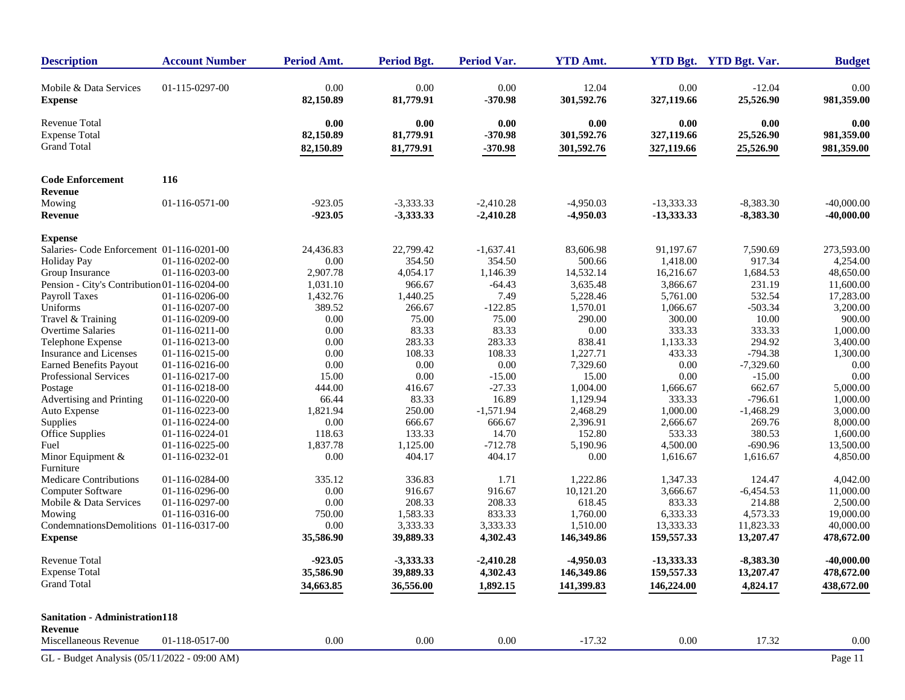| Description | Account Number | Period Amt. | Period Bgt. | Period Var. | YTD Amt. | YTD Bgt. | YTD Bgt. Var. | Budget |
|---|---|---|---|---|---|---|---|---|
| Mobile & Data Services | 01-115-0297-00 | 0.00 | 0.00 | 0.00 | 12.04 | 0.00 | -12.04 | 0.00 |
| **Expense** | | **82,150.89** | **81,779.91** | **-370.98** | **301,592.76** | **327,119.66** | **25,526.90** | **981,359.00** |
| Revenue Total | | **0.00** | **0.00** | **0.00** | **0.00** | **0.00** | **0.00** | **0.00** |
| Expense Total | | **82,150.89** | **81,779.91** | **-370.98** | **301,592.76** | **327,119.66** | **25,526.90** | **981,359.00** |
| Grand Total | | **82,150.89** | **81,779.91** | **-370.98** | **301,592.76** | **327,119.66** | **25,526.90** | **981,359.00** |
| **Code Enforcement** | **116** | | | | | | | |
| **Revenue** | | | | | | | | |
| Mowing | 01-116-0571-00 | -923.05 | -3,333.33 | -2,410.28 | -4,950.03 | -13,333.33 | -8,383.30 | -40,000.00 |
| **Revenue** | | **-923.05** | **-3,333.33** | **-2,410.28** | **-4,950.03** | **-13,333.33** | **-8,383.30** | **-40,000.00** |
| **Expense** | | | | | | | | |
| Salaries- Code Enforcement | 01-116-0201-00 | 24,436.83 | 22,799.42 | -1,637.41 | 83,606.98 | 91,197.67 | 7,590.69 | 273,593.00 |
| Holiday Pay | 01-116-0202-00 | 0.00 | 354.50 | 354.50 | 500.66 | 1,418.00 | 917.34 | 4,254.00 |
| Group Insurance | 01-116-0203-00 | 2,907.78 | 4,054.17 | 1,146.39 | 14,532.14 | 16,216.67 | 1,684.53 | 48,650.00 |
| Pension - City's Contribution | 01-116-0204-00 | 1,031.10 | 966.67 | -64.43 | 3,635.48 | 3,866.67 | 231.19 | 11,600.00 |
| Payroll Taxes | 01-116-0206-00 | 1,432.76 | 1,440.25 | 7.49 | 5,228.46 | 5,761.00 | 532.54 | 17,283.00 |
| Uniforms | 01-116-0207-00 | 389.52 | 266.67 | -122.85 | 1,570.01 | 1,066.67 | -503.34 | 3,200.00 |
| Travel & Training | 01-116-0209-00 | 0.00 | 75.00 | 75.00 | 290.00 | 300.00 | 10.00 | 900.00 |
| Overtime Salaries | 01-116-0211-00 | 0.00 | 83.33 | 83.33 | 0.00 | 333.33 | 333.33 | 1,000.00 |
| Telephone Expense | 01-116-0213-00 | 0.00 | 283.33 | 283.33 | 838.41 | 1,133.33 | 294.92 | 3,400.00 |
| Insurance and Licenses | 01-116-0215-00 | 0.00 | 108.33 | 108.33 | 1,227.71 | 433.33 | -794.38 | 1,300.00 |
| Earned Benefits Payout | 01-116-0216-00 | 0.00 | 0.00 | 0.00 | 7,329.60 | 0.00 | -7,329.60 | 0.00 |
| Professional Services | 01-116-0217-00 | 15.00 | 0.00 | -15.00 | 15.00 | 0.00 | -15.00 | 0.00 |
| Postage | 01-116-0218-00 | 444.00 | 416.67 | -27.33 | 1,004.00 | 1,666.67 | 662.67 | 5,000.00 |
| Advertising and Printing | 01-116-0220-00 | 66.44 | 83.33 | 16.89 | 1,129.94 | 333.33 | -796.61 | 1,000.00 |
| Auto Expense | 01-116-0223-00 | 1,821.94 | 250.00 | -1,571.94 | 2,468.29 | 1,000.00 | -1,468.29 | 3,000.00 |
| Supplies | 01-116-0224-00 | 0.00 | 666.67 | 666.67 | 2,396.91 | 2,666.67 | 269.76 | 8,000.00 |
| Office Supplies | 01-116-0224-01 | 118.63 | 133.33 | 14.70 | 152.80 | 533.33 | 380.53 | 1,600.00 |
| Fuel | 01-116-0225-00 | 1,837.78 | 1,125.00 | -712.78 | 5,190.96 | 4,500.00 | -690.96 | 13,500.00 |
| Minor Equipment & Furniture | 01-116-0232-01 | 0.00 | 404.17 | 404.17 | 0.00 | 1,616.67 | 1,616.67 | 4,850.00 |
| Medicare Contributions | 01-116-0284-00 | 335.12 | 336.83 | 1.71 | 1,222.86 | 1,347.33 | 124.47 | 4,042.00 |
| Computer Software | 01-116-0296-00 | 0.00 | 916.67 | 916.67 | 10,121.20 | 3,666.67 | -6,454.53 | 11,000.00 |
| Mobile & Data Services | 01-116-0297-00 | 0.00 | 208.33 | 208.33 | 618.45 | 833.33 | 214.88 | 2,500.00 |
| Mowing | 01-116-0316-00 | 750.00 | 1,583.33 | 833.33 | 1,760.00 | 6,333.33 | 4,573.33 | 19,000.00 |
| CondemnationsDemolitions | 01-116-0317-00 | 0.00 | 3,333.33 | 3,333.33 | 1,510.00 | 13,333.33 | 11,823.33 | 40,000.00 |
| **Expense** | | **35,586.90** | **39,889.33** | **4,302.43** | **146,349.86** | **159,557.33** | **13,207.47** | **478,672.00** |
| Revenue Total | | **-923.05** | **-3,333.33** | **-2,410.28** | **-4,950.03** | **-13,333.33** | **-8,383.30** | **-40,000.00** |
| Expense Total | | **35,586.90** | **39,889.33** | **4,302.43** | **146,349.86** | **159,557.33** | **13,207.47** | **478,672.00** |
| Grand Total | | **34,663.85** | **36,556.00** | **1,892.15** | **141,399.83** | **146,224.00** | **4,824.17** | **438,672.00** |
| **Sanitation - Administration** | **118** | | | | | | | |
| **Revenue** | | | | | | | | |
| Miscellaneous Revenue | 01-118-0517-00 | 0.00 | 0.00 | 0.00 | -17.32 | 0.00 | 17.32 | 0.00 |

GL - Budget Analysis (05/11/2022 - 09:00 AM)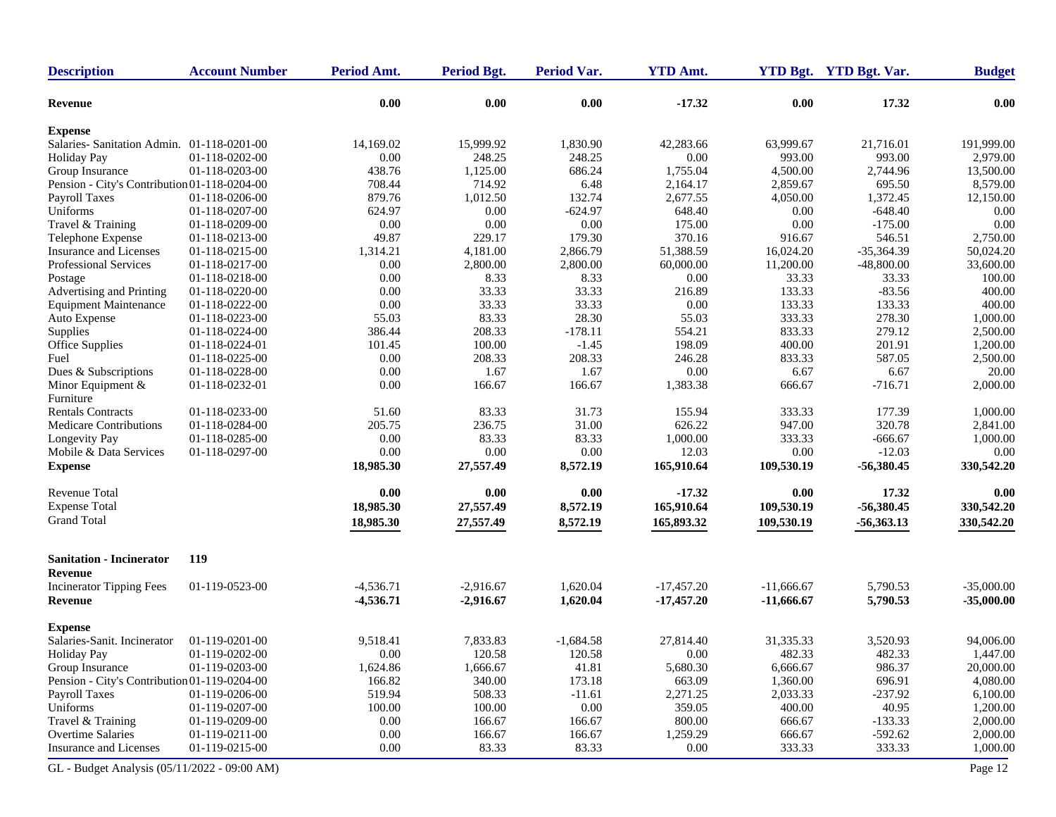| Description | Account Number | Period Amt. | Period Bgt. | Period Var. | YTD Amt. | YTD Bgt. | YTD Bgt. Var. | Budget |
|---|---|---|---|---|---|---|---|---|
| **Revenue** | | **0.00** | **0.00** | **0.00** | **-17.32** | **0.00** | **17.32** | **0.00** |
| **Expense** | | | | | | | | |
| Salaries- Sanitation Admin. | 01-118-0201-00 | 14,169.02 | 15,999.92 | 1,830.90 | 42,283.66 | 63,999.67 | 21,716.01 | 191,999.00 |
| Holiday Pay | 01-118-0202-00 | 0.00 | 248.25 | 248.25 | 0.00 | 993.00 | 993.00 | 2,979.00 |
| Group Insurance | 01-118-0203-00 | 438.76 | 1,125.00 | 686.24 | 1,755.04 | 4,500.00 | 2,744.96 | 13,500.00 |
| Pension - City's Contribution | 01-118-0204-00 | 708.44 | 714.92 | 6.48 | 2,164.17 | 2,859.67 | 695.50 | 8,579.00 |
| Payroll Taxes | 01-118-0206-00 | 879.76 | 1,012.50 | 132.74 | 2,677.55 | 4,050.00 | 1,372.45 | 12,150.00 |
| Uniforms | 01-118-0207-00 | 624.97 | 0.00 | -624.97 | 648.40 | 0.00 | -648.40 | 0.00 |
| Travel & Training | 01-118-0209-00 | 0.00 | 0.00 | 0.00 | 175.00 | 0.00 | -175.00 | 0.00 |
| Telephone Expense | 01-118-0213-00 | 49.87 | 229.17 | 179.30 | 370.16 | 916.67 | 546.51 | 2,750.00 |
| Insurance and Licenses | 01-118-0215-00 | 1,314.21 | 4,181.00 | 2,866.79 | 51,388.59 | 16,024.20 | -35,364.39 | 50,024.20 |
| Professional Services | 01-118-0217-00 | 0.00 | 2,800.00 | 2,800.00 | 60,000.00 | 11,200.00 | -48,800.00 | 33,600.00 |
| Postage | 01-118-0218-00 | 0.00 | 8.33 | 8.33 | 0.00 | 33.33 | 33.33 | 100.00 |
| Advertising and Printing | 01-118-0220-00 | 0.00 | 33.33 | 33.33 | 216.89 | 133.33 | -83.56 | 400.00 |
| Equipment Maintenance | 01-118-0222-00 | 0.00 | 33.33 | 33.33 | 0.00 | 133.33 | 133.33 | 400.00 |
| Auto Expense | 01-118-0223-00 | 55.03 | 83.33 | 28.30 | 55.03 | 333.33 | 278.30 | 1,000.00 |
| Supplies | 01-118-0224-00 | 386.44 | 208.33 | -178.11 | 554.21 | 833.33 | 279.12 | 2,500.00 |
| Office Supplies | 01-118-0224-01 | 101.45 | 100.00 | -1.45 | 198.09 | 400.00 | 201.91 | 1,200.00 |
| Fuel | 01-118-0225-00 | 0.00 | 208.33 | 208.33 | 246.28 | 833.33 | 587.05 | 2,500.00 |
| Dues & Subscriptions | 01-118-0228-00 | 0.00 | 1.67 | 1.67 | 0.00 | 6.67 | 6.67 | 20.00 |
| Minor Equipment & Furniture | 01-118-0232-01 | 0.00 | 166.67 | 166.67 | 1,383.38 | 666.67 | -716.71 | 2,000.00 |
| Rentals Contracts | 01-118-0233-00 | 51.60 | 83.33 | 31.73 | 155.94 | 333.33 | 177.39 | 1,000.00 |
| Medicare Contributions | 01-118-0284-00 | 205.75 | 236.75 | 31.00 | 626.22 | 947.00 | 320.78 | 2,841.00 |
| Longevity Pay | 01-118-0285-00 | 0.00 | 83.33 | 83.33 | 1,000.00 | 333.33 | -666.67 | 1,000.00 |
| Mobile & Data Services | 01-118-0297-00 | 0.00 | 0.00 | 0.00 | 12.03 | 0.00 | -12.03 | 0.00 |
| **Expense** | | **18,985.30** | **27,557.49** | **8,572.19** | **165,910.64** | **109,530.19** | **-56,380.45** | **330,542.20** |
| Revenue Total | | **0.00** | **0.00** | **0.00** | **-17.32** | **0.00** | **17.32** | **0.00** |
| Expense Total | | **18,985.30** | **27,557.49** | **8,572.19** | **165,910.64** | **109,530.19** | **-56,380.45** | **330,542.20** |
| Grand Total | | **18,985.30** | **27,557.49** | **8,572.19** | **165,893.32** | **109,530.19** | **-56,363.13** | **330,542.20** |

## Sanitation - Incinerator 119

| Description | Account Number | Period Amt. | Period Bgt. | Period Var. | YTD Amt. | YTD Bgt. | YTD Bgt. Var. | Budget |
|---|---|---|---|---|---|---|---|---|
| **Revenue** | | | | | | | | |
| Incinerator Tipping Fees | 01-119-0523-00 | -4,536.71 | -2,916.67 | 1,620.04 | -17,457.20 | -11,666.67 | 5,790.53 | -35,000.00 |
| **Revenue** | | **-4,536.71** | **-2,916.67** | **1,620.04** | **-17,457.20** | **-11,666.67** | **5,790.53** | **-35,000.00** |
| **Expense** | | | | | | | | |
| Salaries-Sanit. Incinerator | 01-119-0201-00 | 9,518.41 | 7,833.83 | -1,684.58 | 27,814.40 | 31,335.33 | 3,520.93 | 94,006.00 |
| Holiday Pay | 01-119-0202-00 | 0.00 | 120.58 | 120.58 | 0.00 | 482.33 | 482.33 | 1,447.00 |
| Group Insurance | 01-119-0203-00 | 1,624.86 | 1,666.67 | 41.81 | 5,680.30 | 6,666.67 | 986.37 | 20,000.00 |
| Pension - City's Contribution | 01-119-0204-00 | 166.82 | 340.00 | 173.18 | 663.09 | 1,360.00 | 696.91 | 4,080.00 |
| Payroll Taxes | 01-119-0206-00 | 519.94 | 508.33 | -11.61 | 2,271.25 | 2,033.33 | -237.92 | 6,100.00 |
| Uniforms | 01-119-0207-00 | 100.00 | 100.00 | 0.00 | 359.05 | 400.00 | 40.95 | 1,200.00 |
| Travel & Training | 01-119-0209-00 | 0.00 | 166.67 | 166.67 | 800.00 | 666.67 | -133.33 | 2,000.00 |
| Overtime Salaries | 01-119-0211-00 | 0.00 | 166.67 | 166.67 | 1,259.29 | 666.67 | -592.62 | 2,000.00 |
| Insurance and Licenses | 01-119-0215-00 | 0.00 | 83.33 | 83.33 | 0.00 | 333.33 | 333.33 | 1,000.00 |

GL - Budget Analysis (05/11/2022 - 09:00 AM)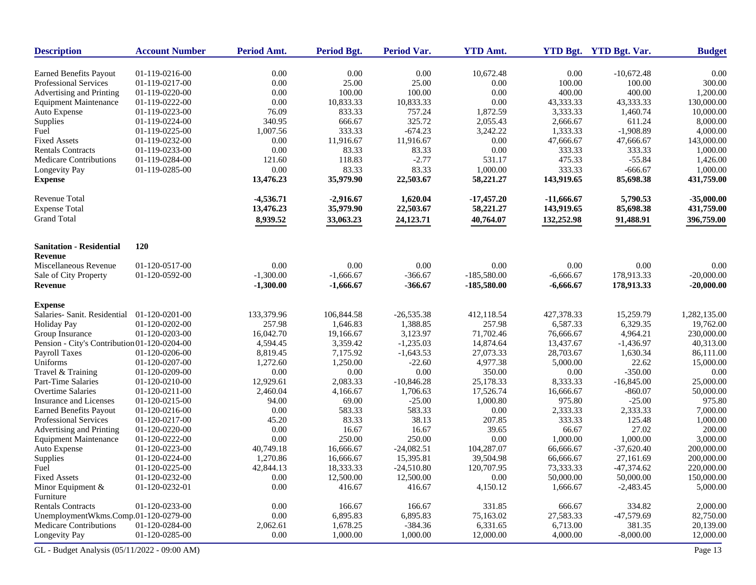| Description | Account Number | Period Amt. | Period Bgt. | Period Var. | YTD Amt. | YTD Bgt. | YTD Bgt. Var. | Budget |
|---|---|---|---|---|---|---|---|---|
| Earned Benefits Payout | 01-119-0216-00 | 0.00 | 0.00 | 0.00 | 10,672.48 | 0.00 | -10,672.48 | 0.00 |
| Professional Services | 01-119-0217-00 | 0.00 | 25.00 | 25.00 | 0.00 | 100.00 | 100.00 | 300.00 |
| Advertising and Printing | 01-119-0220-00 | 0.00 | 100.00 | 100.00 | 0.00 | 400.00 | 400.00 | 1,200.00 |
| Equipment Maintenance | 01-119-0222-00 | 0.00 | 10,833.33 | 10,833.33 | 0.00 | 43,333.33 | 43,333.33 | 130,000.00 |
| Auto Expense | 01-119-0223-00 | 76.09 | 833.33 | 757.24 | 1,872.59 | 3,333.33 | 1,460.74 | 10,000.00 |
| Supplies | 01-119-0224-00 | 340.95 | 666.67 | 325.72 | 2,055.43 | 2,666.67 | 611.24 | 8,000.00 |
| Fuel | 01-119-0225-00 | 1,007.56 | 333.33 | -674.23 | 3,242.22 | 1,333.33 | -1,908.89 | 4,000.00 |
| Fixed Assets | 01-119-0232-00 | 0.00 | 11,916.67 | 11,916.67 | 0.00 | 47,666.67 | 47,666.67 | 143,000.00 |
| Rentals Contracts | 01-119-0233-00 | 0.00 | 83.33 | 83.33 | 0.00 | 333.33 | 333.33 | 1,000.00 |
| Medicare Contributions | 01-119-0284-00 | 121.60 | 118.83 | -2.77 | 531.17 | 475.33 | -55.84 | 1,426.00 |
| Longevity Pay | 01-119-0285-00 | 0.00 | 83.33 | 83.33 | 1,000.00 | 333.33 | -666.67 | 1,000.00 |
| **Expense** | | **13,476.23** | **35,979.90** | **22,503.67** | **58,221.27** | **143,919.65** | **85,698.38** | **431,759.00** |
| Revenue Total | | **-4,536.71** | **-2,916.67** | **1,620.04** | **-17,457.20** | **-11,666.67** | **5,790.53** | **-35,000.00** |
| Expense Total | | **13,476.23** | **35,979.90** | **22,503.67** | **58,221.27** | **143,919.65** | **85,698.38** | **431,759.00** |
| Grand Total | | **8,939.52** | **33,063.23** | **24,123.71** | **40,764.07** | **132,252.98** | **91,488.91** | **396,759.00** |
| **Sanitation - Residential** | **120** | | | | | | | |
| **Revenue** | | | | | | | | |
| Miscellaneous Revenue | 01-120-0517-00 | 0.00 | 0.00 | 0.00 | 0.00 | 0.00 | 0.00 | 0.00 |
| Sale of City Property | 01-120-0592-00 | -1,300.00 | -1,666.67 | -366.67 | -185,580.00 | -6,666.67 | 178,913.33 | -20,000.00 |
| **Revenue** | | **-1,300.00** | **-1,666.67** | **-366.67** | **-185,580.00** | **-6,666.67** | **178,913.33** | **-20,000.00** |
| **Expense** | | | | | | | | |
| Salaries- Sanit. Residential | 01-120-0201-00 | 133,379.96 | 106,844.58 | -26,535.38 | 412,118.54 | 427,378.33 | 15,259.79 | 1,282,135.00 |
| Holiday Pay | 01-120-0202-00 | 257.98 | 1,646.83 | 1,388.85 | 257.98 | 6,587.33 | 6,329.35 | 19,762.00 |
| Group Insurance | 01-120-0203-00 | 16,042.70 | 19,166.67 | 3,123.97 | 71,702.46 | 76,666.67 | 4,964.21 | 230,000.00 |
| Pension - City's Contribution | 01-120-0204-00 | 4,594.45 | 3,359.42 | -1,235.03 | 14,874.64 | 13,437.67 | -1,436.97 | 40,313.00 |
| Payroll Taxes | 01-120-0206-00 | 8,819.45 | 7,175.92 | -1,643.53 | 27,073.33 | 28,703.67 | 1,630.34 | 86,111.00 |
| Uniforms | 01-120-0207-00 | 1,272.60 | 1,250.00 | -22.60 | 4,977.38 | 5,000.00 | 22.62 | 15,000.00 |
| Travel & Training | 01-120-0209-00 | 0.00 | 0.00 | 0.00 | 350.00 | 0.00 | -350.00 | 0.00 |
| Part-Time Salaries | 01-120-0210-00 | 12,929.61 | 2,083.33 | -10,846.28 | 25,178.33 | 8,333.33 | -16,845.00 | 25,000.00 |
| Overtime Salaries | 01-120-0211-00 | 2,460.04 | 4,166.67 | 1,706.63 | 17,526.74 | 16,666.67 | -860.07 | 50,000.00 |
| Insurance and Licenses | 01-120-0215-00 | 94.00 | 69.00 | -25.00 | 1,000.80 | 975.80 | -25.00 | 975.80 |
| Earned Benefits Payout | 01-120-0216-00 | 0.00 | 583.33 | 583.33 | 0.00 | 2,333.33 | 2,333.33 | 7,000.00 |
| Professional Services | 01-120-0217-00 | 45.20 | 83.33 | 38.13 | 207.85 | 333.33 | 125.48 | 1,000.00 |
| Advertising and Printing | 01-120-0220-00 | 0.00 | 16.67 | 16.67 | 39.65 | 66.67 | 27.02 | 200.00 |
| Equipment Maintenance | 01-120-0222-00 | 0.00 | 250.00 | 250.00 | 0.00 | 1,000.00 | 1,000.00 | 3,000.00 |
| Auto Expense | 01-120-0223-00 | 40,749.18 | 16,666.67 | -24,082.51 | 104,287.07 | 66,666.67 | -37,620.40 | 200,000.00 |
| Supplies | 01-120-0224-00 | 1,270.86 | 16,666.67 | 15,395.81 | 39,504.98 | 66,666.67 | 27,161.69 | 200,000.00 |
| Fuel | 01-120-0225-00 | 42,844.13 | 18,333.33 | -24,510.80 | 120,707.95 | 73,333.33 | -47,374.62 | 220,000.00 |
| Fixed Assets | 01-120-0232-00 | 0.00 | 12,500.00 | 12,500.00 | 0.00 | 50,000.00 | 50,000.00 | 150,000.00 |
| Minor Equipment & Furniture | 01-120-0232-01 | 0.00 | 416.67 | 416.67 | 4,150.12 | 1,666.67 | -2,483.45 | 5,000.00 |
| Rentals Contracts | 01-120-0233-00 | 0.00 | 166.67 | 166.67 | 331.85 | 666.67 | 334.82 | 2,000.00 |
| UnemploymentWkms.Comp. | 01-120-0279-00 | 0.00 | 6,895.83 | 6,895.83 | 75,163.02 | 27,583.33 | -47,579.69 | 82,750.00 |
| Medicare Contributions | 01-120-0284-00 | 2,062.61 | 1,678.25 | -384.36 | 6,331.65 | 6,713.00 | 381.35 | 20,139.00 |
| Longevity Pay | 01-120-0285-00 | 0.00 | 1,000.00 | 1,000.00 | 12,000.00 | 4,000.00 | -8,000.00 | 12,000.00 |

GL - Budget Analysis (05/11/2022 - 09:00 AM)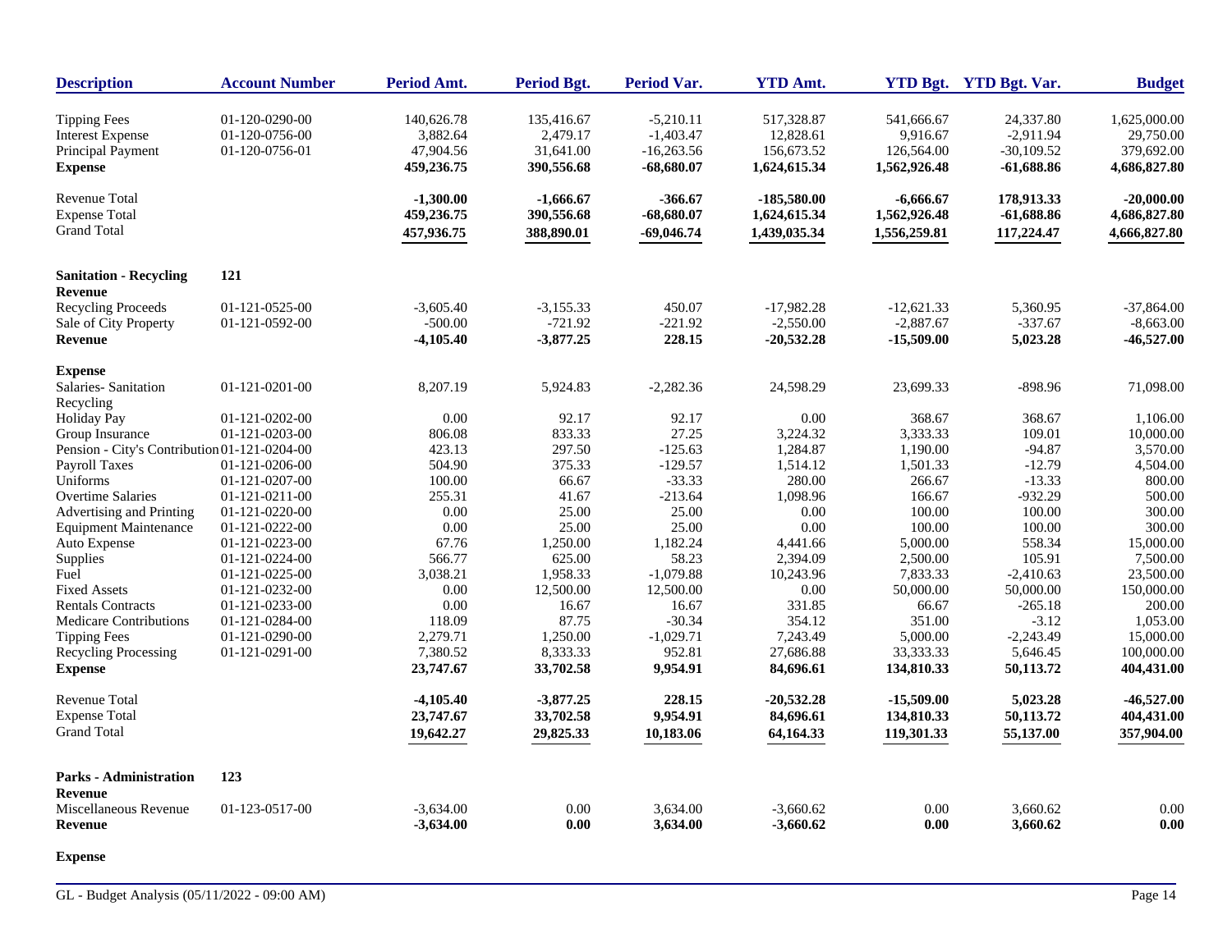| Description | Account Number | Period Amt. | Period Bgt. | Period Var. | YTD Amt. | YTD Bgt. | YTD Bgt. Var. | Budget |
|---|---|---|---|---|---|---|---|---|
| Tipping Fees | 01-120-0290-00 | 140,626.78 | 135,416.67 | -5,210.11 | 517,328.87 | 541,666.67 | 24,337.80 | 1,625,000.00 |
| Interest Expense | 01-120-0756-00 | 3,882.64 | 2,479.17 | -1,403.47 | 12,828.61 | 9,916.67 | -2,911.94 | 29,750.00 |
| Principal Payment | 01-120-0756-01 | 47,904.56 | 31,641.00 | -16,263.56 | 156,673.52 | 126,564.00 | -30,109.52 | 379,692.00 |
| **Expense** | | **459,236.75** | **390,556.68** | **-68,680.07** | **1,624,615.34** | **1,562,926.48** | **-61,688.86** | **4,686,827.80** |
| Revenue Total | | **-1,300.00** | **-1,666.67** | **-366.67** | **-185,580.00** | **-6,666.67** | **178,913.33** | **-20,000.00** |
| Expense Total | | **459,236.75** | **390,556.68** | **-68,680.07** | **1,624,615.34** | **1,562,926.48** | **-61,688.86** | **4,686,827.80** |
| Grand Total | | **457,936.75** | **388,890.01** | **-69,046.74** | **1,439,035.34** | **1,556,259.81** | **117,224.47** | **4,666,827.80** |
| **Sanitation - Recycling** | **121** | | | | | | | |
| **Revenue** | | | | | | | | |
| Recycling Proceeds | 01-121-0525-00 | -3,605.40 | -3,155.33 | 450.07 | -17,982.28 | -12,621.33 | 5,360.95 | -37,864.00 |
| Sale of City Property | 01-121-0592-00 | -500.00 | -721.92 | -221.92 | -2,550.00 | -2,887.67 | -337.67 | -8,663.00 |
| **Revenue** | | **-4,105.40** | **-3,877.25** | **228.15** | **-20,532.28** | **-15,509.00** | **5,023.28** | **-46,527.00** |
| **Expense** | | | | | | | | |
| Salaries- Sanitation Recycling | 01-121-0201-00 | 8,207.19 | 5,924.83 | -2,282.36 | 24,598.29 | 23,699.33 | -898.96 | 71,098.00 |
| Holiday Pay | 01-121-0202-00 | 0.00 | 92.17 | 92.17 | 0.00 | 368.67 | 368.67 | 1,106.00 |
| Group Insurance | 01-121-0203-00 | 806.08 | 833.33 | 27.25 | 3,224.32 | 3,333.33 | 109.01 | 10,000.00 |
| Pension - City's Contribution | 01-121-0204-00 | 423.13 | 297.50 | -125.63 | 1,284.87 | 1,190.00 | -94.87 | 3,570.00 |
| Payroll Taxes | 01-121-0206-00 | 504.90 | 375.33 | -129.57 | 1,514.12 | 1,501.33 | -12.79 | 4,504.00 |
| Uniforms | 01-121-0207-00 | 100.00 | 66.67 | -33.33 | 280.00 | 266.67 | -13.33 | 800.00 |
| Overtime Salaries | 01-121-0211-00 | 255.31 | 41.67 | -213.64 | 1,098.96 | 166.67 | -932.29 | 500.00 |
| Advertising and Printing | 01-121-0220-00 | 0.00 | 25.00 | 25.00 | 0.00 | 100.00 | 100.00 | 300.00 |
| Equipment Maintenance | 01-121-0222-00 | 0.00 | 25.00 | 25.00 | 0.00 | 100.00 | 100.00 | 300.00 |
| Auto Expense | 01-121-0223-00 | 67.76 | 1,250.00 | 1,182.24 | 4,441.66 | 5,000.00 | 558.34 | 15,000.00 |
| Supplies | 01-121-0224-00 | 566.77 | 625.00 | 58.23 | 2,394.09 | 2,500.00 | 105.91 | 7,500.00 |
| Fuel | 01-121-0225-00 | 3,038.21 | 1,958.33 | -1,079.88 | 10,243.96 | 7,833.33 | -2,410.63 | 23,500.00 |
| Fixed Assets | 01-121-0232-00 | 0.00 | 12,500.00 | 12,500.00 | 0.00 | 50,000.00 | 50,000.00 | 150,000.00 |
| Rentals Contracts | 01-121-0233-00 | 0.00 | 16.67 | 16.67 | 331.85 | 66.67 | -265.18 | 200.00 |
| Medicare Contributions | 01-121-0284-00 | 118.09 | 87.75 | -30.34 | 354.12 | 351.00 | -3.12 | 1,053.00 |
| Tipping Fees | 01-121-0290-00 | 2,279.71 | 1,250.00 | -1,029.71 | 7,243.49 | 5,000.00 | -2,243.49 | 15,000.00 |
| Recycling Processing | 01-121-0291-00 | 7,380.52 | 8,333.33 | 952.81 | 27,686.88 | 33,333.33 | 5,646.45 | 100,000.00 |
| **Expense** | | **23,747.67** | **33,702.58** | **9,954.91** | **84,696.61** | **134,810.33** | **50,113.72** | **404,431.00** |
| Revenue Total | | **-4,105.40** | **-3,877.25** | **228.15** | **-20,532.28** | **-15,509.00** | **5,023.28** | **-46,527.00** |
| Expense Total | | **23,747.67** | **33,702.58** | **9,954.91** | **84,696.61** | **134,810.33** | **50,113.72** | **404,431.00** |
| Grand Total | | **19,642.27** | **29,825.33** | **10,183.06** | **64,164.33** | **119,301.33** | **55,137.00** | **357,904.00** |
| **Parks - Administration** | **123** | | | | | | | |
| **Revenue** | | | | | | | | |
| Miscellaneous Revenue | 01-123-0517-00 | -3,634.00 | 0.00 | 3,634.00 | -3,660.62 | 0.00 | 3,660.62 | 0.00 |
| **Revenue** | | **-3,634.00** | **0.00** | **3,634.00** | **-3,660.62** | **0.00** | **3,660.62** | **0.00** |
| **Expense** | | | | | | | | |

GL - Budget Analysis (05/11/2022 - 09:00 AM)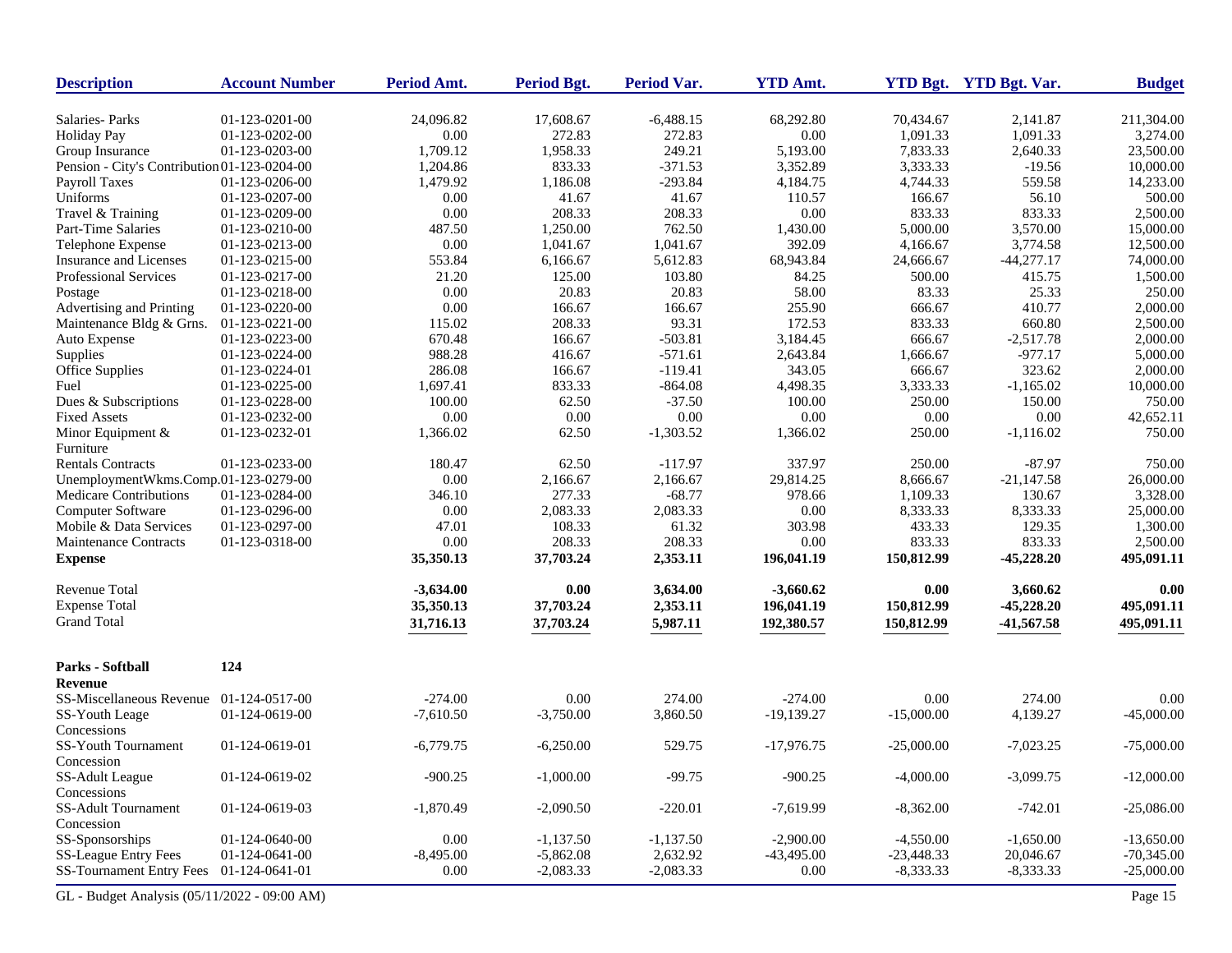| Description | Account Number | Period Amt. | Period Bgt. | Period Var. | YTD Amt. | YTD Bgt. | YTD Bgt. Var. | Budget |
|---|---|---|---|---|---|---|---|---|
| Salaries- Parks | 01-123-0201-00 | 24,096.82 | 17,608.67 | -6,488.15 | 68,292.80 | 70,434.67 | 2,141.87 | 211,304.00 |
| Holiday Pay | 01-123-0202-00 | 0.00 | 272.83 | 272.83 | 0.00 | 1,091.33 | 1,091.33 | 3,274.00 |
| Group Insurance | 01-123-0203-00 | 1,709.12 | 1,958.33 | 249.21 | 5,193.00 | 7,833.33 | 2,640.33 | 23,500.00 |
| Pension - City's Contribution | 01-123-0204-00 | 1,204.86 | 833.33 | -371.53 | 3,352.89 | 3,333.33 | -19.56 | 10,000.00 |
| Payroll Taxes | 01-123-0206-00 | 1,479.92 | 1,186.08 | -293.84 | 4,184.75 | 4,744.33 | 559.58 | 14,233.00 |
| Uniforms | 01-123-0207-00 | 0.00 | 41.67 | 41.67 | 110.57 | 166.67 | 56.10 | 500.00 |
| Travel & Training | 01-123-0209-00 | 0.00 | 208.33 | 208.33 | 0.00 | 833.33 | 833.33 | 2,500.00 |
| Part-Time Salaries | 01-123-0210-00 | 487.50 | 1,250.00 | 762.50 | 1,430.00 | 5,000.00 | 3,570.00 | 15,000.00 |
| Telephone Expense | 01-123-0213-00 | 0.00 | 1,041.67 | 1,041.67 | 392.09 | 4,166.67 | 3,774.58 | 12,500.00 |
| Insurance and Licenses | 01-123-0215-00 | 553.84 | 6,166.67 | 5,612.83 | 68,943.84 | 24,666.67 | -44,277.17 | 74,000.00 |
| Professional Services | 01-123-0217-00 | 21.20 | 125.00 | 103.80 | 84.25 | 500.00 | 415.75 | 1,500.00 |
| Postage | 01-123-0218-00 | 0.00 | 20.83 | 20.83 | 58.00 | 83.33 | 25.33 | 250.00 |
| Advertising and Printing | 01-123-0220-00 | 0.00 | 166.67 | 166.67 | 255.90 | 666.67 | 410.77 | 2,000.00 |
| Maintenance Bldg & Grns. | 01-123-0221-00 | 115.02 | 208.33 | 93.31 | 172.53 | 833.33 | 660.80 | 2,500.00 |
| Auto Expense | 01-123-0223-00 | 670.48 | 166.67 | -503.81 | 3,184.45 | 666.67 | -2,517.78 | 2,000.00 |
| Supplies | 01-123-0224-00 | 988.28 | 416.67 | -571.61 | 2,643.84 | 1,666.67 | -977.17 | 5,000.00 |
| Office Supplies | 01-123-0224-01 | 286.08 | 166.67 | -119.41 | 343.05 | 666.67 | 323.62 | 2,000.00 |
| Fuel | 01-123-0225-00 | 1,697.41 | 833.33 | -864.08 | 4,498.35 | 3,333.33 | -1,165.02 | 10,000.00 |
| Dues & Subscriptions | 01-123-0228-00 | 100.00 | 62.50 | -37.50 | 100.00 | 250.00 | 150.00 | 750.00 |
| Fixed Assets | 01-123-0232-00 | 0.00 | 0.00 | 0.00 | 0.00 | 0.00 | 0.00 | 42,652.11 |
| Minor Equipment & Furniture | 01-123-0232-01 | 1,366.02 | 62.50 | -1,303.52 | 1,366.02 | 250.00 | -1,116.02 | 750.00 |
| Rentals Contracts | 01-123-0233-00 | 180.47 | 62.50 | -117.97 | 337.97 | 250.00 | -87.97 | 750.00 |
| UnemploymentWkms.Comp. | 01-123-0279-00 | 0.00 | 2,166.67 | 2,166.67 | 29,814.25 | 8,666.67 | -21,147.58 | 26,000.00 |
| Medicare Contributions | 01-123-0284-00 | 346.10 | 277.33 | -68.77 | 978.66 | 1,109.33 | 130.67 | 3,328.00 |
| Computer Software | 01-123-0296-00 | 0.00 | 2,083.33 | 2,083.33 | 0.00 | 8,333.33 | 8,333.33 | 25,000.00 |
| Mobile & Data Services | 01-123-0297-00 | 47.01 | 108.33 | 61.32 | 303.98 | 433.33 | 129.35 | 1,300.00 |
| Maintenance Contracts | 01-123-0318-00 | 0.00 | 208.33 | 208.33 | 0.00 | 833.33 | 833.33 | 2,500.00 |
| **Expense** | | **35,350.13** | **37,703.24** | **2,353.11** | **196,041.19** | **150,812.99** | **-45,228.20** | **495,091.11** |
| Revenue Total | | **-3,634.00** | **0.00** | **3,634.00** | **-3,660.62** | **0.00** | **3,660.62** | **0.00** |
| Expense Total | | **35,350.13** | **37,703.24** | **2,353.11** | **196,041.19** | **150,812.99** | **-45,228.20** | **495,091.11** |
| Grand Total | | **31,716.13** | **37,703.24** | **5,987.11** | **192,380.57** | **150,812.99** | **-41,567.58** | **495,091.11** |
| **Parks - Softball** | **124** | | | | | | | |
| **Revenue** | | | | | | | | |
| SS-Miscellaneous Revenue | 01-124-0517-00 | -274.00 | 0.00 | 274.00 | -274.00 | 0.00 | 274.00 | 0.00 |
| SS-Youth Leage Concessions | 01-124-0619-00 | -7,610.50 | -3,750.00 | 3,860.50 | -19,139.27 | -15,000.00 | 4,139.27 | -45,000.00 |
| SS-Youth Tournament Concession | 01-124-0619-01 | -6,779.75 | -6,250.00 | 529.75 | -17,976.75 | -25,000.00 | -7,023.25 | -75,000.00 |
| SS-Adult League Concessions | 01-124-0619-02 | -900.25 | -1,000.00 | -99.75 | -900.25 | -4,000.00 | -3,099.75 | -12,000.00 |
| SS-Adult Tournament Concession | 01-124-0619-03 | -1,870.49 | -2,090.50 | -220.01 | -7,619.99 | -8,362.00 | -742.01 | -25,086.00 |
| SS-Sponsorships | 01-124-0640-00 | 0.00 | -1,137.50 | -1,137.50 | -2,900.00 | -4,550.00 | -1,650.00 | -13,650.00 |
| SS-League Entry Fees | 01-124-0641-00 | -8,495.00 | -5,862.08 | 2,632.92 | -43,495.00 | -23,448.33 | 20,046.67 | -70,345.00 |
| SS-Tournament Entry Fees | 01-124-0641-01 | 0.00 | -2,083.33 | -2,083.33 | 0.00 | -8,333.33 | -8,333.33 | -25,000.00 |

GL - Budget Analysis (05/11/2022 - 09:00 AM)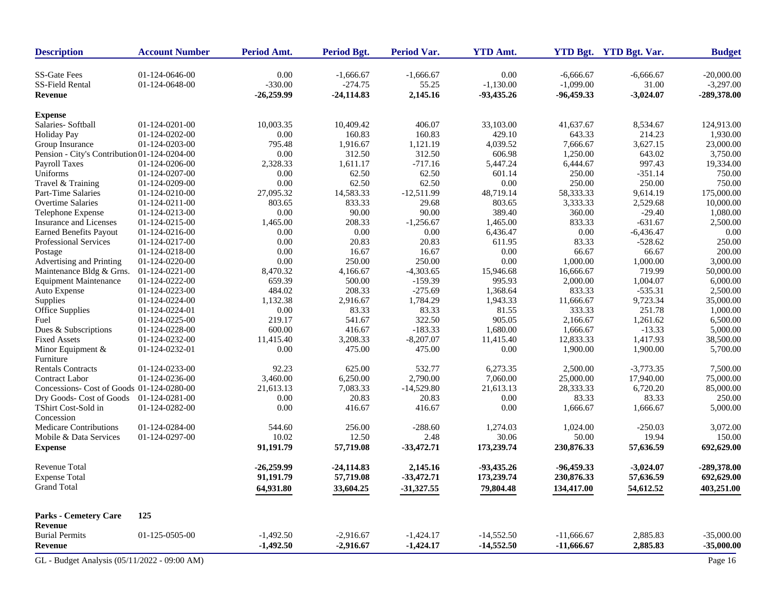| Description | Account Number | Period Amt. | Period Bgt. | Period Var. | YTD Amt. | YTD Bgt. | YTD Bgt. Var. | Budget |
|---|---|---|---|---|---|---|---|---|
| SS-Gate Fees | 01-124-0646-00 | 0.00 | -1,666.67 | -1,666.67 | 0.00 | -6,666.67 | -6,666.67 | -20,000.00 |
| SS-Field Rental | 01-124-0648-00 | -330.00 | -274.75 | 55.25 | -1,130.00 | -1,099.00 | 31.00 | -3,297.00 |
| **Revenue** | | **-26,259.99** | **-24,114.83** | **2,145.16** | **-93,435.26** | **-96,459.33** | **-3,024.07** | **-289,378.00** |
| **Expense** | | | | | | | | |
| Salaries- Softball | 01-124-0201-00 | 10,003.35 | 10,409.42 | 406.07 | 33,103.00 | 41,637.67 | 8,534.67 | 124,913.00 |
| Holiday Pay | 01-124-0202-00 | 0.00 | 160.83 | 160.83 | 429.10 | 643.33 | 214.23 | 1,930.00 |
| Group Insurance | 01-124-0203-00 | 795.48 | 1,916.67 | 1,121.19 | 4,039.52 | 7,666.67 | 3,627.15 | 23,000.00 |
| Pension - City's Contribution | 01-124-0204-00 | 0.00 | 312.50 | 312.50 | 606.98 | 1,250.00 | 643.02 | 3,750.00 |
| Payroll Taxes | 01-124-0206-00 | 2,328.33 | 1,611.17 | -717.16 | 5,447.24 | 6,444.67 | 997.43 | 19,334.00 |
| Uniforms | 01-124-0207-00 | 0.00 | 62.50 | 62.50 | 601.14 | 250.00 | -351.14 | 750.00 |
| Travel & Training | 01-124-0209-00 | 0.00 | 62.50 | 62.50 | 0.00 | 250.00 | 250.00 | 750.00 |
| Part-Time Salaries | 01-124-0210-00 | 27,095.32 | 14,583.33 | -12,511.99 | 48,719.14 | 58,333.33 | 9,614.19 | 175,000.00 |
| Overtime Salaries | 01-124-0211-00 | 803.65 | 833.33 | 29.68 | 803.65 | 3,333.33 | 2,529.68 | 10,000.00 |
| Telephone Expense | 01-124-0213-00 | 0.00 | 90.00 | 90.00 | 389.40 | 360.00 | -29.40 | 1,080.00 |
| Insurance and Licenses | 01-124-0215-00 | 1,465.00 | 208.33 | -1,256.67 | 1,465.00 | 833.33 | -631.67 | 2,500.00 |
| Earned Benefits Payout | 01-124-0216-00 | 0.00 | 0.00 | 0.00 | 6,436.47 | 0.00 | -6,436.47 | 0.00 |
| Professional Services | 01-124-0217-00 | 0.00 | 20.83 | 20.83 | 611.95 | 83.33 | -528.62 | 250.00 |
| Postage | 01-124-0218-00 | 0.00 | 16.67 | 16.67 | 0.00 | 66.67 | 66.67 | 200.00 |
| Advertising and Printing | 01-124-0220-00 | 0.00 | 250.00 | 250.00 | 0.00 | 1,000.00 | 1,000.00 | 3,000.00 |
| Maintenance Bldg & Grns. | 01-124-0221-00 | 8,470.32 | 4,166.67 | -4,303.65 | 15,946.68 | 16,666.67 | 719.99 | 50,000.00 |
| Equipment Maintenance | 01-124-0222-00 | 659.39 | 500.00 | -159.39 | 995.93 | 2,000.00 | 1,004.07 | 6,000.00 |
| Auto Expense | 01-124-0223-00 | 484.02 | 208.33 | -275.69 | 1,368.64 | 833.33 | -535.31 | 2,500.00 |
| Supplies | 01-124-0224-00 | 1,132.38 | 2,916.67 | 1,784.29 | 1,943.33 | 11,666.67 | 9,723.34 | 35,000.00 |
| Office Supplies | 01-124-0224-01 | 0.00 | 83.33 | 83.33 | 81.55 | 333.33 | 251.78 | 1,000.00 |
| Fuel | 01-124-0225-00 | 219.17 | 541.67 | 322.50 | 905.05 | 2,166.67 | 1,261.62 | 6,500.00 |
| Dues & Subscriptions | 01-124-0228-00 | 600.00 | 416.67 | -183.33 | 1,680.00 | 1,666.67 | -13.33 | 5,000.00 |
| Fixed Assets | 01-124-0232-00 | 11,415.40 | 3,208.33 | -8,207.07 | 11,415.40 | 12,833.33 | 1,417.93 | 38,500.00 |
| Minor Equipment & Furniture | 01-124-0232-01 | 0.00 | 475.00 | 475.00 | 0.00 | 1,900.00 | 1,900.00 | 5,700.00 |
| Rentals Contracts | 01-124-0233-00 | 92.23 | 625.00 | 532.77 | 6,273.35 | 2,500.00 | -3,773.35 | 7,500.00 |
| Contract Labor | 01-124-0236-00 | 3,460.00 | 6,250.00 | 2,790.00 | 7,060.00 | 25,000.00 | 17,940.00 | 75,000.00 |
| Concessions- Cost of Goods | 01-124-0280-00 | 21,613.13 | 7,083.33 | -14,529.80 | 21,613.13 | 28,333.33 | 6,720.20 | 85,000.00 |
| Dry Goods- Cost of Goods | 01-124-0281-00 | 0.00 | 20.83 | 20.83 | 0.00 | 83.33 | 83.33 | 250.00 |
| TShirt Cost-Sold in Concession | 01-124-0282-00 | 0.00 | 416.67 | 416.67 | 0.00 | 1,666.67 | 1,666.67 | 5,000.00 |
| Medicare Contributions | 01-124-0284-00 | 544.60 | 256.00 | -288.60 | 1,274.03 | 1,024.00 | -250.03 | 3,072.00 |
| Mobile & Data Services | 01-124-0297-00 | 10.02 | 12.50 | 2.48 | 30.06 | 50.00 | 19.94 | 150.00 |
| **Expense** | | **91,191.79** | **57,719.08** | **-33,472.71** | **173,239.74** | **230,876.33** | **57,636.59** | **692,629.00** |
| Revenue Total | | **-26,259.99** | **-24,114.83** | **2,145.16** | **-93,435.26** | **-96,459.33** | **-3,024.07** | **-289,378.00** |
| Expense Total | | **91,191.79** | **57,719.08** | **-33,472.71** | **173,239.74** | **230,876.33** | **57,636.59** | **692,629.00** |
| Grand Total | | **64,931.80** | **33,604.25** | **-31,327.55** | **79,804.48** | **134,417.00** | **54,612.52** | **403,251.00** |

| Description | Account Number | Period Amt. | Period Bgt. | Period Var. | YTD Amt. | YTD Bgt. | YTD Bgt. Var. | Budget |
|---|---|---|---|---|---|---|---|---|
| **Parks - Cemetery Care** | **125** | | | | | | | |
| **Revenue** | | | | | | | | |
| Burial Permits | 01-125-0505-00 | -1,492.50 | -2,916.67 | -1,424.17 | -14,552.50 | -11,666.67 | 2,885.83 | -35,000.00 |
| **Revenue** | | **-1,492.50** | **-2,916.67** | **-1,424.17** | **-14,552.50** | **-11,666.67** | **2,885.83** | **-35,000.00** |

GL - Budget Analysis (05/11/2022 - 09:00 AM)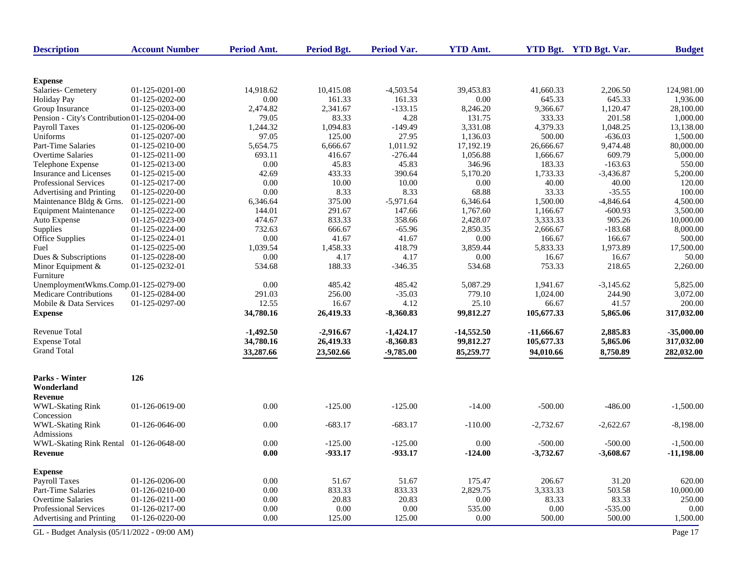| Description | Account Number | Period Amt. | Period Bgt. | Period Var. | YTD Amt. | YTD Bgt. | YTD Bgt. Var. | Budget |
|---|---|---|---|---|---|---|---|---|
| **Expense** | | | | | | | | |
| Salaries- Cemetery | 01-125-0201-00 | 14,918.62 | 10,415.08 | -4,503.54 | 39,453.83 | 41,660.33 | 2,206.50 | 124,981.00 |
| Holiday Pay | 01-125-0202-00 | 0.00 | 161.33 | 161.33 | 0.00 | 645.33 | 645.33 | 1,936.00 |
| Group Insurance | 01-125-0203-00 | 2,474.82 | 2,341.67 | -133.15 | 8,246.20 | 9,366.67 | 1,120.47 | 28,100.00 |
| Pension - City's Contribution | 01-125-0204-00 | 79.05 | 83.33 | 4.28 | 131.75 | 333.33 | 201.58 | 1,000.00 |
| Payroll Taxes | 01-125-0206-00 | 1,244.32 | 1,094.83 | -149.49 | 3,331.08 | 4,379.33 | 1,048.25 | 13,138.00 |
| Uniforms | 01-125-0207-00 | 97.05 | 125.00 | 27.95 | 1,136.03 | 500.00 | -636.03 | 1,500.00 |
| Part-Time Salaries | 01-125-0210-00 | 5,654.75 | 6,666.67 | 1,011.92 | 17,192.19 | 26,666.67 | 9,474.48 | 80,000.00 |
| Overtime Salaries | 01-125-0211-00 | 693.11 | 416.67 | -276.44 | 1,056.88 | 1,666.67 | 609.79 | 5,000.00 |
| Telephone Expense | 01-125-0213-00 | 0.00 | 45.83 | 45.83 | 346.96 | 183.33 | -163.63 | 550.00 |
| Insurance and Licenses | 01-125-0215-00 | 42.69 | 433.33 | 390.64 | 5,170.20 | 1,733.33 | -3,436.87 | 5,200.00 |
| Professional Services | 01-125-0217-00 | 0.00 | 10.00 | 10.00 | 0.00 | 40.00 | 40.00 | 120.00 |
| Advertising and Printing | 01-125-0220-00 | 0.00 | 8.33 | 8.33 | 68.88 | 33.33 | -35.55 | 100.00 |
| Maintenance Bldg & Grns. | 01-125-0221-00 | 6,346.64 | 375.00 | -5,971.64 | 6,346.64 | 1,500.00 | -4,846.64 | 4,500.00 |
| Equipment Maintenance | 01-125-0222-00 | 144.01 | 291.67 | 147.66 | 1,767.60 | 1,166.67 | -600.93 | 3,500.00 |
| Auto Expense | 01-125-0223-00 | 474.67 | 833.33 | 358.66 | 2,428.07 | 3,333.33 | 905.26 | 10,000.00 |
| Supplies | 01-125-0224-00 | 732.63 | 666.67 | -65.96 | 2,850.35 | 2,666.67 | -183.68 | 8,000.00 |
| Office Supplies | 01-125-0224-01 | 0.00 | 41.67 | 41.67 | 0.00 | 166.67 | 166.67 | 500.00 |
| Fuel | 01-125-0225-00 | 1,039.54 | 1,458.33 | 418.79 | 3,859.44 | 5,833.33 | 1,973.89 | 17,500.00 |
| Dues & Subscriptions | 01-125-0228-00 | 0.00 | 4.17 | 4.17 | 0.00 | 16.67 | 16.67 | 50.00 |
| Minor Equipment & Furniture | 01-125-0232-01 | 534.68 | 188.33 | -346.35 | 534.68 | 753.33 | 218.65 | 2,260.00 |
| UnemploymentWkms.Comp. | 01-125-0279-00 | 0.00 | 485.42 | 485.42 | 5,087.29 | 1,941.67 | -3,145.62 | 5,825.00 |
| Medicare Contributions | 01-125-0284-00 | 291.03 | 256.00 | -35.03 | 779.10 | 1,024.00 | 244.90 | 3,072.00 |
| Mobile & Data Services | 01-125-0297-00 | 12.55 | 16.67 | 4.12 | 25.10 | 66.67 | 41.57 | 200.00 |
| **Expense** | | **34,780.16** | **26,419.33** | **-8,360.83** | **99,812.27** | **105,677.33** | **5,865.06** | **317,032.00** |
| Revenue Total | | **-1,492.50** | **-2,916.67** | **-1,424.17** | **-14,552.50** | **-11,666.67** | **2,885.83** | **-35,000.00** |
| Expense Total | | **34,780.16** | **26,419.33** | **-8,360.83** | **99,812.27** | **105,677.33** | **5,865.06** | **317,032.00** |
| Grand Total | | **33,287.66** | **23,502.66** | **-9,785.00** | **85,259.77** | **94,010.66** | **8,750.89** | **282,032.00** |
| **Parks - Winter Wonderland** | **126** | | | | | | | |
| **Revenue** | | | | | | | | |
| WWL-Skating Rink Concession | 01-126-0619-00 | 0.00 | -125.00 | -125.00 | -14.00 | -500.00 | -486.00 | -1,500.00 |
| WWL-Skating Rink Admissions | 01-126-0646-00 | 0.00 | -683.17 | -683.17 | -110.00 | -2,732.67 | -2,622.67 | -8,198.00 |
| WWL-Skating Rink Rental | 01-126-0648-00 | 0.00 | -125.00 | -125.00 | 0.00 | -500.00 | -500.00 | -1,500.00 |
| **Revenue** | | **0.00** | **-933.17** | **-933.17** | **-124.00** | **-3,732.67** | **-3,608.67** | **-11,198.00** |
| **Expense** | | | | | | | | |
| Payroll Taxes | 01-126-0206-00 | 0.00 | 51.67 | 51.67 | 175.47 | 206.67 | 31.20 | 620.00 |
| Part-Time Salaries | 01-126-0210-00 | 0.00 | 833.33 | 833.33 | 2,829.75 | 3,333.33 | 503.58 | 10,000.00 |
| Overtime Salaries | 01-126-0211-00 | 0.00 | 20.83 | 20.83 | 0.00 | 83.33 | 83.33 | 250.00 |
| Professional Services | 01-126-0217-00 | 0.00 | 0.00 | 0.00 | 535.00 | 0.00 | -535.00 | 0.00 |
| Advertising and Printing | 01-126-0220-00 | 0.00 | 125.00 | 125.00 | 0.00 | 500.00 | 500.00 | 1,500.00 |

GL - Budget Analysis (05/11/2022 - 09:00 AM)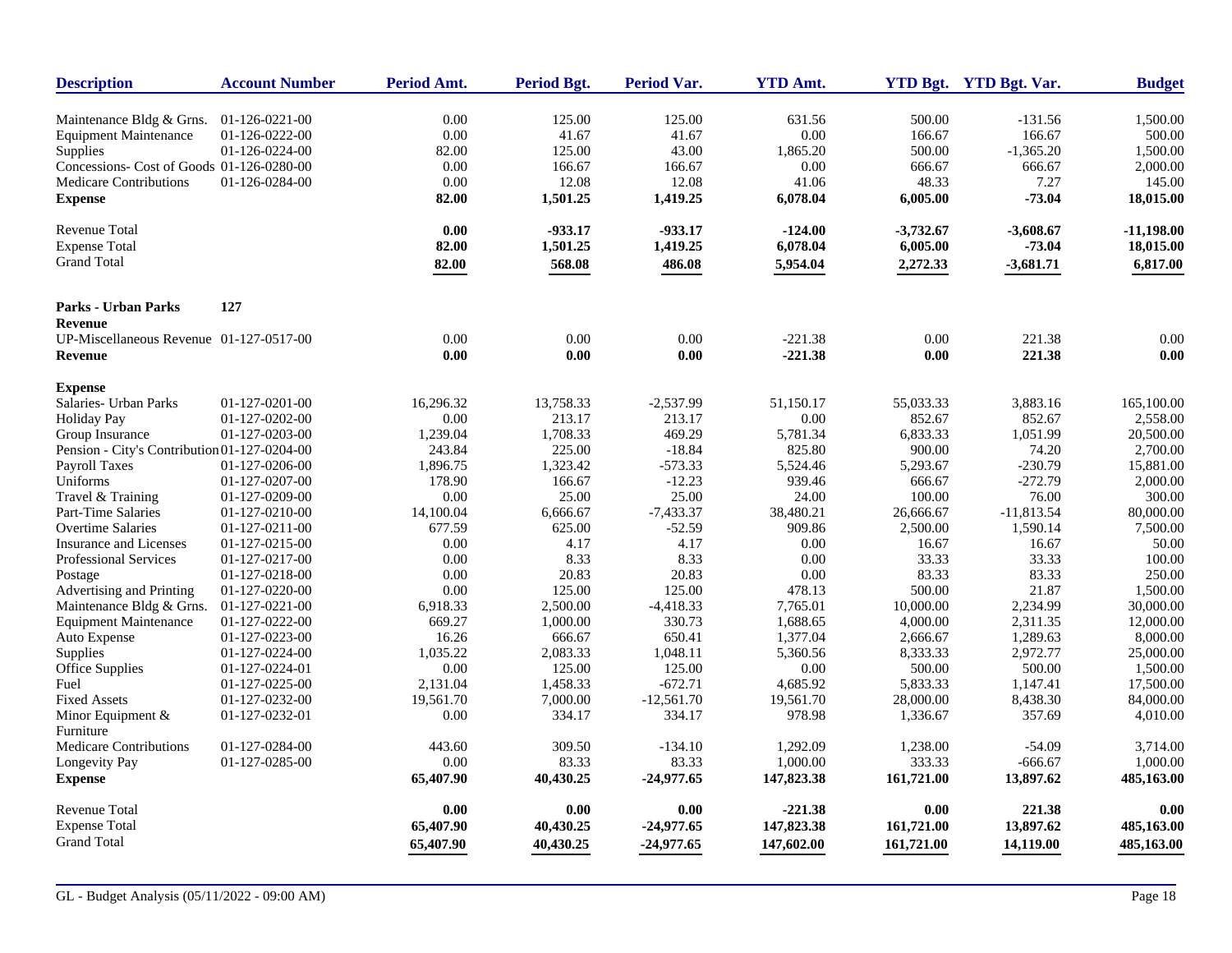| Description | Account Number | Period Amt. | Period Bgt. | Period Var. | YTD Amt. | YTD Bgt. | YTD Bgt. Var. | Budget |
|---|---|---|---|---|---|---|---|---|
| Maintenance Bldg & Grns. | 01-126-0221-00 | 0.00 | 125.00 | 125.00 | 631.56 | 500.00 | -131.56 | 1,500.00 |
| Equipment Maintenance | 01-126-0222-00 | 0.00 | 41.67 | 41.67 | 0.00 | 166.67 | 166.67 | 500.00 |
| Supplies | 01-126-0224-00 | 82.00 | 125.00 | 43.00 | 1,865.20 | 500.00 | -1,365.20 | 1,500.00 |
| Concessions- Cost of Goods | 01-126-0280-00 | 0.00 | 166.67 | 166.67 | 0.00 | 666.67 | 666.67 | 2,000.00 |
| Medicare Contributions | 01-126-0284-00 | 0.00 | 12.08 | 12.08 | 41.06 | 48.33 | 7.27 | 145.00 |
| **Expense** | | **82.00** | **1,501.25** | **1,419.25** | **6,078.04** | **6,005.00** | **-73.04** | **18,015.00** |
| Revenue Total | | **0.00** | **-933.17** | **-933.17** | **-124.00** | **-3,732.67** | **-3,608.67** | **-11,198.00** |
| Expense Total | | **82.00** | **1,501.25** | **1,419.25** | **6,078.04** | **6,005.00** | **-73.04** | **18,015.00** |
| Grand Total | | **82.00** | **568.08** | **486.08** | **5,954.04** | **2,272.33** | **-3,681.71** | **6,817.00** |

| Description | Account Number | Period Amt. | Period Bgt. | Period Var. | YTD Amt. | YTD Bgt. | YTD Bgt. Var. | Budget |
|---|---|---|---|---|---|---|---|---|
| **Parks - Urban Parks** | **127** | | | | | | | |
| **Revenue** | | | | | | | | |
| UP-Miscellaneous Revenue | 01-127-0517-00 | 0.00 | 0.00 | 0.00 | -221.38 | 0.00 | 221.38 | 0.00 |
| **Revenue** | | **0.00** | **0.00** | **0.00** | **-221.38** | **0.00** | **221.38** | **0.00** |
| **Expense** | | | | | | | | |
| Salaries- Urban Parks | 01-127-0201-00 | 16,296.32 | 13,758.33 | -2,537.99 | 51,150.17 | 55,033.33 | 3,883.16 | 165,100.00 |
| Holiday Pay | 01-127-0202-00 | 0.00 | 213.17 | 213.17 | 0.00 | 852.67 | 852.67 | 2,558.00 |
| Group Insurance | 01-127-0203-00 | 1,239.04 | 1,708.33 | 469.29 | 5,781.34 | 6,833.33 | 1,051.99 | 20,500.00 |
| Pension - City's Contribution | 01-127-0204-00 | 243.84 | 225.00 | -18.84 | 825.80 | 900.00 | 74.20 | 2,700.00 |
| Payroll Taxes | 01-127-0206-00 | 1,896.75 | 1,323.42 | -573.33 | 5,524.46 | 5,293.67 | -230.79 | 15,881.00 |
| Uniforms | 01-127-0207-00 | 178.90 | 166.67 | -12.23 | 939.46 | 666.67 | -272.79 | 2,000.00 |
| Travel & Training | 01-127-0209-00 | 0.00 | 25.00 | 25.00 | 24.00 | 100.00 | 76.00 | 300.00 |
| Part-Time Salaries | 01-127-0210-00 | 14,100.04 | 6,666.67 | -7,433.37 | 38,480.21 | 26,666.67 | -11,813.54 | 80,000.00 |
| Overtime Salaries | 01-127-0211-00 | 677.59 | 625.00 | -52.59 | 909.86 | 2,500.00 | 1,590.14 | 7,500.00 |
| Insurance and Licenses | 01-127-0215-00 | 0.00 | 4.17 | 4.17 | 0.00 | 16.67 | 16.67 | 50.00 |
| Professional Services | 01-127-0217-00 | 0.00 | 8.33 | 8.33 | 0.00 | 33.33 | 33.33 | 100.00 |
| Postage | 01-127-0218-00 | 0.00 | 20.83 | 20.83 | 0.00 | 83.33 | 83.33 | 250.00 |
| Advertising and Printing | 01-127-0220-00 | 0.00 | 125.00 | 125.00 | 478.13 | 500.00 | 21.87 | 1,500.00 |
| Maintenance Bldg & Grns. | 01-127-0221-00 | 6,918.33 | 2,500.00 | -4,418.33 | 7,765.01 | 10,000.00 | 2,234.99 | 30,000.00 |
| Equipment Maintenance | 01-127-0222-00 | 669.27 | 1,000.00 | 330.73 | 1,688.65 | 4,000.00 | 2,311.35 | 12,000.00 |
| Auto Expense | 01-127-0223-00 | 16.26 | 666.67 | 650.41 | 1,377.04 | 2,666.67 | 1,289.63 | 8,000.00 |
| Supplies | 01-127-0224-00 | 1,035.22 | 2,083.33 | 1,048.11 | 5,360.56 | 8,333.33 | 2,972.77 | 25,000.00 |
| Office Supplies | 01-127-0224-01 | 0.00 | 125.00 | 125.00 | 0.00 | 500.00 | 500.00 | 1,500.00 |
| Fuel | 01-127-0225-00 | 2,131.04 | 1,458.33 | -672.71 | 4,685.92 | 5,833.33 | 1,147.41 | 17,500.00 |
| Fixed Assets | 01-127-0232-00 | 19,561.70 | 7,000.00 | -12,561.70 | 19,561.70 | 28,000.00 | 8,438.30 | 84,000.00 |
| Minor Equipment & Furniture | 01-127-0232-01 | 0.00 | 334.17 | 334.17 | 978.98 | 1,336.67 | 357.69 | 4,010.00 |
| Medicare Contributions | 01-127-0284-00 | 443.60 | 309.50 | -134.10 | 1,292.09 | 1,238.00 | -54.09 | 3,714.00 |
| Longevity Pay | 01-127-0285-00 | 0.00 | 83.33 | 83.33 | 1,000.00 | 333.33 | -666.67 | 1,000.00 |
| **Expense** | | **65,407.90** | **40,430.25** | **-24,977.65** | **147,823.38** | **161,721.00** | **13,897.62** | **485,163.00** |
| Revenue Total | | **0.00** | **0.00** | **0.00** | **-221.38** | **0.00** | **221.38** | **0.00** |
| Expense Total | | **65,407.90** | **40,430.25** | **-24,977.65** | **147,823.38** | **161,721.00** | **13,897.62** | **485,163.00** |
| Grand Total | | **65,407.90** | **40,430.25** | **-24,977.65** | **147,602.00** | **161,721.00** | **14,119.00** | **485,163.00** |

GL - Budget Analysis (05/11/2022 - 09:00 AM)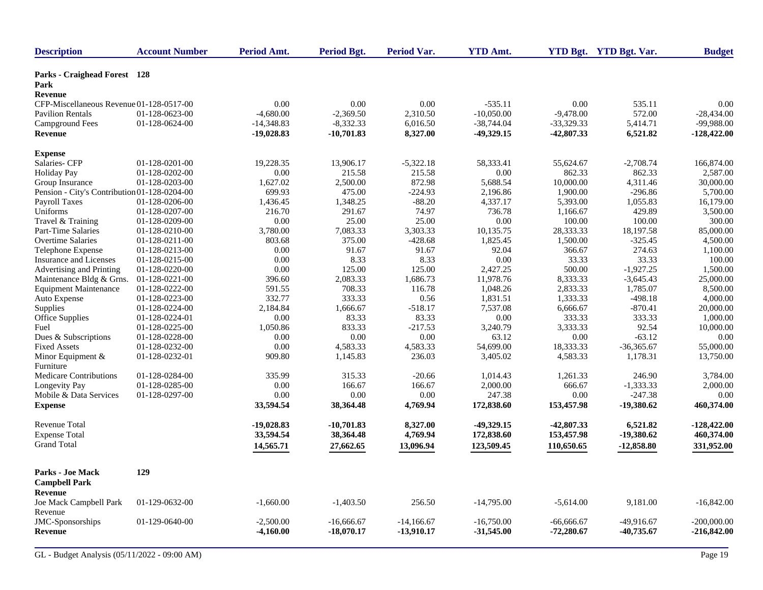| Description | Account Number | Period Amt. | Period Bgt. | Period Var. | YTD Amt. | YTD Bgt. | YTD Bgt. Var. | Budget |
|---|---|---|---|---|---|---|---|---|
| **Parks - Craighead Forest Park** | **128** | | | | | | | |
| **Revenue** | | | | | | | | |
| CFP-Miscellaneous Revenue | 01-128-0517-00 | 0.00 | 0.00 | 0.00 | -535.11 | 0.00 | 535.11 | 0.00 |
| Pavilion Rentals | 01-128-0623-00 | -4,680.00 | -2,369.50 | 2,310.50 | -10,050.00 | -9,478.00 | 572.00 | -28,434.00 |
| Campground Fees | 01-128-0624-00 | -14,348.83 | -8,332.33 | 6,016.50 | -38,744.04 | -33,329.33 | 5,414.71 | -99,988.00 |
| **Revenue** | | **-19,028.83** | **-10,701.83** | **8,327.00** | **-49,329.15** | **-42,807.33** | **6,521.82** | **-128,422.00** |
| **Expense** | | | | | | | | |
| Salaries- CFP | 01-128-0201-00 | 19,228.35 | 13,906.17 | -5,322.18 | 58,333.41 | 55,624.67 | -2,708.74 | 166,874.00 |
| Holiday Pay | 01-128-0202-00 | 0.00 | 215.58 | 215.58 | 0.00 | 862.33 | 862.33 | 2,587.00 |
| Group Insurance | 01-128-0203-00 | 1,627.02 | 2,500.00 | 872.98 | 5,688.54 | 10,000.00 | 4,311.46 | 30,000.00 |
| Pension - City's Contribution | 01-128-0204-00 | 699.93 | 475.00 | -224.93 | 2,196.86 | 1,900.00 | -296.86 | 5,700.00 |
| Payroll Taxes | 01-128-0206-00 | 1,436.45 | 1,348.25 | -88.20 | 4,337.17 | 5,393.00 | 1,055.83 | 16,179.00 |
| Uniforms | 01-128-0207-00 | 216.70 | 291.67 | 74.97 | 736.78 | 1,166.67 | 429.89 | 3,500.00 |
| Travel & Training | 01-128-0209-00 | 0.00 | 25.00 | 25.00 | 0.00 | 100.00 | 100.00 | 300.00 |
| Part-Time Salaries | 01-128-0210-00 | 3,780.00 | 7,083.33 | 3,303.33 | 10,135.75 | 28,333.33 | 18,197.58 | 85,000.00 |
| Overtime Salaries | 01-128-0211-00 | 803.68 | 375.00 | -428.68 | 1,825.45 | 1,500.00 | -325.45 | 4,500.00 |
| Telephone Expense | 01-128-0213-00 | 0.00 | 91.67 | 91.67 | 92.04 | 366.67 | 274.63 | 1,100.00 |
| Insurance and Licenses | 01-128-0215-00 | 0.00 | 8.33 | 8.33 | 0.00 | 33.33 | 33.33 | 100.00 |
| Advertising and Printing | 01-128-0220-00 | 0.00 | 125.00 | 125.00 | 2,427.25 | 500.00 | -1,927.25 | 1,500.00 |
| Maintenance Bldg & Grns. | 01-128-0221-00 | 396.60 | 2,083.33 | 1,686.73 | 11,978.76 | 8,333.33 | -3,645.43 | 25,000.00 |
| Equipment Maintenance | 01-128-0222-00 | 591.55 | 708.33 | 116.78 | 1,048.26 | 2,833.33 | 1,785.07 | 8,500.00 |
| Auto Expense | 01-128-0223-00 | 332.77 | 333.33 | 0.56 | 1,831.51 | 1,333.33 | -498.18 | 4,000.00 |
| Supplies | 01-128-0224-00 | 2,184.84 | 1,666.67 | -518.17 | 7,537.08 | 6,666.67 | -870.41 | 20,000.00 |
| Office Supplies | 01-128-0224-01 | 0.00 | 83.33 | 83.33 | 0.00 | 333.33 | 333.33 | 1,000.00 |
| Fuel | 01-128-0225-00 | 1,050.86 | 833.33 | -217.53 | 3,240.79 | 3,333.33 | 92.54 | 10,000.00 |
| Dues & Subscriptions | 01-128-0228-00 | 0.00 | 0.00 | 0.00 | 63.12 | 0.00 | -63.12 | 0.00 |
| Fixed Assets | 01-128-0232-00 | 0.00 | 4,583.33 | 4,583.33 | 54,699.00 | 18,333.33 | -36,365.67 | 55,000.00 |
| Minor Equipment & Furniture | 01-128-0232-01 | 909.80 | 1,145.83 | 236.03 | 3,405.02 | 4,583.33 | 1,178.31 | 13,750.00 |
| Medicare Contributions | 01-128-0284-00 | 335.99 | 315.33 | -20.66 | 1,014.43 | 1,261.33 | 246.90 | 3,784.00 |
| Longevity Pay | 01-128-0285-00 | 0.00 | 166.67 | 166.67 | 2,000.00 | 666.67 | -1,333.33 | 2,000.00 |
| Mobile & Data Services | 01-128-0297-00 | 0.00 | 0.00 | 0.00 | 247.38 | 0.00 | -247.38 | 0.00 |
| **Expense** | | **33,594.54** | **38,364.48** | **4,769.94** | **172,838.60** | **153,457.98** | **-19,380.62** | **460,374.00** |
| Revenue Total | | **-19,028.83** | **-10,701.83** | **8,327.00** | **-49,329.15** | **-42,807.33** | **6,521.82** | **-128,422.00** |
| Expense Total | | **33,594.54** | **38,364.48** | **4,769.94** | **172,838.60** | **153,457.98** | **-19,380.62** | **460,374.00** |
| Grand Total | | **14,565.71** | **27,662.65** | **13,096.94** | **123,509.45** | **110,650.65** | **-12,858.80** | **331,952.00** |
| **Parks - Joe Mack Campbell Park** | **129** | | | | | | | |
| **Revenue** | | | | | | | | |
| Joe Mack Campbell Park Revenue | 01-129-0632-00 | -1,660.00 | -1,403.50 | 256.50 | -14,795.00 | -5,614.00 | 9,181.00 | -16,842.00 |
| JMC-Sponsorships | 01-129-0640-00 | -2,500.00 | -16,666.67 | -14,166.67 | -16,750.00 | -66,666.67 | -49,916.67 | -200,000.00 |
| **Revenue** | | **-4,160.00** | **-18,070.17** | **-13,910.17** | **-31,545.00** | **-72,280.67** | **-40,735.67** | **-216,842.00** |

GL - Budget Analysis (05/11/2022 - 09:00 AM)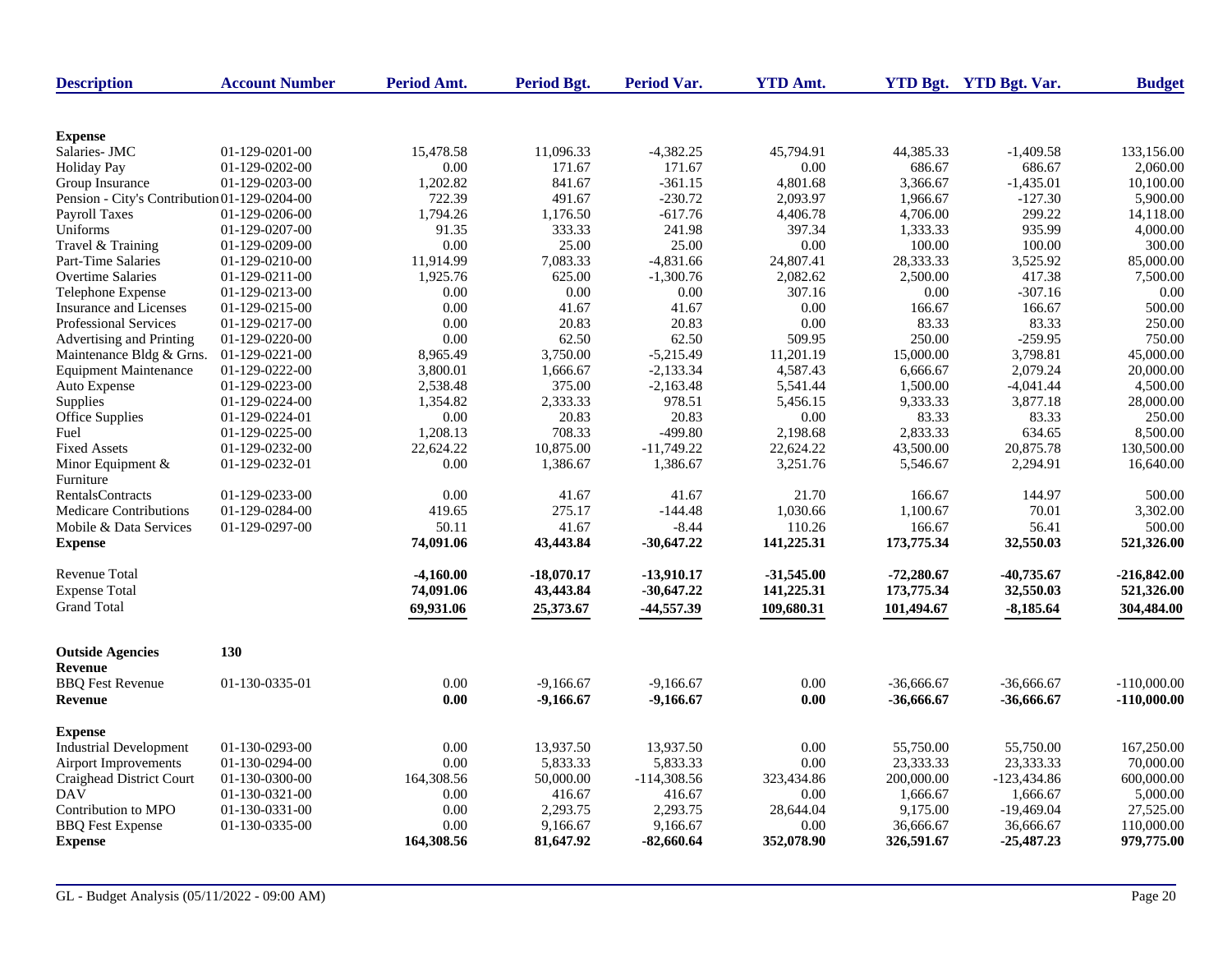| Description | Account Number | Period Amt. | Period Bgt. | Period Var. | YTD Amt. | YTD Bgt. | YTD Bgt. Var. | Budget |
|---|---|---|---|---|---|---|---|---|
| **Expense** | | | | | | | | |
| Salaries- JMC | 01-129-0201-00 | 15,478.58 | 11,096.33 | -4,382.25 | 45,794.91 | 44,385.33 | -1,409.58 | 133,156.00 |
| Holiday Pay | 01-129-0202-00 | 0.00 | 171.67 | 171.67 | 0.00 | 686.67 | 686.67 | 2,060.00 |
| Group Insurance | 01-129-0203-00 | 1,202.82 | 841.67 | -361.15 | 4,801.68 | 3,366.67 | -1,435.01 | 10,100.00 |
| Pension - City's Contribution | 01-129-0204-00 | 722.39 | 491.67 | -230.72 | 2,093.97 | 1,966.67 | -127.30 | 5,900.00 |
| Payroll Taxes | 01-129-0206-00 | 1,794.26 | 1,176.50 | -617.76 | 4,406.78 | 4,706.00 | 299.22 | 14,118.00 |
| Uniforms | 01-129-0207-00 | 91.35 | 333.33 | 241.98 | 397.34 | 1,333.33 | 935.99 | 4,000.00 |
| Travel & Training | 01-129-0209-00 | 0.00 | 25.00 | 25.00 | 0.00 | 100.00 | 100.00 | 300.00 |
| Part-Time Salaries | 01-129-0210-00 | 11,914.99 | 7,083.33 | -4,831.66 | 24,807.41 | 28,333.33 | 3,525.92 | 85,000.00 |
| Overtime Salaries | 01-129-0211-00 | 1,925.76 | 625.00 | -1,300.76 | 2,082.62 | 2,500.00 | 417.38 | 7,500.00 |
| Telephone Expense | 01-129-0213-00 | 0.00 | 0.00 | 0.00 | 307.16 | 0.00 | -307.16 | 0.00 |
| Insurance and Licenses | 01-129-0215-00 | 0.00 | 41.67 | 41.67 | 0.00 | 166.67 | 166.67 | 500.00 |
| Professional Services | 01-129-0217-00 | 0.00 | 20.83 | 20.83 | 0.00 | 83.33 | 83.33 | 250.00 |
| Advertising and Printing | 01-129-0220-00 | 0.00 | 62.50 | 62.50 | 509.95 | 250.00 | -259.95 | 750.00 |
| Maintenance Bldg & Grns. | 01-129-0221-00 | 8,965.49 | 3,750.00 | -5,215.49 | 11,201.19 | 15,000.00 | 3,798.81 | 45,000.00 |
| Equipment Maintenance | 01-129-0222-00 | 3,800.01 | 1,666.67 | -2,133.34 | 4,587.43 | 6,666.67 | 2,079.24 | 20,000.00 |
| Auto Expense | 01-129-0223-00 | 2,538.48 | 375.00 | -2,163.48 | 5,541.44 | 1,500.00 | -4,041.44 | 4,500.00 |
| Supplies | 01-129-0224-00 | 1,354.82 | 2,333.33 | 978.51 | 5,456.15 | 9,333.33 | 3,877.18 | 28,000.00 |
| Office Supplies | 01-129-0224-01 | 0.00 | 20.83 | 20.83 | 0.00 | 83.33 | 83.33 | 250.00 |
| Fuel | 01-129-0225-00 | 1,208.13 | 708.33 | -499.80 | 2,198.68 | 2,833.33 | 634.65 | 8,500.00 |
| Fixed Assets | 01-129-0232-00 | 22,624.22 | 10,875.00 | -11,749.22 | 22,624.22 | 43,500.00 | 20,875.78 | 130,500.00 |
| Minor Equipment & Furniture | 01-129-0232-01 | 0.00 | 1,386.67 | 1,386.67 | 3,251.76 | 5,546.67 | 2,294.91 | 16,640.00 |
| RentalsContracts | 01-129-0233-00 | 0.00 | 41.67 | 41.67 | 21.70 | 166.67 | 144.97 | 500.00 |
| Medicare Contributions | 01-129-0284-00 | 419.65 | 275.17 | -144.48 | 1,030.66 | 1,100.67 | 70.01 | 3,302.00 |
| Mobile & Data Services | 01-129-0297-00 | 50.11 | 41.67 | -8.44 | 110.26 | 166.67 | 56.41 | 500.00 |
| **Expense** | | **74,091.06** | **43,443.84** | **-30,647.22** | **141,225.31** | **173,775.34** | **32,550.03** | **521,326.00** |
| Revenue Total | | **-4,160.00** | **-18,070.17** | **-13,910.17** | **-31,545.00** | **-72,280.67** | **-40,735.67** | **-216,842.00** |
| Expense Total | | **74,091.06** | **43,443.84** | **-30,647.22** | **141,225.31** | **173,775.34** | **32,550.03** | **521,326.00** |
| Grand Total | | **69,931.06** | **25,373.67** | **-44,557.39** | **109,680.31** | **101,494.67** | **-8,185.64** | **304,484.00** |
| **Outside Agencies** | **130** | | | | | | | |
| **Revenue** | | | | | | | | |
| BBQ Fest Revenue | 01-130-0335-01 | 0.00 | -9,166.67 | -9,166.67 | 0.00 | -36,666.67 | -36,666.67 | -110,000.00 |
| **Revenue** | | **0.00** | **-9,166.67** | **-9,166.67** | **0.00** | **-36,666.67** | **-36,666.67** | **-110,000.00** |
| **Expense** | | | | | | | | |
| Industrial Development | 01-130-0293-00 | 0.00 | 13,937.50 | 13,937.50 | 0.00 | 55,750.00 | 55,750.00 | 167,250.00 |
| Airport Improvements | 01-130-0294-00 | 0.00 | 5,833.33 | 5,833.33 | 0.00 | 23,333.33 | 23,333.33 | 70,000.00 |
| Craighead District Court | 01-130-0300-00 | 164,308.56 | 50,000.00 | -114,308.56 | 323,434.86 | 200,000.00 | -123,434.86 | 600,000.00 |
| DAV | 01-130-0321-00 | 0.00 | 416.67 | 416.67 | 0.00 | 1,666.67 | 1,666.67 | 5,000.00 |
| Contribution to MPO | 01-130-0331-00 | 0.00 | 2,293.75 | 2,293.75 | 28,644.04 | 9,175.00 | -19,469.04 | 27,525.00 |
| BBQ Fest Expense | 01-130-0335-00 | 0.00 | 9,166.67 | 9,166.67 | 0.00 | 36,666.67 | 36,666.67 | 110,000.00 |
| **Expense** | | **164,308.56** | **81,647.92** | **-82,660.64** | **352,078.90** | **326,591.67** | **-25,487.23** | **979,775.00** |

GL - Budget Analysis (05/11/2022 - 09:00 AM)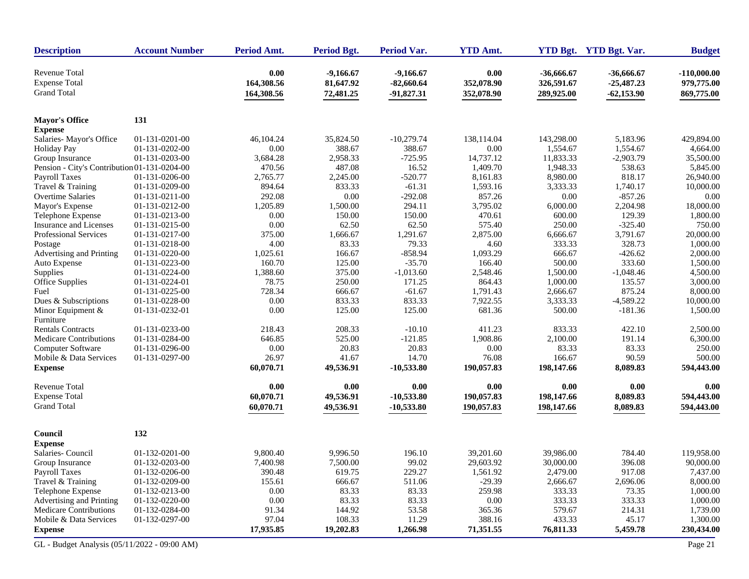| Description | Account Number | Period Amt. | Period Bgt. | Period Var. | YTD Amt. | YTD Bgt. | YTD Bgt. Var. | Budget |
|---|---|---|---|---|---|---|---|---|
| Revenue Total | | **0.00** | **-9,166.67** | **-9,166.67** | **0.00** | **-36,666.67** | **-36,666.67** | **-110,000.00** |
| Expense Total | | **164,308.56** | **81,647.92** | **-82,660.64** | **352,078.90** | **326,591.67** | **-25,487.23** | **979,775.00** |
| Grand Total | | **164,308.56** | **72,481.25** | **-91,827.31** | **352,078.90** | **289,925.00** | **-62,153.90** | **869,775.00** |
| **Mayor's Office** | **131** | | | | | | | |
| **Expense** | | | | | | | | |
| Salaries- Mayor's Office | 01-131-0201-00 | 46,104.24 | 35,824.50 | -10,279.74 | 138,114.04 | 143,298.00 | 5,183.96 | 429,894.00 |
| Holiday Pay | 01-131-0202-00 | 0.00 | 388.67 | 388.67 | 0.00 | 1,554.67 | 1,554.67 | 4,664.00 |
| Group Insurance | 01-131-0203-00 | 3,684.28 | 2,958.33 | -725.95 | 14,737.12 | 11,833.33 | -2,903.79 | 35,500.00 |
| Pension - City's Contribution | 01-131-0204-00 | 470.56 | 487.08 | 16.52 | 1,409.70 | 1,948.33 | 538.63 | 5,845.00 |
| Payroll Taxes | 01-131-0206-00 | 2,765.77 | 2,245.00 | -520.77 | 8,161.83 | 8,980.00 | 818.17 | 26,940.00 |
| Travel & Training | 01-131-0209-00 | 894.64 | 833.33 | -61.31 | 1,593.16 | 3,333.33 | 1,740.17 | 10,000.00 |
| Overtime Salaries | 01-131-0211-00 | 292.08 | 0.00 | -292.08 | 857.26 | 0.00 | -857.26 | 0.00 |
| Mayor's Expense | 01-131-0212-00 | 1,205.89 | 1,500.00 | 294.11 | 3,795.02 | 6,000.00 | 2,204.98 | 18,000.00 |
| Telephone Expense | 01-131-0213-00 | 0.00 | 150.00 | 150.00 | 470.61 | 600.00 | 129.39 | 1,800.00 |
| Insurance and Licenses | 01-131-0215-00 | 0.00 | 62.50 | 62.50 | 575.40 | 250.00 | -325.40 | 750.00 |
| Professional Services | 01-131-0217-00 | 375.00 | 1,666.67 | 1,291.67 | 2,875.00 | 6,666.67 | 3,791.67 | 20,000.00 |
| Postage | 01-131-0218-00 | 4.00 | 83.33 | 79.33 | 4.60 | 333.33 | 328.73 | 1,000.00 |
| Advertising and Printing | 01-131-0220-00 | 1,025.61 | 166.67 | -858.94 | 1,093.29 | 666.67 | -426.62 | 2,000.00 |
| Auto Expense | 01-131-0223-00 | 160.70 | 125.00 | -35.70 | 166.40 | 500.00 | 333.60 | 1,500.00 |
| Supplies | 01-131-0224-00 | 1,388.60 | 375.00 | -1,013.60 | 2,548.46 | 1,500.00 | -1,048.46 | 4,500.00 |
| Office Supplies | 01-131-0224-01 | 78.75 | 250.00 | 171.25 | 864.43 | 1,000.00 | 135.57 | 3,000.00 |
| Fuel | 01-131-0225-00 | 728.34 | 666.67 | -61.67 | 1,791.43 | 2,666.67 | 875.24 | 8,000.00 |
| Dues & Subscriptions | 01-131-0228-00 | 0.00 | 833.33 | 833.33 | 7,922.55 | 3,333.33 | -4,589.22 | 10,000.00 |
| Minor Equipment & Furniture | 01-131-0232-01 | 0.00 | 125.00 | 125.00 | 681.36 | 500.00 | -181.36 | 1,500.00 |
| Rentals Contracts | 01-131-0233-00 | 218.43 | 208.33 | -10.10 | 411.23 | 833.33 | 422.10 | 2,500.00 |
| Medicare Contributions | 01-131-0284-00 | 646.85 | 525.00 | -121.85 | 1,908.86 | 2,100.00 | 191.14 | 6,300.00 |
| Computer Software | 01-131-0296-00 | 0.00 | 20.83 | 20.83 | 0.00 | 83.33 | 83.33 | 250.00 |
| Mobile & Data Services | 01-131-0297-00 | 26.97 | 41.67 | 14.70 | 76.08 | 166.67 | 90.59 | 500.00 |
| **Expense** | | **60,070.71** | **49,536.91** | **-10,533.80** | **190,057.83** | **198,147.66** | **8,089.83** | **594,443.00** |
| Revenue Total | | **0.00** | **0.00** | **0.00** | **0.00** | **0.00** | **0.00** | **0.00** |
| Expense Total | | **60,070.71** | **49,536.91** | **-10,533.80** | **190,057.83** | **198,147.66** | **8,089.83** | **594,443.00** |
| Grand Total | | **60,070.71** | **49,536.91** | **-10,533.80** | **190,057.83** | **198,147.66** | **8,089.83** | **594,443.00** |
| **Council** | **132** | | | | | | | |
| **Expense** | | | | | | | | |
| Salaries- Council | 01-132-0201-00 | 9,800.40 | 9,996.50 | 196.10 | 39,201.60 | 39,986.00 | 784.40 | 119,958.00 |
| Group Insurance | 01-132-0203-00 | 7,400.98 | 7,500.00 | 99.02 | 29,603.92 | 30,000.00 | 396.08 | 90,000.00 |
| Payroll Taxes | 01-132-0206-00 | 390.48 | 619.75 | 229.27 | 1,561.92 | 2,479.00 | 917.08 | 7,437.00 |
| Travel & Training | 01-132-0209-00 | 155.61 | 666.67 | 511.06 | -29.39 | 2,666.67 | 2,696.06 | 8,000.00 |
| Telephone Expense | 01-132-0213-00 | 0.00 | 83.33 | 83.33 | 259.98 | 333.33 | 73.35 | 1,000.00 |
| Advertising and Printing | 01-132-0220-00 | 0.00 | 83.33 | 83.33 | 0.00 | 333.33 | 333.33 | 1,000.00 |
| Medicare Contributions | 01-132-0284-00 | 91.34 | 144.92 | 53.58 | 365.36 | 579.67 | 214.31 | 1,739.00 |
| Mobile & Data Services | 01-132-0297-00 | 97.04 | 108.33 | 11.29 | 388.16 | 433.33 | 45.17 | 1,300.00 |
| **Expense** | | **17,935.85** | **19,202.83** | **1,266.98** | **71,351.55** | **76,811.33** | **5,459.78** | **230,434.00** |

GL - Budget Analysis (05/11/2022 - 09:00 AM)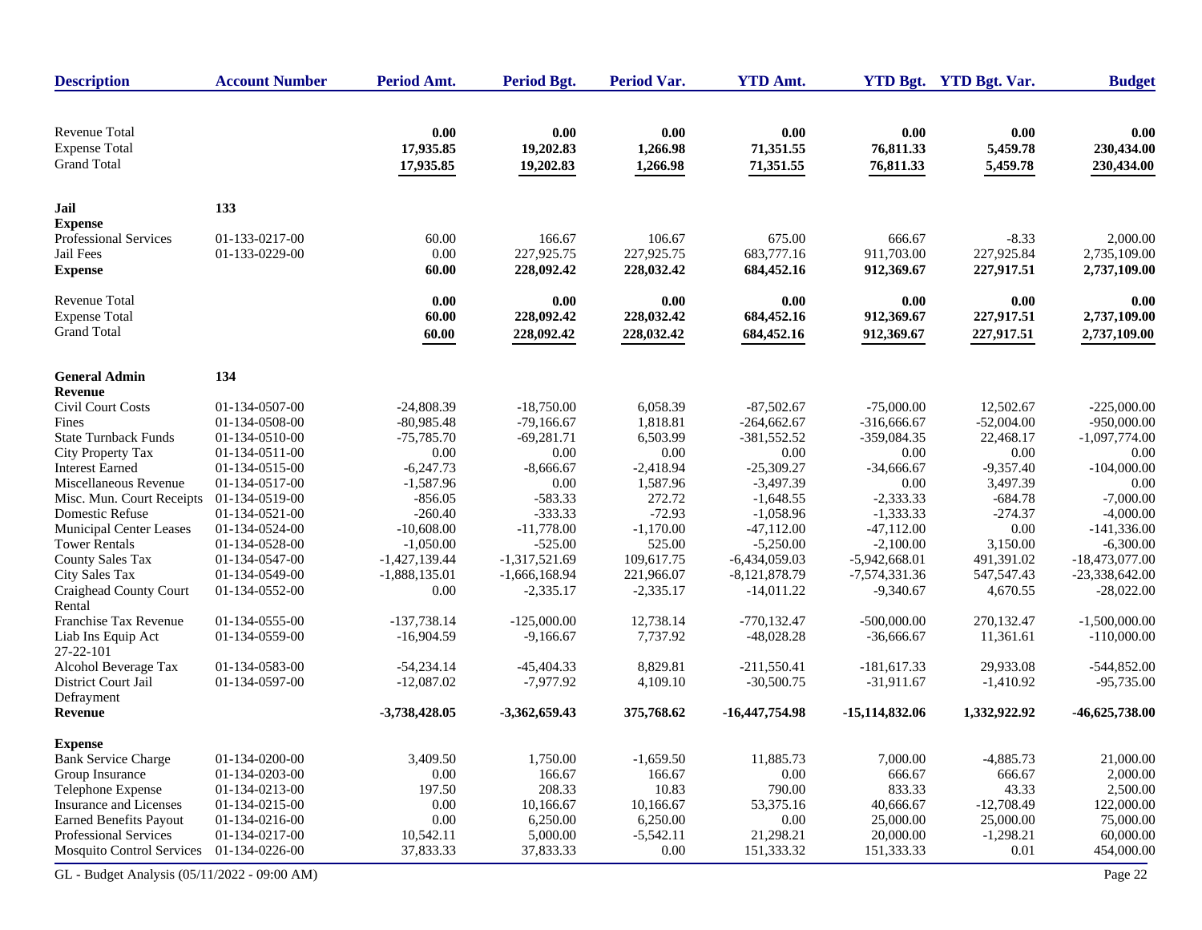| Description | Account Number | Period Amt. | Period Bgt. | Period Var. | YTD Amt. | YTD Bgt. | YTD Bgt. Var. | Budget |
|---|---|---|---|---|---|---|---|---|
| Revenue Total | | **0.00** | **0.00** | **0.00** | **0.00** | **0.00** | **0.00** | **0.00** |
| Expense Total | | **17,935.85** | **19,202.83** | **1,266.98** | **71,351.55** | **76,811.33** | **5,459.78** | **230,434.00** |
| Grand Total | | **17,935.85** | **19,202.83** | **1,266.98** | **71,351.55** | **76,811.33** | **5,459.78** | **230,434.00** |
| **Jail** | **133** | | | | | | | |
| **Expense** | | | | | | | | |
| Professional Services | 01-133-0217-00 | 60.00 | 166.67 | 106.67 | 675.00 | 666.67 | -8.33 | 2,000.00 |
| Jail Fees | 01-133-0229-00 | 0.00 | 227,925.75 | 227,925.75 | 683,777.16 | 911,703.00 | 227,925.84 | 2,735,109.00 |
| **Expense** | | **60.00** | **228,092.42** | **228,032.42** | **684,452.16** | **912,369.67** | **227,917.51** | **2,737,109.00** |
| Revenue Total | | **0.00** | **0.00** | **0.00** | **0.00** | **0.00** | **0.00** | **0.00** |
| Expense Total | | **60.00** | **228,092.42** | **228,032.42** | **684,452.16** | **912,369.67** | **227,917.51** | **2,737,109.00** |
| Grand Total | | **60.00** | **228,092.42** | **228,032.42** | **684,452.16** | **912,369.67** | **227,917.51** | **2,737,109.00** |
| **General Admin** | **134** | | | | | | | |
| **Revenue** | | | | | | | | |
| Civil Court Costs | 01-134-0507-00 | -24,808.39 | -18,750.00 | 6,058.39 | -87,502.67 | -75,000.00 | 12,502.67 | -225,000.00 |
| Fines | 01-134-0508-00 | -80,985.48 | -79,166.67 | 1,818.81 | -264,662.67 | -316,666.67 | -52,004.00 | -950,000.00 |
| State Turnback Funds | 01-134-0510-00 | -75,785.70 | -69,281.71 | 6,503.99 | -381,552.52 | -359,084.35 | 22,468.17 | -1,097,774.00 |
| City Property Tax | 01-134-0511-00 | 0.00 | 0.00 | 0.00 | 0.00 | 0.00 | 0.00 | 0.00 |
| Interest Earned | 01-134-0515-00 | -6,247.73 | -8,666.67 | -2,418.94 | -25,309.27 | -34,666.67 | -9,357.40 | -104,000.00 |
| Miscellaneous Revenue | 01-134-0517-00 | -1,587.96 | 0.00 | 1,587.96 | -3,497.39 | 0.00 | 3,497.39 | 0.00 |
| Misc. Mun. Court Receipts | 01-134-0519-00 | -856.05 | -583.33 | 272.72 | -1,648.55 | -2,333.33 | -684.78 | -7,000.00 |
| Domestic Refuse | 01-134-0521-00 | -260.40 | -333.33 | -72.93 | -1,058.96 | -1,333.33 | -274.37 | -4,000.00 |
| Municipal Center Leases | 01-134-0524-00 | -10,608.00 | -11,778.00 | -1,170.00 | -47,112.00 | -47,112.00 | 0.00 | -141,336.00 |
| Tower Rentals | 01-134-0528-00 | -1,050.00 | -525.00 | 525.00 | -5,250.00 | -2,100.00 | 3,150.00 | -6,300.00 |
| County Sales Tax | 01-134-0547-00 | -1,427,139.44 | -1,317,521.69 | 109,617.75 | -6,434,059.03 | -5,942,668.01 | 491,391.02 | -18,473,077.00 |
| City Sales Tax | 01-134-0549-00 | -1,888,135.01 | -1,666,168.94 | 221,966.07 | -8,121,878.79 | -7,574,331.36 | 547,547.43 | -23,338,642.00 |
| Craighead County Court Rental | 01-134-0552-00 | 0.00 | -2,335.17 | -2,335.17 | -14,011.22 | -9,340.67 | 4,670.55 | -28,022.00 |
| Franchise Tax Revenue | 01-134-0555-00 | -137,738.14 | -125,000.00 | 12,738.14 | -770,132.47 | -500,000.00 | 270,132.47 | -1,500,000.00 |
| Liab Ins Equip Act 27-22-101 | 01-134-0559-00 | -16,904.59 | -9,166.67 | 7,737.92 | -48,028.28 | -36,666.67 | 11,361.61 | -110,000.00 |
| Alcohol Beverage Tax | 01-134-0583-00 | -54,234.14 | -45,404.33 | 8,829.81 | -211,550.41 | -181,617.33 | 29,933.08 | -544,852.00 |
| District Court Jail Defrayment | 01-134-0597-00 | -12,087.02 | -7,977.92 | 4,109.10 | -30,500.75 | -31,911.67 | -1,410.92 | -95,735.00 |
| **Revenue** | | **-3,738,428.05** | **-3,362,659.43** | **375,768.62** | **-16,447,754.98** | **-15,114,832.06** | **1,332,922.92** | **-46,625,738.00** |
| **Expense** | | | | | | | | |
| Bank Service Charge | 01-134-0200-00 | 3,409.50 | 1,750.00 | -1,659.50 | 11,885.73 | 7,000.00 | -4,885.73 | 21,000.00 |
| Group Insurance | 01-134-0203-00 | 0.00 | 166.67 | 166.67 | 0.00 | 666.67 | 666.67 | 2,000.00 |
| Telephone Expense | 01-134-0213-00 | 197.50 | 208.33 | 10.83 | 790.00 | 833.33 | 43.33 | 2,500.00 |
| Insurance and Licenses | 01-134-0215-00 | 0.00 | 10,166.67 | 10,166.67 | 53,375.16 | 40,666.67 | -12,708.49 | 122,000.00 |
| Earned Benefits Payout | 01-134-0216-00 | 0.00 | 6,250.00 | 6,250.00 | 0.00 | 25,000.00 | 25,000.00 | 75,000.00 |
| Professional Services | 01-134-0217-00 | 10,542.11 | 5,000.00 | -5,542.11 | 21,298.21 | 20,000.00 | -1,298.21 | 60,000.00 |
| Mosquito Control Services | 01-134-0226-00 | 37,833.33 | 37,833.33 | 0.00 | 151,333.32 | 151,333.33 | 0.01 | 454,000.00 |

GL - Budget Analysis (05/11/2022 - 09:00 AM)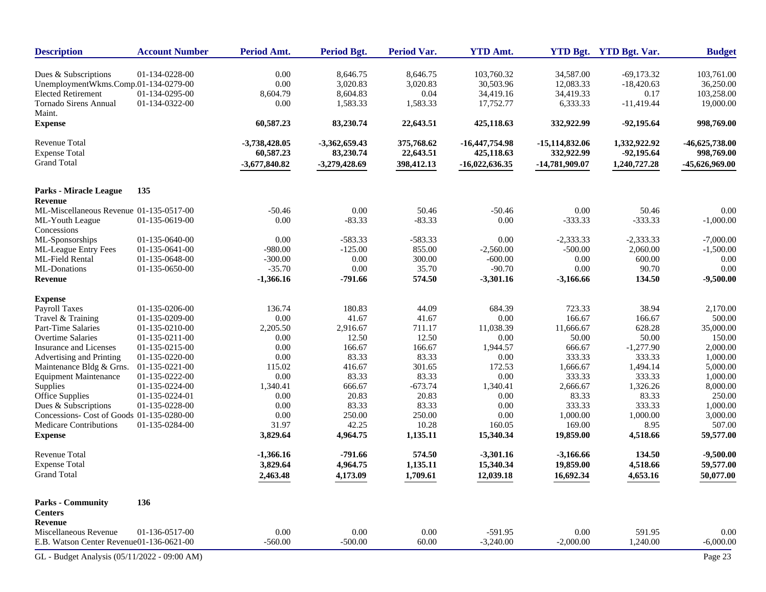| Description | Account Number | Period Amt. | Period Bgt. | Period Var. | YTD Amt. | YTD Bgt. | YTD Bgt. Var. | Budget |
|---|---|---|---|---|---|---|---|---|
| Dues & Subscriptions | 01-134-0228-00 | 0.00 | 8,646.75 | 8,646.75 | 103,760.32 | 34,587.00 | -69,173.32 | 103,761.00 |
| UnemploymentWkms.Comp. | 01-134-0279-00 | 0.00 | 3,020.83 | 3,020.83 | 30,503.96 | 12,083.33 | -18,420.63 | 36,250.00 |
| Elected Retirement | 01-134-0295-00 | 8,604.79 | 8,604.83 | 0.04 | 34,419.16 | 34,419.33 | 0.17 | 103,258.00 |
| Tornado Sirens Annual Maint. | 01-134-0322-00 | 0.00 | 1,583.33 | 1,583.33 | 17,752.77 | 6,333.33 | -11,419.44 | 19,000.00 |
| **Expense** | | **60,587.23** | **83,230.74** | **22,643.51** | **425,118.63** | **332,922.99** | **-92,195.64** | **998,769.00** |
| Revenue Total | | **-3,738,428.05** | **-3,362,659.43** | **375,768.62** | **-16,447,754.98** | **-15,114,832.06** | **1,332,922.92** | **-46,625,738.00** |
| Expense Total | | **60,587.23** | **83,230.74** | **22,643.51** | **425,118.63** | **332,922.99** | **-92,195.64** | **998,769.00** |
| Grand Total | | **-3,677,840.82** | **-3,279,428.69** | **398,412.13** | **-16,022,636.35** | **-14,781,909.07** | **1,240,727.28** | **-45,626,969.00** |
| **Parks - Miracle League** | **135** | | | | | | | |
| **Revenue** | | | | | | | | |
| ML-Miscellaneous Revenue | 01-135-0517-00 | -50.46 | 0.00 | 50.46 | -50.46 | 0.00 | 50.46 | 0.00 |
| ML-Youth League Concessions | 01-135-0619-00 | 0.00 | -83.33 | -83.33 | 0.00 | -333.33 | -333.33 | -1,000.00 |
| ML-Sponsorships | 01-135-0640-00 | 0.00 | -583.33 | -583.33 | 0.00 | -2,333.33 | -2,333.33 | -7,000.00 |
| ML-League Entry Fees | 01-135-0641-00 | -980.00 | -125.00 | 855.00 | -2,560.00 | -500.00 | 2,060.00 | -1,500.00 |
| ML-Field Rental | 01-135-0648-00 | -300.00 | 0.00 | 300.00 | -600.00 | 0.00 | 600.00 | 0.00 |
| ML-Donations | 01-135-0650-00 | -35.70 | 0.00 | 35.70 | -90.70 | 0.00 | 90.70 | 0.00 |
| **Revenue** | | **-1,366.16** | **-791.66** | **574.50** | **-3,301.16** | **-3,166.66** | **134.50** | **-9,500.00** |
| **Expense** | | | | | | | | |
| Payroll Taxes | 01-135-0206-00 | 136.74 | 180.83 | 44.09 | 684.39 | 723.33 | 38.94 | 2,170.00 |
| Travel & Training | 01-135-0209-00 | 0.00 | 41.67 | 41.67 | 0.00 | 166.67 | 166.67 | 500.00 |
| Part-Time Salaries | 01-135-0210-00 | 2,205.50 | 2,916.67 | 711.17 | 11,038.39 | 11,666.67 | 628.28 | 35,000.00 |
| Overtime Salaries | 01-135-0211-00 | 0.00 | 12.50 | 12.50 | 0.00 | 50.00 | 50.00 | 150.00 |
| Insurance and Licenses | 01-135-0215-00 | 0.00 | 166.67 | 166.67 | 1,944.57 | 666.67 | -1,277.90 | 2,000.00 |
| Advertising and Printing | 01-135-0220-00 | 0.00 | 83.33 | 83.33 | 0.00 | 333.33 | 333.33 | 1,000.00 |
| Maintenance Bldg & Grns. | 01-135-0221-00 | 115.02 | 416.67 | 301.65 | 172.53 | 1,666.67 | 1,494.14 | 5,000.00 |
| Equipment Maintenance | 01-135-0222-00 | 0.00 | 83.33 | 83.33 | 0.00 | 333.33 | 333.33 | 1,000.00 |
| Supplies | 01-135-0224-00 | 1,340.41 | 666.67 | -673.74 | 1,340.41 | 2,666.67 | 1,326.26 | 8,000.00 |
| Office Supplies | 01-135-0224-01 | 0.00 | 20.83 | 20.83 | 0.00 | 83.33 | 83.33 | 250.00 |
| Dues & Subscriptions | 01-135-0228-00 | 0.00 | 83.33 | 83.33 | 0.00 | 333.33 | 333.33 | 1,000.00 |
| Concessions- Cost of Goods | 01-135-0280-00 | 0.00 | 250.00 | 250.00 | 0.00 | 1,000.00 | 1,000.00 | 3,000.00 |
| Medicare Contributions | 01-135-0284-00 | 31.97 | 42.25 | 10.28 | 160.05 | 169.00 | 8.95 | 507.00 |
| **Expense** | | **3,829.64** | **4,964.75** | **1,135.11** | **15,340.34** | **19,859.00** | **4,518.66** | **59,577.00** |
| Revenue Total | | **-1,366.16** | **-791.66** | **574.50** | **-3,301.16** | **-3,166.66** | **134.50** | **-9,500.00** |
| Expense Total | | **3,829.64** | **4,964.75** | **1,135.11** | **15,340.34** | **19,859.00** | **4,518.66** | **59,577.00** |
| Grand Total | | **2,463.48** | **4,173.09** | **1,709.61** | **12,039.18** | **16,692.34** | **4,653.16** | **50,077.00** |
| **Parks - Community Centers** | **136** | | | | | | | |
| **Revenue** | | | | | | | | |
| Miscellaneous Revenue | 01-136-0517-00 | 0.00 | 0.00 | 0.00 | -591.95 | 0.00 | 591.95 | 0.00 |
| E.B. Watson Center Revenue | 01-136-0621-00 | -560.00 | -500.00 | 60.00 | -3,240.00 | -2,000.00 | 1,240.00 | -6,000.00 |

GL - Budget Analysis (05/11/2022 - 09:00 AM)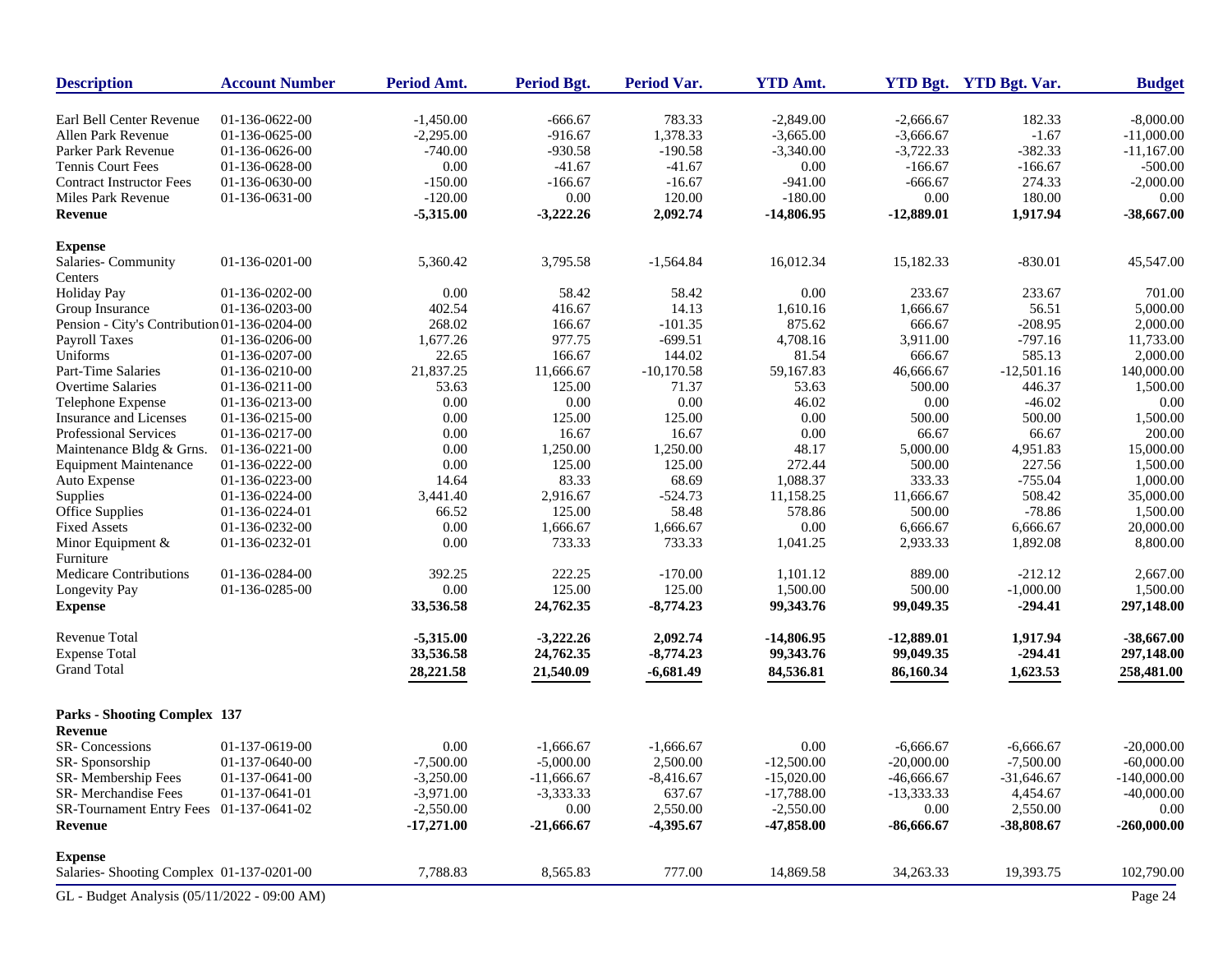| Description | Account Number | Period Amt. | Period Bgt. | Period Var. | YTD Amt. | YTD Bgt. | YTD Bgt. Var. | Budget |
|---|---|---|---|---|---|---|---|---|
| Earl Bell Center Revenue | 01-136-0622-00 | -1,450.00 | -666.67 | 783.33 | -2,849.00 | -2,666.67 | 182.33 | -8,000.00 |
| Allen Park Revenue | 01-136-0625-00 | -2,295.00 | -916.67 | 1,378.33 | -3,665.00 | -3,666.67 | -1.67 | -11,000.00 |
| Parker Park Revenue | 01-136-0626-00 | -740.00 | -930.58 | -190.58 | -3,340.00 | -3,722.33 | -382.33 | -11,167.00 |
| Tennis Court Fees | 01-136-0628-00 | 0.00 | -41.67 | -41.67 | 0.00 | -166.67 | -166.67 | -500.00 |
| Contract Instructor Fees | 01-136-0630-00 | -150.00 | -166.67 | -16.67 | -941.00 | -666.67 | 274.33 | -2,000.00 |
| Miles Park Revenue | 01-136-0631-00 | -120.00 | 0.00 | 120.00 | -180.00 | 0.00 | 180.00 | 0.00 |
| **Revenue** | | **-5,315.00** | **-3,222.26** | **2,092.74** | **-14,806.95** | **-12,889.01** | **1,917.94** | **-38,667.00** |
| **Expense** | | | | | | | | |
| Salaries- Community Centers | 01-136-0201-00 | 5,360.42 | 3,795.58 | -1,564.84 | 16,012.34 | 15,182.33 | -830.01 | 45,547.00 |
| Holiday Pay | 01-136-0202-00 | 0.00 | 58.42 | 58.42 | 0.00 | 233.67 | 233.67 | 701.00 |
| Group Insurance | 01-136-0203-00 | 402.54 | 416.67 | 14.13 | 1,610.16 | 1,666.67 | 56.51 | 5,000.00 |
| Pension - City's Contribution | 01-136-0204-00 | 268.02 | 166.67 | -101.35 | 875.62 | 666.67 | -208.95 | 2,000.00 |
| Payroll Taxes | 01-136-0206-00 | 1,677.26 | 977.75 | -699.51 | 4,708.16 | 3,911.00 | -797.16 | 11,733.00 |
| Uniforms | 01-136-0207-00 | 22.65 | 166.67 | 144.02 | 81.54 | 666.67 | 585.13 | 2,000.00 |
| Part-Time Salaries | 01-136-0210-00 | 21,837.25 | 11,666.67 | -10,170.58 | 59,167.83 | 46,666.67 | -12,501.16 | 140,000.00 |
| Overtime Salaries | 01-136-0211-00 | 53.63 | 125.00 | 71.37 | 53.63 | 500.00 | 446.37 | 1,500.00 |
| Telephone Expense | 01-136-0213-00 | 0.00 | 0.00 | 0.00 | 46.02 | 0.00 | -46.02 | 0.00 |
| Insurance and Licenses | 01-136-0215-00 | 0.00 | 125.00 | 125.00 | 0.00 | 500.00 | 500.00 | 1,500.00 |
| Professional Services | 01-136-0217-00 | 0.00 | 16.67 | 16.67 | 0.00 | 66.67 | 66.67 | 200.00 |
| Maintenance Bldg & Grns. | 01-136-0221-00 | 0.00 | 1,250.00 | 1,250.00 | 48.17 | 5,000.00 | 4,951.83 | 15,000.00 |
| Equipment Maintenance | 01-136-0222-00 | 0.00 | 125.00 | 125.00 | 272.44 | 500.00 | 227.56 | 1,500.00 |
| Auto Expense | 01-136-0223-00 | 14.64 | 83.33 | 68.69 | 1,088.37 | 333.33 | -755.04 | 1,000.00 |
| Supplies | 01-136-0224-00 | 3,441.40 | 2,916.67 | -524.73 | 11,158.25 | 11,666.67 | 508.42 | 35,000.00 |
| Office Supplies | 01-136-0224-01 | 66.52 | 125.00 | 58.48 | 578.86 | 500.00 | -78.86 | 1,500.00 |
| Fixed Assets | 01-136-0232-00 | 0.00 | 1,666.67 | 1,666.67 | 0.00 | 6,666.67 | 6,666.67 | 20,000.00 |
| Minor Equipment & Furniture | 01-136-0232-01 | 0.00 | 733.33 | 733.33 | 1,041.25 | 2,933.33 | 1,892.08 | 8,800.00 |
| Medicare Contributions | 01-136-0284-00 | 392.25 | 222.25 | -170.00 | 1,101.12 | 889.00 | -212.12 | 2,667.00 |
| Longevity Pay | 01-136-0285-00 | 0.00 | 125.00 | 125.00 | 1,500.00 | 500.00 | -1,000.00 | 1,500.00 |
| **Expense** | | **33,536.58** | **24,762.35** | **-8,774.23** | **99,343.76** | **99,049.35** | **-294.41** | **297,148.00** |
| Revenue Total | | **-5,315.00** | **-3,222.26** | **2,092.74** | **-14,806.95** | **-12,889.01** | **1,917.94** | **-38,667.00** |
| Expense Total | | **33,536.58** | **24,762.35** | **-8,774.23** | **99,343.76** | **99,049.35** | **-294.41** | **297,148.00** |
| Grand Total | | **28,221.58** | **21,540.09** | **-6,681.49** | **84,536.81** | **86,160.34** | **1,623.53** | **258,481.00** |
| **Parks - Shooting Complex 137** | | | | | | | | |
| **Revenue** | | | | | | | | |
| SR- Concessions | 01-137-0619-00 | 0.00 | -1,666.67 | -1,666.67 | 0.00 | -6,666.67 | -6,666.67 | -20,000.00 |
| SR- Sponsorship | 01-137-0640-00 | -7,500.00 | -5,000.00 | 2,500.00 | -12,500.00 | -20,000.00 | -7,500.00 | -60,000.00 |
| SR- Membership Fees | 01-137-0641-00 | -3,250.00 | -11,666.67 | -8,416.67 | -15,020.00 | -46,666.67 | -31,646.67 | -140,000.00 |
| SR- Merchandise Fees | 01-137-0641-01 | -3,971.00 | -3,333.33 | 637.67 | -17,788.00 | -13,333.33 | 4,454.67 | -40,000.00 |
| SR-Tournament Entry Fees | 01-137-0641-02 | -2,550.00 | 0.00 | 2,550.00 | -2,550.00 | 0.00 | 2,550.00 | 0.00 |
| **Revenue** | | **-17,271.00** | **-21,666.67** | **-4,395.67** | **-47,858.00** | **-86,666.67** | **-38,808.67** | **-260,000.00** |
| **Expense** | | | | | | | | |
| Salaries- Shooting Complex | 01-137-0201-00 | 7,788.83 | 8,565.83 | 777.00 | 14,869.58 | 34,263.33 | 19,393.75 | 102,790.00 |

GL - Budget Analysis (05/11/2022 - 09:00 AM)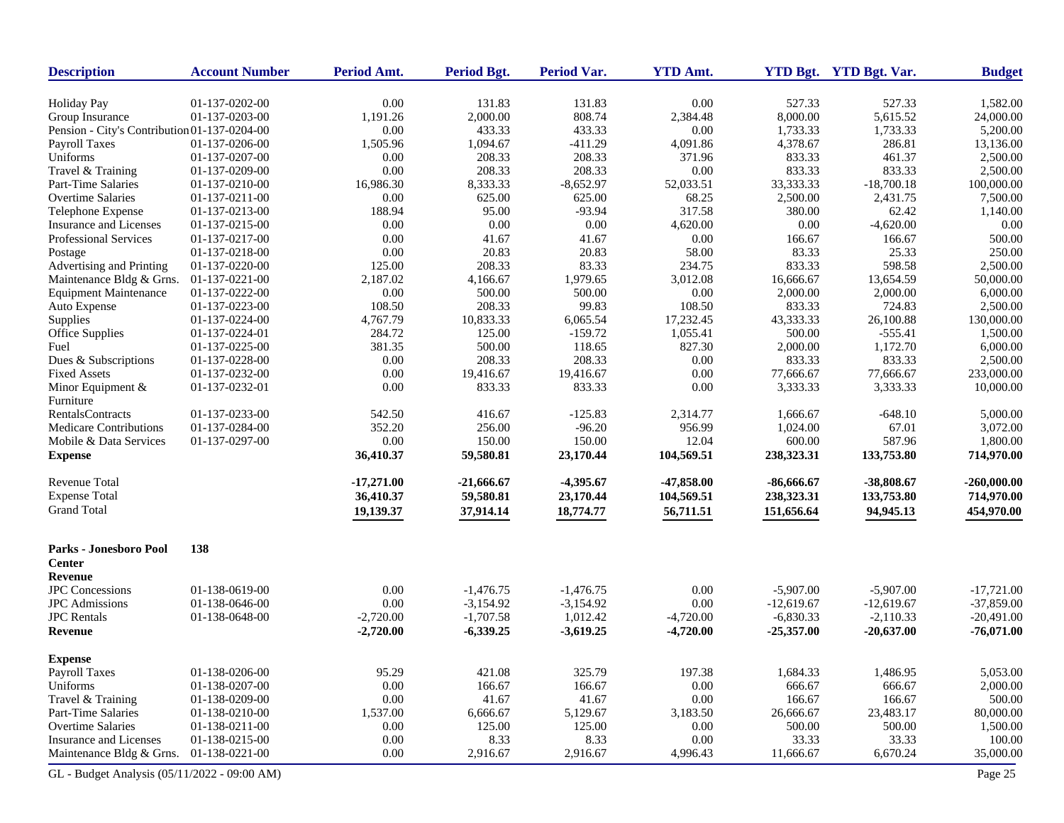| Description | Account Number | Period Amt. | Period Bgt. | Period Var. | YTD Amt. | YTD Bgt. | YTD Bgt. Var. | Budget |
|---|---|---|---|---|---|---|---|---|
| Holiday Pay | 01-137-0202-00 | 0.00 | 131.83 | 131.83 | 0.00 | 527.33 | 527.33 | 1,582.00 |
| Group Insurance | 01-137-0203-00 | 1,191.26 | 2,000.00 | 808.74 | 2,384.48 | 8,000.00 | 5,615.52 | 24,000.00 |
| Pension - City's Contribution | 01-137-0204-00 | 0.00 | 433.33 | 433.33 | 0.00 | 1,733.33 | 1,733.33 | 5,200.00 |
| Payroll Taxes | 01-137-0206-00 | 1,505.96 | 1,094.67 | -411.29 | 4,091.86 | 4,378.67 | 286.81 | 13,136.00 |
| Uniforms | 01-137-0207-00 | 0.00 | 208.33 | 208.33 | 371.96 | 833.33 | 461.37 | 2,500.00 |
| Travel & Training | 01-137-0209-00 | 0.00 | 208.33 | 208.33 | 0.00 | 833.33 | 833.33 | 2,500.00 |
| Part-Time Salaries | 01-137-0210-00 | 16,986.30 | 8,333.33 | -8,652.97 | 52,033.51 | 33,333.33 | -18,700.18 | 100,000.00 |
| Overtime Salaries | 01-137-0211-00 | 0.00 | 625.00 | 625.00 | 68.25 | 2,500.00 | 2,431.75 | 7,500.00 |
| Telephone Expense | 01-137-0213-00 | 188.94 | 95.00 | -93.94 | 317.58 | 380.00 | 62.42 | 1,140.00 |
| Insurance and Licenses | 01-137-0215-00 | 0.00 | 0.00 | 0.00 | 4,620.00 | 0.00 | -4,620.00 | 0.00 |
| Professional Services | 01-137-0217-00 | 0.00 | 41.67 | 41.67 | 0.00 | 166.67 | 166.67 | 500.00 |
| Postage | 01-137-0218-00 | 0.00 | 20.83 | 20.83 | 58.00 | 83.33 | 25.33 | 250.00 |
| Advertising and Printing | 01-137-0220-00 | 125.00 | 208.33 | 83.33 | 234.75 | 833.33 | 598.58 | 2,500.00 |
| Maintenance Bldg & Grns. | 01-137-0221-00 | 2,187.02 | 4,166.67 | 1,979.65 | 3,012.08 | 16,666.67 | 13,654.59 | 50,000.00 |
| Equipment Maintenance | 01-137-0222-00 | 0.00 | 500.00 | 500.00 | 0.00 | 2,000.00 | 2,000.00 | 6,000.00 |
| Auto Expense | 01-137-0223-00 | 108.50 | 208.33 | 99.83 | 108.50 | 833.33 | 724.83 | 2,500.00 |
| Supplies | 01-137-0224-00 | 4,767.79 | 10,833.33 | 6,065.54 | 17,232.45 | 43,333.33 | 26,100.88 | 130,000.00 |
| Office Supplies | 01-137-0224-01 | 284.72 | 125.00 | -159.72 | 1,055.41 | 500.00 | -555.41 | 1,500.00 |
| Fuel | 01-137-0225-00 | 381.35 | 500.00 | 118.65 | 827.30 | 2,000.00 | 1,172.70 | 6,000.00 |
| Dues & Subscriptions | 01-137-0228-00 | 0.00 | 208.33 | 208.33 | 0.00 | 833.33 | 833.33 | 2,500.00 |
| Fixed Assets | 01-137-0232-00 | 0.00 | 19,416.67 | 19,416.67 | 0.00 | 77,666.67 | 77,666.67 | 233,000.00 |
| Minor Equipment & Furniture | 01-137-0232-01 | 0.00 | 833.33 | 833.33 | 0.00 | 3,333.33 | 3,333.33 | 10,000.00 |
| RentalsContracts | 01-137-0233-00 | 542.50 | 416.67 | -125.83 | 2,314.77 | 1,666.67 | -648.10 | 5,000.00 |
| Medicare Contributions | 01-137-0284-00 | 352.20 | 256.00 | -96.20 | 956.99 | 1,024.00 | 67.01 | 3,072.00 |
| Mobile & Data Services | 01-137-0297-00 | 0.00 | 150.00 | 150.00 | 12.04 | 600.00 | 587.96 | 1,800.00 |
| **Expense** | | **36,410.37** | **59,580.81** | **23,170.44** | **104,569.51** | **238,323.31** | **133,753.80** | **714,970.00** |
| Revenue Total | | **-17,271.00** | **-21,666.67** | **-4,395.67** | **-47,858.00** | **-86,666.67** | **-38,808.67** | **-260,000.00** |
| Expense Total | | **36,410.37** | **59,580.81** | **23,170.44** | **104,569.51** | **238,323.31** | **133,753.80** | **714,970.00** |
| Grand Total | | **19,139.37** | **37,914.14** | **18,774.77** | **56,711.51** | **151,656.64** | **94,945.13** | **454,970.00** |

**Parks - Jonesboro Pool Center 138**

| Description | Account Number | Period Amt. | Period Bgt. | Period Var. | YTD Amt. | YTD Bgt. | YTD Bgt. Var. | Budget |
|---|---|---|---|---|---|---|---|---|
| **Revenue** | | | | | | | | |
| JPC Concessions | 01-138-0619-00 | 0.00 | -1,476.75 | -1,476.75 | 0.00 | -5,907.00 | -5,907.00 | -17,721.00 |
| JPC Admissions | 01-138-0646-00 | 0.00 | -3,154.92 | -3,154.92 | 0.00 | -12,619.67 | -12,619.67 | -37,859.00 |
| JPC Rentals | 01-138-0648-00 | -2,720.00 | -1,707.58 | 1,012.42 | -4,720.00 | -6,830.33 | -2,110.33 | -20,491.00 |
| **Revenue** | | **-2,720.00** | **-6,339.25** | **-3,619.25** | **-4,720.00** | **-25,357.00** | **-20,637.00** | **-76,071.00** |
| **Expense** | | | | | | | | |
| Payroll Taxes | 01-138-0206-00 | 95.29 | 421.08 | 325.79 | 197.38 | 1,684.33 | 1,486.95 | 5,053.00 |
| Uniforms | 01-138-0207-00 | 0.00 | 166.67 | 166.67 | 0.00 | 666.67 | 666.67 | 2,000.00 |
| Travel & Training | 01-138-0209-00 | 0.00 | 41.67 | 41.67 | 0.00 | 166.67 | 166.67 | 500.00 |
| Part-Time Salaries | 01-138-0210-00 | 1,537.00 | 6,666.67 | 5,129.67 | 3,183.50 | 26,666.67 | 23,483.17 | 80,000.00 |
| Overtime Salaries | 01-138-0211-00 | 0.00 | 125.00 | 125.00 | 0.00 | 500.00 | 500.00 | 1,500.00 |
| Insurance and Licenses | 01-138-0215-00 | 0.00 | 8.33 | 8.33 | 0.00 | 33.33 | 33.33 | 100.00 |
| Maintenance Bldg & Grns. | 01-138-0221-00 | 0.00 | 2,916.67 | 2,916.67 | 4,996.43 | 11,666.67 | 6,670.24 | 35,000.00 |

GL - Budget Analysis (05/11/2022 - 09:00 AM)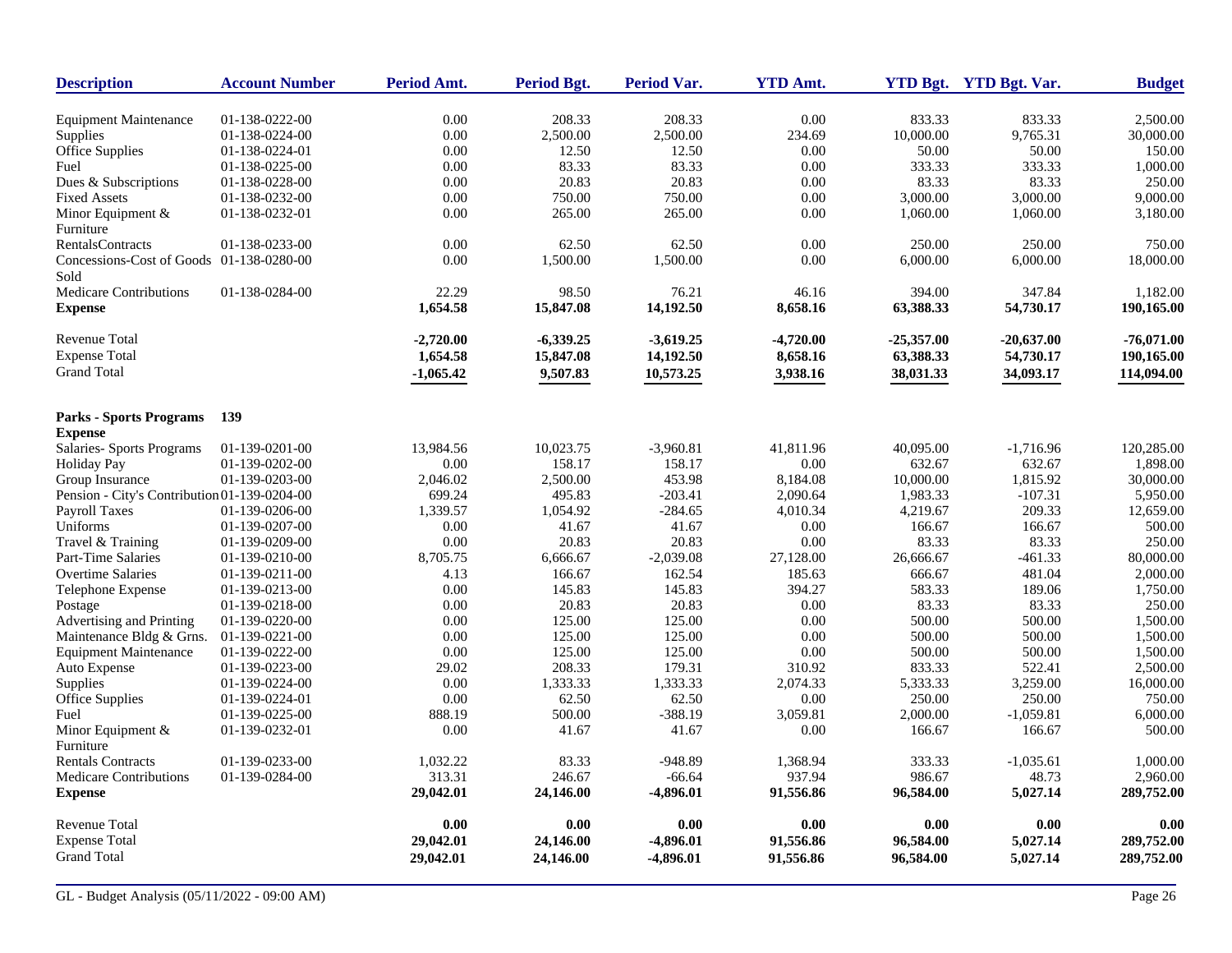| Description | Account Number | Period Amt. | Period Bgt. | Period Var. | YTD Amt. | YTD Bgt. | YTD Bgt. Var. | Budget |
|---|---|---|---|---|---|---|---|---|
| Equipment Maintenance | 01-138-0222-00 | 0.00 | 208.33 | 208.33 | 0.00 | 833.33 | 833.33 | 2,500.00 |
| Supplies | 01-138-0224-00 | 0.00 | 2,500.00 | 2,500.00 | 234.69 | 10,000.00 | 9,765.31 | 30,000.00 |
| Office Supplies | 01-138-0224-01 | 0.00 | 12.50 | 12.50 | 0.00 | 50.00 | 50.00 | 150.00 |
| Fuel | 01-138-0225-00 | 0.00 | 83.33 | 83.33 | 0.00 | 333.33 | 333.33 | 1,000.00 |
| Dues & Subscriptions | 01-138-0228-00 | 0.00 | 20.83 | 20.83 | 0.00 | 83.33 | 83.33 | 250.00 |
| Fixed Assets | 01-138-0232-00 | 0.00 | 750.00 | 750.00 | 0.00 | 3,000.00 | 3,000.00 | 9,000.00 |
| Minor Equipment & Furniture | 01-138-0232-01 | 0.00 | 265.00 | 265.00 | 0.00 | 1,060.00 | 1,060.00 | 3,180.00 |
| RentalsContracts | 01-138-0233-00 | 0.00 | 62.50 | 62.50 | 0.00 | 250.00 | 250.00 | 750.00 |
| Concessions-Cost of Goods Sold | 01-138-0280-00 | 0.00 | 1,500.00 | 1,500.00 | 0.00 | 6,000.00 | 6,000.00 | 18,000.00 |
| Medicare Contributions | 01-138-0284-00 | 22.29 | 98.50 | 76.21 | 46.16 | 394.00 | 347.84 | 1,182.00 |
| **Expense** | | **1,654.58** | **15,847.08** | **14,192.50** | **8,658.16** | **63,388.33** | **54,730.17** | **190,165.00** |
| Revenue Total | | **-2,720.00** | **-6,339.25** | **-3,619.25** | **-4,720.00** | **-25,357.00** | **-20,637.00** | **-76,071.00** |
| Expense Total | | **1,654.58** | **15,847.08** | **14,192.50** | **8,658.16** | **63,388.33** | **54,730.17** | **190,165.00** |
| Grand Total | | **-1,065.42** | **9,507.83** | **10,573.25** | **3,938.16** | **38,031.33** | **34,093.17** | **114,094.00** |

**Parks - Sports Programs 139**

| Description | Account Number | Period Amt. | Period Bgt. | Period Var. | YTD Amt. | YTD Bgt. | YTD Bgt. Var. | Budget |
|---|---|---|---|---|---|---|---|---|
| **Expense** | | | | | | | | |
| Salaries- Sports Programs | 01-139-0201-00 | 13,984.56 | 10,023.75 | -3,960.81 | 41,811.96 | 40,095.00 | -1,716.96 | 120,285.00 |
| Holiday Pay | 01-139-0202-00 | 0.00 | 158.17 | 158.17 | 0.00 | 632.67 | 632.67 | 1,898.00 |
| Group Insurance | 01-139-0203-00 | 2,046.02 | 2,500.00 | 453.98 | 8,184.08 | 10,000.00 | 1,815.92 | 30,000.00 |
| Pension - City's Contribution | 01-139-0204-00 | 699.24 | 495.83 | -203.41 | 2,090.64 | 1,983.33 | -107.31 | 5,950.00 |
| Payroll Taxes | 01-139-0206-00 | 1,339.57 | 1,054.92 | -284.65 | 4,010.34 | 4,219.67 | 209.33 | 12,659.00 |
| Uniforms | 01-139-0207-00 | 0.00 | 41.67 | 41.67 | 0.00 | 166.67 | 166.67 | 500.00 |
| Travel & Training | 01-139-0209-00 | 0.00 | 20.83 | 20.83 | 0.00 | 83.33 | 83.33 | 250.00 |
| Part-Time Salaries | 01-139-0210-00 | 8,705.75 | 6,666.67 | -2,039.08 | 27,128.00 | 26,666.67 | -461.33 | 80,000.00 |
| Overtime Salaries | 01-139-0211-00 | 4.13 | 166.67 | 162.54 | 185.63 | 666.67 | 481.04 | 2,000.00 |
| Telephone Expense | 01-139-0213-00 | 0.00 | 145.83 | 145.83 | 394.27 | 583.33 | 189.06 | 1,750.00 |
| Postage | 01-139-0218-00 | 0.00 | 20.83 | 20.83 | 0.00 | 83.33 | 83.33 | 250.00 |
| Advertising and Printing | 01-139-0220-00 | 0.00 | 125.00 | 125.00 | 0.00 | 500.00 | 500.00 | 1,500.00 |
| Maintenance Bldg & Grns. | 01-139-0221-00 | 0.00 | 125.00 | 125.00 | 0.00 | 500.00 | 500.00 | 1,500.00 |
| Equipment Maintenance | 01-139-0222-00 | 0.00 | 125.00 | 125.00 | 0.00 | 500.00 | 500.00 | 1,500.00 |
| Auto Expense | 01-139-0223-00 | 29.02 | 208.33 | 179.31 | 310.92 | 833.33 | 522.41 | 2,500.00 |
| Supplies | 01-139-0224-00 | 0.00 | 1,333.33 | 1,333.33 | 2,074.33 | 5,333.33 | 3,259.00 | 16,000.00 |
| Office Supplies | 01-139-0224-01 | 0.00 | 62.50 | 62.50 | 0.00 | 250.00 | 250.00 | 750.00 |
| Fuel | 01-139-0225-00 | 888.19 | 500.00 | -388.19 | 3,059.81 | 2,000.00 | -1,059.81 | 6,000.00 |
| Minor Equipment & Furniture | 01-139-0232-01 | 0.00 | 41.67 | 41.67 | 0.00 | 166.67 | 166.67 | 500.00 |
| Rentals Contracts | 01-139-0233-00 | 1,032.22 | 83.33 | -948.89 | 1,368.94 | 333.33 | -1,035.61 | 1,000.00 |
| Medicare Contributions | 01-139-0284-00 | 313.31 | 246.67 | -66.64 | 937.94 | 986.67 | 48.73 | 2,960.00 |
| **Expense** | | **29,042.01** | **24,146.00** | **-4,896.01** | **91,556.86** | **96,584.00** | **5,027.14** | **289,752.00** |
| Revenue Total | | **0.00** | **0.00** | **0.00** | **0.00** | **0.00** | **0.00** | **0.00** |
| Expense Total | | **29,042.01** | **24,146.00** | **-4,896.01** | **91,556.86** | **96,584.00** | **5,027.14** | **289,752.00** |
| Grand Total | | **29,042.01** | **24,146.00** | **-4,896.01** | **91,556.86** | **96,584.00** | **5,027.14** | **289,752.00** |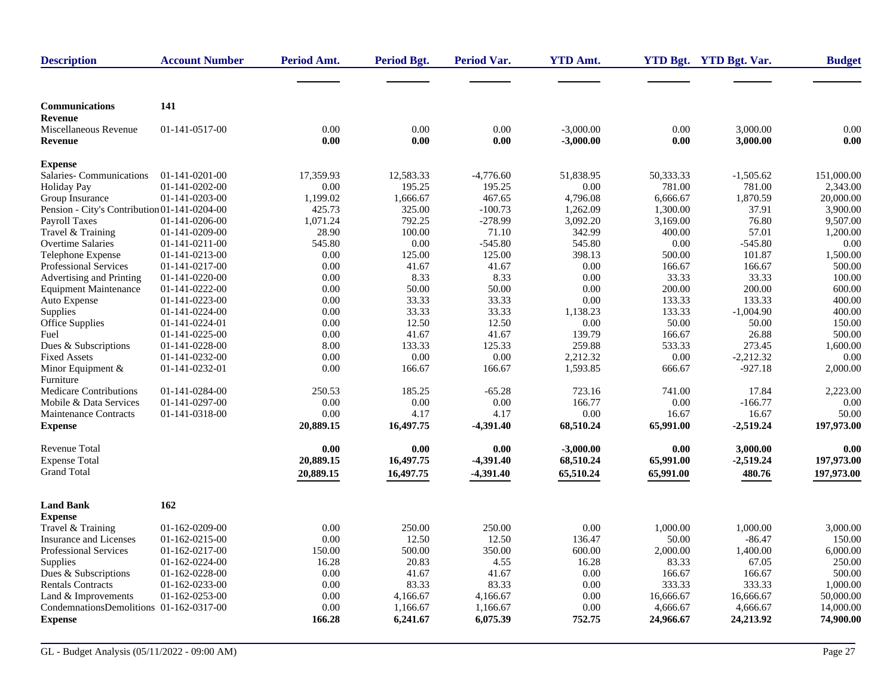| Description | Account Number | Period Amt. | Period Bgt. | Period Var. | YTD Amt. | YTD Bgt. | YTD Bgt. Var. | Budget |
|---|---|---|---|---|---|---|---|---|
| **Communications** | **141** | | | | | | | |
| **Revenue** | | | | | | | | |
| Miscellaneous Revenue | 01-141-0517-00 | 0.00 | 0.00 | 0.00 | -3,000.00 | 0.00 | 3,000.00 | 0.00 |
| **Revenue** | | **0.00** | **0.00** | **0.00** | **-3,000.00** | **0.00** | **3,000.00** | **0.00** |
| **Expense** | | | | | | | | |
| Salaries- Communications | 01-141-0201-00 | 17,359.93 | 12,583.33 | -4,776.60 | 51,838.95 | 50,333.33 | -1,505.62 | 151,000.00 |
| Holiday Pay | 01-141-0202-00 | 0.00 | 195.25 | 195.25 | 0.00 | 781.00 | 781.00 | 2,343.00 |
| Group Insurance | 01-141-0203-00 | 1,199.02 | 1,666.67 | 467.65 | 4,796.08 | 6,666.67 | 1,870.59 | 20,000.00 |
| Pension - City's Contribution | 01-141-0204-00 | 425.73 | 325.00 | -100.73 | 1,262.09 | 1,300.00 | 37.91 | 3,900.00 |
| Payroll Taxes | 01-141-0206-00 | 1,071.24 | 792.25 | -278.99 | 3,092.20 | 3,169.00 | 76.80 | 9,507.00 |
| Travel & Training | 01-141-0209-00 | 28.90 | 100.00 | 71.10 | 342.99 | 400.00 | 57.01 | 1,200.00 |
| Overtime Salaries | 01-141-0211-00 | 545.80 | 0.00 | -545.80 | 545.80 | 0.00 | -545.80 | 0.00 |
| Telephone Expense | 01-141-0213-00 | 0.00 | 125.00 | 125.00 | 398.13 | 500.00 | 101.87 | 1,500.00 |
| Professional Services | 01-141-0217-00 | 0.00 | 41.67 | 41.67 | 0.00 | 166.67 | 166.67 | 500.00 |
| Advertising and Printing | 01-141-0220-00 | 0.00 | 8.33 | 8.33 | 0.00 | 33.33 | 33.33 | 100.00 |
| Equipment Maintenance | 01-141-0222-00 | 0.00 | 50.00 | 50.00 | 0.00 | 200.00 | 200.00 | 600.00 |
| Auto Expense | 01-141-0223-00 | 0.00 | 33.33 | 33.33 | 0.00 | 133.33 | 133.33 | 400.00 |
| Supplies | 01-141-0224-00 | 0.00 | 33.33 | 33.33 | 1,138.23 | 133.33 | -1,004.90 | 400.00 |
| Office Supplies | 01-141-0224-01 | 0.00 | 12.50 | 12.50 | 0.00 | 50.00 | 50.00 | 150.00 |
| Fuel | 01-141-0225-00 | 0.00 | 41.67 | 41.67 | 139.79 | 166.67 | 26.88 | 500.00 |
| Dues & Subscriptions | 01-141-0228-00 | 8.00 | 133.33 | 125.33 | 259.88 | 533.33 | 273.45 | 1,600.00 |
| Fixed Assets | 01-141-0232-00 | 0.00 | 0.00 | 0.00 | 2,212.32 | 0.00 | -2,212.32 | 0.00 |
| Minor Equipment & Furniture | 01-141-0232-01 | 0.00 | 166.67 | 166.67 | 1,593.85 | 666.67 | -927.18 | 2,000.00 |
| Medicare Contributions | 01-141-0284-00 | 250.53 | 185.25 | -65.28 | 723.16 | 741.00 | 17.84 | 2,223.00 |
| Mobile & Data Services | 01-141-0297-00 | 0.00 | 0.00 | 0.00 | 166.77 | 0.00 | -166.77 | 0.00 |
| Maintenance Contracts | 01-141-0318-00 | 0.00 | 4.17 | 4.17 | 0.00 | 16.67 | 16.67 | 50.00 |
| **Expense** | | **20,889.15** | **16,497.75** | **-4,391.40** | **68,510.24** | **65,991.00** | **-2,519.24** | **197,973.00** |
| Revenue Total | | **0.00** | **0.00** | **0.00** | **-3,000.00** | **0.00** | **3,000.00** | **0.00** |
| Expense Total | | **20,889.15** | **16,497.75** | **-4,391.40** | **68,510.24** | **65,991.00** | **-2,519.24** | **197,973.00** |
| Grand Total | | **20,889.15** | **16,497.75** | **-4,391.40** | **65,510.24** | **65,991.00** | **480.76** | **197,973.00** |
| **Land Bank** | **162** | | | | | | | |
| **Expense** | | | | | | | | |
| Travel & Training | 01-162-0209-00 | 0.00 | 250.00 | 250.00 | 0.00 | 1,000.00 | 1,000.00 | 3,000.00 |
| Insurance and Licenses | 01-162-0215-00 | 0.00 | 12.50 | 12.50 | 136.47 | 50.00 | -86.47 | 150.00 |
| Professional Services | 01-162-0217-00 | 150.00 | 500.00 | 350.00 | 600.00 | 2,000.00 | 1,400.00 | 6,000.00 |
| Supplies | 01-162-0224-00 | 16.28 | 20.83 | 4.55 | 16.28 | 83.33 | 67.05 | 250.00 |
| Dues & Subscriptions | 01-162-0228-00 | 0.00 | 41.67 | 41.67 | 0.00 | 166.67 | 166.67 | 500.00 |
| Rentals Contracts | 01-162-0233-00 | 0.00 | 83.33 | 83.33 | 0.00 | 333.33 | 333.33 | 1,000.00 |
| Land & Improvements | 01-162-0253-00 | 0.00 | 4,166.67 | 4,166.67 | 0.00 | 16,666.67 | 16,666.67 | 50,000.00 |
| CondemnationsDemolitions | 01-162-0317-00 | 0.00 | 1,166.67 | 1,166.67 | 0.00 | 4,666.67 | 4,666.67 | 14,000.00 |
| **Expense** | | **166.28** | **6,241.67** | **6,075.39** | **752.75** | **24,966.67** | **24,213.92** | **74,900.00** |

GL - Budget Analysis (05/11/2022 - 09:00 AM)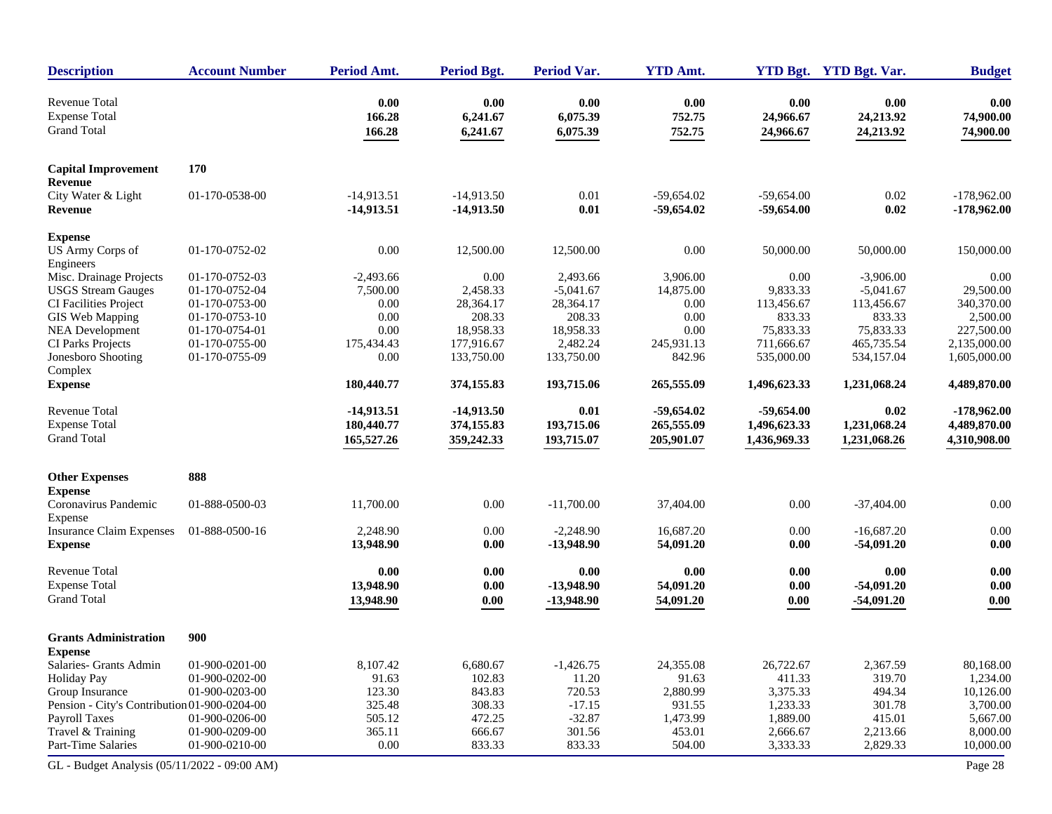| Description | Account Number | Period Amt. | Period Bgt. | Period Var. | YTD Amt. | YTD Bgt. | YTD Bgt. Var. | Budget |
|---|---|---|---|---|---|---|---|---|
| Revenue Total | | **0.00** | **0.00** | **0.00** | **0.00** | **0.00** | **0.00** | **0.00** |
| Expense Total | | **166.28** | **6,241.67** | **6,075.39** | **752.75** | **24,966.67** | **24,213.92** | **74,900.00** |
| Grand Total | | **166.28** | **6,241.67** | **6,075.39** | **752.75** | **24,966.67** | **24,213.92** | **74,900.00** |
| **Capital Improvement** | **170** | | | | | | | |
| **Revenue** | | | | | | | | |
| City Water & Light | 01-170-0538-00 | -14,913.51 | -14,913.50 | 0.01 | -59,654.02 | -59,654.00 | 0.02 | -178,962.00 |
| **Revenue** | | **-14,913.51** | **-14,913.50** | **0.01** | **-59,654.02** | **-59,654.00** | **0.02** | **-178,962.00** |
| **Expense** | | | | | | | | |
| US Army Corps of Engineers | 01-170-0752-02 | 0.00 | 12,500.00 | 12,500.00 | 0.00 | 50,000.00 | 50,000.00 | 150,000.00 |
| Misc. Drainage Projects | 01-170-0752-03 | -2,493.66 | 0.00 | 2,493.66 | 3,906.00 | 0.00 | -3,906.00 | 0.00 |
| USGS Stream Gauges | 01-170-0752-04 | 7,500.00 | 2,458.33 | -5,041.67 | 14,875.00 | 9,833.33 | -5,041.67 | 29,500.00 |
| CI Facilities Project | 01-170-0753-00 | 0.00 | 28,364.17 | 28,364.17 | 0.00 | 113,456.67 | 113,456.67 | 340,370.00 |
| GIS Web Mapping | 01-170-0753-10 | 0.00 | 208.33 | 208.33 | 0.00 | 833.33 | 833.33 | 2,500.00 |
| NEA Development | 01-170-0754-01 | 0.00 | 18,958.33 | 18,958.33 | 0.00 | 75,833.33 | 75,833.33 | 227,500.00 |
| CI Parks Projects | 01-170-0755-00 | 175,434.43 | 177,916.67 | 2,482.24 | 245,931.13 | 711,666.67 | 465,735.54 | 2,135,000.00 |
| Jonesboro Shooting Complex | 01-170-0755-09 | 0.00 | 133,750.00 | 133,750.00 | 842.96 | 535,000.00 | 534,157.04 | 1,605,000.00 |
| **Expense** | | **180,440.77** | **374,155.83** | **193,715.06** | **265,555.09** | **1,496,623.33** | **1,231,068.24** | **4,489,870.00** |
| Revenue Total | | **-14,913.51** | **-14,913.50** | **0.01** | **-59,654.02** | **-59,654.00** | **0.02** | **-178,962.00** |
| Expense Total | | **180,440.77** | **374,155.83** | **193,715.06** | **265,555.09** | **1,496,623.33** | **1,231,068.24** | **4,489,870.00** |
| Grand Total | | **165,527.26** | **359,242.33** | **193,715.07** | **205,901.07** | **1,436,969.33** | **1,231,068.26** | **4,310,908.00** |
| **Other Expenses** | **888** | | | | | | | |
| **Expense** | | | | | | | | |
| Coronavirus Pandemic Expense | 01-888-0500-03 | 11,700.00 | 0.00 | -11,700.00 | 37,404.00 | 0.00 | -37,404.00 | 0.00 |
| Insurance Claim Expenses | 01-888-0500-16 | 2,248.90 | 0.00 | -2,248.90 | 16,687.20 | 0.00 | -16,687.20 | 0.00 |
| **Expense** | | **13,948.90** | **0.00** | **-13,948.90** | **54,091.20** | **0.00** | **-54,091.20** | **0.00** |
| Revenue Total | | **0.00** | **0.00** | **0.00** | **0.00** | **0.00** | **0.00** | **0.00** |
| Expense Total | | **13,948.90** | **0.00** | **-13,948.90** | **54,091.20** | **0.00** | **-54,091.20** | **0.00** |
| Grand Total | | **13,948.90** | **0.00** | **-13,948.90** | **54,091.20** | **0.00** | **-54,091.20** | **0.00** |
| **Grants Administration** | **900** | | | | | | | |
| **Expense** | | | | | | | | |
| Salaries- Grants Admin | 01-900-0201-00 | 8,107.42 | 6,680.67 | -1,426.75 | 24,355.08 | 26,722.67 | 2,367.59 | 80,168.00 |
| Holiday Pay | 01-900-0202-00 | 91.63 | 102.83 | 11.20 | 91.63 | 411.33 | 319.70 | 1,234.00 |
| Group Insurance | 01-900-0203-00 | 123.30 | 843.83 | 720.53 | 2,880.99 | 3,375.33 | 494.34 | 10,126.00 |
| Pension - City's Contribution | 01-900-0204-00 | 325.48 | 308.33 | -17.15 | 931.55 | 1,233.33 | 301.78 | 3,700.00 |
| Payroll Taxes | 01-900-0206-00 | 505.12 | 472.25 | -32.87 | 1,473.99 | 1,889.00 | 415.01 | 5,667.00 |
| Travel & Training | 01-900-0209-00 | 365.11 | 666.67 | 301.56 | 453.01 | 2,666.67 | 2,213.66 | 8,000.00 |
| Part-Time Salaries | 01-900-0210-00 | 0.00 | 833.33 | 833.33 | 504.00 | 3,333.33 | 2,829.33 | 10,000.00 |

GL - Budget Analysis (05/11/2022 - 09:00 AM)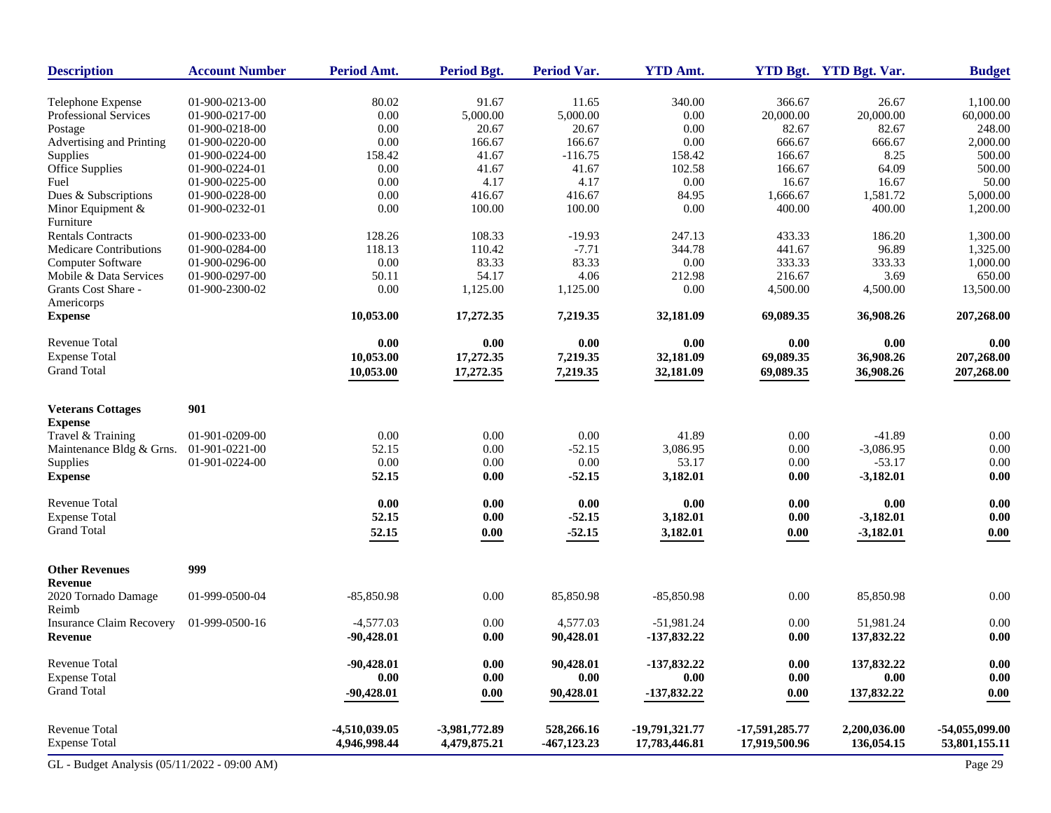| Description | Account Number | Period Amt. | Period Bgt. | Period Var. | YTD Amt. | YTD Bgt. | YTD Bgt. Var. | Budget |
|---|---|---|---|---|---|---|---|---|
| Telephone Expense | 01-900-0213-00 | 80.02 | 91.67 | 11.65 | 340.00 | 366.67 | 26.67 | 1,100.00 |
| Professional Services | 01-900-0217-00 | 0.00 | 5,000.00 | 5,000.00 | 0.00 | 20,000.00 | 20,000.00 | 60,000.00 |
| Postage | 01-900-0218-00 | 0.00 | 20.67 | 20.67 | 0.00 | 82.67 | 82.67 | 248.00 |
| Advertising and Printing | 01-900-0220-00 | 0.00 | 166.67 | 166.67 | 0.00 | 666.67 | 666.67 | 2,000.00 |
| Supplies | 01-900-0224-00 | 158.42 | 41.67 | -116.75 | 158.42 | 166.67 | 8.25 | 500.00 |
| Office Supplies | 01-900-0224-01 | 0.00 | 41.67 | 41.67 | 102.58 | 166.67 | 64.09 | 500.00 |
| Fuel | 01-900-0225-00 | 0.00 | 4.17 | 4.17 | 0.00 | 16.67 | 16.67 | 50.00 |
| Dues & Subscriptions | 01-900-0228-00 | 0.00 | 416.67 | 416.67 | 84.95 | 1,666.67 | 1,581.72 | 5,000.00 |
| Minor Equipment & Furniture | 01-900-0232-01 | 0.00 | 100.00 | 100.00 | 0.00 | 400.00 | 400.00 | 1,200.00 |
| Rentals Contracts | 01-900-0233-00 | 128.26 | 108.33 | -19.93 | 247.13 | 433.33 | 186.20 | 1,300.00 |
| Medicare Contributions | 01-900-0284-00 | 118.13 | 110.42 | -7.71 | 344.78 | 441.67 | 96.89 | 1,325.00 |
| Computer Software | 01-900-0296-00 | 0.00 | 83.33 | 83.33 | 0.00 | 333.33 | 333.33 | 1,000.00 |
| Mobile & Data Services | 01-900-0297-00 | 50.11 | 54.17 | 4.06 | 212.98 | 216.67 | 3.69 | 650.00 |
| Grants Cost Share - Americorps | 01-900-2300-02 | 0.00 | 1,125.00 | 1,125.00 | 0.00 | 4,500.00 | 4,500.00 | 13,500.00 |
| **Expense** | | **10,053.00** | **17,272.35** | **7,219.35** | **32,181.09** | **69,089.35** | **36,908.26** | **207,268.00** |
| Revenue Total | | **0.00** | **0.00** | **0.00** | **0.00** | **0.00** | **0.00** | **0.00** |
| Expense Total | | **10,053.00** | **17,272.35** | **7,219.35** | **32,181.09** | **69,089.35** | **36,908.26** | **207,268.00** |
| Grand Total | | **10,053.00** | **17,272.35** | **7,219.35** | **32,181.09** | **69,089.35** | **36,908.26** | **207,268.00** |
| **Veterans Cottages** | **901** | | | | | | | |
| **Expense** | | | | | | | | |
| Travel & Training | 01-901-0209-00 | 0.00 | 0.00 | 0.00 | 41.89 | 0.00 | -41.89 | 0.00 |
| Maintenance Bldg & Grns. | 01-901-0221-00 | 52.15 | 0.00 | -52.15 | 3,086.95 | 0.00 | -3,086.95 | 0.00 |
| Supplies | 01-901-0224-00 | 0.00 | 0.00 | 0.00 | 53.17 | 0.00 | -53.17 | 0.00 |
| **Expense** | | **52.15** | **0.00** | **-52.15** | **3,182.01** | **0.00** | **-3,182.01** | **0.00** |
| Revenue Total | | **0.00** | **0.00** | **0.00** | **0.00** | **0.00** | **0.00** | **0.00** |
| Expense Total | | **52.15** | **0.00** | **-52.15** | **3,182.01** | **0.00** | **-3,182.01** | **0.00** |
| Grand Total | | **52.15** | **0.00** | **-52.15** | **3,182.01** | **0.00** | **-3,182.01** | **0.00** |
| **Other Revenues** | **999** | | | | | | | |
| **Revenue** | | | | | | | | |
| 2020 Tornado Damage Reimb | 01-999-0500-04 | -85,850.98 | 0.00 | 85,850.98 | -85,850.98 | 0.00 | 85,850.98 | 0.00 |
| Insurance Claim Recovery | 01-999-0500-16 | -4,577.03 | 0.00 | 4,577.03 | -51,981.24 | 0.00 | 51,981.24 | 0.00 |
| **Revenue** | | **-90,428.01** | **0.00** | **90,428.01** | **-137,832.22** | **0.00** | **137,832.22** | **0.00** |
| Revenue Total | | **-90,428.01** | **0.00** | **90,428.01** | **-137,832.22** | **0.00** | **137,832.22** | **0.00** |
| Expense Total | | **0.00** | **0.00** | **0.00** | **0.00** | **0.00** | **0.00** | **0.00** |
| Grand Total | | **-90,428.01** | **0.00** | **90,428.01** | **-137,832.22** | **0.00** | **137,832.22** | **0.00** |
| Revenue Total | | **-4,510,039.05** | **-3,981,772.89** | **528,266.16** | **-19,791,321.77** | **-17,591,285.77** | **2,200,036.00** | **-54,055,099.00** |
| Expense Total | | **4,946,998.44** | **4,479,875.21** | **-467,123.23** | **17,783,446.81** | **17,919,500.96** | **136,054.15** | **53,801,155.11** |

GL - Budget Analysis (05/11/2022 - 09:00 AM)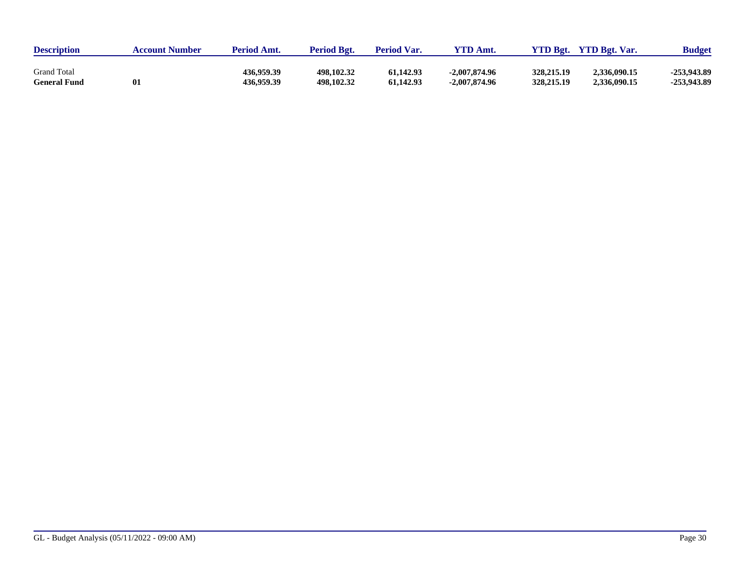| Description | Account Number | Period Amt. | Period Bgt. | Period Var. | YTD Amt. | YTD Bgt. | YTD Bgt. Var. | Budget |
|---|---|---|---|---|---|---|---|---|
| Grand Total | | **436,959.39** | **498,102.32** | **61,142.93** | **-2,007,874.96** | **328,215.19** | **2,336,090.15** | **-253,943.89** |
| **General Fund** | **01** | **436,959.39** | **498,102.32** | **61,142.93** | **-2,007,874.96** | **328,215.19** | **2,336,090.15** | **-253,943.89** |

GL - Budget Analysis (05/11/2022 - 09:00 AM)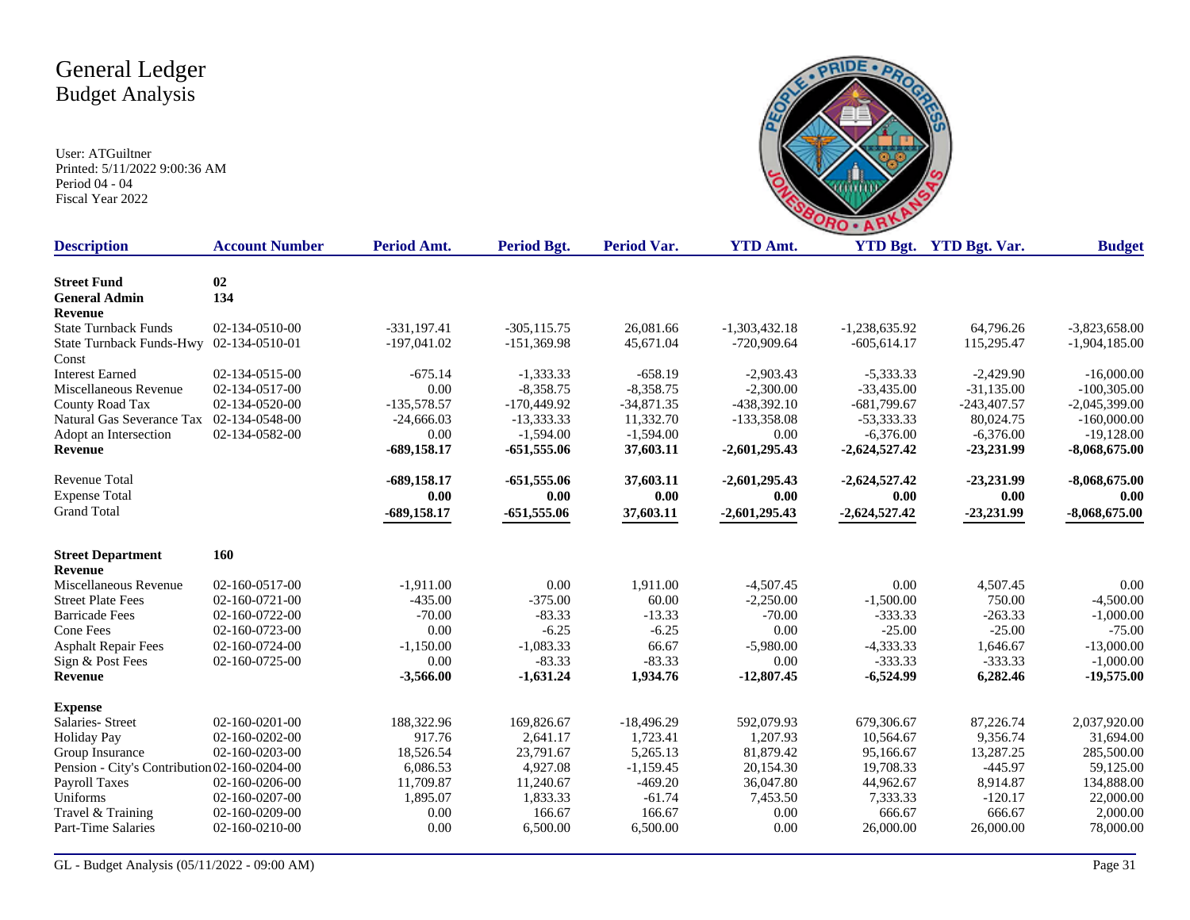# General Ledger
## Budget Analysis

User: ATGuiltner
Printed: 5/11/2022 9:00:36 AM
Period 04 - 04
Fiscal Year 2022

| Description | Account Number | Period Amt. | Period Bgt. | Period Var. | YTD Amt. | YTD Bgt. | YTD Bgt. Var. | Budget |
|---|---|---|---|---|---|---|---|---|
| **Street Fund** | **02** | | | | | | | |
| **General Admin** | **134** | | | | | | | |
| **Revenue** | | | | | | | | |
| State Turnback Funds | 02-134-0510-00 | -331,197.41 | -305,115.75 | 26,081.66 | -1,303,432.18 | -1,238,635.92 | 64,796.26 | -3,823,658.00 |
| State Turnback Funds-Hwy Const | 02-134-0510-01 | -197,041.02 | -151,369.98 | 45,671.04 | -720,909.64 | -605,614.17 | 115,295.47 | -1,904,185.00 |
| Interest Earned | 02-134-0515-00 | -675.14 | -1,333.33 | -658.19 | -2,903.43 | -5,333.33 | -2,429.90 | -16,000.00 |
| Miscellaneous Revenue | 02-134-0517-00 | 0.00 | -8,358.75 | -8,358.75 | -2,300.00 | -33,435.00 | -31,135.00 | -100,305.00 |
| County Road Tax | 02-134-0520-00 | -135,578.57 | -170,449.92 | -34,871.35 | -438,392.10 | -681,799.67 | -243,407.57 | -2,045,399.00 |
| Natural Gas Severance Tax | 02-134-0548-00 | -24,666.03 | -13,333.33 | 11,332.70 | -133,358.08 | -53,333.33 | 80,024.75 | -160,000.00 |
| Adopt an Intersection | 02-134-0582-00 | 0.00 | -1,594.00 | -1,594.00 | 0.00 | -6,376.00 | -6,376.00 | -19,128.00 |
| **Revenue** | | **-689,158.17** | **-651,555.06** | **37,603.11** | **-2,601,295.43** | **-2,624,527.42** | **-23,231.99** | **-8,068,675.00** |
| Revenue Total | | **-689,158.17** | **-651,555.06** | **37,603.11** | **-2,601,295.43** | **-2,624,527.42** | **-23,231.99** | **-8,068,675.00** |
| Expense Total | | **0.00** | **0.00** | **0.00** | **0.00** | **0.00** | **0.00** | **0.00** |
| Grand Total | | **-689,158.17** | **-651,555.06** | **37,603.11** | **-2,601,295.43** | **-2,624,527.42** | **-23,231.99** | **-8,068,675.00** |
| **Street Department** | **160** | | | | | | | |
| **Revenue** | | | | | | | | |
| Miscellaneous Revenue | 02-160-0517-00 | -1,911.00 | 0.00 | 1,911.00 | -4,507.45 | 0.00 | 4,507.45 | 0.00 |
| Street Plate Fees | 02-160-0721-00 | -435.00 | -375.00 | 60.00 | -2,250.00 | -1,500.00 | 750.00 | -4,500.00 |
| Barricade Fees | 02-160-0722-00 | -70.00 | -83.33 | -13.33 | -70.00 | -333.33 | -263.33 | -1,000.00 |
| Cone Fees | 02-160-0723-00 | 0.00 | -6.25 | -6.25 | 0.00 | -25.00 | -25.00 | -75.00 |
| Asphalt Repair Fees | 02-160-0724-00 | -1,150.00 | -1,083.33 | 66.67 | -5,980.00 | -4,333.33 | 1,646.67 | -13,000.00 |
| Sign & Post Fees | 02-160-0725-00 | 0.00 | -83.33 | -83.33 | 0.00 | -333.33 | -333.33 | -1,000.00 |
| **Revenue** | | **-3,566.00** | **-1,631.24** | **1,934.76** | **-12,807.45** | **-6,524.99** | **6,282.46** | **-19,575.00** |
| **Expense** | | | | | | | | |
| Salaries- Street | 02-160-0201-00 | 188,322.96 | 169,826.67 | -18,496.29 | 592,079.93 | 679,306.67 | 87,226.74 | 2,037,920.00 |
| Holiday Pay | 02-160-0202-00 | 917.76 | 2,641.17 | 1,723.41 | 1,207.93 | 10,564.67 | 9,356.74 | 31,694.00 |
| Group Insurance | 02-160-0203-00 | 18,526.54 | 23,791.67 | 5,265.13 | 81,879.42 | 95,166.67 | 13,287.25 | 285,500.00 |
| Pension - City's Contribution | 02-160-0204-00 | 6,086.53 | 4,927.08 | -1,159.45 | 20,154.30 | 19,708.33 | -445.97 | 59,125.00 |
| Payroll Taxes | 02-160-0206-00 | 11,709.87 | 11,240.67 | -469.20 | 36,047.80 | 44,962.67 | 8,914.87 | 134,888.00 |
| Uniforms | 02-160-0207-00 | 1,895.07 | 1,833.33 | -61.74 | 7,453.50 | 7,333.33 | -120.17 | 22,000.00 |
| Travel & Training | 02-160-0209-00 | 0.00 | 166.67 | 166.67 | 0.00 | 666.67 | 666.67 | 2,000.00 |
| Part-Time Salaries | 02-160-0210-00 | 0.00 | 6,500.00 | 6,500.00 | 0.00 | 26,000.00 | 26,000.00 | 78,000.00 |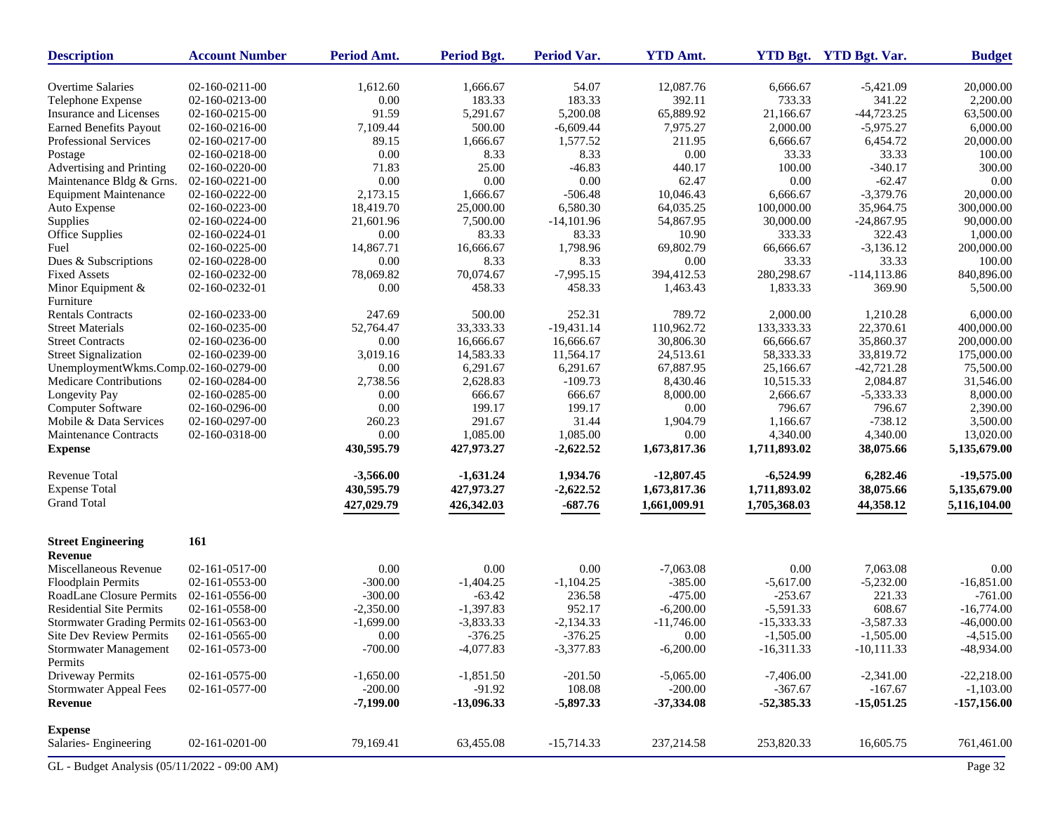| Description | Account Number | Period Amt. | Period Bgt. | Period Var. | YTD Amt. | YTD Bgt. | YTD Bgt. Var. | Budget |
|---|---|---|---|---|---|---|---|---|
| Overtime Salaries | 02-160-0211-00 | 1,612.60 | 1,666.67 | 54.07 | 12,087.76 | 6,666.67 | -5,421.09 | 20,000.00 |
| Telephone Expense | 02-160-0213-00 | 0.00 | 183.33 | 183.33 | 392.11 | 733.33 | 341.22 | 2,200.00 |
| Insurance and Licenses | 02-160-0215-00 | 91.59 | 5,291.67 | 5,200.08 | 65,889.92 | 21,166.67 | -44,723.25 | 63,500.00 |
| Earned Benefits Payout | 02-160-0216-00 | 7,109.44 | 500.00 | -6,609.44 | 7,975.27 | 2,000.00 | -5,975.27 | 6,000.00 |
| Professional Services | 02-160-0217-00 | 89.15 | 1,666.67 | 1,577.52 | 211.95 | 6,666.67 | 6,454.72 | 20,000.00 |
| Postage | 02-160-0218-00 | 0.00 | 8.33 | 8.33 | 0.00 | 33.33 | 33.33 | 100.00 |
| Advertising and Printing | 02-160-0220-00 | 71.83 | 25.00 | -46.83 | 440.17 | 100.00 | -340.17 | 300.00 |
| Maintenance Bldg & Grns. | 02-160-0221-00 | 0.00 | 0.00 | 0.00 | 62.47 | 0.00 | -62.47 | 0.00 |
| Equipment Maintenance | 02-160-0222-00 | 2,173.15 | 1,666.67 | -506.48 | 10,046.43 | 6,666.67 | -3,379.76 | 20,000.00 |
| Auto Expense | 02-160-0223-00 | 18,419.70 | 25,000.00 | 6,580.30 | 64,035.25 | 100,000.00 | 35,964.75 | 300,000.00 |
| Supplies | 02-160-0224-00 | 21,601.96 | 7,500.00 | -14,101.96 | 54,867.95 | 30,000.00 | -24,867.95 | 90,000.00 |
| Office Supplies | 02-160-0224-01 | 0.00 | 83.33 | 83.33 | 10.90 | 333.33 | 322.43 | 1,000.00 |
| Fuel | 02-160-0225-00 | 14,867.71 | 16,666.67 | 1,798.96 | 69,802.79 | 66,666.67 | -3,136.12 | 200,000.00 |
| Dues & Subscriptions | 02-160-0228-00 | 0.00 | 8.33 | 8.33 | 0.00 | 33.33 | 33.33 | 100.00 |
| Fixed Assets | 02-160-0232-00 | 78,069.82 | 70,074.67 | -7,995.15 | 394,412.53 | 280,298.67 | -114,113.86 | 840,896.00 |
| Minor Equipment & Furniture | 02-160-0232-01 | 0.00 | 458.33 | 458.33 | 1,463.43 | 1,833.33 | 369.90 | 5,500.00 |
| Rentals Contracts | 02-160-0233-00 | 247.69 | 500.00 | 252.31 | 789.72 | 2,000.00 | 1,210.28 | 6,000.00 |
| Street Materials | 02-160-0235-00 | 52,764.47 | 33,333.33 | -19,431.14 | 110,962.72 | 133,333.33 | 22,370.61 | 400,000.00 |
| Street Contracts | 02-160-0236-00 | 0.00 | 16,666.67 | 16,666.67 | 30,806.30 | 66,666.67 | 35,860.37 | 200,000.00 |
| Street Signalization | 02-160-0239-00 | 3,019.16 | 14,583.33 | 11,564.17 | 24,513.61 | 58,333.33 | 33,819.72 | 175,000.00 |
| UnemploymentWkms.Comp. | 02-160-0279-00 | 0.00 | 6,291.67 | 6,291.67 | 67,887.95 | 25,166.67 | -42,721.28 | 75,500.00 |
| Medicare Contributions | 02-160-0284-00 | 2,738.56 | 2,628.83 | -109.73 | 8,430.46 | 10,515.33 | 2,084.87 | 31,546.00 |
| Longevity Pay | 02-160-0285-00 | 0.00 | 666.67 | 666.67 | 8,000.00 | 2,666.67 | -5,333.33 | 8,000.00 |
| Computer Software | 02-160-0296-00 | 0.00 | 199.17 | 199.17 | 0.00 | 796.67 | 796.67 | 2,390.00 |
| Mobile & Data Services | 02-160-0297-00 | 260.23 | 291.67 | 31.44 | 1,904.79 | 1,166.67 | -738.12 | 3,500.00 |
| Maintenance Contracts | 02-160-0318-00 | 0.00 | 1,085.00 | 1,085.00 | 0.00 | 4,340.00 | 4,340.00 | 13,020.00 |
| **Expense** | | **430,595.79** | **427,973.27** | **-2,622.52** | **1,673,817.36** | **1,711,893.02** | **38,075.66** | **5,135,679.00** |
| Revenue Total | | **-3,566.00** | **-1,631.24** | **1,934.76** | **-12,807.45** | **-6,524.99** | **6,282.46** | **-19,575.00** |
| Expense Total | | **430,595.79** | **427,973.27** | **-2,622.52** | **1,673,817.36** | **1,711,893.02** | **38,075.66** | **5,135,679.00** |
| Grand Total | | **427,029.79** | **426,342.03** | **-687.76** | **1,661,009.91** | **1,705,368.03** | **44,358.12** | **5,116,104.00** |
| **Street Engineering** | **161** | | | | | | | |
| **Revenue** | | | | | | | | |
| Miscellaneous Revenue | 02-161-0517-00 | 0.00 | 0.00 | 0.00 | -7,063.08 | 0.00 | 7,063.08 | 0.00 |
| Floodplain Permits | 02-161-0553-00 | -300.00 | -1,404.25 | -1,104.25 | -385.00 | -5,617.00 | -5,232.00 | -16,851.00 |
| RoadLane Closure Permits | 02-161-0556-00 | -300.00 | -63.42 | 236.58 | -475.00 | -253.67 | 221.33 | -761.00 |
| Residential Site Permits | 02-161-0558-00 | -2,350.00 | -1,397.83 | 952.17 | -6,200.00 | -5,591.33 | 608.67 | -16,774.00 |
| Stormwater Grading Permits | 02-161-0563-00 | -1,699.00 | -3,833.33 | -2,134.33 | -11,746.00 | -15,333.33 | -3,587.33 | -46,000.00 |
| Site Dev Review Permits | 02-161-0565-00 | 0.00 | -376.25 | -376.25 | 0.00 | -1,505.00 | -1,505.00 | -4,515.00 |
| Stormwater Management Permits | 02-161-0573-00 | -700.00 | -4,077.83 | -3,377.83 | -6,200.00 | -16,311.33 | -10,111.33 | -48,934.00 |
| Driveway Permits | 02-161-0575-00 | -1,650.00 | -1,851.50 | -201.50 | -5,065.00 | -7,406.00 | -2,341.00 | -22,218.00 |
| Stormwater Appeal Fees | 02-161-0577-00 | -200.00 | -91.92 | 108.08 | -200.00 | -367.67 | -167.67 | -1,103.00 |
| **Revenue** | | **-7,199.00** | **-13,096.33** | **-5,897.33** | **-37,334.08** | **-52,385.33** | **-15,051.25** | **-157,156.00** |
| **Expense** | | | | | | | | |
| Salaries- Engineering | 02-161-0201-00 | 79,169.41 | 63,455.08 | -15,714.33 | 237,214.58 | 253,820.33 | 16,605.75 | 761,461.00 |

GL - Budget Analysis (05/11/2022 - 09:00 AM)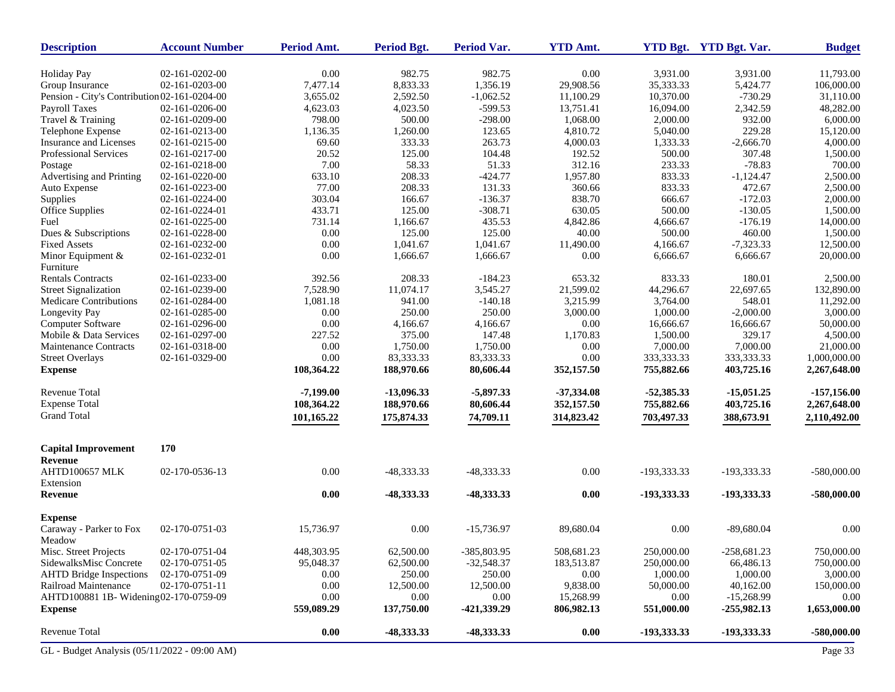| Description | Account Number | Period Amt. | Period Bgt. | Period Var. | YTD Amt. | YTD Bgt. | YTD Bgt. Var. | Budget |
|---|---|---|---|---|---|---|---|---|
| Holiday Pay | 02-161-0202-00 | 0.00 | 982.75 | 982.75 | 0.00 | 3,931.00 | 3,931.00 | 11,793.00 |
| Group Insurance | 02-161-0203-00 | 7,477.14 | 8,833.33 | 1,356.19 | 29,908.56 | 35,333.33 | 5,424.77 | 106,000.00 |
| Pension - City's Contribution | 02-161-0204-00 | 3,655.02 | 2,592.50 | -1,062.52 | 11,100.29 | 10,370.00 | -730.29 | 31,110.00 |
| Payroll Taxes | 02-161-0206-00 | 4,623.03 | 4,023.50 | -599.53 | 13,751.41 | 16,094.00 | 2,342.59 | 48,282.00 |
| Travel & Training | 02-161-0209-00 | 798.00 | 500.00 | -298.00 | 1,068.00 | 2,000.00 | 932.00 | 6,000.00 |
| Telephone Expense | 02-161-0213-00 | 1,136.35 | 1,260.00 | 123.65 | 4,810.72 | 5,040.00 | 229.28 | 15,120.00 |
| Insurance and Licenses | 02-161-0215-00 | 69.60 | 333.33 | 263.73 | 4,000.03 | 1,333.33 | -2,666.70 | 4,000.00 |
| Professional Services | 02-161-0217-00 | 20.52 | 125.00 | 104.48 | 192.52 | 500.00 | 307.48 | 1,500.00 |
| Postage | 02-161-0218-00 | 7.00 | 58.33 | 51.33 | 312.16 | 233.33 | -78.83 | 700.00 |
| Advertising and Printing | 02-161-0220-00 | 633.10 | 208.33 | -424.77 | 1,957.80 | 833.33 | -1,124.47 | 2,500.00 |
| Auto Expense | 02-161-0223-00 | 77.00 | 208.33 | 131.33 | 360.66 | 833.33 | 472.67 | 2,500.00 |
| Supplies | 02-161-0224-00 | 303.04 | 166.67 | -136.37 | 838.70 | 666.67 | -172.03 | 2,000.00 |
| Office Supplies | 02-161-0224-01 | 433.71 | 125.00 | -308.71 | 630.05 | 500.00 | -130.05 | 1,500.00 |
| Fuel | 02-161-0225-00 | 731.14 | 1,166.67 | 435.53 | 4,842.86 | 4,666.67 | -176.19 | 14,000.00 |
| Dues & Subscriptions | 02-161-0228-00 | 0.00 | 125.00 | 125.00 | 40.00 | 500.00 | 460.00 | 1,500.00 |
| Fixed Assets | 02-161-0232-00 | 0.00 | 1,041.67 | 1,041.67 | 11,490.00 | 4,166.67 | -7,323.33 | 12,500.00 |
| Minor Equipment & Furniture | 02-161-0232-01 | 0.00 | 1,666.67 | 1,666.67 | 0.00 | 6,666.67 | 6,666.67 | 20,000.00 |
| Rentals Contracts | 02-161-0233-00 | 392.56 | 208.33 | -184.23 | 653.32 | 833.33 | 180.01 | 2,500.00 |
| Street Signalization | 02-161-0239-00 | 7,528.90 | 11,074.17 | 3,545.27 | 21,599.02 | 44,296.67 | 22,697.65 | 132,890.00 |
| Medicare Contributions | 02-161-0284-00 | 1,081.18 | 941.00 | -140.18 | 3,215.99 | 3,764.00 | 548.01 | 11,292.00 |
| Longevity Pay | 02-161-0285-00 | 0.00 | 250.00 | 250.00 | 3,000.00 | 1,000.00 | -2,000.00 | 3,000.00 |
| Computer Software | 02-161-0296-00 | 0.00 | 4,166.67 | 4,166.67 | 0.00 | 16,666.67 | 16,666.67 | 50,000.00 |
| Mobile & Data Services | 02-161-0297-00 | 227.52 | 375.00 | 147.48 | 1,170.83 | 1,500.00 | 329.17 | 4,500.00 |
| Maintenance Contracts | 02-161-0318-00 | 0.00 | 1,750.00 | 1,750.00 | 0.00 | 7,000.00 | 7,000.00 | 21,000.00 |
| Street Overlays | 02-161-0329-00 | 0.00 | 83,333.33 | 83,333.33 | 0.00 | 333,333.33 | 333,333.33 | 1,000,000.00 |
| **Expense** | | **108,364.22** | **188,970.66** | **80,606.44** | **352,157.50** | **755,882.66** | **403,725.16** | **2,267,648.00** |
| Revenue Total | | **-7,199.00** | **-13,096.33** | **-5,897.33** | **-37,334.08** | **-52,385.33** | **-15,051.25** | **-157,156.00** |
| Expense Total | | **108,364.22** | **188,970.66** | **80,606.44** | **352,157.50** | **755,882.66** | **403,725.16** | **2,267,648.00** |
| Grand Total | | **101,165.22** | **175,874.33** | **74,709.11** | **314,823.42** | **703,497.33** | **388,673.91** | **2,110,492.00** |
| **Capital Improvement** | **170** | | | | | | | |
| **Revenue** | | | | | | | | |
| AHTD100657 MLK Extension | 02-170-0536-13 | 0.00 | -48,333.33 | -48,333.33 | 0.00 | -193,333.33 | -193,333.33 | -580,000.00 |
| **Revenue** | | **0.00** | **-48,333.33** | **-48,333.33** | **0.00** | **-193,333.33** | **-193,333.33** | **-580,000.00** |
| **Expense** | | | | | | | | |
| Caraway - Parker to Fox Meadow | 02-170-0751-03 | 15,736.97 | 0.00 | -15,736.97 | 89,680.04 | 0.00 | -89,680.04 | 0.00 |
| Misc. Street Projects | 02-170-0751-04 | 448,303.95 | 62,500.00 | -385,803.95 | 508,681.23 | 250,000.00 | -258,681.23 | 750,000.00 |
| SidewalksMisc Concrete | 02-170-0751-05 | 95,048.37 | 62,500.00 | -32,548.37 | 183,513.87 | 250,000.00 | 66,486.13 | 750,000.00 |
| AHTD Bridge Inspections | 02-170-0751-09 | 0.00 | 250.00 | 250.00 | 0.00 | 1,000.00 | 1,000.00 | 3,000.00 |
| Railroad Maintenance | 02-170-0751-11 | 0.00 | 12,500.00 | 12,500.00 | 9,838.00 | 50,000.00 | 40,162.00 | 150,000.00 |
| AHTD100881 1B- Widening | 02-170-0759-09 | 0.00 | 0.00 | 0.00 | 15,268.99 | 0.00 | -15,268.99 | 0.00 |
| **Expense** | | **559,089.29** | **137,750.00** | **-421,339.29** | **806,982.13** | **551,000.00** | **-255,982.13** | **1,653,000.00** |
| Revenue Total | | **0.00** | **-48,333.33** | **-48,333.33** | **0.00** | **-193,333.33** | **-193,333.33** | **-580,000.00** |

GL - Budget Analysis (05/11/2022 - 09:00 AM)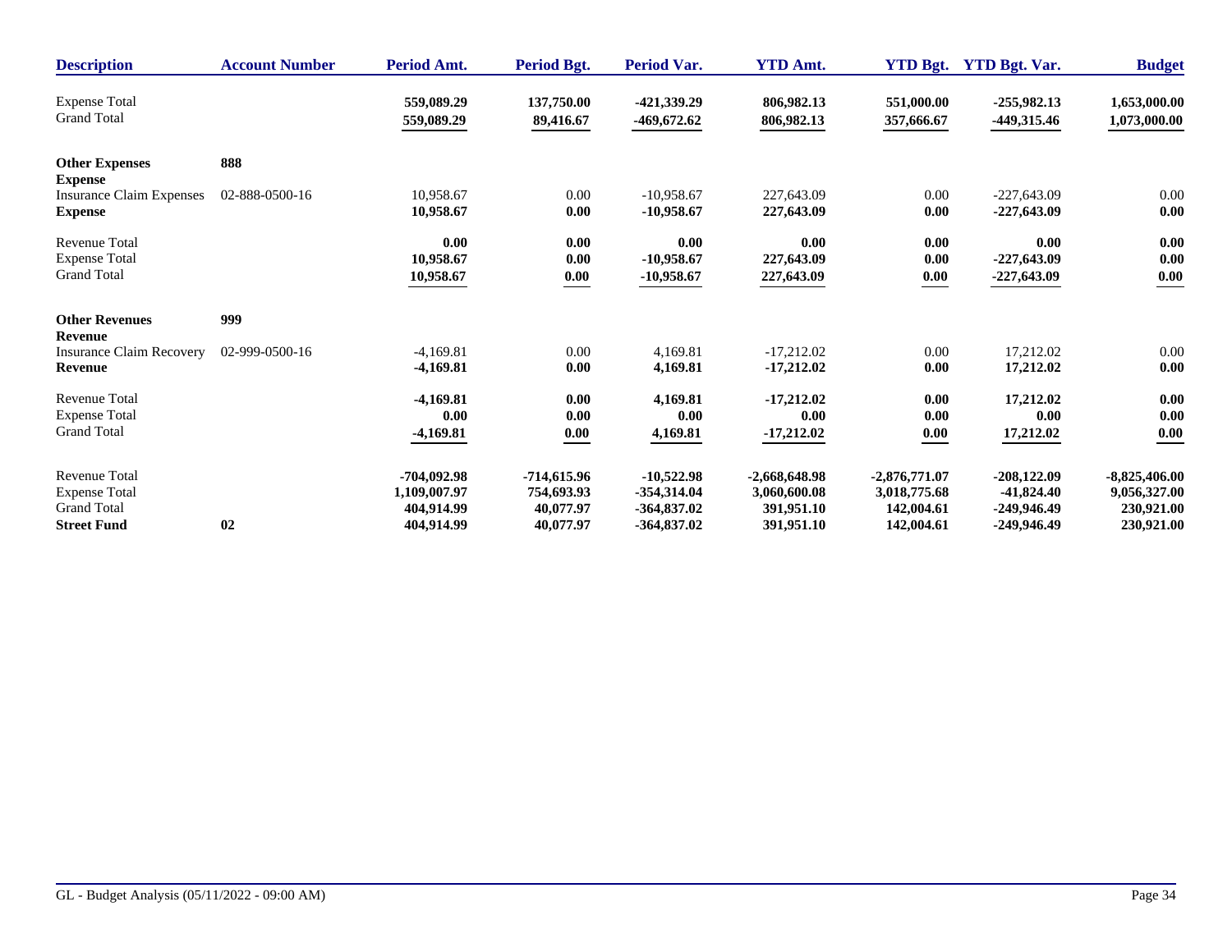| Description | Account Number | Period Amt. | Period Bgt. | Period Var. | YTD Amt. | YTD Bgt. | YTD Bgt. Var. | Budget |
|---|---|---|---|---|---|---|---|---|
| Expense Total | | **559,089.29** | **137,750.00** | **-421,339.29** | **806,982.13** | **551,000.00** | **-255,982.13** | **1,653,000.00** |
| Grand Total | | **559,089.29** | **89,416.67** | **-469,672.62** | **806,982.13** | **357,666.67** | **-449,315.46** | **1,073,000.00** |
| **Other Expenses** | **888** | | | | | | | |
| **Expense** | | | | | | | | |
| Insurance Claim Expenses | 02-888-0500-16 | 10,958.67 | 0.00 | -10,958.67 | 227,643.09 | 0.00 | -227,643.09 | 0.00 |
| **Expense** | | **10,958.67** | **0.00** | **-10,958.67** | **227,643.09** | **0.00** | **-227,643.09** | **0.00** |
| Revenue Total | | **0.00** | **0.00** | **0.00** | **0.00** | **0.00** | **0.00** | **0.00** |
| Expense Total | | **10,958.67** | **0.00** | **-10,958.67** | **227,643.09** | **0.00** | **-227,643.09** | **0.00** |
| Grand Total | | **10,958.67** | **0.00** | **-10,958.67** | **227,643.09** | **0.00** | **-227,643.09** | **0.00** |
| **Other Revenues** | **999** | | | | | | | |
| **Revenue** | | | | | | | | |
| Insurance Claim Recovery | 02-999-0500-16 | -4,169.81 | 0.00 | 4,169.81 | -17,212.02 | 0.00 | 17,212.02 | 0.00 |
| **Revenue** | | **-4,169.81** | **0.00** | **4,169.81** | **-17,212.02** | **0.00** | **17,212.02** | **0.00** |
| Revenue Total | | **-4,169.81** | **0.00** | **4,169.81** | **-17,212.02** | **0.00** | **17,212.02** | **0.00** |
| Expense Total | | **0.00** | **0.00** | **0.00** | **0.00** | **0.00** | **0.00** | **0.00** |
| Grand Total | | **-4,169.81** | **0.00** | **4,169.81** | **-17,212.02** | **0.00** | **17,212.02** | **0.00** |
| Revenue Total | | **-704,092.98** | **-714,615.96** | **-10,522.98** | **-2,668,648.98** | **-2,876,771.07** | **-208,122.09** | **-8,825,406.00** |
| Expense Total | | **1,109,007.97** | **754,693.93** | **-354,314.04** | **3,060,600.08** | **3,018,775.68** | **-41,824.40** | **9,056,327.00** |
| Grand Total | | **404,914.99** | **40,077.97** | **-364,837.02** | **391,951.10** | **142,004.61** | **-249,946.49** | **230,921.00** |
| **Street Fund** | **02** | **404,914.99** | **40,077.97** | **-364,837.02** | **391,951.10** | **142,004.61** | **-249,946.49** | **230,921.00** |

GL - Budget Analysis (05/11/2022 - 09:00 AM)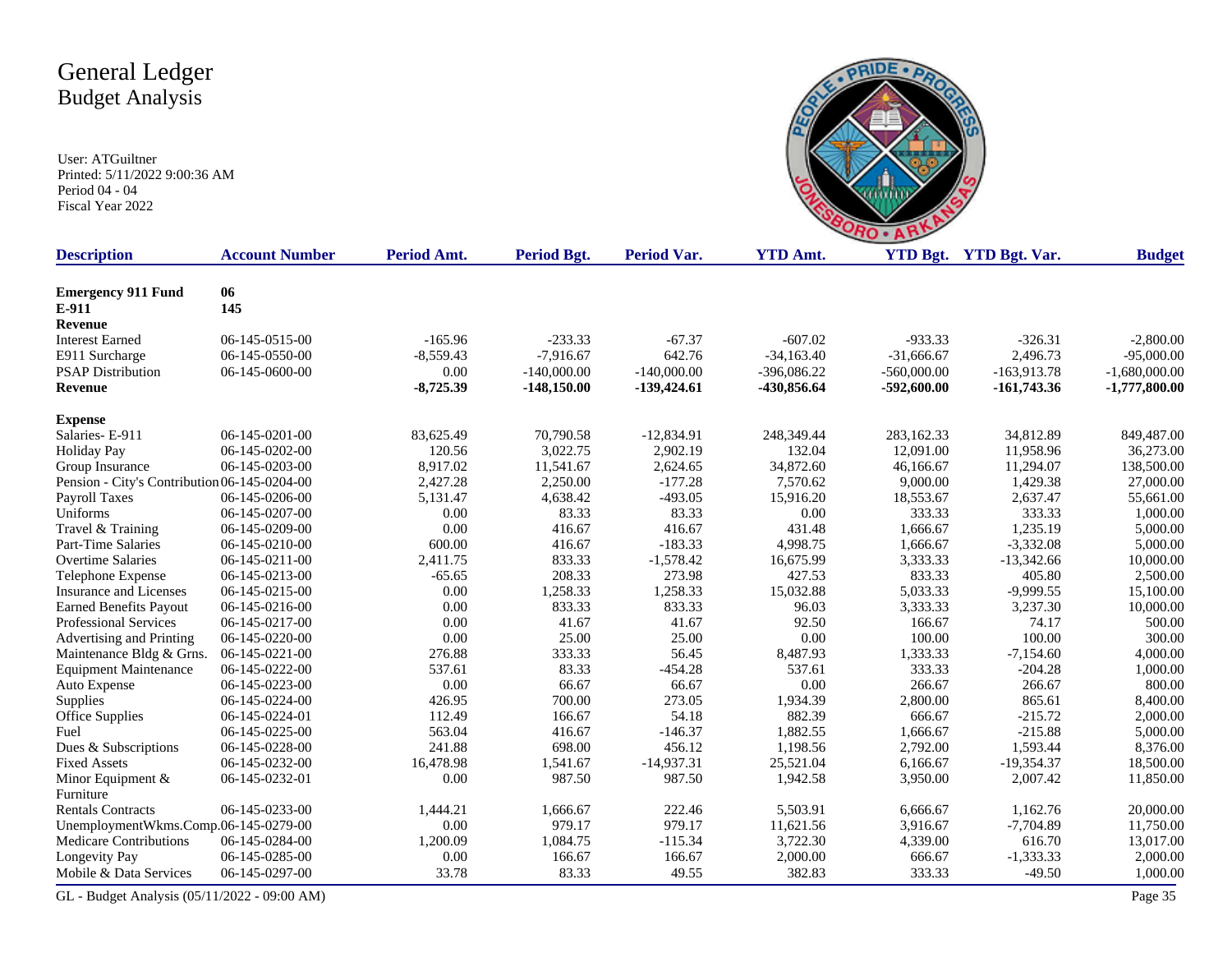# General Ledger
## Budget Analysis

User: ATGuiltner
Printed: 5/11/2022 9:00:36 AM
Period 04 - 04
Fiscal Year 2022

| Description | Account Number | Period Amt. | Period Bgt. | Period Var. | YTD Amt. | YTD Bgt. | YTD Bgt. Var. | Budget |
|---|---|---|---|---|---|---|---|---|
| **Emergency 911 Fund** | **06** | | | | | | | |
| **E-911** | **145** | | | | | | | |
| **Revenue** | | | | | | | | |
| Interest Earned | 06-145-0515-00 | -165.96 | -233.33 | -67.37 | -607.02 | -933.33 | -326.31 | -2,800.00 |
| E911 Surcharge | 06-145-0550-00 | -8,559.43 | -7,916.67 | 642.76 | -34,163.40 | -31,666.67 | 2,496.73 | -95,000.00 |
| PSAP Distribution | 06-145-0600-00 | 0.00 | -140,000.00 | -140,000.00 | -396,086.22 | -560,000.00 | -163,913.78 | -1,680,000.00 |
| **Revenue** | | **-8,725.39** | **-148,150.00** | **-139,424.61** | **-430,856.64** | **-592,600.00** | **-161,743.36** | **-1,777,800.00** |
| **Expense** | | | | | | | | |
| Salaries- E-911 | 06-145-0201-00 | 83,625.49 | 70,790.58 | -12,834.91 | 248,349.44 | 283,162.33 | 34,812.89 | 849,487.00 |
| Holiday Pay | 06-145-0202-00 | 120.56 | 3,022.75 | 2,902.19 | 132.04 | 12,091.00 | 11,958.96 | 36,273.00 |
| Group Insurance | 06-145-0203-00 | 8,917.02 | 11,541.67 | 2,624.65 | 34,872.60 | 46,166.67 | 11,294.07 | 138,500.00 |
| Pension - City's Contribution | 06-145-0204-00 | 2,427.28 | 2,250.00 | -177.28 | 7,570.62 | 9,000.00 | 1,429.38 | 27,000.00 |
| Payroll Taxes | 06-145-0206-00 | 5,131.47 | 4,638.42 | -493.05 | 15,916.20 | 18,553.67 | 2,637.47 | 55,661.00 |
| Uniforms | 06-145-0207-00 | 0.00 | 83.33 | 83.33 | 0.00 | 333.33 | 333.33 | 1,000.00 |
| Travel & Training | 06-145-0209-00 | 0.00 | 416.67 | 416.67 | 431.48 | 1,666.67 | 1,235.19 | 5,000.00 |
| Part-Time Salaries | 06-145-0210-00 | 600.00 | 416.67 | -183.33 | 4,998.75 | 1,666.67 | -3,332.08 | 5,000.00 |
| Overtime Salaries | 06-145-0211-00 | 2,411.75 | 833.33 | -1,578.42 | 16,675.99 | 3,333.33 | -13,342.66 | 10,000.00 |
| Telephone Expense | 06-145-0213-00 | -65.65 | 208.33 | 273.98 | 427.53 | 833.33 | 405.80 | 2,500.00 |
| Insurance and Licenses | 06-145-0215-00 | 0.00 | 1,258.33 | 1,258.33 | 15,032.88 | 5,033.33 | -9,999.55 | 15,100.00 |
| Earned Benefits Payout | 06-145-0216-00 | 0.00 | 833.33 | 833.33 | 96.03 | 3,333.33 | 3,237.30 | 10,000.00 |
| Professional Services | 06-145-0217-00 | 0.00 | 41.67 | 41.67 | 92.50 | 166.67 | 74.17 | 500.00 |
| Advertising and Printing | 06-145-0220-00 | 0.00 | 25.00 | 25.00 | 0.00 | 100.00 | 100.00 | 300.00 |
| Maintenance Bldg & Grns. | 06-145-0221-00 | 276.88 | 333.33 | 56.45 | 8,487.93 | 1,333.33 | -7,154.60 | 4,000.00 |
| Equipment Maintenance | 06-145-0222-00 | 537.61 | 83.33 | -454.28 | 537.61 | 333.33 | -204.28 | 1,000.00 |
| Auto Expense | 06-145-0223-00 | 0.00 | 66.67 | 66.67 | 0.00 | 266.67 | 266.67 | 800.00 |
| Supplies | 06-145-0224-00 | 426.95 | 700.00 | 273.05 | 1,934.39 | 2,800.00 | 865.61 | 8,400.00 |
| Office Supplies | 06-145-0224-01 | 112.49 | 166.67 | 54.18 | 882.39 | 666.67 | -215.72 | 2,000.00 |
| Fuel | 06-145-0225-00 | 563.04 | 416.67 | -146.37 | 1,882.55 | 1,666.67 | -215.88 | 5,000.00 |
| Dues & Subscriptions | 06-145-0228-00 | 241.88 | 698.00 | 456.12 | 1,198.56 | 2,792.00 | 1,593.44 | 8,376.00 |
| Fixed Assets | 06-145-0232-00 | 16,478.98 | 1,541.67 | -14,937.31 | 25,521.04 | 6,166.67 | -19,354.37 | 18,500.00 |
| Minor Equipment & Furniture | 06-145-0232-01 | 0.00 | 987.50 | 987.50 | 1,942.58 | 3,950.00 | 2,007.42 | 11,850.00 |
| Rentals Contracts | 06-145-0233-00 | 1,444.21 | 1,666.67 | 222.46 | 5,503.91 | 6,666.67 | 1,162.76 | 20,000.00 |
| UnemploymentWkms.Comp. | 06-145-0279-00 | 0.00 | 979.17 | 979.17 | 11,621.56 | 3,916.67 | -7,704.89 | 11,750.00 |
| Medicare Contributions | 06-145-0284-00 | 1,200.09 | 1,084.75 | -115.34 | 3,722.30 | 4,339.00 | 616.70 | 13,017.00 |
| Longevity Pay | 06-145-0285-00 | 0.00 | 166.67 | 166.67 | 2,000.00 | 666.67 | -1,333.33 | 2,000.00 |
| Mobile & Data Services | 06-145-0297-00 | 33.78 | 83.33 | 49.55 | 382.83 | 333.33 | -49.50 | 1,000.00 |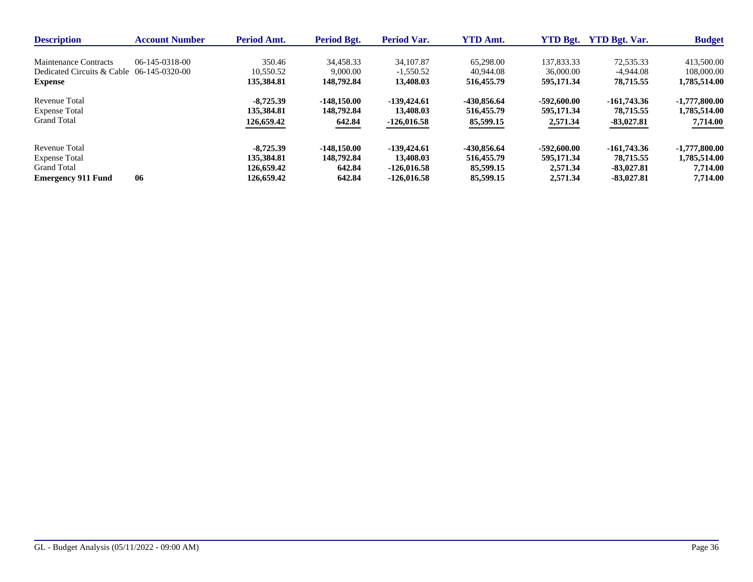| Description | Account Number | Period Amt. | Period Bgt. | Period Var. | YTD Amt. | YTD Bgt. | YTD Bgt. Var. | Budget |
|---|---|---|---|---|---|---|---|---|
| Maintenance Contracts | 06-145-0318-00 | 350.46 | 34,458.33 | 34,107.87 | 65,298.00 | 137,833.33 | 72,535.33 | 413,500.00 |
| Dedicated Circuits & Cable | 06-145-0320-00 | 10,550.52 | 9,000.00 | -1,550.52 | 40,944.08 | 36,000.00 | -4,944.08 | 108,000.00 |
| **Expense** | | **135,384.81** | **148,792.84** | **13,408.03** | **516,455.79** | **595,171.34** | **78,715.55** | **1,785,514.00** |
| Revenue Total | | **-8,725.39** | **-148,150.00** | **-139,424.61** | **-430,856.64** | **-592,600.00** | **-161,743.36** | **-1,777,800.00** |
| Expense Total | | **135,384.81** | **148,792.84** | **13,408.03** | **516,455.79** | **595,171.34** | **78,715.55** | **1,785,514.00** |
| Grand Total | | **126,659.42** | **642.84** | **-126,016.58** | **85,599.15** | **2,571.34** | **-83,027.81** | **7,714.00** |
| Revenue Total | | **-8,725.39** | **-148,150.00** | **-139,424.61** | **-430,856.64** | **-592,600.00** | **-161,743.36** | **-1,777,800.00** |
| Expense Total | | **135,384.81** | **148,792.84** | **13,408.03** | **516,455.79** | **595,171.34** | **78,715.55** | **1,785,514.00** |
| Grand Total | | **126,659.42** | **642.84** | **-126,016.58** | **85,599.15** | **2,571.34** | **-83,027.81** | **7,714.00** |
| **Emergency 911 Fund** | **06** | **126,659.42** | **642.84** | **-126,016.58** | **85,599.15** | **2,571.34** | **-83,027.81** | **7,714.00** |

GL - Budget Analysis (05/11/2022 - 09:00 AM)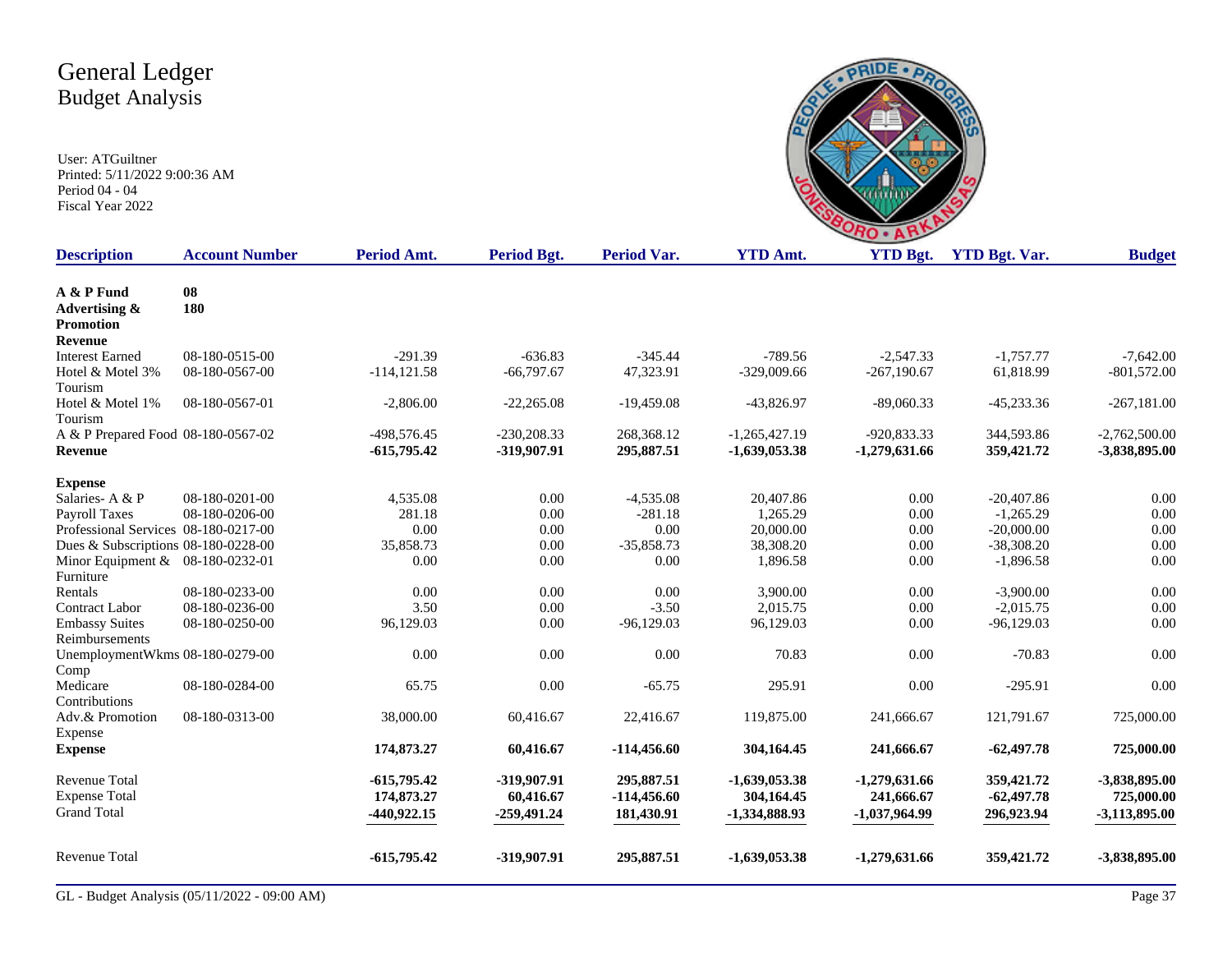# General Ledger
## Budget Analysis

User: ATGuiltner
Printed: 5/11/2022 9:00:36 AM
Period 04 - 04
Fiscal Year 2022

| Description | Account Number | Period Amt. | Period Bgt. | Period Var. | YTD Amt. | YTD Bgt. | YTD Bgt. Var. | Budget |
|---|---|---|---|---|---|---|---|---|
| **A & P Fund** | **08** | | | | | | | |
| **Advertising & Promotion** | **180** | | | | | | | |
| **Revenue** | | | | | | | | |
| Interest Earned | 08-180-0515-00 | -291.39 | -636.83 | -345.44 | -789.56 | -2,547.33 | -1,757.77 | -7,642.00 |
| Hotel & Motel 3% Tourism | 08-180-0567-00 | -114,121.58 | -66,797.67 | 47,323.91 | -329,009.66 | -267,190.67 | 61,818.99 | -801,572.00 |
| Hotel & Motel 1% Tourism | 08-180-0567-01 | -2,806.00 | -22,265.08 | -19,459.08 | -43,826.97 | -89,060.33 | -45,233.36 | -267,181.00 |
| A & P Prepared Food | 08-180-0567-02 | -498,576.45 | -230,208.33 | 268,368.12 | -1,265,427.19 | -920,833.33 | 344,593.86 | -2,762,500.00 |
| **Revenue** | | **-615,795.42** | **-319,907.91** | **295,887.51** | **-1,639,053.38** | **-1,279,631.66** | **359,421.72** | **-3,838,895.00** |
| **Expense** | | | | | | | | |
| Salaries- A & P | 08-180-0201-00 | 4,535.08 | 0.00 | -4,535.08 | 20,407.86 | 0.00 | -20,407.86 | 0.00 |
| Payroll Taxes | 08-180-0206-00 | 281.18 | 0.00 | -281.18 | 1,265.29 | 0.00 | -1,265.29 | 0.00 |
| Professional Services | 08-180-0217-00 | 0.00 | 0.00 | 0.00 | 20,000.00 | 0.00 | -20,000.00 | 0.00 |
| Dues & Subscriptions | 08-180-0228-00 | 35,858.73 | 0.00 | -35,858.73 | 38,308.20 | 0.00 | -38,308.20 | 0.00 |
| Minor Equipment & Furniture | 08-180-0232-01 | 0.00 | 0.00 | 0.00 | 1,896.58 | 0.00 | -1,896.58 | 0.00 |
| Rentals | 08-180-0233-00 | 0.00 | 0.00 | 0.00 | 3,900.00 | 0.00 | -3,900.00 | 0.00 |
| Contract Labor | 08-180-0236-00 | 3.50 | 0.00 | -3.50 | 2,015.75 | 0.00 | -2,015.75 | 0.00 |
| Embassy Suites Reimbursements | 08-180-0250-00 | 96,129.03 | 0.00 | -96,129.03 | 96,129.03 | 0.00 | -96,129.03 | 0.00 |
| UnemploymentWkms Comp | 08-180-0279-00 | 0.00 | 0.00 | 0.00 | 70.83 | 0.00 | -70.83 | 0.00 |
| Medicare Contributions | 08-180-0284-00 | 65.75 | 0.00 | -65.75 | 295.91 | 0.00 | -295.91 | 0.00 |
| Adv.& Promotion Expense | 08-180-0313-00 | 38,000.00 | 60,416.67 | 22,416.67 | 119,875.00 | 241,666.67 | 121,791.67 | 725,000.00 |
| **Expense** | | **174,873.27** | **60,416.67** | **-114,456.60** | **304,164.45** | **241,666.67** | **-62,497.78** | **725,000.00** |
| Revenue Total | | -615,795.42 | -319,907.91 | 295,887.51 | -1,639,053.38 | -1,279,631.66 | 359,421.72 | -3,838,895.00 |
| Expense Total | | 174,873.27 | 60,416.67 | -114,456.60 | 304,164.45 | 241,666.67 | -62,497.78 | 725,000.00 |
| Grand Total | | -440,922.15 | -259,491.24 | 181,430.91 | -1,334,888.93 | -1,037,964.99 | 296,923.94 | -3,113,895.00 |
| Revenue Total | | **-615,795.42** | **-319,907.91** | **295,887.51** | **-1,639,053.38** | **-1,279,631.66** | **359,421.72** | **-3,838,895.00** |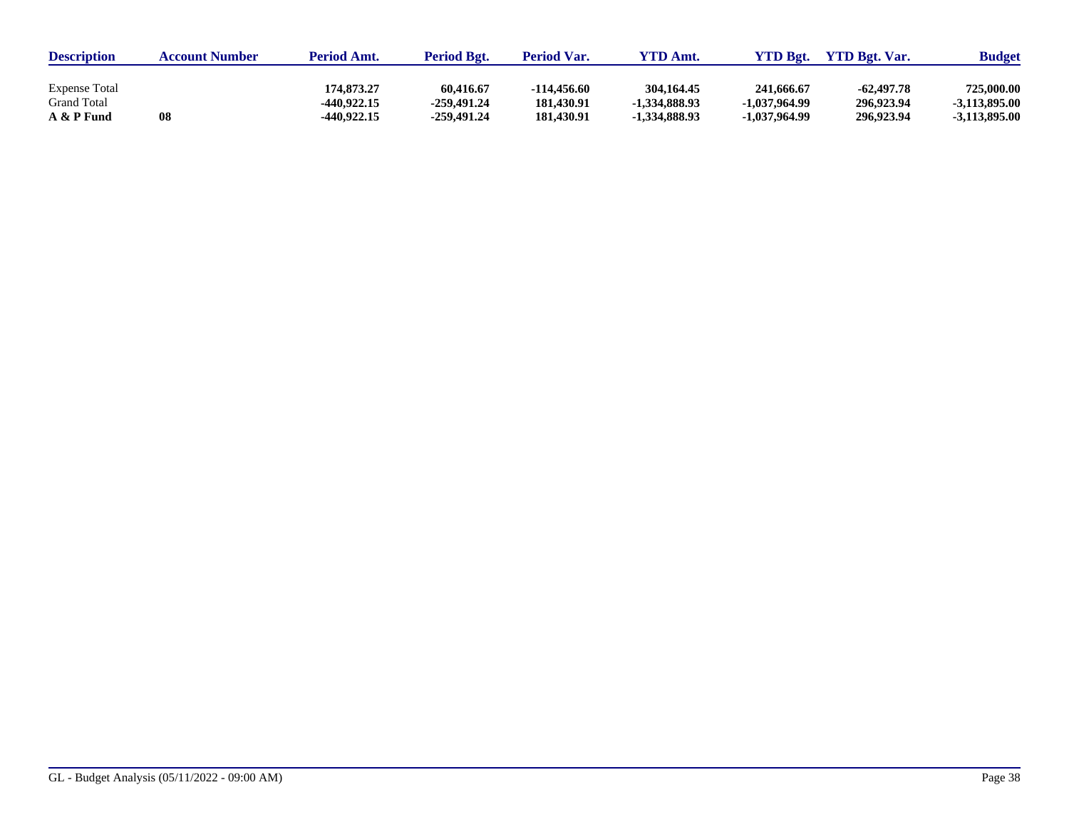| Description | Account Number | Period Amt. | Period Bgt. | Period Var. | YTD Amt. | YTD Bgt. | YTD Bgt. Var. | Budget |
|---|---|---|---|---|---|---|---|---|
| Expense Total | | **174,873.27** | **60,416.67** | **-114,456.60** | **304,164.45** | **241,666.67** | **-62,497.78** | **725,000.00** |
| Grand Total | | **-440,922.15** | **-259,491.24** | **181,430.91** | **-1,334,888.93** | **-1,037,964.99** | **296,923.94** | **-3,113,895.00** |
| **A & P Fund** | **08** | **-440,922.15** | **-259,491.24** | **181,430.91** | **-1,334,888.93** | **-1,037,964.99** | **296,923.94** | **-3,113,895.00** |

GL - Budget Analysis (05/11/2022 - 09:00 AM)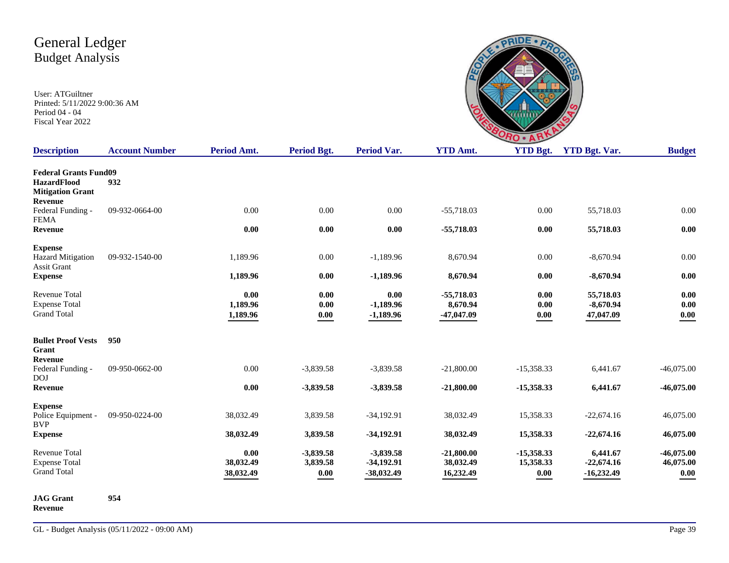# General Ledger
## Budget Analysis

User: ATGuiltner
Printed: 5/11/2022 9:00:36 AM
Period 04 - 04
Fiscal Year 2022

| Description | Account Number | Period Amt. | Period Bgt. | Period Var. | YTD Amt. | YTD Bgt. | YTD Bgt. Var. | Budget |
|---|---|---|---|---|---|---|---|---|
| **Federal Grants Fund09** | | | | | | | | |
| **HazardFlood Mitigation Grant** | **932** | | | | | | | |
| **Revenue** | | | | | | | | |
| Federal Funding - FEMA | 09-932-0664-00 | 0.00 | 0.00 | 0.00 | -55,718.03 | 0.00 | 55,718.03 | 0.00 |
| **Revenue** | | **0.00** | **0.00** | **0.00** | **-55,718.03** | **0.00** | **55,718.03** | **0.00** |
| **Expense** | | | | | | | | |
| Hazard Mitigation Assit Grant | 09-932-1540-00 | 1,189.96 | 0.00 | -1,189.96 | 8,670.94 | 0.00 | -8,670.94 | 0.00 |
| **Expense** | | **1,189.96** | **0.00** | **-1,189.96** | **8,670.94** | **0.00** | **-8,670.94** | **0.00** |
| Revenue Total | | **0.00** | **0.00** | **0.00** | **-55,718.03** | **0.00** | **55,718.03** | **0.00** |
| Expense Total | | **1,189.96** | **0.00** | **-1,189.96** | **8,670.94** | **0.00** | **-8,670.94** | **0.00** |
| Grand Total | | **1,189.96** | **0.00** | **-1,189.96** | **-47,047.09** | **0.00** | **47,047.09** | **0.00** |
| **Bullet Proof Vests Grant** | **950** | | | | | | | |
| **Revenue** | | | | | | | | |
| Federal Funding - DOJ | 09-950-0662-00 | 0.00 | -3,839.58 | -3,839.58 | -21,800.00 | -15,358.33 | 6,441.67 | -46,075.00 |
| **Revenue** | | **0.00** | **-3,839.58** | **-3,839.58** | **-21,800.00** | **-15,358.33** | **6,441.67** | **-46,075.00** |
| **Expense** | | | | | | | | |
| Police Equipment - BVP | 09-950-0224-00 | 38,032.49 | 3,839.58 | -34,192.91 | 38,032.49 | 15,358.33 | -22,674.16 | 46,075.00 |
| **Expense** | | **38,032.49** | **3,839.58** | **-34,192.91** | **38,032.49** | **15,358.33** | **-22,674.16** | **46,075.00** |
| Revenue Total | | **0.00** | **-3,839.58** | **-3,839.58** | **-21,800.00** | **-15,358.33** | **6,441.67** | **-46,075.00** |
| Expense Total | | **38,032.49** | **3,839.58** | **-34,192.91** | **38,032.49** | **15,358.33** | **-22,674.16** | **46,075.00** |
| Grand Total | | **38,032.49** | **0.00** | **-38,032.49** | **16,232.49** | **0.00** | **-16,232.49** | **0.00** |
| **JAG Grant** | **954** | | | | | | | |
| **Revenue** | | | | | | | | |

GL - Budget Analysis (05/11/2022 - 09:00 AM)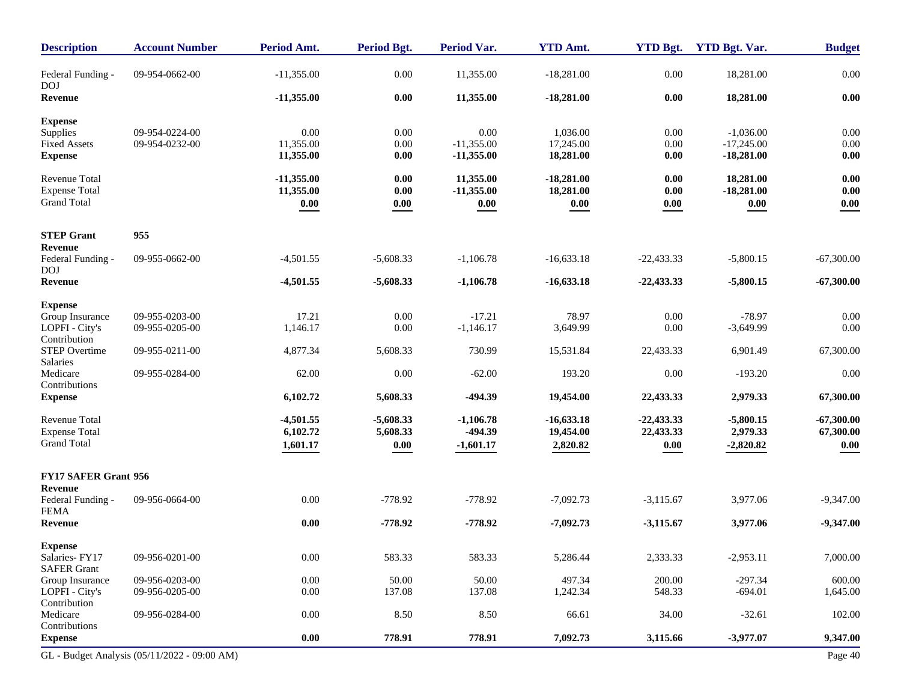| Description | Account Number | Period Amt. | Period Bgt. | Period Var. | YTD Amt. | YTD Bgt. | YTD Bgt. Var. | Budget |
|---|---|---|---|---|---|---|---|---|
| Federal Funding - DOJ | 09-954-0662-00 | -11,355.00 | 0.00 | 11,355.00 | -18,281.00 | 0.00 | 18,281.00 | 0.00 |
| **Revenue** | | **-11,355.00** | **0.00** | **11,355.00** | **-18,281.00** | **0.00** | **18,281.00** | **0.00** |
| **Expense** | | | | | | | | |
| Supplies | 09-954-0224-00 | 0.00 | 0.00 | 0.00 | 1,036.00 | 0.00 | -1,036.00 | 0.00 |
| Fixed Assets | 09-954-0232-00 | 11,355.00 | 0.00 | -11,355.00 | 17,245.00 | 0.00 | -17,245.00 | 0.00 |
| **Expense** | | **11,355.00** | **0.00** | **-11,355.00** | **18,281.00** | **0.00** | **-18,281.00** | **0.00** |
| Revenue Total | | **-11,355.00** | **0.00** | **11,355.00** | **-18,281.00** | **0.00** | **18,281.00** | **0.00** |
| Expense Total | | **11,355.00** | **0.00** | **-11,355.00** | **18,281.00** | **0.00** | **-18,281.00** | **0.00** |
| Grand Total | | **0.00** | **0.00** | **0.00** | **0.00** | **0.00** | **0.00** | **0.00** |
| **STEP Grant** | **955** | | | | | | | |
| **Revenue** | | | | | | | | |
| Federal Funding - DOJ | 09-955-0662-00 | -4,501.55 | -5,608.33 | -1,106.78 | -16,633.18 | -22,433.33 | -5,800.15 | -67,300.00 |
| **Revenue** | | **-4,501.55** | **-5,608.33** | **-1,106.78** | **-16,633.18** | **-22,433.33** | **-5,800.15** | **-67,300.00** |
| **Expense** | | | | | | | | |
| Group Insurance | 09-955-0203-00 | 17.21 | 0.00 | -17.21 | 78.97 | 0.00 | -78.97 | 0.00 |
| LOPFI - City's Contribution | 09-955-0205-00 | 1,146.17 | 0.00 | -1,146.17 | 3,649.99 | 0.00 | -3,649.99 | 0.00 |
| STEP Overtime Salaries | 09-955-0211-00 | 4,877.34 | 5,608.33 | 730.99 | 15,531.84 | 22,433.33 | 6,901.49 | 67,300.00 |
| Medicare Contributions | 09-955-0284-00 | 62.00 | 0.00 | -62.00 | 193.20 | 0.00 | -193.20 | 0.00 |
| **Expense** | | **6,102.72** | **5,608.33** | **-494.39** | **19,454.00** | **22,433.33** | **2,979.33** | **67,300.00** |
| Revenue Total | | **-4,501.55** | **-5,608.33** | **-1,106.78** | **-16,633.18** | **-22,433.33** | **-5,800.15** | **-67,300.00** |
| Expense Total | | **6,102.72** | **5,608.33** | **-494.39** | **19,454.00** | **22,433.33** | **2,979.33** | **67,300.00** |
| Grand Total | | **1,601.17** | **0.00** | **-1,601.17** | **2,820.82** | **0.00** | **-2,820.82** | **0.00** |
| **FY17 SAFER Grant** | **956** | | | | | | | |
| **Revenue** | | | | | | | | |
| Federal Funding - FEMA | 09-956-0664-00 | 0.00 | -778.92 | -778.92 | -7,092.73 | -3,115.67 | 3,977.06 | -9,347.00 |
| **Revenue** | | **0.00** | **-778.92** | **-778.92** | **-7,092.73** | **-3,115.67** | **3,977.06** | **-9,347.00** |
| **Expense** | | | | | | | | |
| Salaries- FY17 SAFER Grant | 09-956-0201-00 | 0.00 | 583.33 | 583.33 | 5,286.44 | 2,333.33 | -2,953.11 | 7,000.00 |
| Group Insurance | 09-956-0203-00 | 0.00 | 50.00 | 50.00 | 497.34 | 200.00 | -297.34 | 600.00 |
| LOPFI - City's Contribution | 09-956-0205-00 | 0.00 | 137.08 | 137.08 | 1,242.34 | 548.33 | -694.01 | 1,645.00 |
| Medicare Contributions | 09-956-0284-00 | 0.00 | 8.50 | 8.50 | 66.61 | 34.00 | -32.61 | 102.00 |
| **Expense** | | **0.00** | **778.91** | **778.91** | **7,092.73** | **3,115.66** | **-3,977.07** | **9,347.00** |

GL - Budget Analysis (05/11/2022 - 09:00 AM)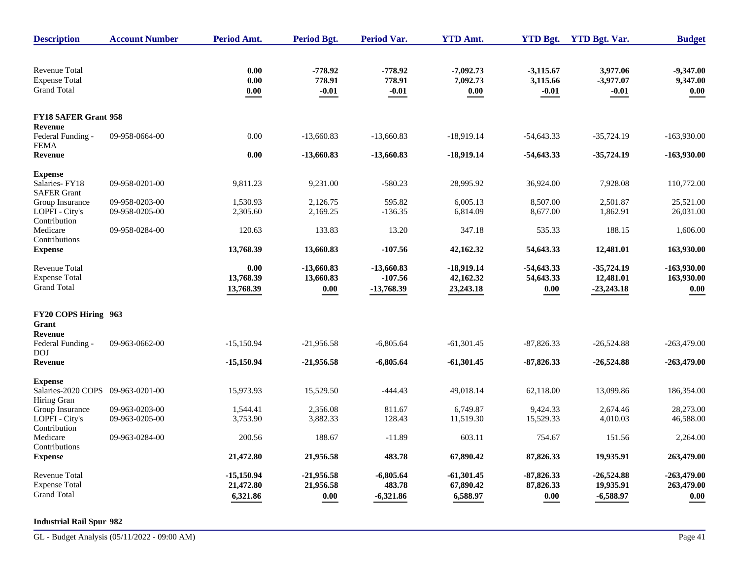| Description | Account Number | Period Amt. | Period Bgt. | Period Var. | YTD Amt. | YTD Bgt. | YTD Bgt. Var. | Budget |
|---|---|---|---|---|---|---|---|---|
| Revenue Total | | **0.00** | **-778.92** | **-778.92** | **-7,092.73** | **-3,115.67** | **3,977.06** | **-9,347.00** |
| Expense Total | | **0.00** | **778.91** | **778.91** | **7,092.73** | **3,115.66** | **-3,977.07** | **9,347.00** |
| Grand Total | | **0.00** | **-0.01** | **-0.01** | **0.00** | **-0.01** | **-0.01** | **0.00** |
| **FY18 SAFER Grant 958** | | | | | | | | |
| **Revenue** | | | | | | | | |
| Federal Funding - FEMA | 09-958-0664-00 | 0.00 | -13,660.83 | -13,660.83 | -18,919.14 | -54,643.33 | -35,724.19 | -163,930.00 |
| **Revenue** | | **0.00** | **-13,660.83** | **-13,660.83** | **-18,919.14** | **-54,643.33** | **-35,724.19** | **-163,930.00** |
| **Expense** | | | | | | | | |
| Salaries- FY18 SAFER Grant | 09-958-0201-00 | 9,811.23 | 9,231.00 | -580.23 | 28,995.92 | 36,924.00 | 7,928.08 | 110,772.00 |
| Group Insurance | 09-958-0203-00 | 1,530.93 | 2,126.75 | 595.82 | 6,005.13 | 8,507.00 | 2,501.87 | 25,521.00 |
| LOPFI - City's Contribution | 09-958-0205-00 | 2,305.60 | 2,169.25 | -136.35 | 6,814.09 | 8,677.00 | 1,862.91 | 26,031.00 |
| Medicare Contributions | 09-958-0284-00 | 120.63 | 133.83 | 13.20 | 347.18 | 535.33 | 188.15 | 1,606.00 |
| **Expense** | | **13,768.39** | **13,660.83** | **-107.56** | **42,162.32** | **54,643.33** | **12,481.01** | **163,930.00** |
| Revenue Total | | **0.00** | **-13,660.83** | **-13,660.83** | **-18,919.14** | **-54,643.33** | **-35,724.19** | **-163,930.00** |
| Expense Total | | **13,768.39** | **13,660.83** | **-107.56** | **42,162.32** | **54,643.33** | **12,481.01** | **163,930.00** |
| Grand Total | | **13,768.39** | **0.00** | **-13,768.39** | **23,243.18** | **0.00** | **-23,243.18** | **0.00** |
| **FY20 COPS Hiring 963 Grant** | | | | | | | | |
| **Revenue** | | | | | | | | |
| Federal Funding - DOJ | 09-963-0662-00 | -15,150.94 | -21,956.58 | -6,805.64 | -61,301.45 | -87,826.33 | -26,524.88 | -263,479.00 |
| **Revenue** | | **-15,150.94** | **-21,956.58** | **-6,805.64** | **-61,301.45** | **-87,826.33** | **-26,524.88** | **-263,479.00** |
| **Expense** | | | | | | | | |
| Salaries-2020 COPS Hiring Gran | 09-963-0201-00 | 15,973.93 | 15,529.50 | -444.43 | 49,018.14 | 62,118.00 | 13,099.86 | 186,354.00 |
| Group Insurance | 09-963-0203-00 | 1,544.41 | 2,356.08 | 811.67 | 6,749.87 | 9,424.33 | 2,674.46 | 28,273.00 |
| LOPFI - City's Contribution | 09-963-0205-00 | 3,753.90 | 3,882.33 | 128.43 | 11,519.30 | 15,529.33 | 4,010.03 | 46,588.00 |
| Medicare Contributions | 09-963-0284-00 | 200.56 | 188.67 | -11.89 | 603.11 | 754.67 | 151.56 | 2,264.00 |
| **Expense** | | **21,472.80** | **21,956.58** | **483.78** | **67,890.42** | **87,826.33** | **19,935.91** | **263,479.00** |
| Revenue Total | | **-15,150.94** | **-21,956.58** | **-6,805.64** | **-61,301.45** | **-87,826.33** | **-26,524.88** | **-263,479.00** |
| Expense Total | | **21,472.80** | **21,956.58** | **483.78** | **67,890.42** | **87,826.33** | **19,935.91** | **263,479.00** |
| Grand Total | | **6,321.86** | **0.00** | **-6,321.86** | **6,588.97** | **0.00** | **-6,588.97** | **0.00** |
| **Industrial Rail Spur 982** | | | | | | | | |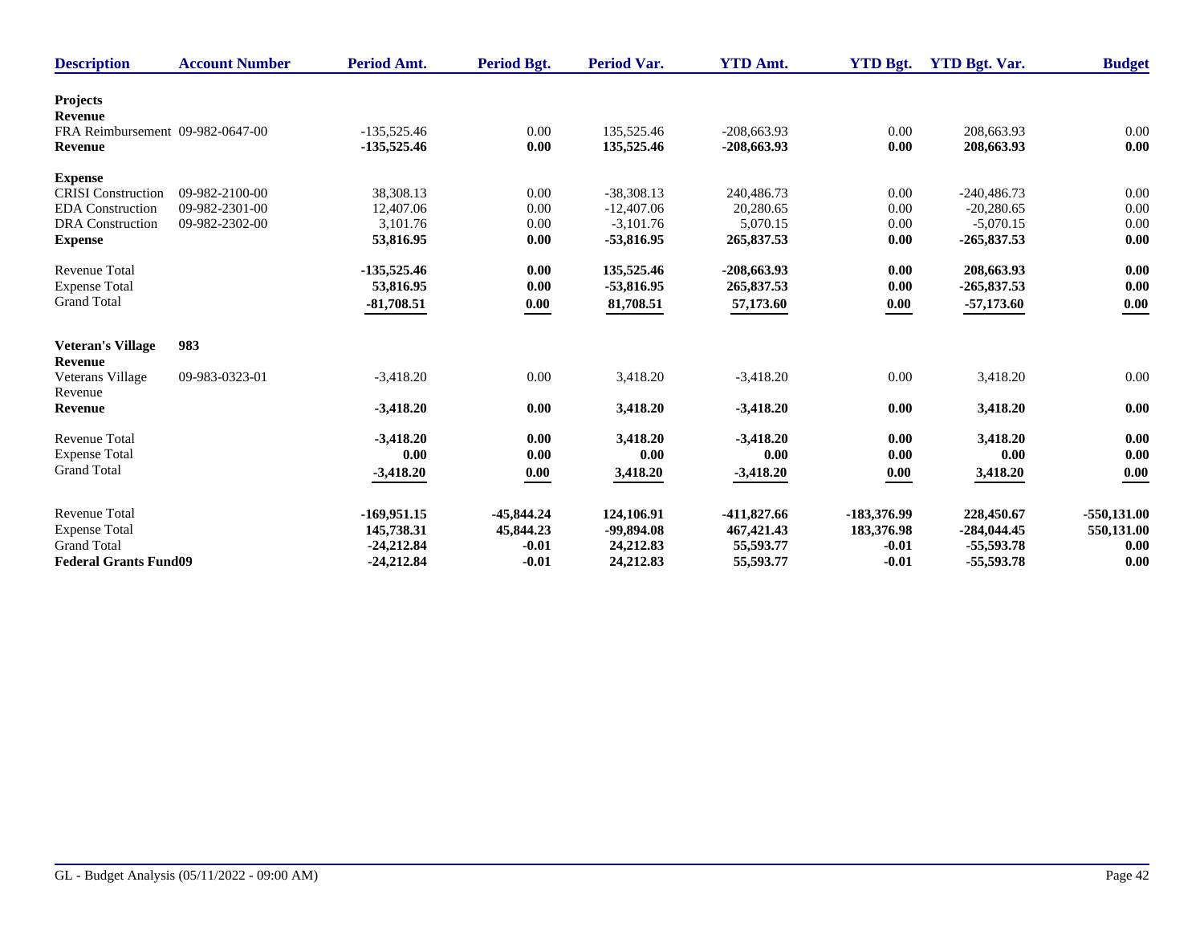| Description | Account Number | Period Amt. | Period Bgt. | Period Var. | YTD Amt. | YTD Bgt. | YTD Bgt. Var. | Budget |
|---|---|---|---|---|---|---|---|---|
| **Projects** | | | | | | | | |
| **Revenue** | | | | | | | | |
| FRA Reimbursement | 09-982-0647-00 | -135,525.46 | 0.00 | 135,525.46 | -208,663.93 | 0.00 | 208,663.93 | 0.00 |
| **Revenue** | | **-135,525.46** | **0.00** | **135,525.46** | **-208,663.93** | **0.00** | **208,663.93** | **0.00** |
| **Expense** | | | | | | | | |
| CRISI Construction | 09-982-2100-00 | 38,308.13 | 0.00 | -38,308.13 | 240,486.73 | 0.00 | -240,486.73 | 0.00 |
| EDA Construction | 09-982-2301-00 | 12,407.06 | 0.00 | -12,407.06 | 20,280.65 | 0.00 | -20,280.65 | 0.00 |
| DRA Construction | 09-982-2302-00 | 3,101.76 | 0.00 | -3,101.76 | 5,070.15 | 0.00 | -5,070.15 | 0.00 |
| **Expense** | | **53,816.95** | **0.00** | **-53,816.95** | **265,837.53** | **0.00** | **-265,837.53** | **0.00** |
| Revenue Total | | **-135,525.46** | **0.00** | **135,525.46** | **-208,663.93** | **0.00** | **208,663.93** | **0.00** |
| Expense Total | | **53,816.95** | **0.00** | **-53,816.95** | **265,837.53** | **0.00** | **-265,837.53** | **0.00** |
| Grand Total | | **-81,708.51** | **0.00** | **81,708.51** | **57,173.60** | **0.00** | **-57,173.60** | **0.00** |
| **Veteran's Village** | **983** | | | | | | | |
| **Revenue** | | | | | | | | |
| Veterans Village Revenue | 09-983-0323-01 | -3,418.20 | 0.00 | 3,418.20 | -3,418.20 | 0.00 | 3,418.20 | 0.00 |
| **Revenue** | | **-3,418.20** | **0.00** | **3,418.20** | **-3,418.20** | **0.00** | **3,418.20** | **0.00** |
| Revenue Total | | **-3,418.20** | **0.00** | **3,418.20** | **-3,418.20** | **0.00** | **3,418.20** | **0.00** |
| Expense Total | | **0.00** | **0.00** | **0.00** | **0.00** | **0.00** | **0.00** | **0.00** |
| Grand Total | | **-3,418.20** | **0.00** | **3,418.20** | **-3,418.20** | **0.00** | **3,418.20** | **0.00** |
| Revenue Total | | **-169,951.15** | **-45,844.24** | **124,106.91** | **-411,827.66** | **-183,376.99** | **228,450.67** | **-550,131.00** |
| Expense Total | | **145,738.31** | **45,844.23** | **-99,894.08** | **467,421.43** | **183,376.98** | **-284,044.45** | **550,131.00** |
| Grand Total | | **-24,212.84** | **-0.01** | **24,212.83** | **55,593.77** | **-0.01** | **-55,593.78** | **0.00** |
| **Federal Grants Fund09** | | **-24,212.84** | **-0.01** | **24,212.83** | **55,593.77** | **-0.01** | **-55,593.78** | **0.00** |

GL - Budget Analysis (05/11/2022 - 09:00 AM)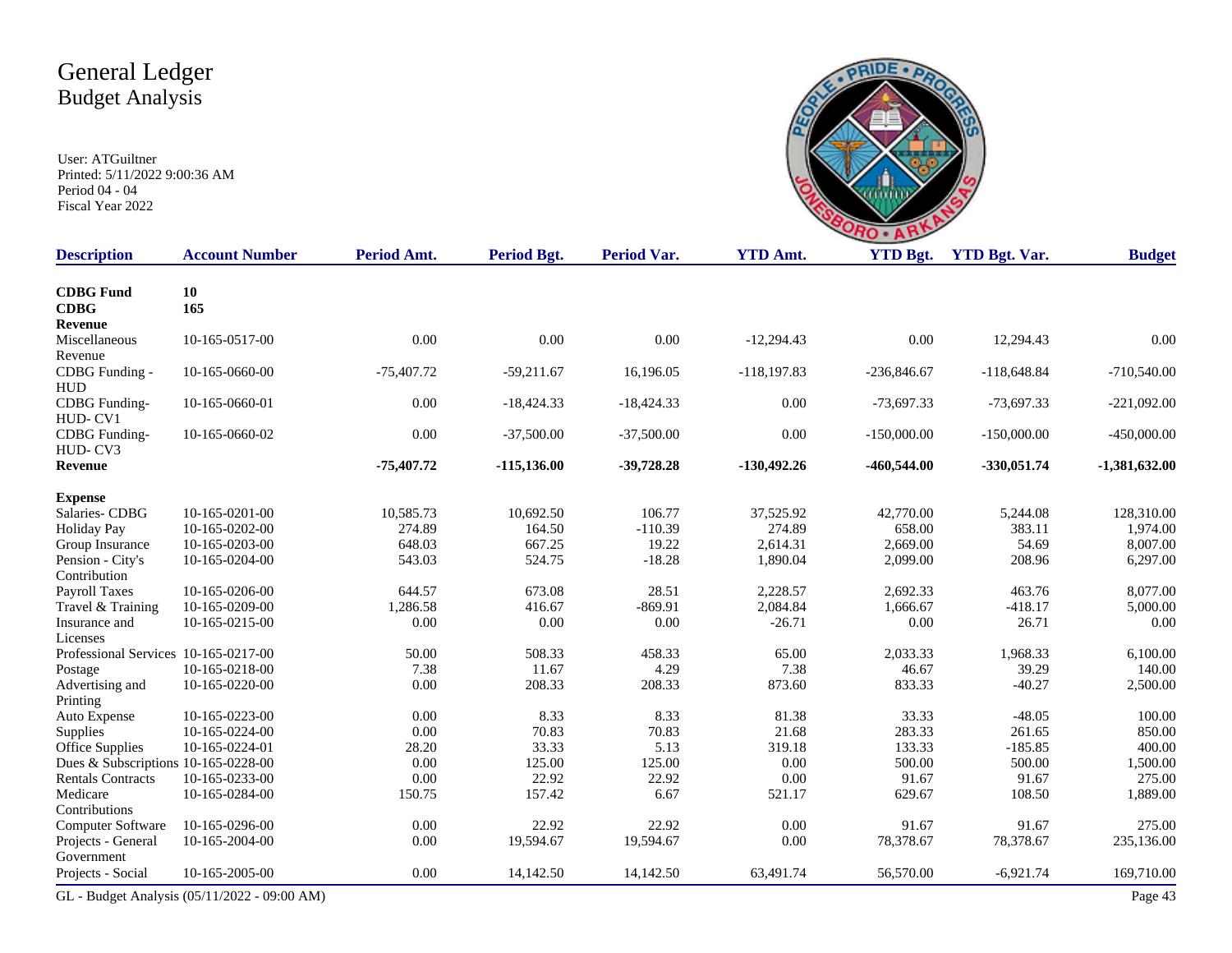# General Ledger
## Budget Analysis

User: ATGuiltner
Printed: 5/11/2022 9:00:36 AM
Period 04 - 04
Fiscal Year 2022

| Description | Account Number | Period Amt. | Period Bgt. | Period Var. | YTD Amt. | YTD Bgt. | YTD Bgt. Var. | Budget |
|---|---|---|---|---|---|---|---|---|
| **CDBG Fund** | **10** | | | | | | | |
| **CDBG** | **165** | | | | | | | |
| **Revenue** | | | | | | | | |
| Miscellaneous Revenue | 10-165-0517-00 | 0.00 | 0.00 | 0.00 | -12,294.43 | 0.00 | 12,294.43 | 0.00 |
| CDBG Funding - HUD | 10-165-0660-00 | -75,407.72 | -59,211.67 | 16,196.05 | -118,197.83 | -236,846.67 | -118,648.84 | -710,540.00 |
| CDBG Funding-HUD- CV1 | 10-165-0660-01 | 0.00 | -18,424.33 | -18,424.33 | 0.00 | -73,697.33 | -73,697.33 | -221,092.00 |
| CDBG Funding-HUD- CV3 | 10-165-0660-02 | 0.00 | -37,500.00 | -37,500.00 | 0.00 | -150,000.00 | -150,000.00 | -450,000.00 |
| **Revenue** | | **-75,407.72** | **-115,136.00** | **-39,728.28** | **-130,492.26** | **-460,544.00** | **-330,051.74** | **-1,381,632.00** |
| **Expense** | | | | | | | | |
| Salaries- CDBG | 10-165-0201-00 | 10,585.73 | 10,692.50 | 106.77 | 37,525.92 | 42,770.00 | 5,244.08 | 128,310.00 |
| Holiday Pay | 10-165-0202-00 | 274.89 | 164.50 | -110.39 | 274.89 | 658.00 | 383.11 | 1,974.00 |
| Group Insurance | 10-165-0203-00 | 648.03 | 667.25 | 19.22 | 2,614.31 | 2,669.00 | 54.69 | 8,007.00 |
| Pension - City's Contribution | 10-165-0204-00 | 543.03 | 524.75 | -18.28 | 1,890.04 | 2,099.00 | 208.96 | 6,297.00 |
| Payroll Taxes | 10-165-0206-00 | 644.57 | 673.08 | 28.51 | 2,228.57 | 2,692.33 | 463.76 | 8,077.00 |
| Travel & Training | 10-165-0209-00 | 1,286.58 | 416.67 | -869.91 | 2,084.84 | 1,666.67 | -418.17 | 5,000.00 |
| Insurance and Licenses | 10-165-0215-00 | 0.00 | 0.00 | 0.00 | -26.71 | 0.00 | 26.71 | 0.00 |
| Professional Services | 10-165-0217-00 | 50.00 | 508.33 | 458.33 | 65.00 | 2,033.33 | 1,968.33 | 6,100.00 |
| Postage | 10-165-0218-00 | 7.38 | 11.67 | 4.29 | 7.38 | 46.67 | 39.29 | 140.00 |
| Advertising and Printing | 10-165-0220-00 | 0.00 | 208.33 | 208.33 | 873.60 | 833.33 | -40.27 | 2,500.00 |
| Auto Expense | 10-165-0223-00 | 0.00 | 8.33 | 8.33 | 81.38 | 33.33 | -48.05 | 100.00 |
| Supplies | 10-165-0224-00 | 0.00 | 70.83 | 70.83 | 21.68 | 283.33 | 261.65 | 850.00 |
| Office Supplies | 10-165-0224-01 | 28.20 | 33.33 | 5.13 | 319.18 | 133.33 | -185.85 | 400.00 |
| Dues & Subscriptions | 10-165-0228-00 | 0.00 | 125.00 | 125.00 | 0.00 | 500.00 | 500.00 | 1,500.00 |
| Rentals Contracts | 10-165-0233-00 | 0.00 | 22.92 | 22.92 | 0.00 | 91.67 | 91.67 | 275.00 |
| Medicare Contributions | 10-165-0284-00 | 150.75 | 157.42 | 6.67 | 521.17 | 629.67 | 108.50 | 1,889.00 |
| Computer Software | 10-165-0296-00 | 0.00 | 22.92 | 22.92 | 0.00 | 91.67 | 91.67 | 275.00 |
| Projects - General Government | 10-165-2004-00 | 0.00 | 19,594.67 | 19,594.67 | 0.00 | 78,378.67 | 78,378.67 | 235,136.00 |
| Projects - Social | 10-165-2005-00 | 0.00 | 14,142.50 | 14,142.50 | 63,491.74 | 56,570.00 | -6,921.74 | 169,710.00 |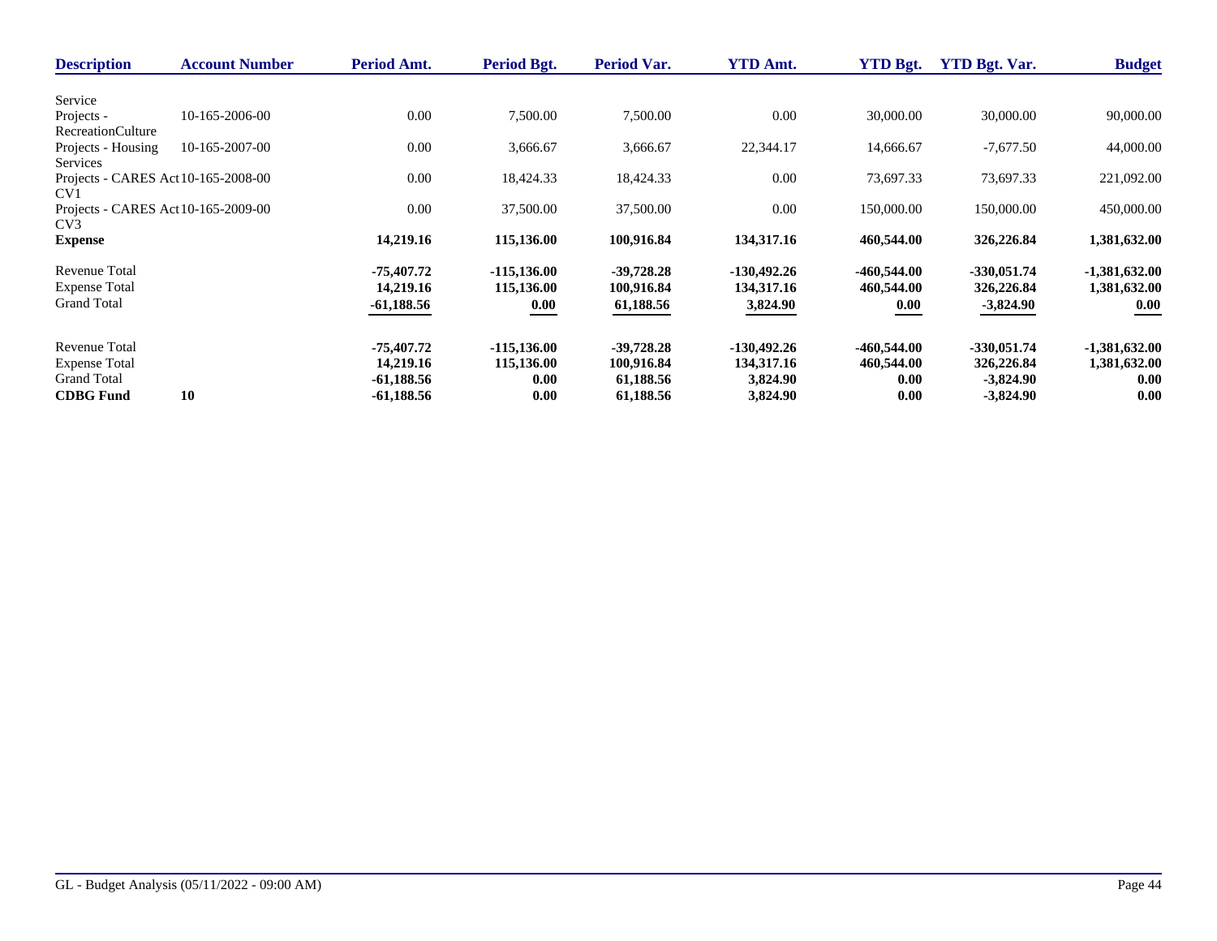| Description | Account Number | Period Amt. | Period Bgt. | Period Var. | YTD Amt. | YTD Bgt. | YTD Bgt. Var. | Budget |
|---|---|---|---|---|---|---|---|---|
| Service | | | | | | | | |
| Projects - RecreationCulture | 10-165-2006-00 | 0.00 | 7,500.00 | 7,500.00 | 0.00 | 30,000.00 | 30,000.00 | 90,000.00 |
| Projects - Housing Services | 10-165-2007-00 | 0.00 | 3,666.67 | 3,666.67 | 22,344.17 | 14,666.67 | -7,677.50 | 44,000.00 |
| Projects - CARES Act CV1 | 10-165-2008-00 | 0.00 | 18,424.33 | 18,424.33 | 0.00 | 73,697.33 | 73,697.33 | 221,092.00 |
| Projects - CARES Act CV3 | 10-165-2009-00 | 0.00 | 37,500.00 | 37,500.00 | 0.00 | 150,000.00 | 150,000.00 | 450,000.00 |
| **Expense** | | **14,219.16** | **115,136.00** | **100,916.84** | **134,317.16** | **460,544.00** | **326,226.84** | **1,381,632.00** |
| Revenue Total | | **-75,407.72** | **-115,136.00** | **-39,728.28** | **-130,492.26** | **-460,544.00** | **-330,051.74** | **-1,381,632.00** |
| Expense Total | | **14,219.16** | **115,136.00** | **100,916.84** | **134,317.16** | **460,544.00** | **326,226.84** | **1,381,632.00** |
| Grand Total | | **-61,188.56** | **0.00** | **61,188.56** | **3,824.90** | **0.00** | **-3,824.90** | **0.00** |
| Revenue Total | | **-75,407.72** | **-115,136.00** | **-39,728.28** | **-130,492.26** | **-460,544.00** | **-330,051.74** | **-1,381,632.00** |
| Expense Total | | **14,219.16** | **115,136.00** | **100,916.84** | **134,317.16** | **460,544.00** | **326,226.84** | **1,381,632.00** |
| Grand Total | | **-61,188.56** | **0.00** | **61,188.56** | **3,824.90** | **0.00** | **-3,824.90** | **0.00** |
| **CDBG Fund** | **10** | **-61,188.56** | **0.00** | **61,188.56** | **3,824.90** | **0.00** | **-3,824.90** | **0.00** |

GL - Budget Analysis (05/11/2022 - 09:00 AM)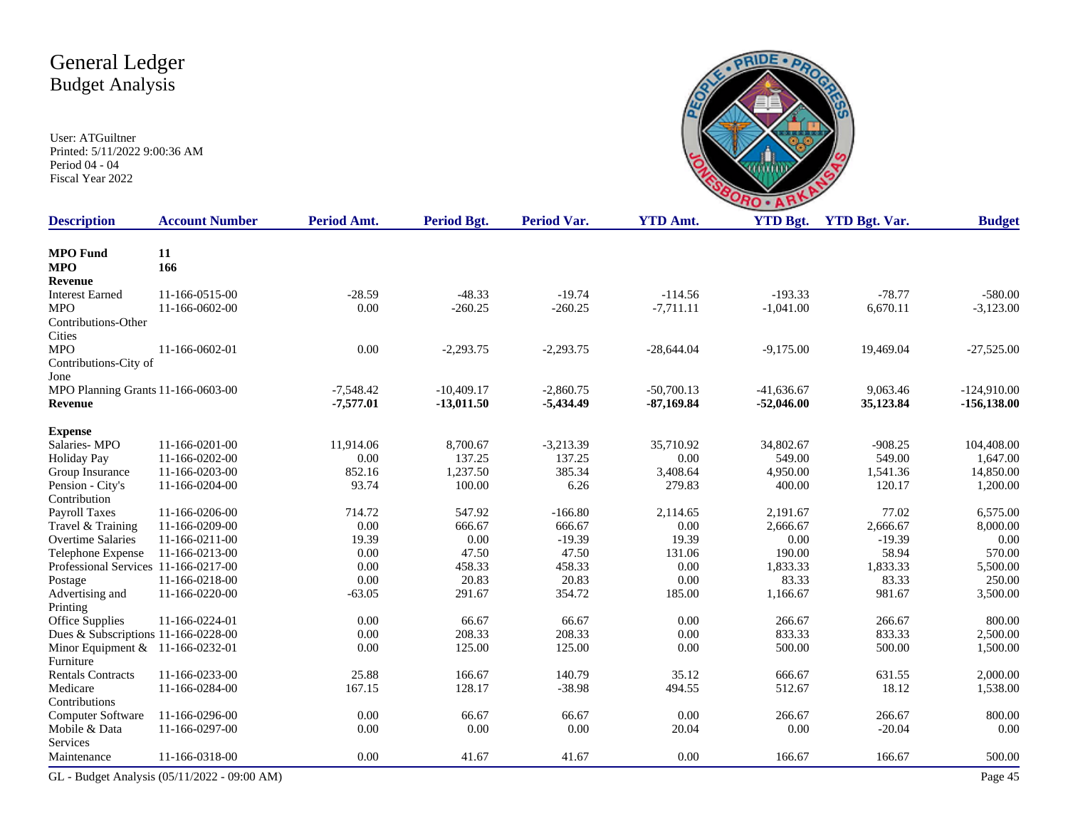# General Ledger
## Budget Analysis

User: ATGuiltner
Printed: 5/11/2022 9:00:36 AM
Period 04 - 04
Fiscal Year 2022

| Description | Account Number | Period Amt. | Period Bgt. | Period Var. | YTD Amt. | YTD Bgt. | YTD Bgt. Var. | Budget |
|---|---|---|---|---|---|---|---|---|
| **MPO Fund** | **11** | | | | | | | |
| **MPO** | **166** | | | | | | | |
| **Revenue** | | | | | | | | |
| Interest Earned | 11-166-0515-00 | -28.59 | -48.33 | -19.74 | -114.56 | -193.33 | -78.77 | -580.00 |
| MPO Contributions-Other Cities | 11-166-0602-00 | 0.00 | -260.25 | -260.25 | -7,711.11 | -1,041.00 | 6,670.11 | -3,123.00 |
| MPO Contributions-City of Jone | 11-166-0602-01 | 0.00 | -2,293.75 | -2,293.75 | -28,644.04 | -9,175.00 | 19,469.04 | -27,525.00 |
| MPO Planning Grants | 11-166-0603-00 | -7,548.42 | -10,409.17 | -2,860.75 | -50,700.13 | -41,636.67 | 9,063.46 | -124,910.00 |
| **Revenue** | | **-7,577.01** | **-13,011.50** | **-5,434.49** | **-87,169.84** | **-52,046.00** | **35,123.84** | **-156,138.00** |
| **Expense** | | | | | | | | |
| Salaries- MPO | 11-166-0201-00 | 11,914.06 | 8,700.67 | -3,213.39 | 35,710.92 | 34,802.67 | -908.25 | 104,408.00 |
| Holiday Pay | 11-166-0202-00 | 0.00 | 137.25 | 137.25 | 0.00 | 549.00 | 549.00 | 1,647.00 |
| Group Insurance | 11-166-0203-00 | 852.16 | 1,237.50 | 385.34 | 3,408.64 | 4,950.00 | 1,541.36 | 14,850.00 |
| Pension - City's Contribution | 11-166-0204-00 | 93.74 | 100.00 | 6.26 | 279.83 | 400.00 | 120.17 | 1,200.00 |
| Payroll Taxes | 11-166-0206-00 | 714.72 | 547.92 | -166.80 | 2,114.65 | 2,191.67 | 77.02 | 6,575.00 |
| Travel & Training | 11-166-0209-00 | 0.00 | 666.67 | 666.67 | 0.00 | 2,666.67 | 2,666.67 | 8,000.00 |
| Overtime Salaries | 11-166-0211-00 | 19.39 | 0.00 | -19.39 | 19.39 | 0.00 | -19.39 | 0.00 |
| Telephone Expense | 11-166-0213-00 | 0.00 | 47.50 | 47.50 | 131.06 | 190.00 | 58.94 | 570.00 |
| Professional Services | 11-166-0217-00 | 0.00 | 458.33 | 458.33 | 0.00 | 1,833.33 | 1,833.33 | 5,500.00 |
| Postage | 11-166-0218-00 | 0.00 | 20.83 | 20.83 | 0.00 | 83.33 | 83.33 | 250.00 |
| Advertising and Printing | 11-166-0220-00 | -63.05 | 291.67 | 354.72 | 185.00 | 1,166.67 | 981.67 | 3,500.00 |
| Office Supplies | 11-166-0224-01 | 0.00 | 66.67 | 66.67 | 0.00 | 266.67 | 266.67 | 800.00 |
| Dues & Subscriptions | 11-166-0228-00 | 0.00 | 208.33 | 208.33 | 0.00 | 833.33 | 833.33 | 2,500.00 |
| Minor Equipment & Furniture | 11-166-0232-01 | 0.00 | 125.00 | 125.00 | 0.00 | 500.00 | 500.00 | 1,500.00 |
| Rentals Contracts | 11-166-0233-00 | 25.88 | 166.67 | 140.79 | 35.12 | 666.67 | 631.55 | 2,000.00 |
| Medicare Contributions | 11-166-0284-00 | 167.15 | 128.17 | -38.98 | 494.55 | 512.67 | 18.12 | 1,538.00 |
| Computer Software | 11-166-0296-00 | 0.00 | 66.67 | 66.67 | 0.00 | 266.67 | 266.67 | 800.00 |
| Mobile & Data Services | 11-166-0297-00 | 0.00 | 0.00 | 0.00 | 20.04 | 0.00 | -20.04 | 0.00 |
| Maintenance | 11-166-0318-00 | 0.00 | 41.67 | 41.67 | 0.00 | 166.67 | 166.67 | 500.00 |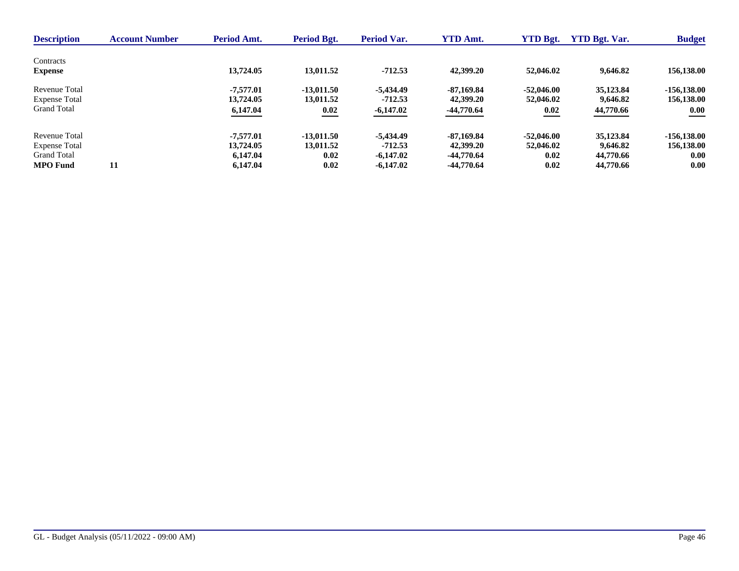| Description | Account Number | Period Amt. | Period Bgt. | Period Var. | YTD Amt. | YTD Bgt. | YTD Bgt. Var. | Budget |
|---|---|---|---|---|---|---|---|---|
| Contracts | | | | | | | | |
| **Expense** | | **13,724.05** | **13,011.52** | **-712.53** | **42,399.20** | **52,046.02** | **9,646.82** | **156,138.00** |
| Revenue Total | | **-7,577.01** | **-13,011.50** | **-5,434.49** | **-87,169.84** | **-52,046.00** | **35,123.84** | **-156,138.00** |
| Expense Total | | **13,724.05** | **13,011.52** | **-712.53** | **42,399.20** | **52,046.02** | **9,646.82** | **156,138.00** |
| Grand Total | | **6,147.04** | **0.02** | **-6,147.02** | **-44,770.64** | **0.02** | **44,770.66** | **0.00** |
| Revenue Total | | **-7,577.01** | **-13,011.50** | **-5,434.49** | **-87,169.84** | **-52,046.00** | **35,123.84** | **-156,138.00** |
| Expense Total | | **13,724.05** | **13,011.52** | **-712.53** | **42,399.20** | **52,046.02** | **9,646.82** | **156,138.00** |
| Grand Total | | **6,147.04** | **0.02** | **-6,147.02** | **-44,770.64** | **0.02** | **44,770.66** | **0.00** |
| **MPO Fund** | **11** | **6,147.04** | **0.02** | **-6,147.02** | **-44,770.64** | **0.02** | **44,770.66** | **0.00** |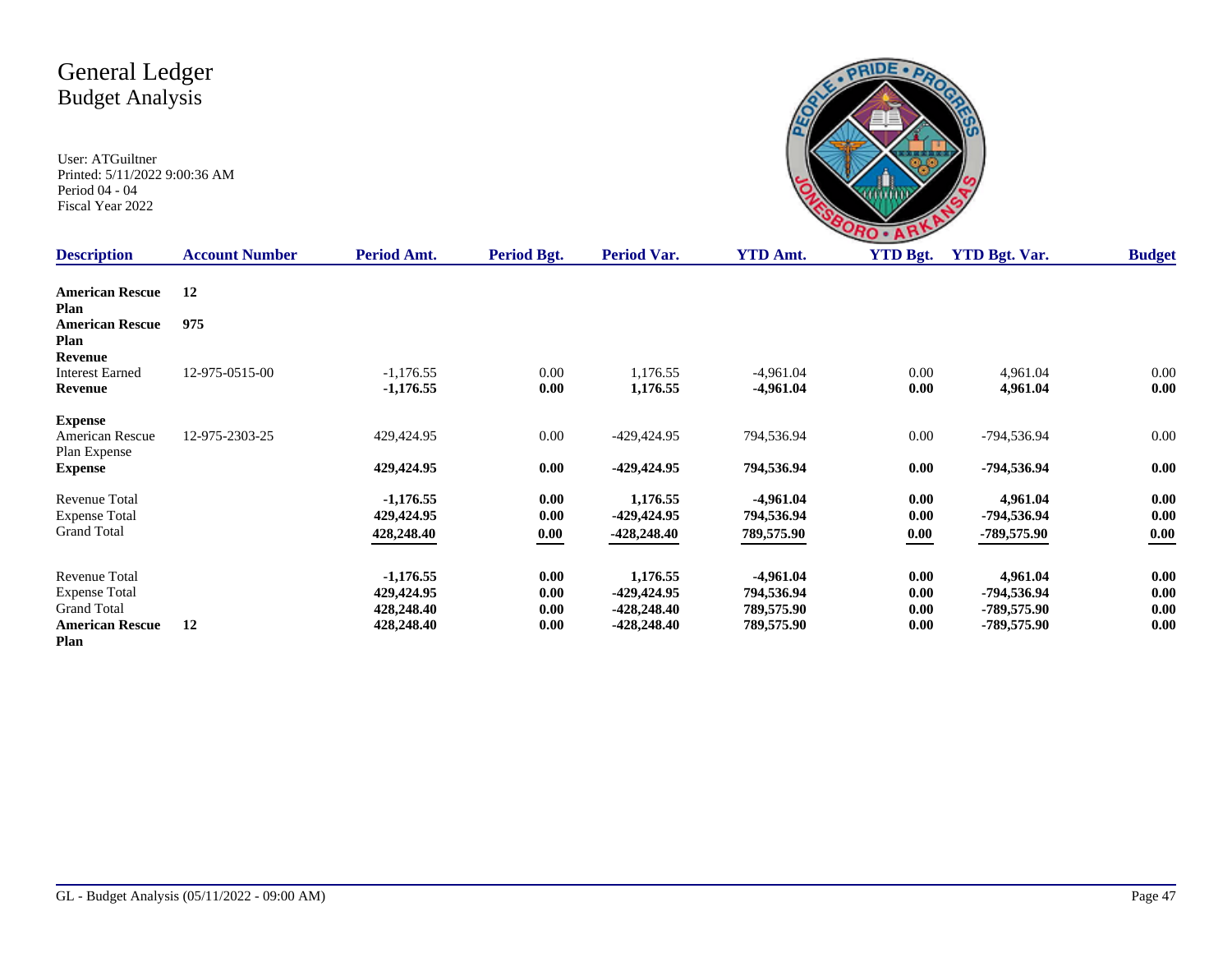# General Ledger
## Budget Analysis

User: ATGuiltner
Printed: 5/11/2022 9:00:36 AM
Period 04 - 04
Fiscal Year 2022

| Description | Account Number | Period Amt. | Period Bgt. | Period Var. | YTD Amt. | YTD Bgt. | YTD Bgt. Var. | Budget |
|---|---|---|---|---|---|---|---|---|
| **American Rescue Plan** | **12** | | | | | | | |
| **American Rescue Plan** | **975** | | | | | | | |
| **Revenue** | | | | | | | | |
| Interest Earned | 12-975-0515-00 | -1,176.55 | 0.00 | 1,176.55 | -4,961.04 | 0.00 | 4,961.04 | 0.00 |
| **Revenue** | | **-1,176.55** | **0.00** | **1,176.55** | **-4,961.04** | **0.00** | **4,961.04** | **0.00** |
| **Expense** | | | | | | | | |
| American Rescue Plan Expense | 12-975-2303-25 | 429,424.95 | 0.00 | -429,424.95 | 794,536.94 | 0.00 | -794,536.94 | 0.00 |
| **Expense** | | **429,424.95** | **0.00** | **-429,424.95** | **794,536.94** | **0.00** | **-794,536.94** | **0.00** |
| Revenue Total | | **-1,176.55** | **0.00** | **1,176.55** | **-4,961.04** | **0.00** | **4,961.04** | **0.00** |
| Expense Total | | **429,424.95** | **0.00** | **-429,424.95** | **794,536.94** | **0.00** | **-794,536.94** | **0.00** |
| Grand Total | | **428,248.40** | **0.00** | **-428,248.40** | **789,575.90** | **0.00** | **-789,575.90** | **0.00** |
| Revenue Total | | **-1,176.55** | **0.00** | **1,176.55** | **-4,961.04** | **0.00** | **4,961.04** | **0.00** |
| Expense Total | | **429,424.95** | **0.00** | **-429,424.95** | **794,536.94** | **0.00** | **-794,536.94** | **0.00** |
| Grand Total | | **428,248.40** | **0.00** | **-428,248.40** | **789,575.90** | **0.00** | **-789,575.90** | **0.00** |
| **American Rescue Plan** | **12** | **428,248.40** | **0.00** | **-428,248.40** | **789,575.90** | **0.00** | **-789,575.90** | **0.00** |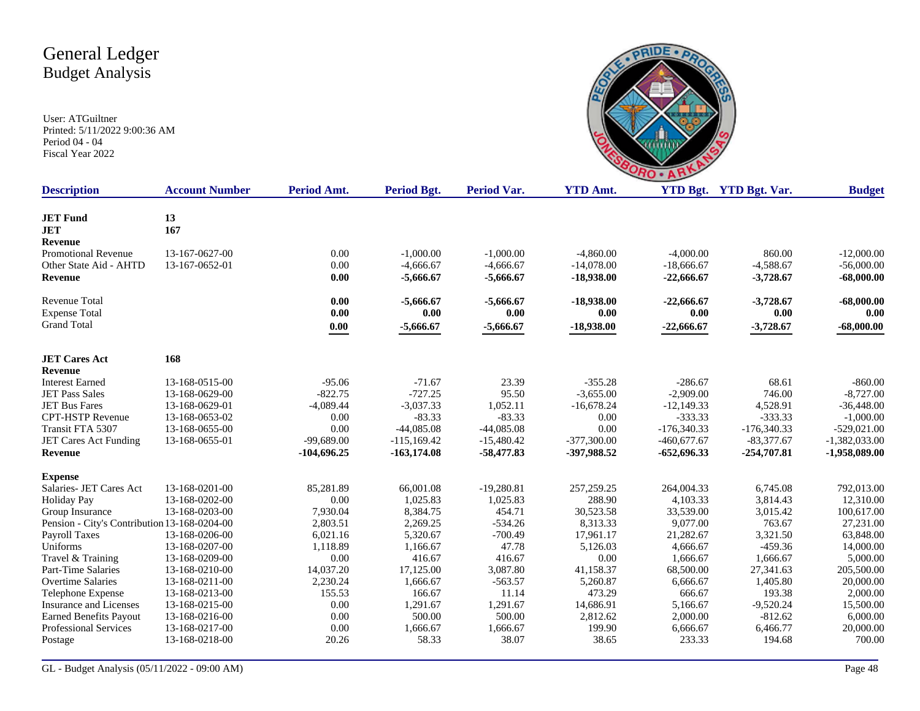# General Ledger
## Budget Analysis

User: ATGuiltner
Printed: 5/11/2022 9:00:36 AM
Period 04 - 04
Fiscal Year 2022

| Description | Account Number | Period Amt. | Period Bgt. | Period Var. | YTD Amt. | YTD Bgt. | YTD Bgt. Var. | Budget |
|---|---|---|---|---|---|---|---|---|
| **JET Fund** | **13** | | | | | | | |
| **JET** | **167** | | | | | | | |
| **Revenue** | | | | | | | | |
| Promotional Revenue | 13-167-0627-00 | 0.00 | -1,000.00 | -1,000.00 | -4,860.00 | -4,000.00 | 860.00 | -12,000.00 |
| Other State Aid - AHTD | 13-167-0652-01 | 0.00 | -4,666.67 | -4,666.67 | -14,078.00 | -18,666.67 | -4,588.67 | -56,000.00 |
| **Revenue** | | **0.00** | **-5,666.67** | **-5,666.67** | **-18,938.00** | **-22,666.67** | **-3,728.67** | **-68,000.00** |
| Revenue Total | | **0.00** | **-5,666.67** | **-5,666.67** | **-18,938.00** | **-22,666.67** | **-3,728.67** | **-68,000.00** |
| Expense Total | | **0.00** | **0.00** | **0.00** | **0.00** | **0.00** | **0.00** | **0.00** |
| Grand Total | | **0.00** | **-5,666.67** | **-5,666.67** | **-18,938.00** | **-22,666.67** | **-3,728.67** | **-68,000.00** |
| **JET Cares Act** | **168** | | | | | | | |
| **Revenue** | | | | | | | | |
| Interest Earned | 13-168-0515-00 | -95.06 | -71.67 | 23.39 | -355.28 | -286.67 | 68.61 | -860.00 |
| JET Pass Sales | 13-168-0629-00 | -822.75 | -727.25 | 95.50 | -3,655.00 | -2,909.00 | 746.00 | -8,727.00 |
| JET Bus Fares | 13-168-0629-01 | -4,089.44 | -3,037.33 | 1,052.11 | -16,678.24 | -12,149.33 | 4,528.91 | -36,448.00 |
| CPT-HSTP Revenue | 13-168-0653-02 | 0.00 | -83.33 | -83.33 | 0.00 | -333.33 | -333.33 | -1,000.00 |
| Transit FTA 5307 | 13-168-0655-00 | 0.00 | -44,085.08 | -44,085.08 | 0.00 | -176,340.33 | -176,340.33 | -529,021.00 |
| JET Cares Act Funding | 13-168-0655-01 | -99,689.00 | -115,169.42 | -15,480.42 | -377,300.00 | -460,677.67 | -83,377.67 | -1,382,033.00 |
| **Revenue** | | **-104,696.25** | **-163,174.08** | **-58,477.83** | **-397,988.52** | **-652,696.33** | **-254,707.81** | **-1,958,089.00** |
| **Expense** | | | | | | | | |
| Salaries- JET Cares Act | 13-168-0201-00 | 85,281.89 | 66,001.08 | -19,280.81 | 257,259.25 | 264,004.33 | 6,745.08 | 792,013.00 |
| Holiday Pay | 13-168-0202-00 | 0.00 | 1,025.83 | 1,025.83 | 288.90 | 4,103.33 | 3,814.43 | 12,310.00 |
| Group Insurance | 13-168-0203-00 | 7,930.04 | 8,384.75 | 454.71 | 30,523.58 | 33,539.00 | 3,015.42 | 100,617.00 |
| Pension - City's Contribution | 13-168-0204-00 | 2,803.51 | 2,269.25 | -534.26 | 8,313.33 | 9,077.00 | 763.67 | 27,231.00 |
| Payroll Taxes | 13-168-0206-00 | 6,021.16 | 5,320.67 | -700.49 | 17,961.17 | 21,282.67 | 3,321.50 | 63,848.00 |
| Uniforms | 13-168-0207-00 | 1,118.89 | 1,166.67 | 47.78 | 5,126.03 | 4,666.67 | -459.36 | 14,000.00 |
| Travel & Training | 13-168-0209-00 | 0.00 | 416.67 | 416.67 | 0.00 | 1,666.67 | 1,666.67 | 5,000.00 |
| Part-Time Salaries | 13-168-0210-00 | 14,037.20 | 17,125.00 | 3,087.80 | 41,158.37 | 68,500.00 | 27,341.63 | 205,500.00 |
| Overtime Salaries | 13-168-0211-00 | 2,230.24 | 1,666.67 | -563.57 | 5,260.87 | 6,666.67 | 1,405.80 | 20,000.00 |
| Telephone Expense | 13-168-0213-00 | 155.53 | 166.67 | 11.14 | 473.29 | 666.67 | 193.38 | 2,000.00 |
| Insurance and Licenses | 13-168-0215-00 | 0.00 | 1,291.67 | 1,291.67 | 14,686.91 | 5,166.67 | -9,520.24 | 15,500.00 |
| Earned Benefits Payout | 13-168-0216-00 | 0.00 | 500.00 | 500.00 | 2,812.62 | 2,000.00 | -812.62 | 6,000.00 |
| Professional Services | 13-168-0217-00 | 0.00 | 1,666.67 | 1,666.67 | 199.90 | 6,666.67 | 6,466.77 | 20,000.00 |
| Postage | 13-168-0218-00 | 20.26 | 58.33 | 38.07 | 38.65 | 233.33 | 194.68 | 700.00 |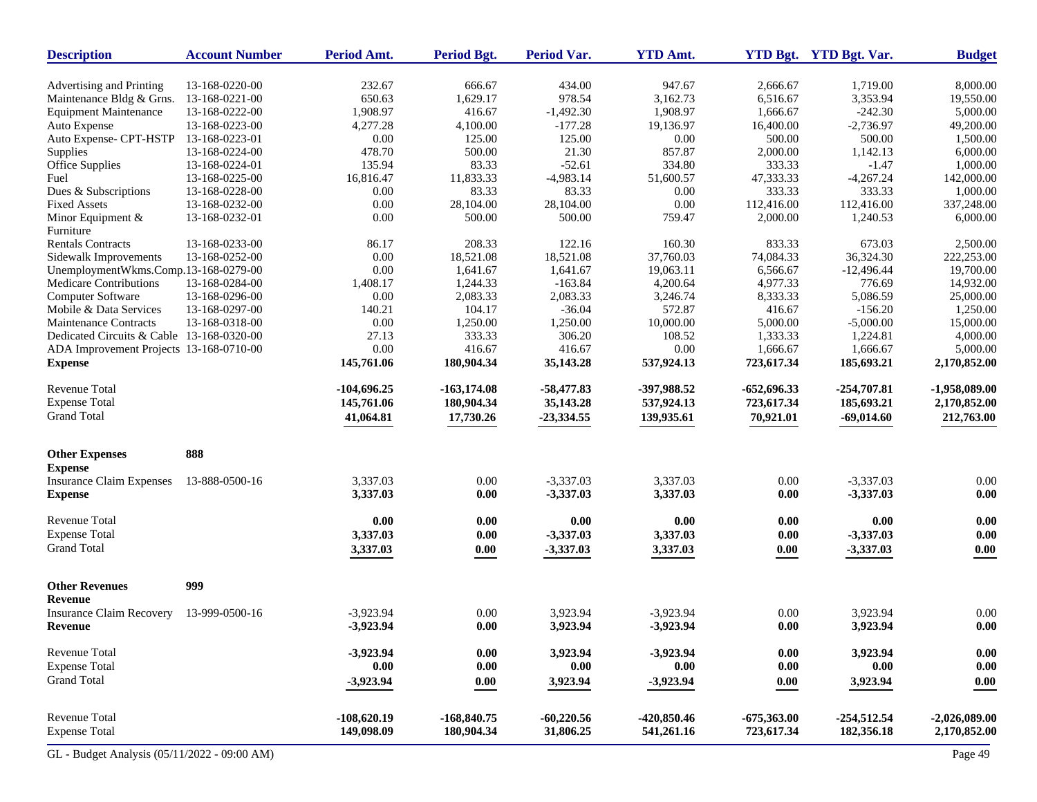| Description | Account Number | Period Amt. | Period Bgt. | Period Var. | YTD Amt. | YTD Bgt. | YTD Bgt. Var. | Budget |
|---|---|---|---|---|---|---|---|---|
| Advertising and Printing | 13-168-0220-00 | 232.67 | 666.67 | 434.00 | 947.67 | 2,666.67 | 1,719.00 | 8,000.00 |
| Maintenance Bldg & Grns. | 13-168-0221-00 | 650.63 | 1,629.17 | 978.54 | 3,162.73 | 6,516.67 | 3,353.94 | 19,550.00 |
| Equipment Maintenance | 13-168-0222-00 | 1,908.97 | 416.67 | -1,492.30 | 1,908.97 | 1,666.67 | -242.30 | 5,000.00 |
| Auto Expense | 13-168-0223-00 | 4,277.28 | 4,100.00 | -177.28 | 19,136.97 | 16,400.00 | -2,736.97 | 49,200.00 |
| Auto Expense- CPT-HSTP | 13-168-0223-01 | 0.00 | 125.00 | 125.00 | 0.00 | 500.00 | 500.00 | 1,500.00 |
| Supplies | 13-168-0224-00 | 478.70 | 500.00 | 21.30 | 857.87 | 2,000.00 | 1,142.13 | 6,000.00 |
| Office Supplies | 13-168-0224-01 | 135.94 | 83.33 | -52.61 | 334.80 | 333.33 | -1.47 | 1,000.00 |
| Fuel | 13-168-0225-00 | 16,816.47 | 11,833.33 | -4,983.14 | 51,600.57 | 47,333.33 | -4,267.24 | 142,000.00 |
| Dues & Subscriptions | 13-168-0228-00 | 0.00 | 83.33 | 83.33 | 0.00 | 333.33 | 333.33 | 1,000.00 |
| Fixed Assets | 13-168-0232-00 | 0.00 | 28,104.00 | 28,104.00 | 0.00 | 112,416.00 | 112,416.00 | 337,248.00 |
| Minor Equipment & Furniture | 13-168-0232-01 | 0.00 | 500.00 | 500.00 | 759.47 | 2,000.00 | 1,240.53 | 6,000.00 |
| Rentals Contracts | 13-168-0233-00 | 86.17 | 208.33 | 122.16 | 160.30 | 833.33 | 673.03 | 2,500.00 |
| Sidewalk Improvements | 13-168-0252-00 | 0.00 | 18,521.08 | 18,521.08 | 37,760.03 | 74,084.33 | 36,324.30 | 222,253.00 |
| UnemploymentWkms.Comp. | 13-168-0279-00 | 0.00 | 1,641.67 | 1,641.67 | 19,063.11 | 6,566.67 | -12,496.44 | 19,700.00 |
| Medicare Contributions | 13-168-0284-00 | 1,408.17 | 1,244.33 | -163.84 | 4,200.64 | 4,977.33 | 776.69 | 14,932.00 |
| Computer Software | 13-168-0296-00 | 0.00 | 2,083.33 | 2,083.33 | 3,246.74 | 8,333.33 | 5,086.59 | 25,000.00 |
| Mobile & Data Services | 13-168-0297-00 | 140.21 | 104.17 | -36.04 | 572.87 | 416.67 | -156.20 | 1,250.00 |
| Maintenance Contracts | 13-168-0318-00 | 0.00 | 1,250.00 | 1,250.00 | 10,000.00 | 5,000.00 | -5,000.00 | 15,000.00 |
| Dedicated Circuits & Cable | 13-168-0320-00 | 27.13 | 333.33 | 306.20 | 108.52 | 1,333.33 | 1,224.81 | 4,000.00 |
| ADA Improvement Projects | 13-168-0710-00 | 0.00 | 416.67 | 416.67 | 0.00 | 1,666.67 | 1,666.67 | 5,000.00 |
| **Expense** | | **145,761.06** | **180,904.34** | **35,143.28** | **537,924.13** | **723,617.34** | **185,693.21** | **2,170,852.00** |
| Revenue Total | | **-104,696.25** | **-163,174.08** | **-58,477.83** | **-397,988.52** | **-652,696.33** | **-254,707.81** | **-1,958,089.00** |
| Expense Total | | **145,761.06** | **180,904.34** | **35,143.28** | **537,924.13** | **723,617.34** | **185,693.21** | **2,170,852.00** |
| Grand Total | | **41,064.81** | **17,730.26** | **-23,334.55** | **139,935.61** | **70,921.01** | **-69,014.60** | **212,763.00** |
| **Other Expenses** | **888** | | | | | | | |
| **Expense** | | | | | | | | |
| Insurance Claim Expenses | 13-888-0500-16 | 3,337.03 | 0.00 | -3,337.03 | 3,337.03 | 0.00 | -3,337.03 | 0.00 |
| **Expense** | | **3,337.03** | **0.00** | **-3,337.03** | **3,337.03** | **0.00** | **-3,337.03** | **0.00** |
| Revenue Total | | **0.00** | **0.00** | **0.00** | **0.00** | **0.00** | **0.00** | **0.00** |
| Expense Total | | **3,337.03** | **0.00** | **-3,337.03** | **3,337.03** | **0.00** | **-3,337.03** | **0.00** |
| Grand Total | | **3,337.03** | **0.00** | **-3,337.03** | **3,337.03** | **0.00** | **-3,337.03** | **0.00** |
| **Other Revenues** | **999** | | | | | | | |
| **Revenue** | | | | | | | | |
| Insurance Claim Recovery | 13-999-0500-16 | -3,923.94 | 0.00 | 3,923.94 | -3,923.94 | 0.00 | 3,923.94 | 0.00 |
| **Revenue** | | **-3,923.94** | **0.00** | **3,923.94** | **-3,923.94** | **0.00** | **3,923.94** | **0.00** |
| Revenue Total | | **-3,923.94** | **0.00** | **3,923.94** | **-3,923.94** | **0.00** | **3,923.94** | **0.00** |
| Expense Total | | **0.00** | **0.00** | **0.00** | **0.00** | **0.00** | **0.00** | **0.00** |
| Grand Total | | **-3,923.94** | **0.00** | **3,923.94** | **-3,923.94** | **0.00** | **3,923.94** | **0.00** |
| Revenue Total | | **-108,620.19** | **-168,840.75** | **-60,220.56** | **-420,850.46** | **-675,363.00** | **-254,512.54** | **-2,026,089.00** |
| Expense Total | | **149,098.09** | **180,904.34** | **31,806.25** | **541,261.16** | **723,617.34** | **182,356.18** | **2,170,852.00** |

GL - Budget Analysis (05/11/2022 - 09:00 AM)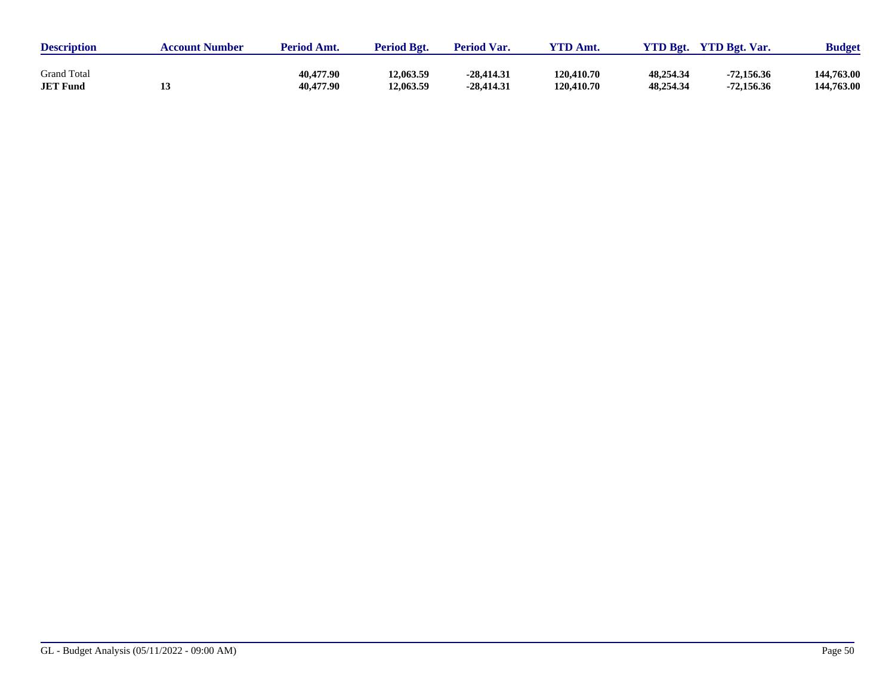| Description | Account Number | Period Amt. | Period Bgt. | Period Var. | YTD Amt. | YTD Bgt. | YTD Bgt. Var. | Budget |
|---|---|---|---|---|---|---|---|---|
| Grand Total | | **40,477.90** | **12,063.59** | **-28,414.31** | **120,410.70** | **48,254.34** | **-72,156.36** | **144,763.00** |
| **JET Fund** | **13** | **40,477.90** | **12,063.59** | **-28,414.31** | **120,410.70** | **48,254.34** | **-72,156.36** | **144,763.00** |

GL - Budget Analysis (05/11/2022 - 09:00 AM)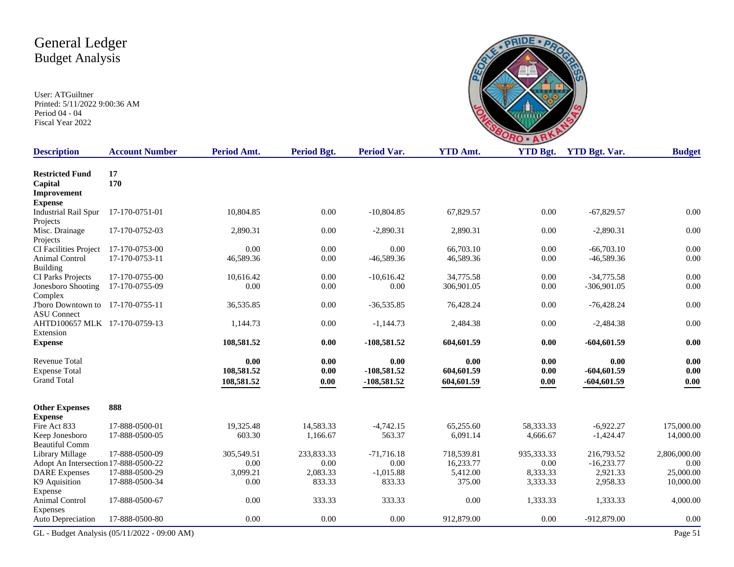# General Ledger
## Budget Analysis

User: ATGuiltner
Printed: 5/11/2022 9:00:36 AM
Period 04 - 04
Fiscal Year 2022

| Description | Account Number | Period Amt. | Period Bgt. | Period Var. | YTD Amt. | YTD Bgt. | YTD Bgt. Var. | Budget |
|---|---|---|---|---|---|---|---|---|
| **Restricted Fund** | **17** | | | | | | | |
| **Capital Improvement** | **170** | | | | | | | |
| **Expense** | | | | | | | | |
| Industrial Rail Spur Projects | 17-170-0751-01 | 10,804.85 | 0.00 | -10,804.85 | 67,829.57 | 0.00 | -67,829.57 | 0.00 |
| Misc. Drainage Projects | 17-170-0752-03 | 2,890.31 | 0.00 | -2,890.31 | 2,890.31 | 0.00 | -2,890.31 | 0.00 |
| CI Facilities Project | 17-170-0753-00 | 0.00 | 0.00 | 0.00 | 66,703.10 | 0.00 | -66,703.10 | 0.00 |
| Animal Control Building | 17-170-0753-11 | 46,589.36 | 0.00 | -46,589.36 | 46,589.36 | 0.00 | -46,589.36 | 0.00 |
| CI Parks Projects | 17-170-0755-00 | 10,616.42 | 0.00 | -10,616.42 | 34,775.58 | 0.00 | -34,775.58 | 0.00 |
| Jonesboro Shooting Complex | 17-170-0755-09 | 0.00 | 0.00 | 0.00 | 306,901.05 | 0.00 | -306,901.05 | 0.00 |
| J'boro Downtown to ASU Connect | 17-170-0755-11 | 36,535.85 | 0.00 | -36,535.85 | 76,428.24 | 0.00 | -76,428.24 | 0.00 |
| AHTD100657 MLK Extension | 17-170-0759-13 | 1,144.73 | 0.00 | -1,144.73 | 2,484.38 | 0.00 | -2,484.38 | 0.00 |
| **Expense** | | **108,581.52** | **0.00** | **-108,581.52** | **604,601.59** | **0.00** | **-604,601.59** | **0.00** |
| Revenue Total | | **0.00** | **0.00** | **0.00** | **0.00** | **0.00** | **0.00** | **0.00** |
| Expense Total | | **108,581.52** | **0.00** | **-108,581.52** | **604,601.59** | **0.00** | **-604,601.59** | **0.00** |
| Grand Total | | **108,581.52** | **0.00** | **-108,581.52** | **604,601.59** | **0.00** | **-604,601.59** | **0.00** |
| **Other Expenses** | **888** | | | | | | | |
| **Expense** | | | | | | | | |
| Fire Act 833 | 17-888-0500-01 | 19,325.48 | 14,583.33 | -4,742.15 | 65,255.60 | 58,333.33 | -6,922.27 | 175,000.00 |
| Keep Jonesboro Beautiful Comm | 17-888-0500-05 | 603.30 | 1,166.67 | 563.37 | 6,091.14 | 4,666.67 | -1,424.47 | 14,000.00 |
| Library Millage | 17-888-0500-09 | 305,549.51 | 233,833.33 | -71,716.18 | 718,539.81 | 935,333.33 | 216,793.52 | 2,806,000.00 |
| Adopt An Intersection | 17-888-0500-22 | 0.00 | 0.00 | 0.00 | 16,233.77 | 0.00 | -16,233.77 | 0.00 |
| DARE Expenses | 17-888-0500-29 | 3,099.21 | 2,083.33 | -1,015.88 | 5,412.00 | 8,333.33 | 2,921.33 | 25,000.00 |
| K9 Aquisition Expense | 17-888-0500-34 | 0.00 | 833.33 | 833.33 | 375.00 | 3,333.33 | 2,958.33 | 10,000.00 |
| Animal Control Expenses | 17-888-0500-67 | 0.00 | 333.33 | 333.33 | 0.00 | 1,333.33 | 1,333.33 | 4,000.00 |
| Auto Depreciation | 17-888-0500-80 | 0.00 | 0.00 | 0.00 | 912,879.00 | 0.00 | -912,879.00 | 0.00 |

GL - Budget Analysis (05/11/2022 - 09:00 AM)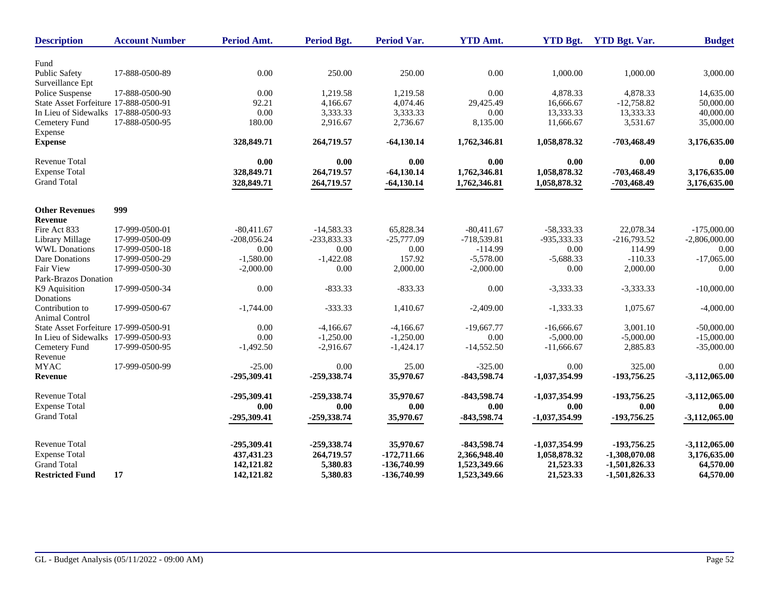| Description | Account Number | Period Amt. | Period Bgt. | Period Var. | YTD Amt. | YTD Bgt. | YTD Bgt. Var. | Budget |
|---|---|---|---|---|---|---|---|---|
| Fund | | | | | | | | |
| Public Safety Surveillance Ept | 17-888-0500-89 | 0.00 | 250.00 | 250.00 | 0.00 | 1,000.00 | 1,000.00 | 3,000.00 |
| Police Suspense | 17-888-0500-90 | 0.00 | 1,219.58 | 1,219.58 | 0.00 | 4,878.33 | 4,878.33 | 14,635.00 |
| State Asset Forfeiture | 17-888-0500-91 | 92.21 | 4,166.67 | 4,074.46 | 29,425.49 | 16,666.67 | -12,758.82 | 50,000.00 |
| In Lieu of Sidewalks | 17-888-0500-93 | 0.00 | 3,333.33 | 3,333.33 | 0.00 | 13,333.33 | 13,333.33 | 40,000.00 |
| Cemetery Fund Expense | 17-888-0500-95 | 180.00 | 2,916.67 | 2,736.67 | 8,135.00 | 11,666.67 | 3,531.67 | 35,000.00 |
| **Expense** | | **328,849.71** | **264,719.57** | **-64,130.14** | **1,762,346.81** | **1,058,878.32** | **-703,468.49** | **3,176,635.00** |
| Revenue Total | | **0.00** | **0.00** | **0.00** | **0.00** | **0.00** | **0.00** | **0.00** |
| Expense Total | | **328,849.71** | **264,719.57** | **-64,130.14** | **1,762,346.81** | **1,058,878.32** | **-703,468.49** | **3,176,635.00** |
| Grand Total | | **328,849.71** | **264,719.57** | **-64,130.14** | **1,762,346.81** | **1,058,878.32** | **-703,468.49** | **3,176,635.00** |
| **Other Revenues** | **999** | | | | | | | |
| **Revenue** | | | | | | | | |
| Fire Act 833 | 17-999-0500-01 | -80,411.67 | -14,583.33 | 65,828.34 | -80,411.67 | -58,333.33 | 22,078.34 | -175,000.00 |
| Library Millage | 17-999-0500-09 | -208,056.24 | -233,833.33 | -25,777.09 | -718,539.81 | -935,333.33 | -216,793.52 | -2,806,000.00 |
| WWL Donations | 17-999-0500-18 | 0.00 | 0.00 | 0.00 | -114.99 | 0.00 | 114.99 | 0.00 |
| Dare Donations | 17-999-0500-29 | -1,580.00 | -1,422.08 | 157.92 | -5,578.00 | -5,688.33 | -110.33 | -17,065.00 |
| Fair View Park-Brazos Donation | 17-999-0500-30 | -2,000.00 | 0.00 | 2,000.00 | -2,000.00 | 0.00 | 2,000.00 | 0.00 |
| K9 Aquisition Donations | 17-999-0500-34 | 0.00 | -833.33 | -833.33 | 0.00 | -3,333.33 | -3,333.33 | -10,000.00 |
| Contribution to Animal Control | 17-999-0500-67 | -1,744.00 | -333.33 | 1,410.67 | -2,409.00 | -1,333.33 | 1,075.67 | -4,000.00 |
| State Asset Forfeiture | 17-999-0500-91 | 0.00 | -4,166.67 | -4,166.67 | -19,667.77 | -16,666.67 | 3,001.10 | -50,000.00 |
| In Lieu of Sidewalks | 17-999-0500-93 | 0.00 | -1,250.00 | -1,250.00 | 0.00 | -5,000.00 | -5,000.00 | -15,000.00 |
| Cemetery Fund Revenue | 17-999-0500-95 | -1,492.50 | -2,916.67 | -1,424.17 | -14,552.50 | -11,666.67 | 2,885.83 | -35,000.00 |
| MYAC | 17-999-0500-99 | -25.00 | 0.00 | 25.00 | -325.00 | 0.00 | 325.00 | 0.00 |
| **Revenue** | | **-295,309.41** | **-259,338.74** | **35,970.67** | **-843,598.74** | **-1,037,354.99** | **-193,756.25** | **-3,112,065.00** |
| Revenue Total | | **-295,309.41** | **-259,338.74** | **35,970.67** | **-843,598.74** | **-1,037,354.99** | **-193,756.25** | **-3,112,065.00** |
| Expense Total | | **0.00** | **0.00** | **0.00** | **0.00** | **0.00** | **0.00** | **0.00** |
| Grand Total | | **-295,309.41** | **-259,338.74** | **35,970.67** | **-843,598.74** | **-1,037,354.99** | **-193,756.25** | **-3,112,065.00** |
| Revenue Total | | **-295,309.41** | **-259,338.74** | **35,970.67** | **-843,598.74** | **-1,037,354.99** | **-193,756.25** | **-3,112,065.00** |
| Expense Total | | **437,431.23** | **264,719.57** | **-172,711.66** | **2,366,948.40** | **1,058,878.32** | **-1,308,070.08** | **3,176,635.00** |
| Grand Total | | **142,121.82** | **5,380.83** | **-136,740.99** | **1,523,349.66** | **21,523.33** | **-1,501,826.33** | **64,570.00** |
| **Restricted Fund** | **17** | **142,121.82** | **5,380.83** | **-136,740.99** | **1,523,349.66** | **21,523.33** | **-1,501,826.33** | **64,570.00** |

GL - Budget Analysis (05/11/2022 - 09:00 AM)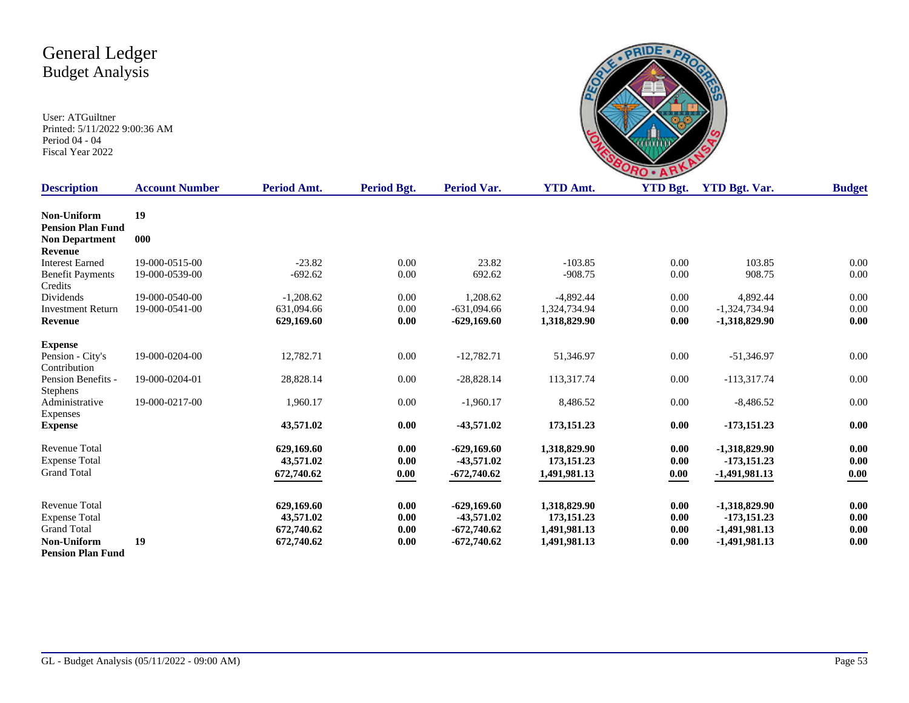# General Ledger
## Budget Analysis

User: ATGuiltner
Printed: 5/11/2022 9:00:36 AM
Period 04 - 04
Fiscal Year 2022

| Description | Account Number | Period Amt. | Period Bgt. | Period Var. | YTD Amt. | YTD Bgt. | YTD Bgt. Var. | Budget |
|---|---|---|---|---|---|---|---|---|
| **Non-Uniform Pension Plan Fund** | **19** | | | | | | | |
| **Non Department** | **000** | | | | | | | |
| **Revenue** | | | | | | | | |
| Interest Earned | 19-000-0515-00 | -23.82 | 0.00 | 23.82 | -103.85 | 0.00 | 103.85 | 0.00 |
| Benefit Payments Credits | 19-000-0539-00 | -692.62 | 0.00 | 692.62 | -908.75 | 0.00 | 908.75 | 0.00 |
| Dividends | 19-000-0540-00 | -1,208.62 | 0.00 | 1,208.62 | -4,892.44 | 0.00 | 4,892.44 | 0.00 |
| Investment Return | 19-000-0541-00 | 631,094.66 | 0.00 | -631,094.66 | 1,324,734.94 | 0.00 | -1,324,734.94 | 0.00 |
| **Revenue** | | **629,169.60** | **0.00** | **-629,169.60** | **1,318,829.90** | **0.00** | **-1,318,829.90** | **0.00** |
| **Expense** | | | | | | | | |
| Pension - City's Contribution | 19-000-0204-00 | 12,782.71 | 0.00 | -12,782.71 | 51,346.97 | 0.00 | -51,346.97 | 0.00 |
| Pension Benefits - Stephens | 19-000-0204-01 | 28,828.14 | 0.00 | -28,828.14 | 113,317.74 | 0.00 | -113,317.74 | 0.00 |
| Administrative Expenses | 19-000-0217-00 | 1,960.17 | 0.00 | -1,960.17 | 8,486.52 | 0.00 | -8,486.52 | 0.00 |
| **Expense** | | **43,571.02** | **0.00** | **-43,571.02** | **173,151.23** | **0.00** | **-173,151.23** | **0.00** |
| Revenue Total | | **629,169.60** | **0.00** | **-629,169.60** | **1,318,829.90** | **0.00** | **-1,318,829.90** | **0.00** |
| Expense Total | | **43,571.02** | **0.00** | **-43,571.02** | **173,151.23** | **0.00** | **-173,151.23** | **0.00** |
| Grand Total | | **672,740.62** | **0.00** | **-672,740.62** | **1,491,981.13** | **0.00** | **-1,491,981.13** | **0.00** |
| Revenue Total | | **629,169.60** | **0.00** | **-629,169.60** | **1,318,829.90** | **0.00** | **-1,318,829.90** | **0.00** |
| Expense Total | | **43,571.02** | **0.00** | **-43,571.02** | **173,151.23** | **0.00** | **-173,151.23** | **0.00** |
| Grand Total | | **672,740.62** | **0.00** | **-672,740.62** | **1,491,981.13** | **0.00** | **-1,491,981.13** | **0.00** |
| **Non-Uniform Pension Plan Fund** | **19** | **672,740.62** | **0.00** | **-672,740.62** | **1,491,981.13** | **0.00** | **-1,491,981.13** | **0.00** |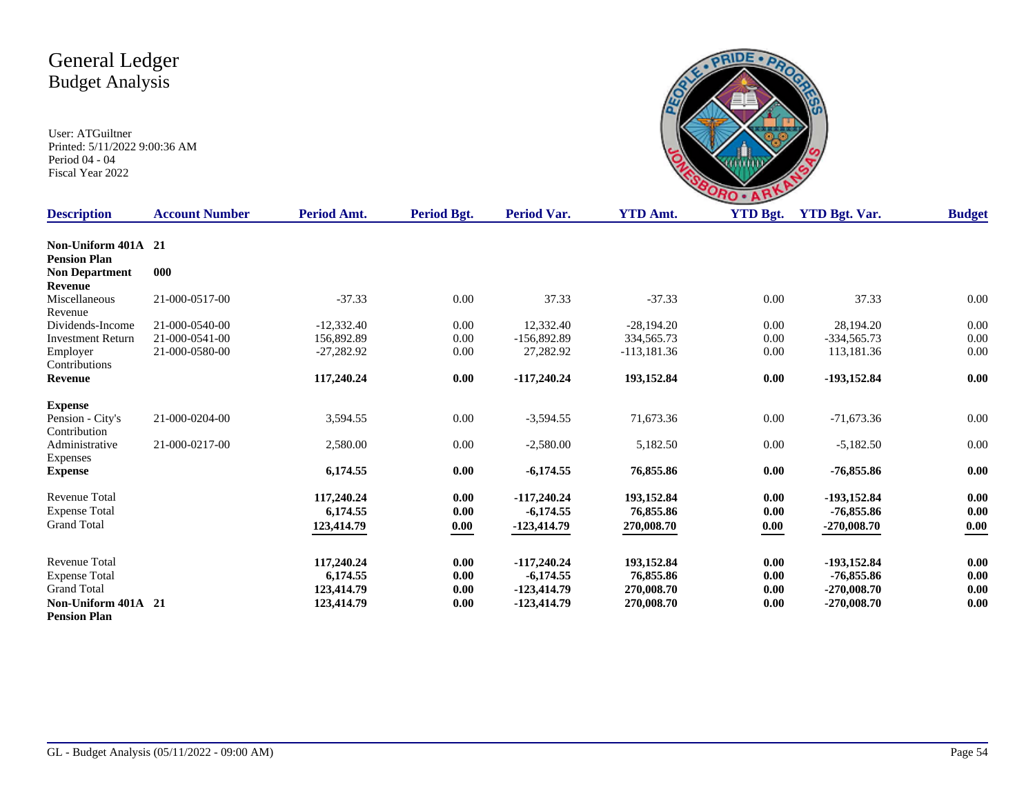# General Ledger
## Budget Analysis

User: ATGuiltner
Printed: 5/11/2022 9:00:36 AM
Period 04 - 04
Fiscal Year 2022

| Description | Account Number | Period Amt. | Period Bgt. | Period Var. | YTD Amt. | YTD Bgt. | YTD Bgt. Var. | Budget |
|---|---|---|---|---|---|---|---|---|
| **Non-Uniform 401A Pension Plan** | **21** | | | | | | | |
| **Non Department** | **000** | | | | | | | |
| **Revenue** | | | | | | | | |
| Miscellaneous Revenue | 21-000-0517-00 | -37.33 | 0.00 | 37.33 | -37.33 | 0.00 | 37.33 | 0.00 |
| Dividends-Income | 21-000-0540-00 | -12,332.40 | 0.00 | 12,332.40 | -28,194.20 | 0.00 | 28,194.20 | 0.00 |
| Investment Return | 21-000-0541-00 | 156,892.89 | 0.00 | -156,892.89 | 334,565.73 | 0.00 | -334,565.73 | 0.00 |
| Employer Contributions | 21-000-0580-00 | -27,282.92 | 0.00 | 27,282.92 | -113,181.36 | 0.00 | 113,181.36 | 0.00 |
| **Revenue** | | **117,240.24** | **0.00** | **-117,240.24** | **193,152.84** | **0.00** | **-193,152.84** | **0.00** |
| **Expense** | | | | | | | | |
| Pension - City's Contribution | 21-000-0204-00 | 3,594.55 | 0.00 | -3,594.55 | 71,673.36 | 0.00 | -71,673.36 | 0.00 |
| Administrative Expenses | 21-000-0217-00 | 2,580.00 | 0.00 | -2,580.00 | 5,182.50 | 0.00 | -5,182.50 | 0.00 |
| **Expense** | | **6,174.55** | **0.00** | **-6,174.55** | **76,855.86** | **0.00** | **-76,855.86** | **0.00** |
| Revenue Total | | **117,240.24** | **0.00** | **-117,240.24** | **193,152.84** | **0.00** | **-193,152.84** | **0.00** |
| Expense Total | | **6,174.55** | **0.00** | **-6,174.55** | **76,855.86** | **0.00** | **-76,855.86** | **0.00** |
| Grand Total | | **123,414.79** | **0.00** | **-123,414.79** | **270,008.70** | **0.00** | **-270,008.70** | **0.00** |
| Revenue Total | | **117,240.24** | **0.00** | **-117,240.24** | **193,152.84** | **0.00** | **-193,152.84** | **0.00** |
| Expense Total | | **6,174.55** | **0.00** | **-6,174.55** | **76,855.86** | **0.00** | **-76,855.86** | **0.00** |
| Grand Total | | **123,414.79** | **0.00** | **-123,414.79** | **270,008.70** | **0.00** | **-270,008.70** | **0.00** |
| **Non-Uniform 401A Pension Plan** | **21** | **123,414.79** | **0.00** | **-123,414.79** | **270,008.70** | **0.00** | **-270,008.70** | **0.00** |

GL - Budget Analysis (05/11/2022 - 09:00 AM)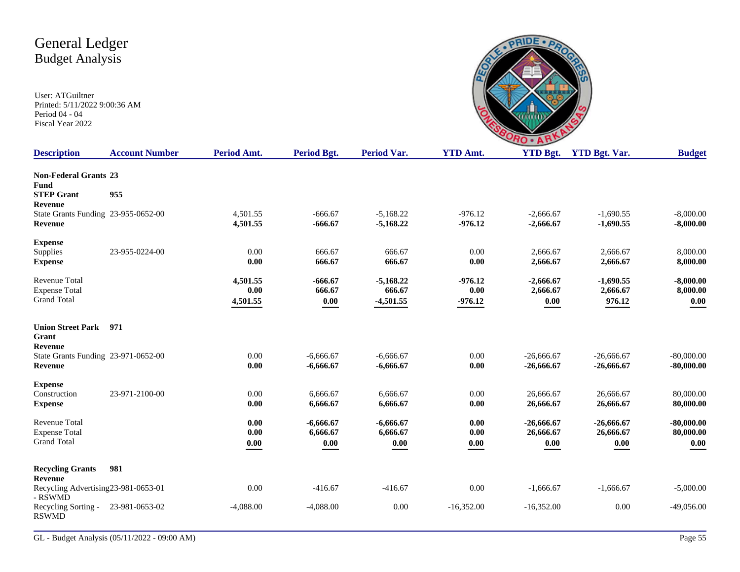# General Ledger
## Budget Analysis

User: ATGuiltner
Printed: 5/11/2022 9:00:36 AM
Period 04 - 04
Fiscal Year 2022

| Description | Account Number | Period Amt. | Period Bgt. | Period Var. | YTD Amt. | YTD Bgt. | YTD Bgt. Var. | Budget |
|---|---|---|---|---|---|---|---|---|
| **Non-Federal Grants Fund** | **23** | | | | | | | |
| **STEP Grant** | **955** | | | | | | | |
| **Revenue** | | | | | | | | |
| State Grants Funding | 23-955-0652-00 | 4,501.55 | -666.67 | -5,168.22 | -976.12 | -2,666.67 | -1,690.55 | -8,000.00 |
| **Revenue** | | **4,501.55** | **-666.67** | **-5,168.22** | **-976.12** | **-2,666.67** | **-1,690.55** | **-8,000.00** |
| **Expense** | | | | | | | | |
| Supplies | 23-955-0224-00 | 0.00 | 666.67 | 666.67 | 0.00 | 2,666.67 | 2,666.67 | 8,000.00 |
| **Expense** | | **0.00** | **666.67** | **666.67** | **0.00** | **2,666.67** | **2,666.67** | **8,000.00** |
| Revenue Total | | **4,501.55** | **-666.67** | **-5,168.22** | **-976.12** | **-2,666.67** | **-1,690.55** | **-8,000.00** |
| Expense Total | | **0.00** | **666.67** | **666.67** | **0.00** | **2,666.67** | **2,666.67** | **8,000.00** |
| Grand Total | | **4,501.55** | **0.00** | **-4,501.55** | **-976.12** | **0.00** | **976.12** | **0.00** |
| **Union Street Park Grant** | **971** | | | | | | | |
| **Revenue** | | | | | | | | |
| State Grants Funding | 23-971-0652-00 | 0.00 | -6,666.67 | -6,666.67 | 0.00 | -26,666.67 | -26,666.67 | -80,000.00 |
| **Revenue** | | **0.00** | **-6,666.67** | **-6,666.67** | **0.00** | **-26,666.67** | **-26,666.67** | **-80,000.00** |
| **Expense** | | | | | | | | |
| Construction | 23-971-2100-00 | 0.00 | 6,666.67 | 6,666.67 | 0.00 | 26,666.67 | 26,666.67 | 80,000.00 |
| **Expense** | | **0.00** | **6,666.67** | **6,666.67** | **0.00** | **26,666.67** | **26,666.67** | **80,000.00** |
| Revenue Total | | **0.00** | **-6,666.67** | **-6,666.67** | **0.00** | **-26,666.67** | **-26,666.67** | **-80,000.00** |
| Expense Total | | **0.00** | **6,666.67** | **6,666.67** | **0.00** | **26,666.67** | **26,666.67** | **80,000.00** |
| Grand Total | | **0.00** | **0.00** | **0.00** | **0.00** | **0.00** | **0.00** | **0.00** |
| **Recycling Grants** | **981** | | | | | | | |
| **Revenue** | | | | | | | | |
| Recycling Advertising - RSWMD | 23-981-0653-01 | 0.00 | -416.67 | -416.67 | 0.00 | -1,666.67 | -1,666.67 | -5,000.00 |
| Recycling Sorting - RSWMD | 23-981-0653-02 | -4,088.00 | -4,088.00 | 0.00 | -16,352.00 | -16,352.00 | 0.00 | -49,056.00 |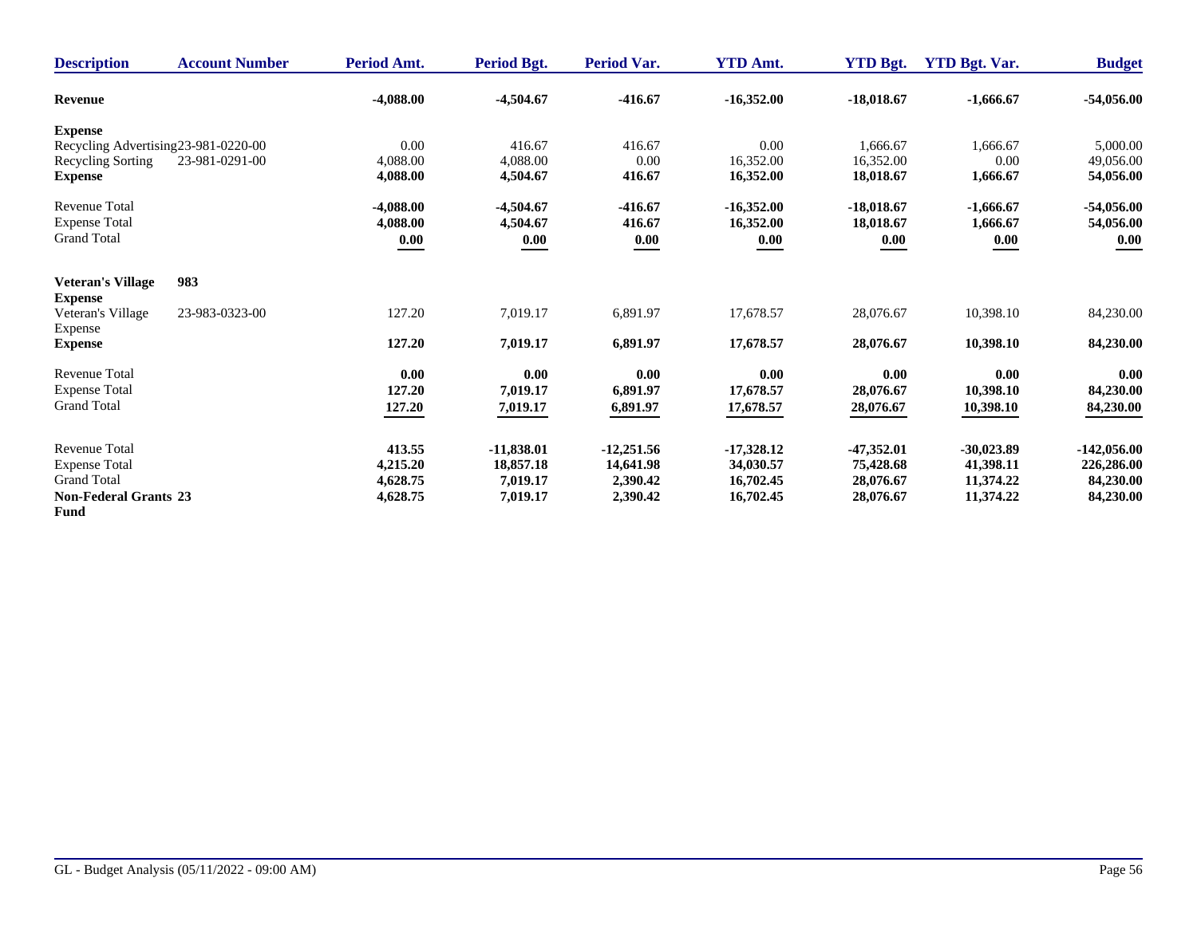| Description | Account Number | Period Amt. | Period Bgt. | Period Var. | YTD Amt. | YTD Bgt. | YTD Bgt. Var. | Budget |
|---|---|---|---|---|---|---|---|---|
| **Revenue** | | **-4,088.00** | **-4,504.67** | **-416.67** | **-16,352.00** | **-18,018.67** | **-1,666.67** | **-54,056.00** |
| **Expense** | | | | | | | | |
| Recycling Advertising | 23-981-0220-00 | 0.00 | 416.67 | 416.67 | 0.00 | 1,666.67 | 1,666.67 | 5,000.00 |
| Recycling Sorting | 23-981-0291-00 | 4,088.00 | 4,088.00 | 0.00 | 16,352.00 | 16,352.00 | 0.00 | 49,056.00 |
| **Expense** | | **4,088.00** | **4,504.67** | **416.67** | **16,352.00** | **18,018.67** | **1,666.67** | **54,056.00** |
| Revenue Total | | **-4,088.00** | **-4,504.67** | **-416.67** | **-16,352.00** | **-18,018.67** | **-1,666.67** | **-54,056.00** |
| Expense Total | | **4,088.00** | **4,504.67** | **416.67** | **16,352.00** | **18,018.67** | **1,666.67** | **54,056.00** |
| Grand Total | | **0.00** | **0.00** | **0.00** | **0.00** | **0.00** | **0.00** | **0.00** |
| **Veteran's Village** | **983** | | | | | | | |
| **Expense** | | | | | | | | |
| Veteran's Village Expense | 23-983-0323-00 | 127.20 | 7,019.17 | 6,891.97 | 17,678.57 | 28,076.67 | 10,398.10 | 84,230.00 |
| **Expense** | | **127.20** | **7,019.17** | **6,891.97** | **17,678.57** | **28,076.67** | **10,398.10** | **84,230.00** |
| Revenue Total | | **0.00** | **0.00** | **0.00** | **0.00** | **0.00** | **0.00** | **0.00** |
| Expense Total | | **127.20** | **7,019.17** | **6,891.97** | **17,678.57** | **28,076.67** | **10,398.10** | **84,230.00** |
| Grand Total | | **127.20** | **7,019.17** | **6,891.97** | **17,678.57** | **28,076.67** | **10,398.10** | **84,230.00** |
| Revenue Total | | **413.55** | **-11,838.01** | **-12,251.56** | **-17,328.12** | **-47,352.01** | **-30,023.89** | **-142,056.00** |
| Expense Total | | **4,215.20** | **18,857.18** | **14,641.98** | **34,030.57** | **75,428.68** | **41,398.11** | **226,286.00** |
| Grand Total | | **4,628.75** | **7,019.17** | **2,390.42** | **16,702.45** | **28,076.67** | **11,374.22** | **84,230.00** |
| **Non-Federal Grants Fund** | **23** | **4,628.75** | **7,019.17** | **2,390.42** | **16,702.45** | **28,076.67** | **11,374.22** | **84,230.00** |

GL - Budget Analysis (05/11/2022 - 09:00 AM)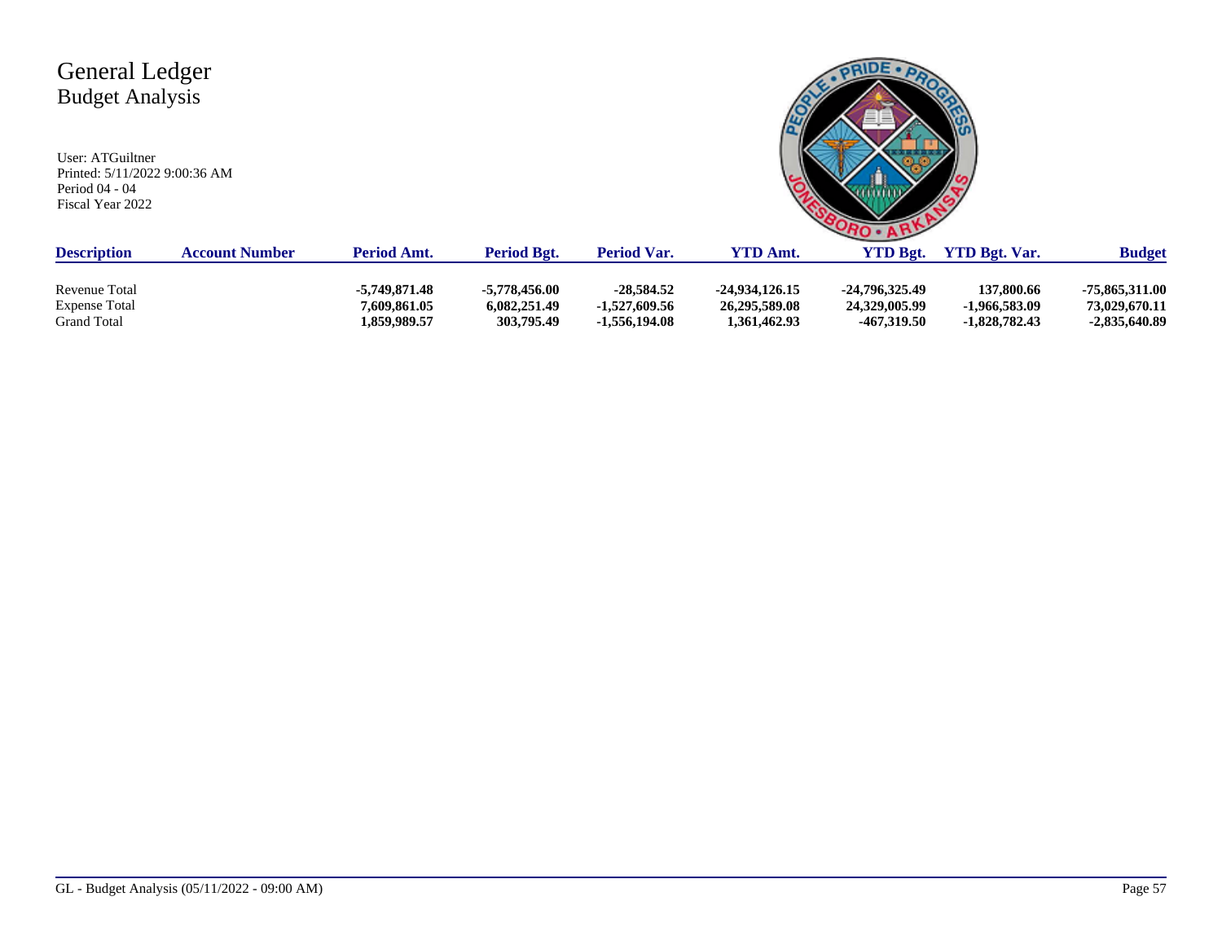# General Ledger
## Budget Analysis

User: ATGuiltner
Printed: 5/11/2022 9:00:36 AM
Period 04 - 04
Fiscal Year 2022

| Description | Account Number | Period Amt. | Period Bgt. | Period Var. | YTD Amt. | YTD Bgt. | YTD Bgt. Var. | Budget |
|---|---|---|---|---|---|---|---|---|
| Revenue Total | | -5,749,871.48 | -5,778,456.00 | -28,584.52 | -24,934,126.15 | -24,796,325.49 | 137,800.66 | -75,865,311.00 |
| Expense Total | | 7,609,861.05 | 6,082,251.49 | -1,527,609.56 | 26,295,589.08 | 24,329,005.99 | -1,966,583.09 | 73,029,670.11 |
| Grand Total | | 1,859,989.57 | 303,795.49 | -1,556,194.08 | 1,361,462.93 | -467,319.50 | -1,828,782.43 | -2,835,640.89 |